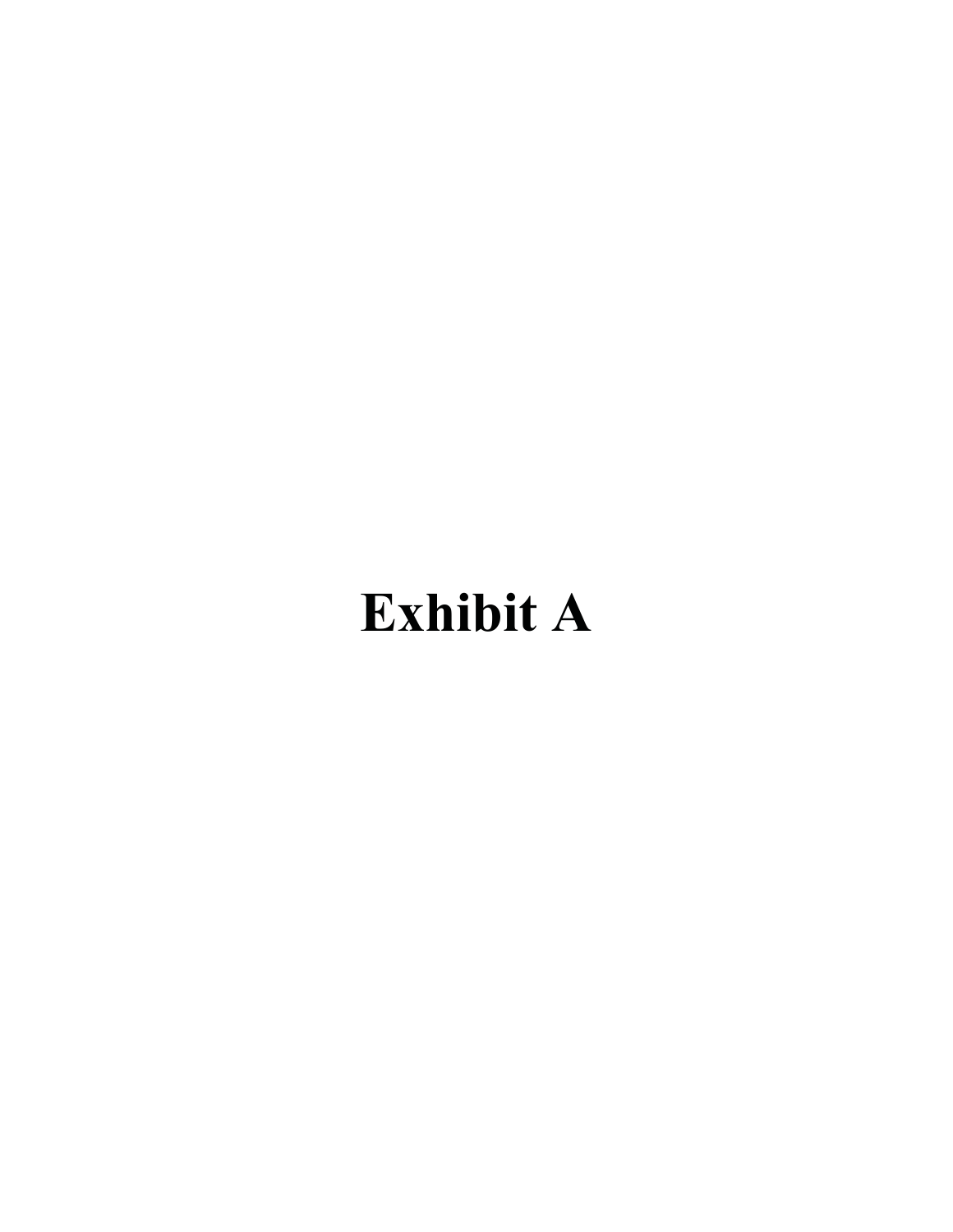# Exhibit A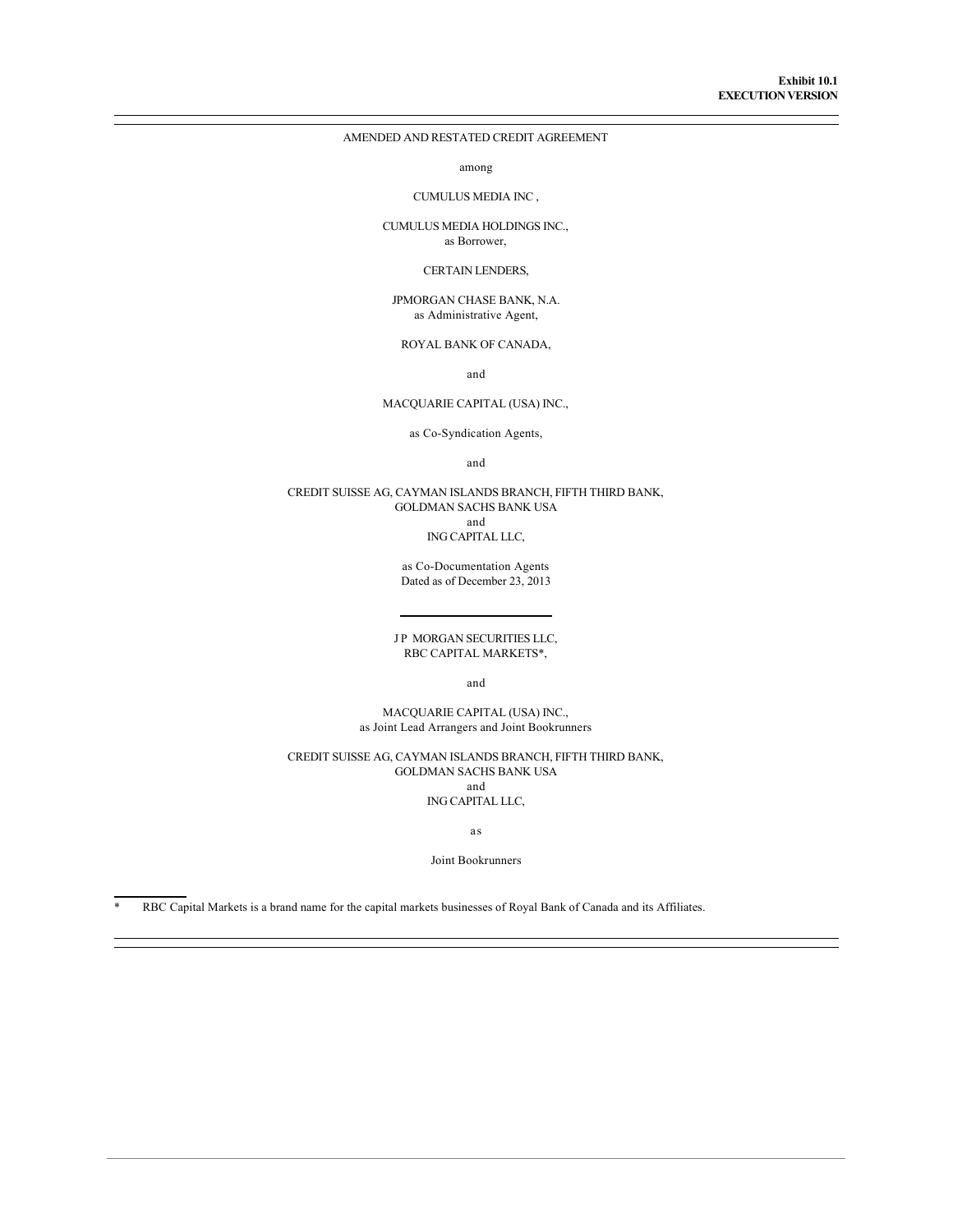**Exhibit 10.1**
**EXECUTION VERSION**

---

AMENDED AND RESTATED CREDIT AGREEMENT

among

CUMULUS MEDIA INC ,

CUMULUS MEDIA HOLDINGS INC.,
as Borrower,

CERTAIN LENDERS,

JPMORGAN CHASE BANK, N.A.
as Administrative Agent,

ROYAL BANK OF CANADA,

and

MACQUARIE CAPITAL (USA) INC.,

as Co-Syndication Agents,

and

CREDIT SUISSE AG, CAYMAN ISLANDS BRANCH, FIFTH THIRD BANK,
GOLDMAN SACHS BANK USA
and
ING CAPITAL LLC,

as Co-Documentation Agents
Dated as of December 23, 2013

---

J P MORGAN SECURITIES LLC,
RBC CAPITAL MARKETS*,

and

MACQUARIE CAPITAL (USA) INC.,
as Joint Lead Arrangers and Joint Bookrunners

CREDIT SUISSE AG, CAYMAN ISLANDS BRANCH, FIFTH THIRD BANK,
GOLDMAN SACHS BANK USA
and
ING CAPITAL LLC,

as

Joint Bookrunners

---

* RBC Capital Markets is a brand name for the capital markets businesses of Royal Bank of Canada and its Affiliates.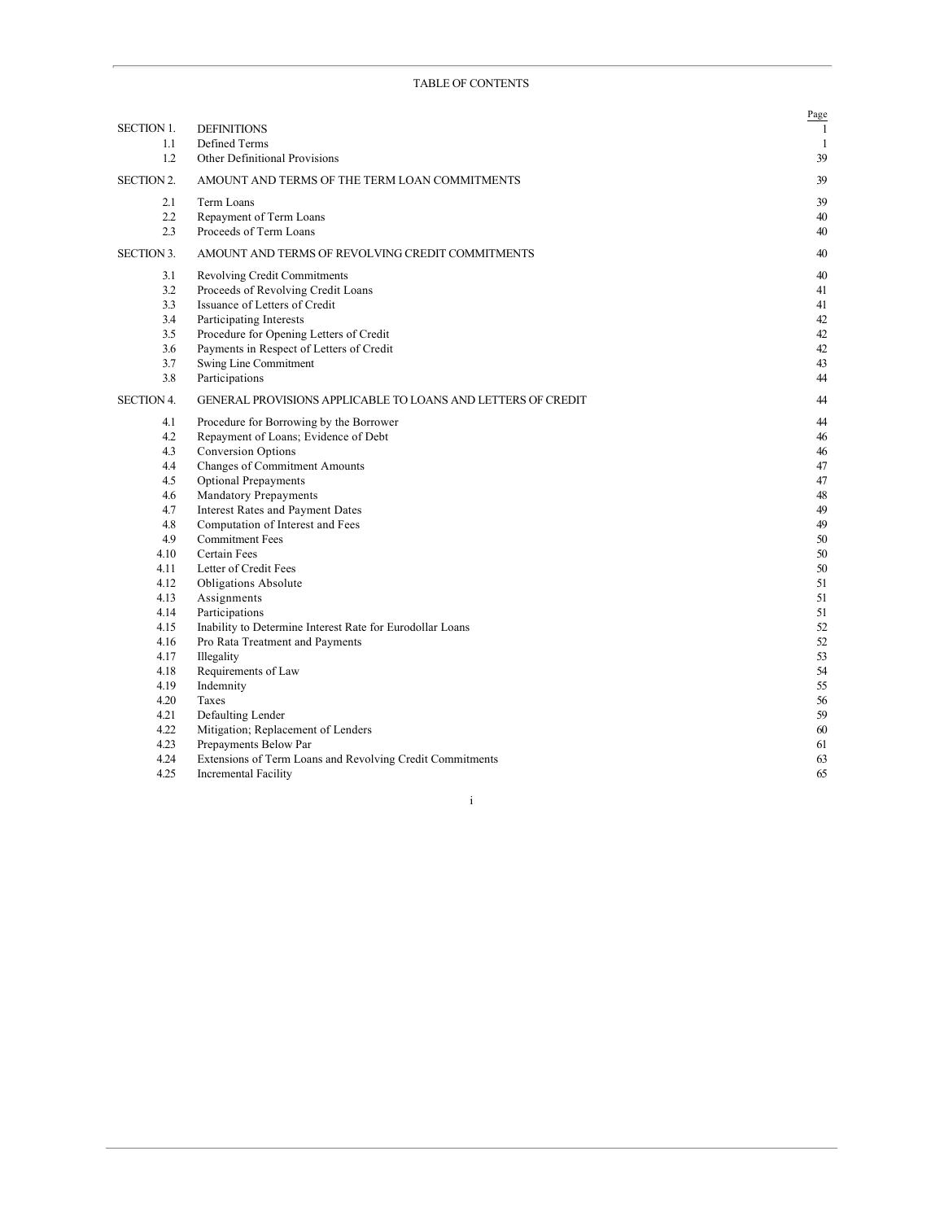TABLE OF CONTENTS

| | | Page |
|---|---|---|
| SECTION 1. | DEFINITIONS | 1 |
| 1.1 | Defined Terms | 1 |
| 1.2 | Other Definitional Provisions | 39 |
| SECTION 2. | AMOUNT AND TERMS OF THE TERM LOAN COMMITMENTS | 39 |
| 2.1 | Term Loans | 39 |
| 2.2 | Repayment of Term Loans | 40 |
| 2.3 | Proceeds of Term Loans | 40 |
| SECTION 3. | AMOUNT AND TERMS OF REVOLVING CREDIT COMMITMENTS | 40 |
| 3.1 | Revolving Credit Commitments | 40 |
| 3.2 | Proceeds of Revolving Credit Loans | 41 |
| 3.3 | Issuance of Letters of Credit | 41 |
| 3.4 | Participating Interests | 42 |
| 3.5 | Procedure for Opening Letters of Credit | 42 |
| 3.6 | Payments in Respect of Letters of Credit | 42 |
| 3.7 | Swing Line Commitment | 43 |
| 3.8 | Participations | 44 |
| SECTION 4. | GENERAL PROVISIONS APPLICABLE TO LOANS AND LETTERS OF CREDIT | 44 |
| 4.1 | Procedure for Borrowing by the Borrower | 44 |
| 4.2 | Repayment of Loans; Evidence of Debt | 46 |
| 4.3 | Conversion Options | 46 |
| 4.4 | Changes of Commitment Amounts | 47 |
| 4.5 | Optional Prepayments | 47 |
| 4.6 | Mandatory Prepayments | 48 |
| 4.7 | Interest Rates and Payment Dates | 49 |
| 4.8 | Computation of Interest and Fees | 49 |
| 4.9 | Commitment Fees | 50 |
| 4.10 | Certain Fees | 50 |
| 4.11 | Letter of Credit Fees | 50 |
| 4.12 | Obligations Absolute | 51 |
| 4.13 | Assignments | 51 |
| 4.14 | Participations | 51 |
| 4.15 | Inability to Determine Interest Rate for Eurodollar Loans | 52 |
| 4.16 | Pro Rata Treatment and Payments | 52 |
| 4.17 | Illegality | 53 |
| 4.18 | Requirements of Law | 54 |
| 4.19 | Indemnity | 55 |
| 4.20 | Taxes | 56 |
| 4.21 | Defaulting Lender | 59 |
| 4.22 | Mitigation; Replacement of Lenders | 60 |
| 4.23 | Prepayments Below Par | 61 |
| 4.24 | Extensions of Term Loans and Revolving Credit Commitments | 63 |
| 4.25 | Incremental Facility | 65 |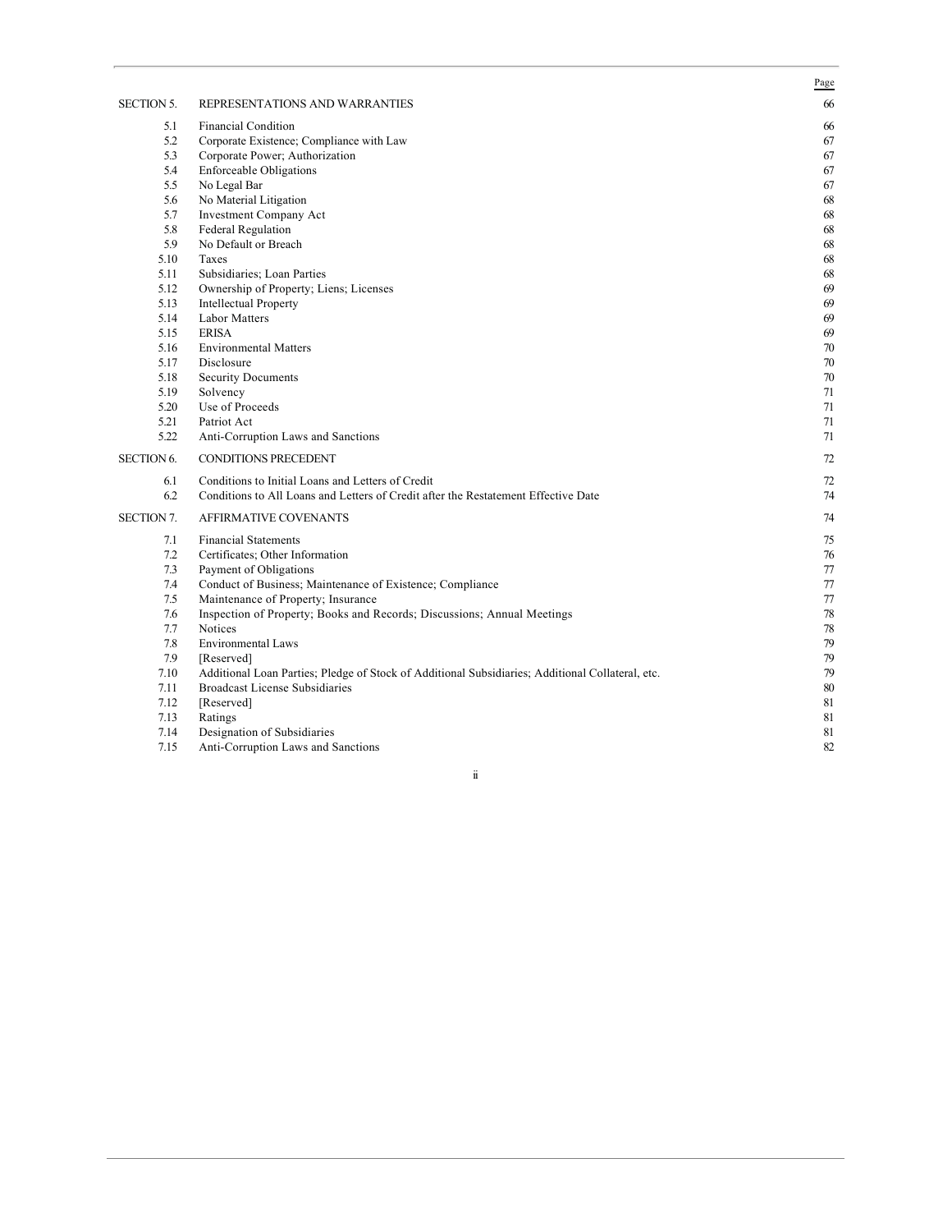| | | Page |
|---|---|---|
| SECTION 5. | REPRESENTATIONS AND WARRANTIES | 66 |
| 5.1 | Financial Condition | 66 |
| 5.2 | Corporate Existence; Compliance with Law | 67 |
| 5.3 | Corporate Power; Authorization | 67 |
| 5.4 | Enforceable Obligations | 67 |
| 5.5 | No Legal Bar | 67 |
| 5.6 | No Material Litigation | 68 |
| 5.7 | Investment Company Act | 68 |
| 5.8 | Federal Regulation | 68 |
| 5.9 | No Default or Breach | 68 |
| 5.10 | Taxes | 68 |
| 5.11 | Subsidiaries; Loan Parties | 68 |
| 5.12 | Ownership of Property; Liens; Licenses | 69 |
| 5.13 | Intellectual Property | 69 |
| 5.14 | Labor Matters | 69 |
| 5.15 | ERISA | 69 |
| 5.16 | Environmental Matters | 70 |
| 5.17 | Disclosure | 70 |
| 5.18 | Security Documents | 70 |
| 5.19 | Solvency | 71 |
| 5.20 | Use of Proceeds | 71 |
| 5.21 | Patriot Act | 71 |
| 5.22 | Anti-Corruption Laws and Sanctions | 71 |
| SECTION 6. | CONDITIONS PRECEDENT | 72 |
| 6.1 | Conditions to Initial Loans and Letters of Credit | 72 |
| 6.2 | Conditions to All Loans and Letters of Credit after the Restatement Effective Date | 74 |
| SECTION 7. | AFFIRMATIVE COVENANTS | 74 |
| 7.1 | Financial Statements | 75 |
| 7.2 | Certificates; Other Information | 76 |
| 7.3 | Payment of Obligations | 77 |
| 7.4 | Conduct of Business; Maintenance of Existence; Compliance | 77 |
| 7.5 | Maintenance of Property; Insurance | 77 |
| 7.6 | Inspection of Property; Books and Records; Discussions; Annual Meetings | 78 |
| 7.7 | Notices | 78 |
| 7.8 | Environmental Laws | 79 |
| 7.9 | [Reserved] | 79 |
| 7.10 | Additional Loan Parties; Pledge of Stock of Additional Subsidiaries; Additional Collateral, etc. | 79 |
| 7.11 | Broadcast License Subsidiaries | 80 |
| 7.12 | [Reserved] | 81 |
| 7.13 | Ratings | 81 |
| 7.14 | Designation of Subsidiaries | 81 |
| 7.15 | Anti-Corruption Laws and Sanctions | 82 |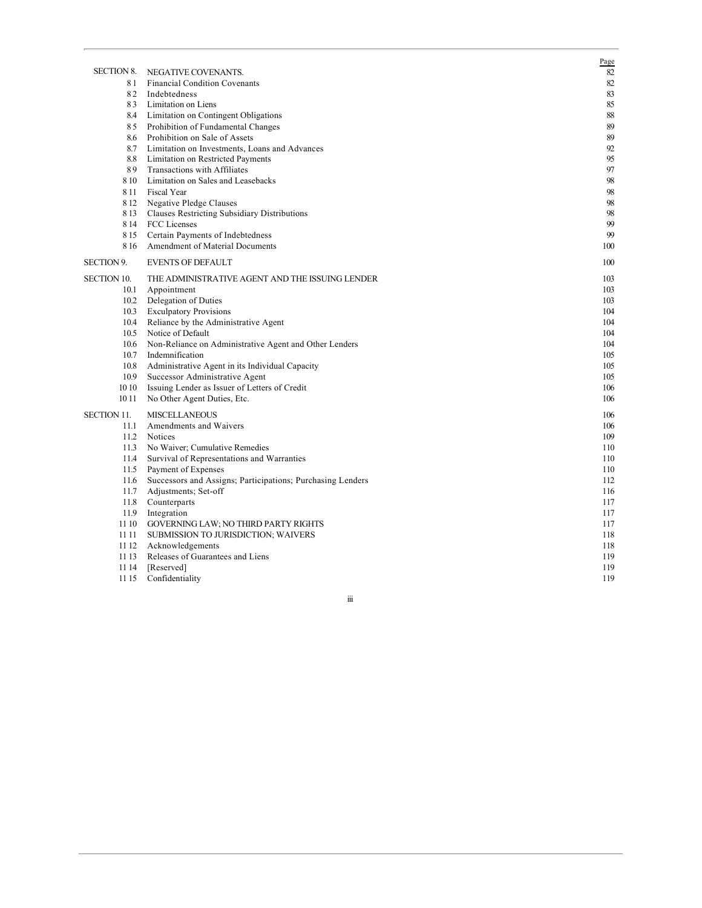| | | Page |
|---|---|---|
| SECTION 8. | NEGATIVE COVENANTS. | 82 |
| 8.1 | Financial Condition Covenants | 82 |
| 8.2 | Indebtedness | 83 |
| 8.3 | Limitation on Liens | 85 |
| 8.4 | Limitation on Contingent Obligations | 88 |
| 8.5 | Prohibition of Fundamental Changes | 89 |
| 8.6 | Prohibition on Sale of Assets | 89 |
| 8.7 | Limitation on Investments, Loans and Advances | 92 |
| 8.8 | Limitation on Restricted Payments | 95 |
| 8.9 | Transactions with Affiliates | 97 |
| 8.10 | Limitation on Sales and Leasebacks | 98 |
| 8.11 | Fiscal Year | 98 |
| 8.12 | Negative Pledge Clauses | 98 |
| 8.13 | Clauses Restricting Subsidiary Distributions | 98 |
| 8.14 | FCC Licenses | 99 |
| 8.15 | Certain Payments of Indebtedness | 99 |
| 8.16 | Amendment of Material Documents | 100 |
| SECTION 9. | EVENTS OF DEFAULT | 100 |
| SECTION 10. | THE ADMINISTRATIVE AGENT AND THE ISSUING LENDER | 103 |
| 10.1 | Appointment | 103 |
| 10.2 | Delegation of Duties | 103 |
| 10.3 | Exculpatory Provisions | 104 |
| 10.4 | Reliance by the Administrative Agent | 104 |
| 10.5 | Notice of Default | 104 |
| 10.6 | Non-Reliance on Administrative Agent and Other Lenders | 104 |
| 10.7 | Indemnification | 105 |
| 10.8 | Administrative Agent in its Individual Capacity | 105 |
| 10.9 | Successor Administrative Agent | 105 |
| 10.10 | Issuing Lender as Issuer of Letters of Credit | 106 |
| 10.11 | No Other Agent Duties, Etc. | 106 |
| SECTION 11. | MISCELLANEOUS | 106 |
| 11.1 | Amendments and Waivers | 106 |
| 11.2 | Notices | 109 |
| 11.3 | No Waiver; Cumulative Remedies | 110 |
| 11.4 | Survival of Representations and Warranties | 110 |
| 11.5 | Payment of Expenses | 110 |
| 11.6 | Successors and Assigns; Participations; Purchasing Lenders | 112 |
| 11.7 | Adjustments; Set-off | 116 |
| 11.8 | Counterparts | 117 |
| 11.9 | Integration | 117 |
| 11.10 | GOVERNING LAW; NO THIRD PARTY RIGHTS | 117 |
| 11.11 | SUBMISSION TO JURISDICTION; WAIVERS | 118 |
| 11.12 | Acknowledgements | 118 |
| 11.13 | Releases of Guarantees and Liens | 119 |
| 11.14 | [Reserved] | 119 |
| 11.15 | Confidentiality | 119 |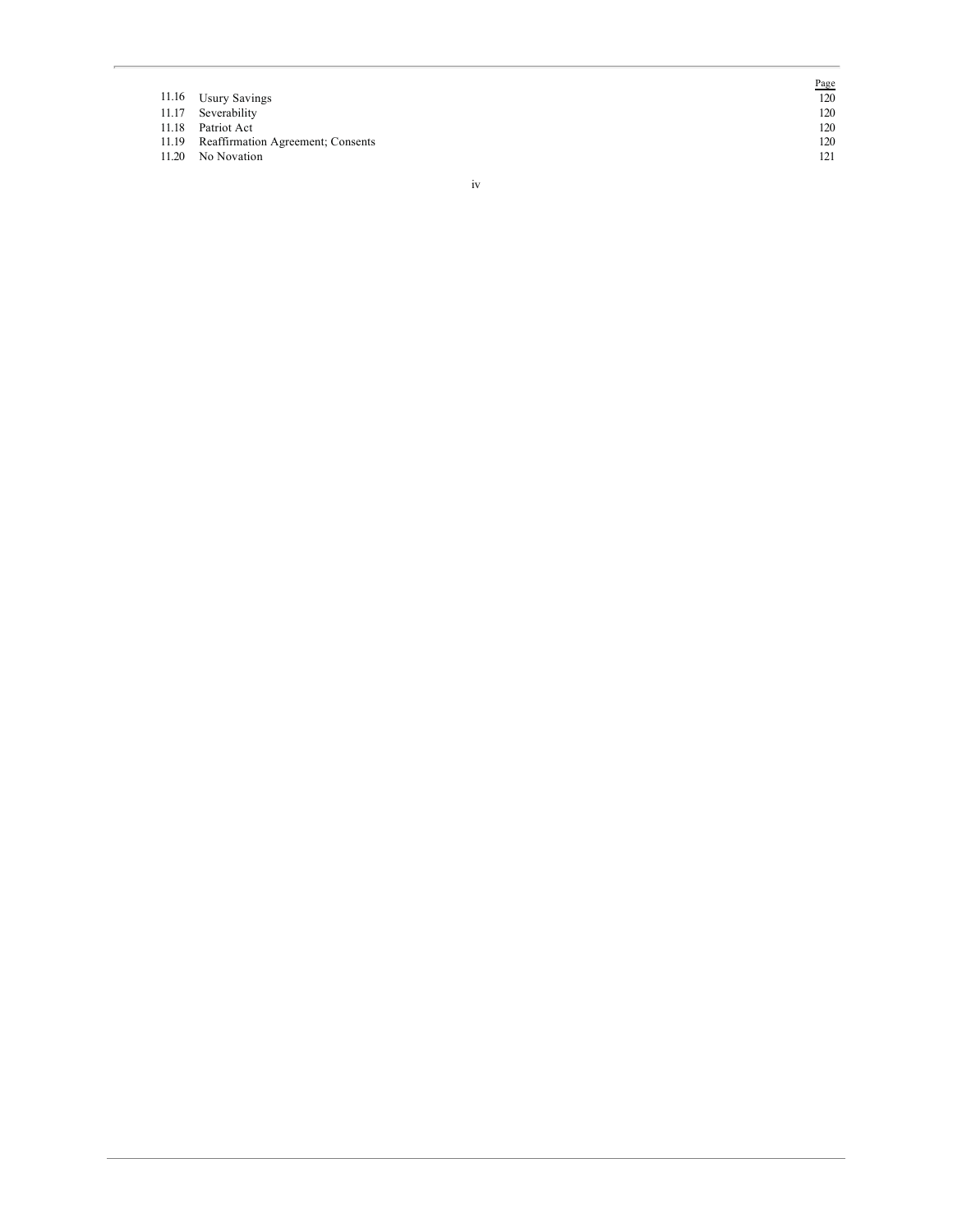| | | Page |
|---|---|---|
| 11.16 | Usury Savings | 120 |
| 11.17 | Severability | 120 |
| 11.18 | Patriot Act | 120 |
| 11.19 | Reaffirmation Agreement; Consents | 120 |
| 11.20 | No Novation | 121 |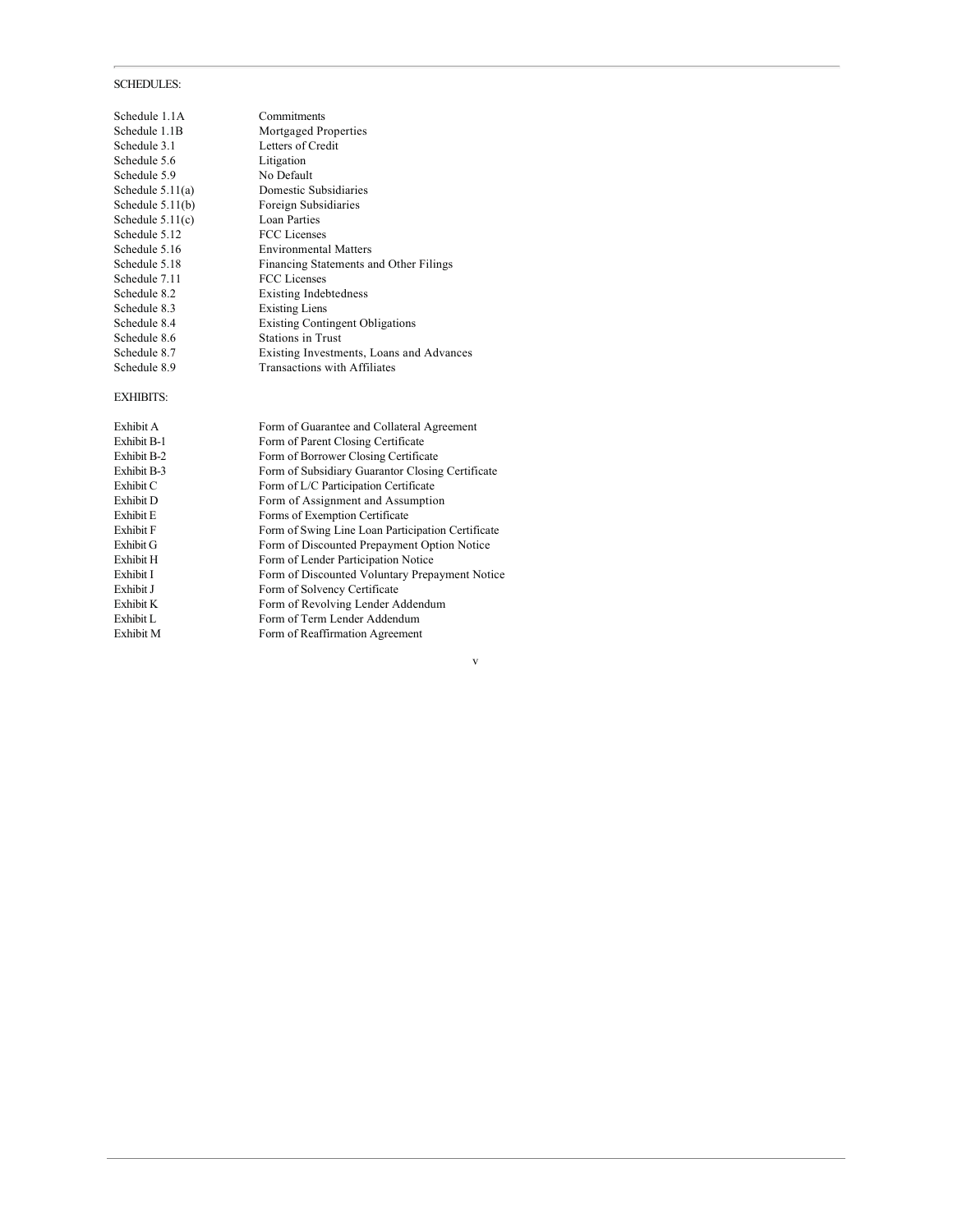SCHEDULES:

| | |
|---|---|
| Schedule 1.1A | Commitments |
| Schedule 1.1B | Mortgaged Properties |
| Schedule 3.1 | Letters of Credit |
| Schedule 5.6 | Litigation |
| Schedule 5.9 | No Default |
| Schedule 5.11(a) | Domestic Subsidiaries |
| Schedule 5.11(b) | Foreign Subsidiaries |
| Schedule 5.11(c) | Loan Parties |
| Schedule 5.12 | FCC Licenses |
| Schedule 5.16 | Environmental Matters |
| Schedule 5.18 | Financing Statements and Other Filings |
| Schedule 7.11 | FCC Licenses |
| Schedule 8.2 | Existing Indebtedness |
| Schedule 8.3 | Existing Liens |
| Schedule 8.4 | Existing Contingent Obligations |
| Schedule 8.6 | Stations in Trust |
| Schedule 8.7 | Existing Investments, Loans and Advances |
| Schedule 8.9 | Transactions with Affiliates |

EXHIBITS:

| | |
|---|---|
| Exhibit A | Form of Guarantee and Collateral Agreement |
| Exhibit B-1 | Form of Parent Closing Certificate |
| Exhibit B-2 | Form of Borrower Closing Certificate |
| Exhibit B-3 | Form of Subsidiary Guarantor Closing Certificate |
| Exhibit C | Form of L/C Participation Certificate |
| Exhibit D | Form of Assignment and Assumption |
| Exhibit E | Forms of Exemption Certificate |
| Exhibit F | Form of Swing Line Loan Participation Certificate |
| Exhibit G | Form of Discounted Prepayment Option Notice |
| Exhibit H | Form of Lender Participation Notice |
| Exhibit I | Form of Discounted Voluntary Prepayment Notice |
| Exhibit J | Form of Solvency Certificate |
| Exhibit K | Form of Revolving Lender Addendum |
| Exhibit L | Form of Term Lender Addendum |
| Exhibit M | Form of Reaffirmation Agreement |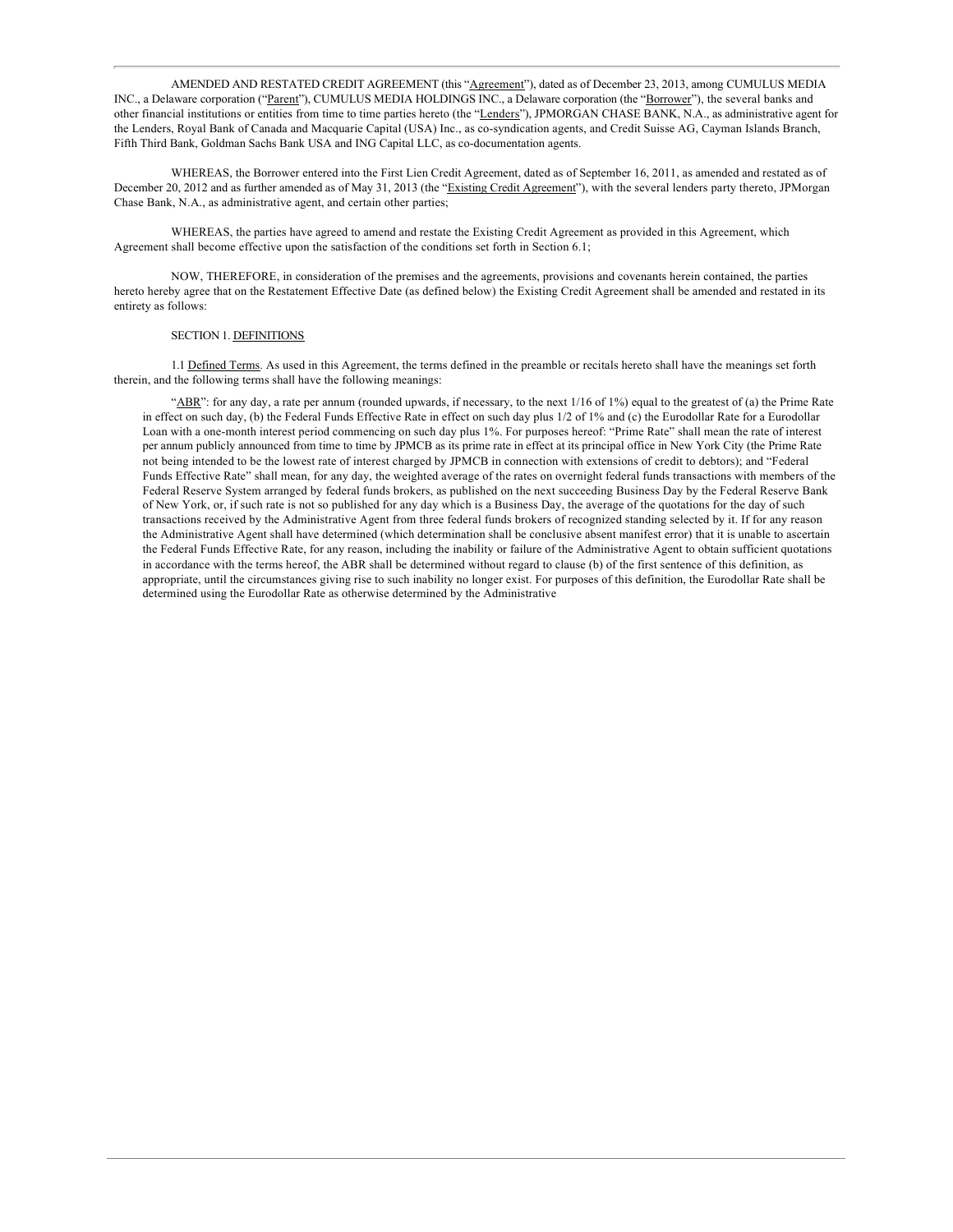AMENDED AND RESTATED CREDIT AGREEMENT (this "Agreement"), dated as of December 23, 2013, among CUMULUS MEDIA INC., a Delaware corporation ("Parent"), CUMULUS MEDIA HOLDINGS INC., a Delaware corporation (the "Borrower"), the several banks and other financial institutions or entities from time to time parties hereto (the "Lenders"), JPMORGAN CHASE BANK, N.A., as administrative agent for the Lenders, Royal Bank of Canada and Macquarie Capital (USA) Inc., as co-syndication agents, and Credit Suisse AG, Cayman Islands Branch, Fifth Third Bank, Goldman Sachs Bank USA and ING Capital LLC, as co-documentation agents.

WHEREAS, the Borrower entered into the First Lien Credit Agreement, dated as of September 16, 2011, as amended and restated as of December 20, 2012 and as further amended as of May 31, 2013 (the "Existing Credit Agreement"), with the several lenders party thereto, JPMorgan Chase Bank, N.A., as administrative agent, and certain other parties;

WHEREAS, the parties have agreed to amend and restate the Existing Credit Agreement as provided in this Agreement, which Agreement shall become effective upon the satisfaction of the conditions set forth in Section 6.1;

NOW, THEREFORE, in consideration of the premises and the agreements, provisions and covenants herein contained, the parties hereto hereby agree that on the Restatement Effective Date (as defined below) the Existing Credit Agreement shall be amended and restated in its entirety as follows:

SECTION 1. DEFINITIONS

1.1 Defined Terms. As used in this Agreement, the terms defined in the preamble or recitals hereto shall have the meanings set forth therein, and the following terms shall have the following meanings:

"ABR": for any day, a rate per annum (rounded upwards, if necessary, to the next 1/16 of 1%) equal to the greatest of (a) the Prime Rate in effect on such day, (b) the Federal Funds Effective Rate in effect on such day plus 1/2 of 1% and (c) the Eurodollar Rate for a Eurodollar Loan with a one-month interest period commencing on such day plus 1%. For purposes hereof: "Prime Rate" shall mean the rate of interest per annum publicly announced from time to time by JPMCB as its prime rate in effect at its principal office in New York City (the Prime Rate not being intended to be the lowest rate of interest charged by JPMCB in connection with extensions of credit to debtors); and "Federal Funds Effective Rate" shall mean, for any day, the weighted average of the rates on overnight federal funds transactions with members of the Federal Reserve System arranged by federal funds brokers, as published on the next succeeding Business Day by the Federal Reserve Bank of New York, or, if such rate is not so published for any day which is a Business Day, the average of the quotations for the day of such transactions received by the Administrative Agent from three federal funds brokers of recognized standing selected by it. If for any reason the Administrative Agent shall have determined (which determination shall be conclusive absent manifest error) that it is unable to ascertain the Federal Funds Effective Rate, for any reason, including the inability or failure of the Administrative Agent to obtain sufficient quotations in accordance with the terms hereof, the ABR shall be determined without regard to clause (b) of the first sentence of this definition, as appropriate, until the circumstances giving rise to such inability no longer exist. For purposes of this definition, the Eurodollar Rate shall be determined using the Eurodollar Rate as otherwise determined by the Administrative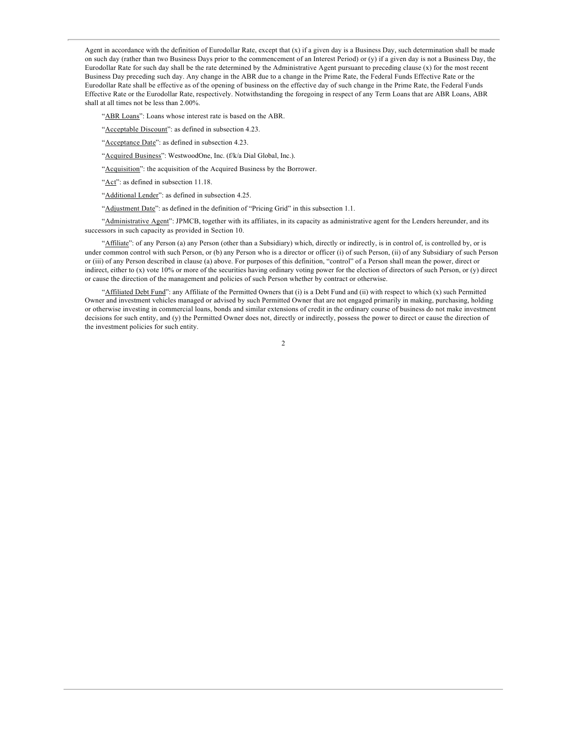Agent in accordance with the definition of Eurodollar Rate, except that (x) if a given day is a Business Day, such determination shall be made on such day (rather than two Business Days prior to the commencement of an Interest Period) or (y) if a given day is not a Business Day, the Eurodollar Rate for such day shall be the rate determined by the Administrative Agent pursuant to preceding clause (x) for the most recent Business Day preceding such day. Any change in the ABR due to a change in the Prime Rate, the Federal Funds Effective Rate or the Eurodollar Rate shall be effective as of the opening of business on the effective day of such change in the Prime Rate, the Federal Funds Effective Rate or the Eurodollar Rate, respectively. Notwithstanding the foregoing in respect of any Term Loans that are ABR Loans, ABR shall at all times not be less than 2.00%.

"ABR Loans": Loans whose interest rate is based on the ABR.

"Acceptable Discount": as defined in subsection 4.23.

"Acceptance Date": as defined in subsection 4.23.

"Acquired Business": WestwoodOne, Inc. (f/k/a Dial Global, Inc.).

"Acquisition": the acquisition of the Acquired Business by the Borrower.

"Act": as defined in subsection 11.18.

"Additional Lender": as defined in subsection 4.25.

"Adjustment Date": as defined in the definition of "Pricing Grid" in this subsection 1.1.

"Administrative Agent": JPMCB, together with its affiliates, in its capacity as administrative agent for the Lenders hereunder, and its successors in such capacity as provided in Section 10.

"Affiliate": of any Person (a) any Person (other than a Subsidiary) which, directly or indirectly, is in control of, is controlled by, or is under common control with such Person, or (b) any Person who is a director or officer (i) of such Person, (ii) of any Subsidiary of such Person or (iii) of any Person described in clause (a) above. For purposes of this definition, "control" of a Person shall mean the power, direct or indirect, either to (x) vote 10% or more of the securities having ordinary voting power for the election of directors of such Person, or (y) direct or cause the direction of the management and policies of such Person whether by contract or otherwise.

"Affiliated Debt Fund": any Affiliate of the Permitted Owners that (i) is a Debt Fund and (ii) with respect to which (x) such Permitted Owner and investment vehicles managed or advised by such Permitted Owner that are not engaged primarily in making, purchasing, holding or otherwise investing in commercial loans, bonds and similar extensions of credit in the ordinary course of business do not make investment decisions for such entity, and (y) the Permitted Owner does not, directly or indirectly, possess the power to direct or cause the direction of the investment policies for such entity.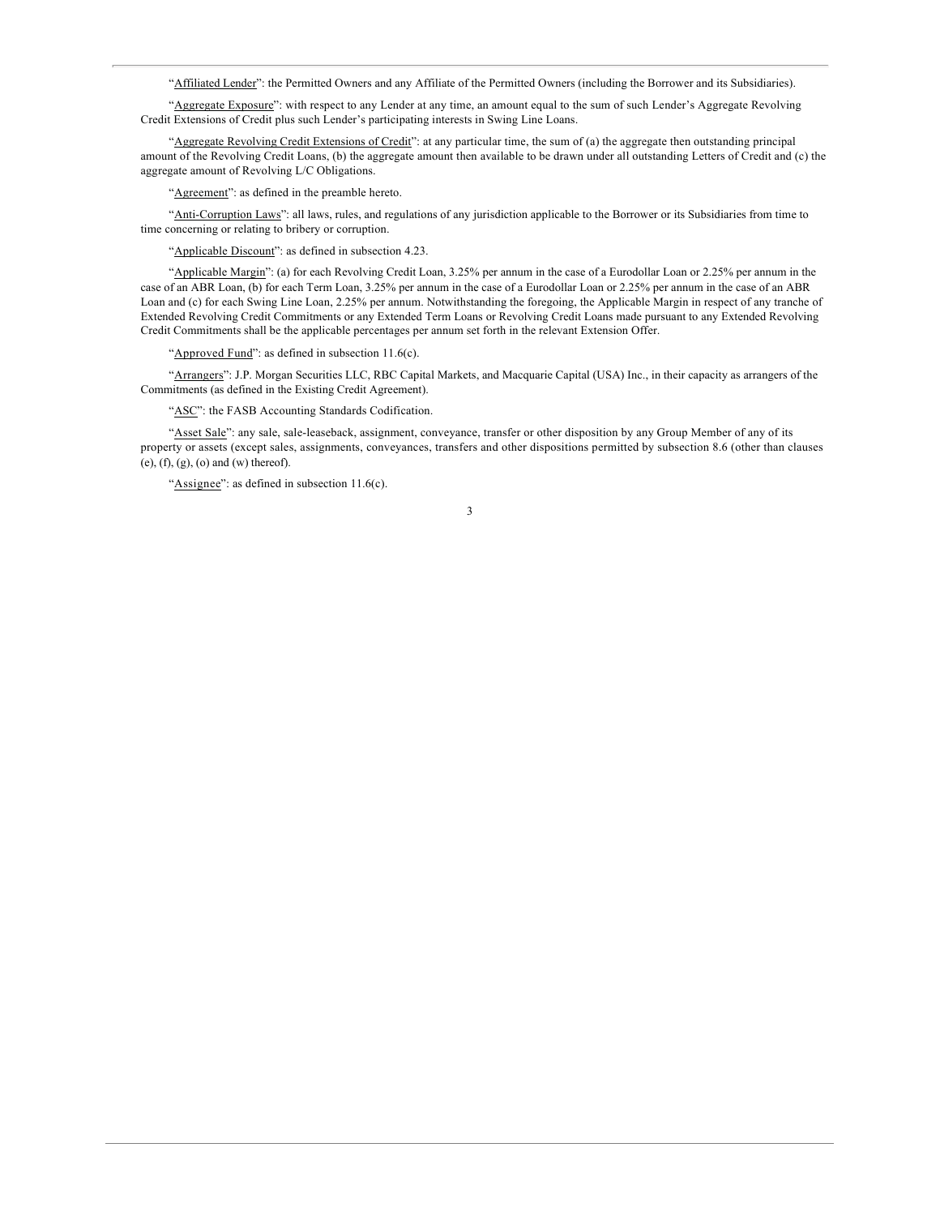"Affiliated Lender": the Permitted Owners and any Affiliate of the Permitted Owners (including the Borrower and its Subsidiaries).

"Aggregate Exposure": with respect to any Lender at any time, an amount equal to the sum of such Lender's Aggregate Revolving Credit Extensions of Credit plus such Lender's participating interests in Swing Line Loans.

"Aggregate Revolving Credit Extensions of Credit": at any particular time, the sum of (a) the aggregate then outstanding principal amount of the Revolving Credit Loans, (b) the aggregate amount then available to be drawn under all outstanding Letters of Credit and (c) the aggregate amount of Revolving L/C Obligations.

"Agreement": as defined in the preamble hereto.

"Anti-Corruption Laws": all laws, rules, and regulations of any jurisdiction applicable to the Borrower or its Subsidiaries from time to time concerning or relating to bribery or corruption.

"Applicable Discount": as defined in subsection 4.23.

"Applicable Margin": (a) for each Revolving Credit Loan, 3.25% per annum in the case of a Eurodollar Loan or 2.25% per annum in the case of an ABR Loan, (b) for each Term Loan, 3.25% per annum in the case of a Eurodollar Loan or 2.25% per annum in the case of an ABR Loan and (c) for each Swing Line Loan, 2.25% per annum. Notwithstanding the foregoing, the Applicable Margin in respect of any tranche of Extended Revolving Credit Commitments or any Extended Term Loans or Revolving Credit Loans made pursuant to any Extended Revolving Credit Commitments shall be the applicable percentages per annum set forth in the relevant Extension Offer.

"Approved Fund": as defined in subsection 11.6(c).

"Arrangers": J.P. Morgan Securities LLC, RBC Capital Markets, and Macquarie Capital (USA) Inc., in their capacity as arrangers of the Commitments (as defined in the Existing Credit Agreement).

"ASC": the FASB Accounting Standards Codification.

"Asset Sale": any sale, sale-leaseback, assignment, conveyance, transfer or other disposition by any Group Member of any of its property or assets (except sales, assignments, conveyances, transfers and other dispositions permitted by subsection 8.6 (other than clauses (e), (f), (g), (o) and (w) thereof).

"Assignee": as defined in subsection 11.6(c).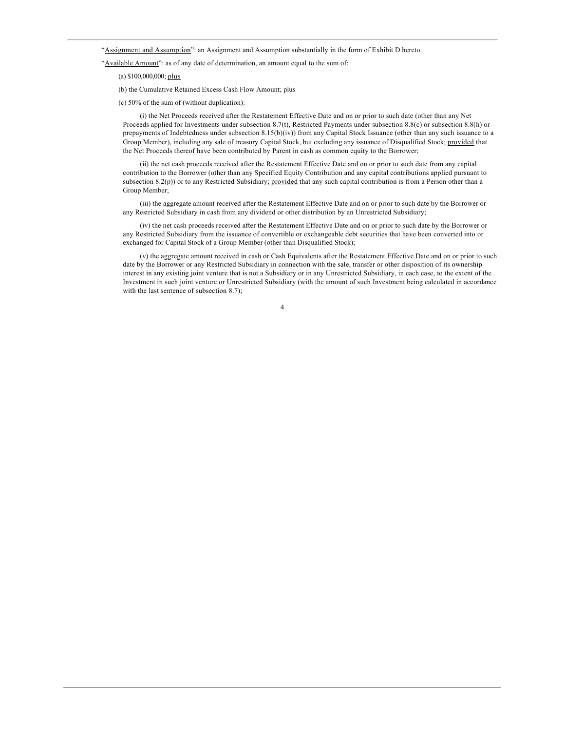"Assignment and Assumption": an Assignment and Assumption substantially in the form of Exhibit D hereto.

"Available Amount": as of any date of determination, an amount equal to the sum of:

(a) $100,000,000; plus

(b) the Cumulative Retained Excess Cash Flow Amount; plus

(c) 50% of the sum of (without duplication):

(i) the Net Proceeds received after the Restatement Effective Date and on or prior to such date (other than any Net Proceeds applied for Investments under subsection 8.7(t), Restricted Payments under subsection 8.8(c) or subsection 8.8(h) or prepayments of Indebtedness under subsection 8.15(b)(iv)) from any Capital Stock Issuance (other than any such issuance to a Group Member), including any sale of treasury Capital Stock, but excluding any issuance of Disqualified Stock; provided that the Net Proceeds thereof have been contributed by Parent in cash as common equity to the Borrower;

(ii) the net cash proceeds received after the Restatement Effective Date and on or prior to such date from any capital contribution to the Borrower (other than any Specified Equity Contribution and any capital contributions applied pursuant to subsection 8.2(p)) or to any Restricted Subsidiary; provided that any such capital contribution is from a Person other than a Group Member;

(iii) the aggregate amount received after the Restatement Effective Date and on or prior to such date by the Borrower or any Restricted Subsidiary in cash from any dividend or other distribution by an Unrestricted Subsidiary;

(iv) the net cash proceeds received after the Restatement Effective Date and on or prior to such date by the Borrower or any Restricted Subsidiary from the issuance of convertible or exchangeable debt securities that have been converted into or exchanged for Capital Stock of a Group Member (other than Disqualified Stock);

(v) the aggregate amount received in cash or Cash Equivalents after the Restatement Effective Date and on or prior to such date by the Borrower or any Restricted Subsidiary in connection with the sale, transfer or other disposition of its ownership interest in any existing joint venture that is not a Subsidiary or in any Unrestricted Subsidiary, in each case, to the extent of the Investment in such joint venture or Unrestricted Subsidiary (with the amount of such Investment being calculated in accordance with the last sentence of subsection 8.7);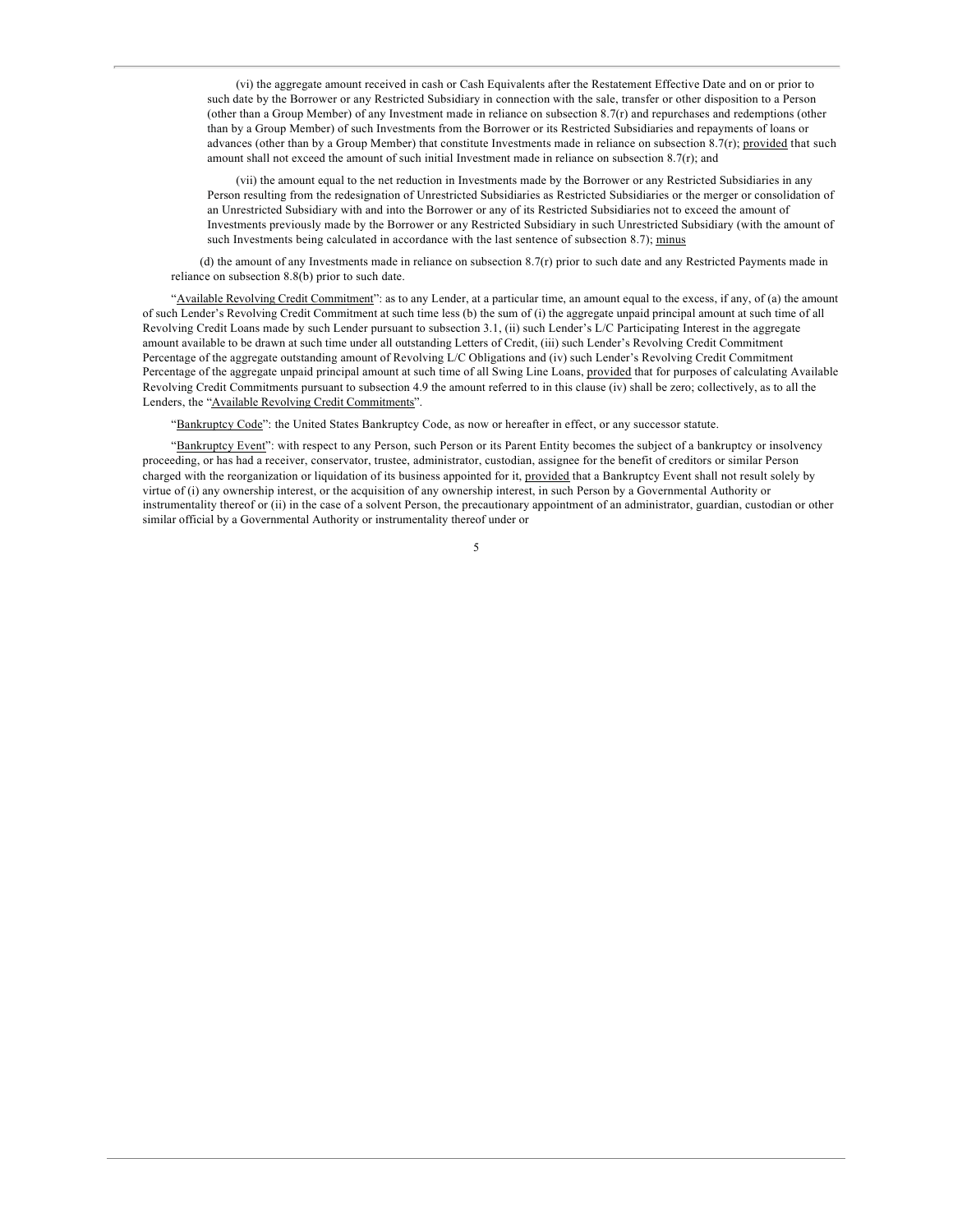(vi) the aggregate amount received in cash or Cash Equivalents after the Restatement Effective Date and on or prior to such date by the Borrower or any Restricted Subsidiary in connection with the sale, transfer or other disposition to a Person (other than a Group Member) of any Investment made in reliance on subsection 8.7(r) and repurchases and redemptions (other than by a Group Member) of such Investments from the Borrower or its Restricted Subsidiaries and repayments of loans or advances (other than by a Group Member) that constitute Investments made in reliance on subsection 8.7(r); provided that such amount shall not exceed the amount of such initial Investment made in reliance on subsection 8.7(r); and

(vii) the amount equal to the net reduction in Investments made by the Borrower or any Restricted Subsidiaries in any Person resulting from the redesignation of Unrestricted Subsidiaries as Restricted Subsidiaries or the merger or consolidation of an Unrestricted Subsidiary with and into the Borrower or any of its Restricted Subsidiaries not to exceed the amount of Investments previously made by the Borrower or any Restricted Subsidiary in such Unrestricted Subsidiary (with the amount of such Investments being calculated in accordance with the last sentence of subsection 8.7); minus

(d) the amount of any Investments made in reliance on subsection 8.7(r) prior to such date and any Restricted Payments made in reliance on subsection 8.8(b) prior to such date.

"Available Revolving Credit Commitment": as to any Lender, at a particular time, an amount equal to the excess, if any, of (a) the amount of such Lender's Revolving Credit Commitment at such time less (b) the sum of (i) the aggregate unpaid principal amount at such time of all Revolving Credit Loans made by such Lender pursuant to subsection 3.1, (ii) such Lender's L/C Participating Interest in the aggregate amount available to be drawn at such time under all outstanding Letters of Credit, (iii) such Lender's Revolving Credit Commitment Percentage of the aggregate outstanding amount of Revolving L/C Obligations and (iv) such Lender's Revolving Credit Commitment Percentage of the aggregate unpaid principal amount at such time of all Swing Line Loans, provided that for purposes of calculating Available Revolving Credit Commitments pursuant to subsection 4.9 the amount referred to in this clause (iv) shall be zero; collectively, as to all the Lenders, the "Available Revolving Credit Commitments".

"Bankruptcy Code": the United States Bankruptcy Code, as now or hereafter in effect, or any successor statute.

"Bankruptcy Event": with respect to any Person, such Person or its Parent Entity becomes the subject of a bankruptcy or insolvency proceeding, or has had a receiver, conservator, trustee, administrator, custodian, assignee for the benefit of creditors or similar Person charged with the reorganization or liquidation of its business appointed for it, provided that a Bankruptcy Event shall not result solely by virtue of (i) any ownership interest, or the acquisition of any ownership interest, in such Person by a Governmental Authority or instrumentality thereof or (ii) in the case of a solvent Person, the precautionary appointment of an administrator, guardian, custodian or other similar official by a Governmental Authority or instrumentality thereof under or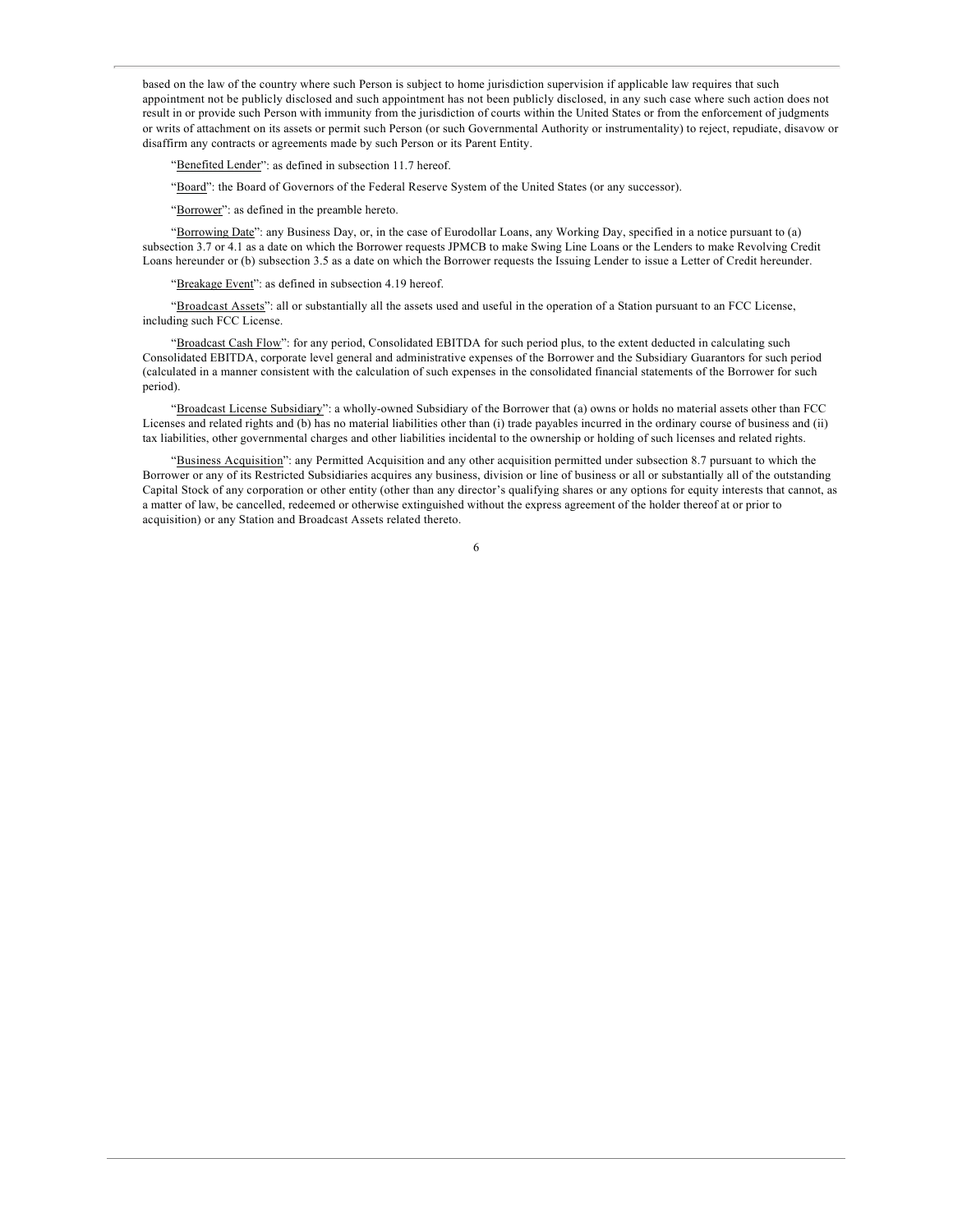based on the law of the country where such Person is subject to home jurisdiction supervision if applicable law requires that such appointment not be publicly disclosed and such appointment has not been publicly disclosed, in any such case where such action does not result in or provide such Person with immunity from the jurisdiction of courts within the United States or from the enforcement of judgments or writs of attachment on its assets or permit such Person (or such Governmental Authority or instrumentality) to reject, repudiate, disavow or disaffirm any contracts or agreements made by such Person or its Parent Entity.

"Benefited Lender": as defined in subsection 11.7 hereof.

"Board": the Board of Governors of the Federal Reserve System of the United States (or any successor).

"Borrower": as defined in the preamble hereto.

"Borrowing Date": any Business Day, or, in the case of Eurodollar Loans, any Working Day, specified in a notice pursuant to (a) subsection 3.7 or 4.1 as a date on which the Borrower requests JPMCB to make Swing Line Loans or the Lenders to make Revolving Credit Loans hereunder or (b) subsection 3.5 as a date on which the Borrower requests the Issuing Lender to issue a Letter of Credit hereunder.

"Breakage Event": as defined in subsection 4.19 hereof.

"Broadcast Assets": all or substantially all the assets used and useful in the operation of a Station pursuant to an FCC License, including such FCC License.

"Broadcast Cash Flow": for any period, Consolidated EBITDA for such period plus, to the extent deducted in calculating such Consolidated EBITDA, corporate level general and administrative expenses of the Borrower and the Subsidiary Guarantors for such period (calculated in a manner consistent with the calculation of such expenses in the consolidated financial statements of the Borrower for such period).

"Broadcast License Subsidiary": a wholly-owned Subsidiary of the Borrower that (a) owns or holds no material assets other than FCC Licenses and related rights and (b) has no material liabilities other than (i) trade payables incurred in the ordinary course of business and (ii) tax liabilities, other governmental charges and other liabilities incidental to the ownership or holding of such licenses and related rights.

"Business Acquisition": any Permitted Acquisition and any other acquisition permitted under subsection 8.7 pursuant to which the Borrower or any of its Restricted Subsidiaries acquires any business, division or line of business or all or substantially all of the outstanding Capital Stock of any corporation or other entity (other than any director's qualifying shares or any options for equity interests that cannot, as a matter of law, be cancelled, redeemed or otherwise extinguished without the express agreement of the holder thereof at or prior to acquisition) or any Station and Broadcast Assets related thereto.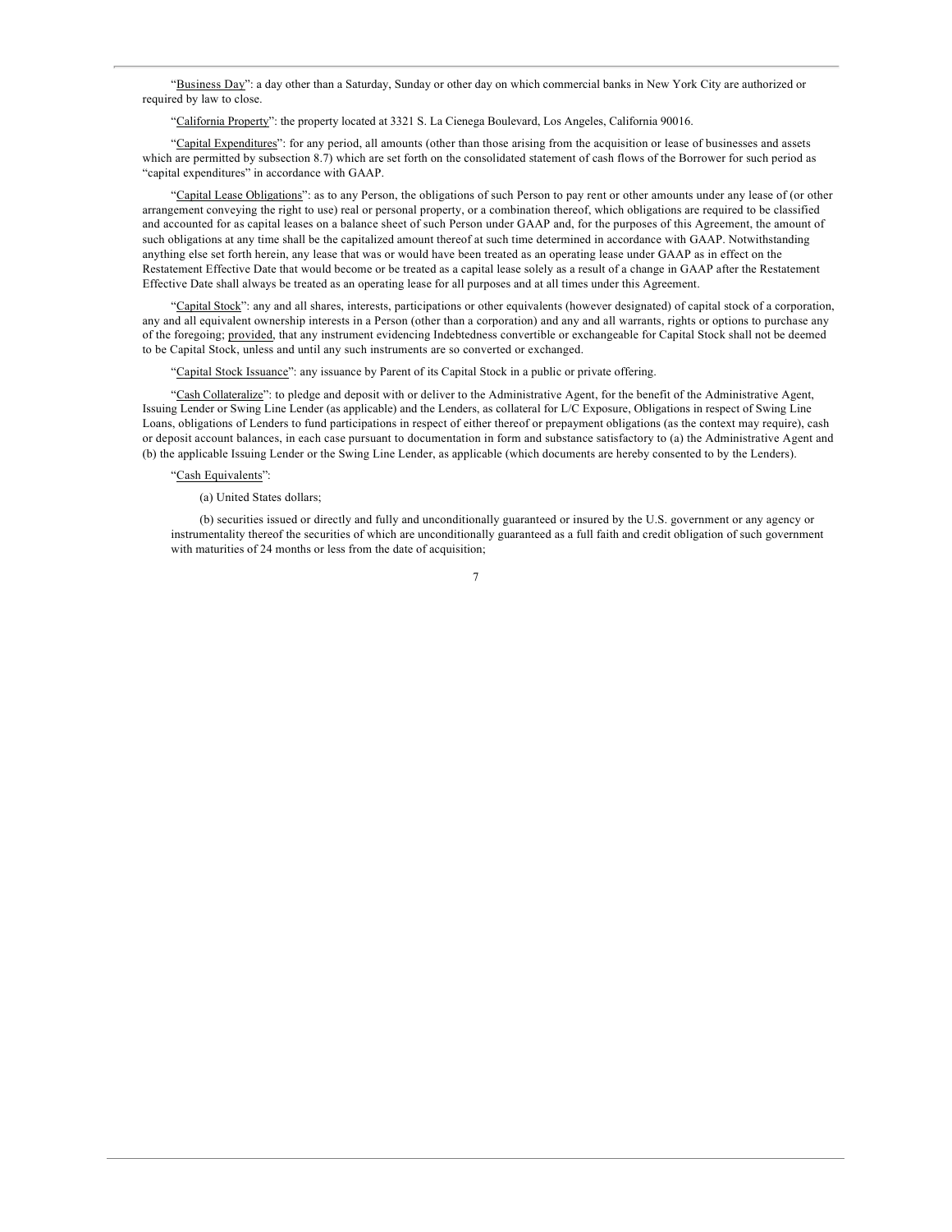"Business Day": a day other than a Saturday, Sunday or other day on which commercial banks in New York City are authorized or required by law to close.

"California Property": the property located at 3321 S. La Cienega Boulevard, Los Angeles, California 90016.

"Capital Expenditures": for any period, all amounts (other than those arising from the acquisition or lease of businesses and assets which are permitted by subsection 8.7) which are set forth on the consolidated statement of cash flows of the Borrower for such period as "capital expenditures" in accordance with GAAP.

"Capital Lease Obligations": as to any Person, the obligations of such Person to pay rent or other amounts under any lease of (or other arrangement conveying the right to use) real or personal property, or a combination thereof, which obligations are required to be classified and accounted for as capital leases on a balance sheet of such Person under GAAP and, for the purposes of this Agreement, the amount of such obligations at any time shall be the capitalized amount thereof at such time determined in accordance with GAAP. Notwithstanding anything else set forth herein, any lease that was or would have been treated as an operating lease under GAAP as in effect on the Restatement Effective Date that would become or be treated as a capital lease solely as a result of a change in GAAP after the Restatement Effective Date shall always be treated as an operating lease for all purposes and at all times under this Agreement.

"Capital Stock": any and all shares, interests, participations or other equivalents (however designated) of capital stock of a corporation, any and all equivalent ownership interests in a Person (other than a corporation) and any and all warrants, rights or options to purchase any of the foregoing; provided, that any instrument evidencing Indebtedness convertible or exchangeable for Capital Stock shall not be deemed to be Capital Stock, unless and until any such instruments are so converted or exchanged.

"Capital Stock Issuance": any issuance by Parent of its Capital Stock in a public or private offering.

"Cash Collateralize": to pledge and deposit with or deliver to the Administrative Agent, for the benefit of the Administrative Agent, Issuing Lender or Swing Line Lender (as applicable) and the Lenders, as collateral for L/C Exposure, Obligations in respect of Swing Line Loans, obligations of Lenders to fund participations in respect of either thereof or prepayment obligations (as the context may require), cash or deposit account balances, in each case pursuant to documentation in form and substance satisfactory to (a) the Administrative Agent and (b) the applicable Issuing Lender or the Swing Line Lender, as applicable (which documents are hereby consented to by the Lenders).

"Cash Equivalents":

(a) United States dollars;

(b) securities issued or directly and fully and unconditionally guaranteed or insured by the U.S. government or any agency or instrumentality thereof the securities of which are unconditionally guaranteed as a full faith and credit obligation of such government with maturities of 24 months or less from the date of acquisition;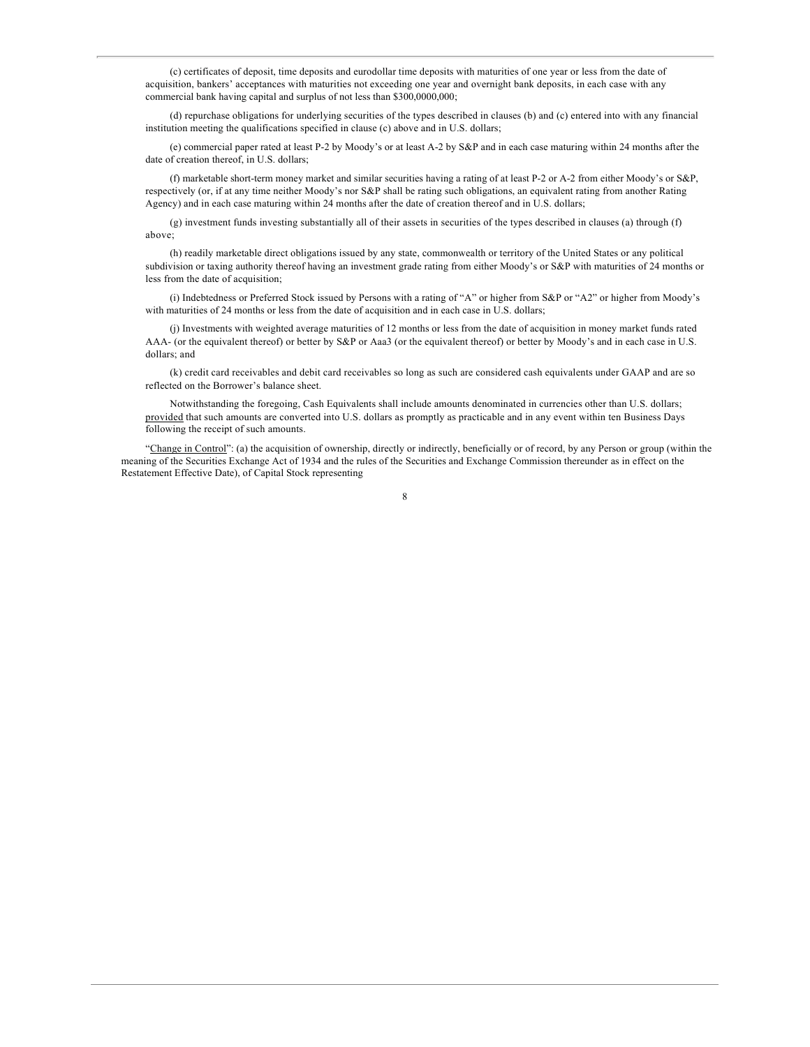(c) certificates of deposit, time deposits and eurodollar time deposits with maturities of one year or less from the date of acquisition, bankers' acceptances with maturities not exceeding one year and overnight bank deposits, in each case with any commercial bank having capital and surplus of not less than $300,0000,000;

(d) repurchase obligations for underlying securities of the types described in clauses (b) and (c) entered into with any financial institution meeting the qualifications specified in clause (c) above and in U.S. dollars;

(e) commercial paper rated at least P-2 by Moody's or at least A-2 by S&P and in each case maturing within 24 months after the date of creation thereof, in U.S. dollars;

(f) marketable short-term money market and similar securities having a rating of at least P-2 or A-2 from either Moody's or S&P, respectively (or, if at any time neither Moody's nor S&P shall be rating such obligations, an equivalent rating from another Rating Agency) and in each case maturing within 24 months after the date of creation thereof and in U.S. dollars;

(g) investment funds investing substantially all of their assets in securities of the types described in clauses (a) through (f) above;

(h) readily marketable direct obligations issued by any state, commonwealth or territory of the United States or any political subdivision or taxing authority thereof having an investment grade rating from either Moody's or S&P with maturities of 24 months or less from the date of acquisition;

(i) Indebtedness or Preferred Stock issued by Persons with a rating of "A" or higher from S&P or "A2" or higher from Moody's with maturities of 24 months or less from the date of acquisition and in each case in U.S. dollars;

(j) Investments with weighted average maturities of 12 months or less from the date of acquisition in money market funds rated AAA- (or the equivalent thereof) or better by S&P or Aaa3 (or the equivalent thereof) or better by Moody's and in each case in U.S. dollars; and

(k) credit card receivables and debit card receivables so long as such are considered cash equivalents under GAAP and are so reflected on the Borrower's balance sheet.

Notwithstanding the foregoing, Cash Equivalents shall include amounts denominated in currencies other than U.S. dollars; provided that such amounts are converted into U.S. dollars as promptly as practicable and in any event within ten Business Days following the receipt of such amounts.

"Change in Control": (a) the acquisition of ownership, directly or indirectly, beneficially or of record, by any Person or group (within the meaning of the Securities Exchange Act of 1934 and the rules of the Securities and Exchange Commission thereunder as in effect on the Restatement Effective Date), of Capital Stock representing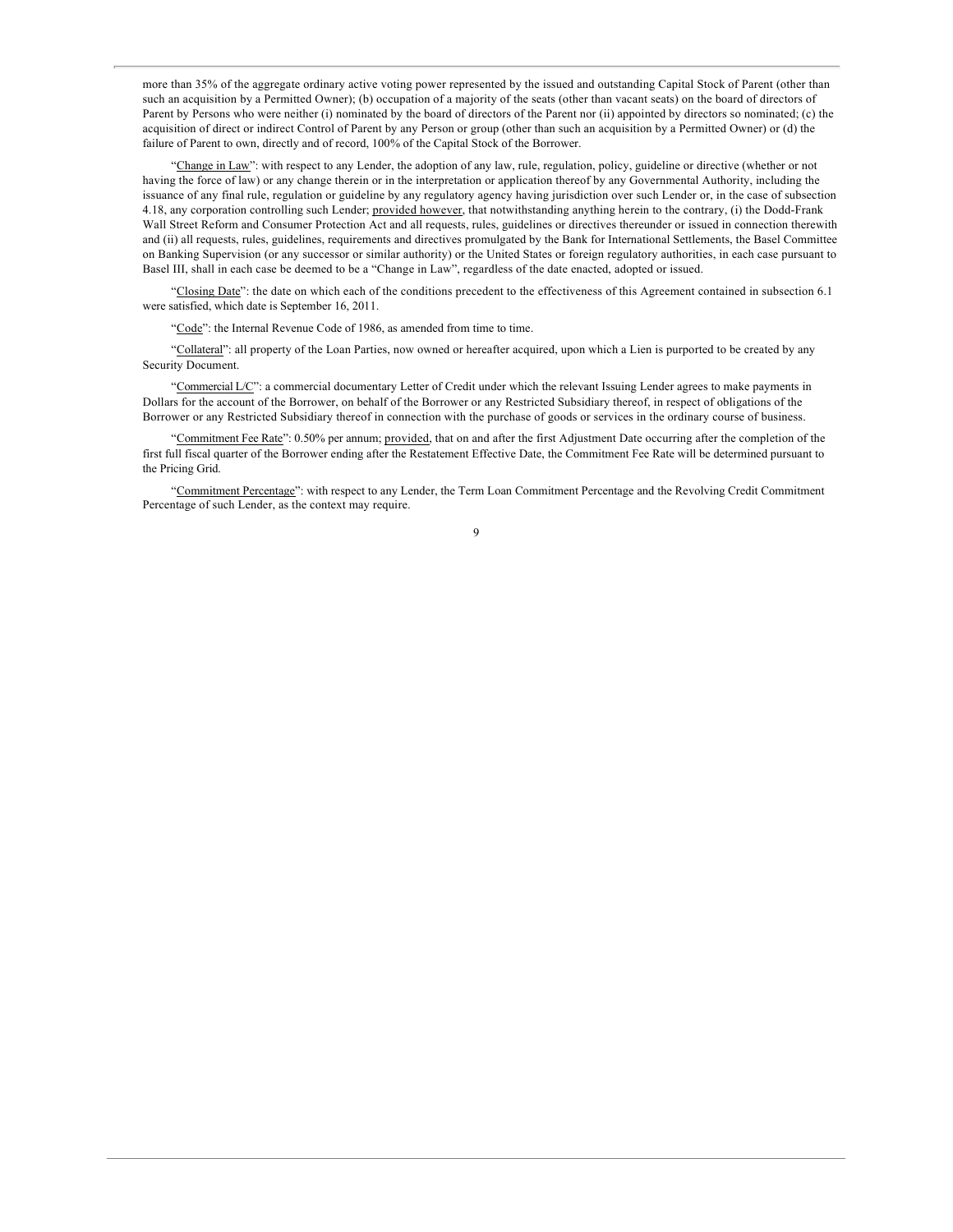more than 35% of the aggregate ordinary active voting power represented by the issued and outstanding Capital Stock of Parent (other than such an acquisition by a Permitted Owner); (b) occupation of a majority of the seats (other than vacant seats) on the board of directors of Parent by Persons who were neither (i) nominated by the board of directors of the Parent nor (ii) appointed by directors so nominated; (c) the acquisition of direct or indirect Control of Parent by any Person or group (other than such an acquisition by a Permitted Owner) or (d) the failure of Parent to own, directly and of record, 100% of the Capital Stock of the Borrower.

"Change in Law": with respect to any Lender, the adoption of any law, rule, regulation, policy, guideline or directive (whether or not having the force of law) or any change therein or in the interpretation or application thereof by any Governmental Authority, including the issuance of any final rule, regulation or guideline by any regulatory agency having jurisdiction over such Lender or, in the case of subsection 4.18, any corporation controlling such Lender; provided however, that notwithstanding anything herein to the contrary, (i) the Dodd-Frank Wall Street Reform and Consumer Protection Act and all requests, rules, guidelines or directives thereunder or issued in connection therewith and (ii) all requests, rules, guidelines, requirements and directives promulgated by the Bank for International Settlements, the Basel Committee on Banking Supervision (or any successor or similar authority) or the United States or foreign regulatory authorities, in each case pursuant to Basel III, shall in each case be deemed to be a "Change in Law", regardless of the date enacted, adopted or issued.

"Closing Date": the date on which each of the conditions precedent to the effectiveness of this Agreement contained in subsection 6.1 were satisfied, which date is September 16, 2011.

"Code": the Internal Revenue Code of 1986, as amended from time to time.

"Collateral": all property of the Loan Parties, now owned or hereafter acquired, upon which a Lien is purported to be created by any Security Document.

"Commercial L/C": a commercial documentary Letter of Credit under which the relevant Issuing Lender agrees to make payments in Dollars for the account of the Borrower, on behalf of the Borrower or any Restricted Subsidiary thereof, in respect of obligations of the Borrower or any Restricted Subsidiary thereof in connection with the purchase of goods or services in the ordinary course of business.

"Commitment Fee Rate": 0.50% per annum; provided, that on and after the first Adjustment Date occurring after the completion of the first full fiscal quarter of the Borrower ending after the Restatement Effective Date, the Commitment Fee Rate will be determined pursuant to the Pricing Grid.

"Commitment Percentage": with respect to any Lender, the Term Loan Commitment Percentage and the Revolving Credit Commitment Percentage of such Lender, as the context may require.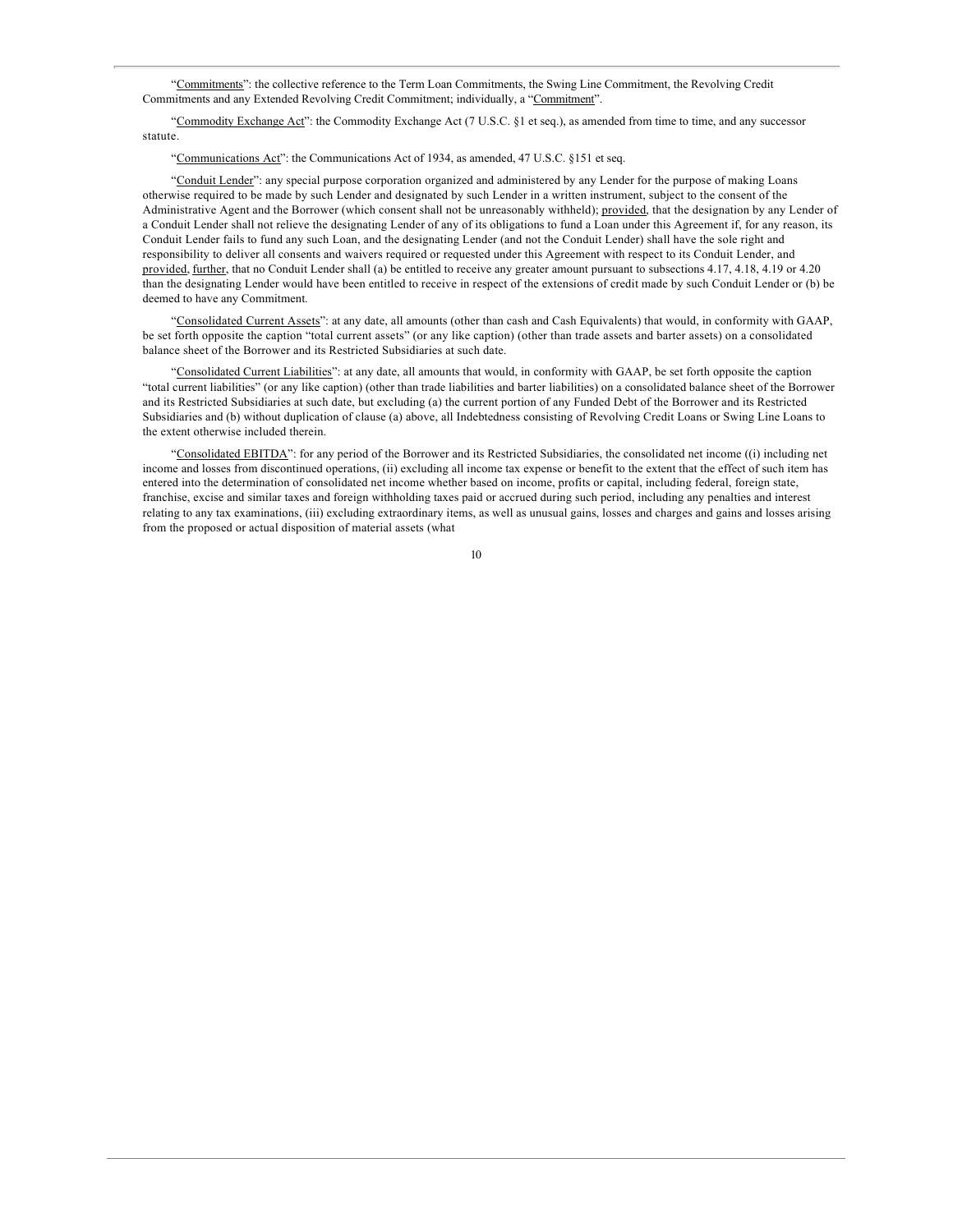"Commitments": the collective reference to the Term Loan Commitments, the Swing Line Commitment, the Revolving Credit Commitments and any Extended Revolving Credit Commitment; individually, a "Commitment".

"Commodity Exchange Act": the Commodity Exchange Act (7 U.S.C. §1 et seq.), as amended from time to time, and any successor statute.

"Communications Act": the Communications Act of 1934, as amended, 47 U.S.C. §151 et seq.

"Conduit Lender": any special purpose corporation organized and administered by any Lender for the purpose of making Loans otherwise required to be made by such Lender and designated by such Lender in a written instrument, subject to the consent of the Administrative Agent and the Borrower (which consent shall not be unreasonably withheld); provided, that the designation by any Lender of a Conduit Lender shall not relieve the designating Lender of any of its obligations to fund a Loan under this Agreement if, for any reason, its Conduit Lender fails to fund any such Loan, and the designating Lender (and not the Conduit Lender) shall have the sole right and responsibility to deliver all consents and waivers required or requested under this Agreement with respect to its Conduit Lender, and provided, further, that no Conduit Lender shall (a) be entitled to receive any greater amount pursuant to subsections 4.17, 4.18, 4.19 or 4.20 than the designating Lender would have been entitled to receive in respect of the extensions of credit made by such Conduit Lender or (b) be deemed to have any Commitment.

"Consolidated Current Assets": at any date, all amounts (other than cash and Cash Equivalents) that would, in conformity with GAAP, be set forth opposite the caption "total current assets" (or any like caption) (other than trade assets and barter assets) on a consolidated balance sheet of the Borrower and its Restricted Subsidiaries at such date.

"Consolidated Current Liabilities": at any date, all amounts that would, in conformity with GAAP, be set forth opposite the caption "total current liabilities" (or any like caption) (other than trade liabilities and barter liabilities) on a consolidated balance sheet of the Borrower and its Restricted Subsidiaries at such date, but excluding (a) the current portion of any Funded Debt of the Borrower and its Restricted Subsidiaries and (b) without duplication of clause (a) above, all Indebtedness consisting of Revolving Credit Loans or Swing Line Loans to the extent otherwise included therein.

"Consolidated EBITDA": for any period of the Borrower and its Restricted Subsidiaries, the consolidated net income ((i) including net income and losses from discontinued operations, (ii) excluding all income tax expense or benefit to the extent that the effect of such item has entered into the determination of consolidated net income whether based on income, profits or capital, including federal, foreign state, franchise, excise and similar taxes and foreign withholding taxes paid or accrued during such period, including any penalties and interest relating to any tax examinations, (iii) excluding extraordinary items, as well as unusual gains, losses and charges and gains and losses arising from the proposed or actual disposition of material assets (what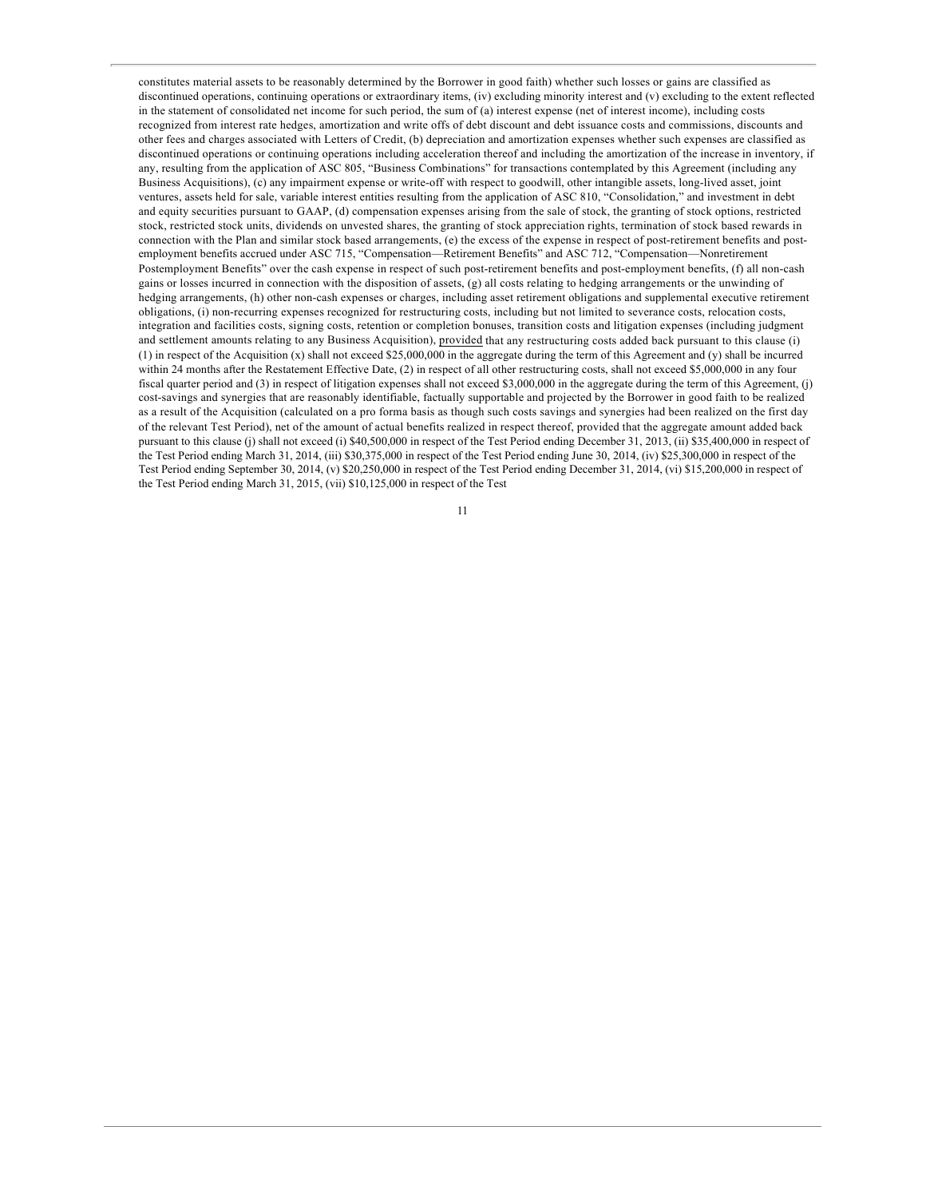constitutes material assets to be reasonably determined by the Borrower in good faith) whether such losses or gains are classified as discontinued operations, continuing operations or extraordinary items, (iv) excluding minority interest and (v) excluding to the extent reflected in the statement of consolidated net income for such period, the sum of (a) interest expense (net of interest income), including costs recognized from interest rate hedges, amortization and write offs of debt discount and debt issuance costs and commissions, discounts and other fees and charges associated with Letters of Credit, (b) depreciation and amortization expenses whether such expenses are classified as discontinued operations or continuing operations including acceleration thereof and including the amortization of the increase in inventory, if any, resulting from the application of ASC 805, "Business Combinations" for transactions contemplated by this Agreement (including any Business Acquisitions), (c) any impairment expense or write-off with respect to goodwill, other intangible assets, long-lived asset, joint ventures, assets held for sale, variable interest entities resulting from the application of ASC 810, "Consolidation," and investment in debt and equity securities pursuant to GAAP, (d) compensation expenses arising from the sale of stock, the granting of stock options, restricted stock, restricted stock units, dividends on unvested shares, the granting of stock appreciation rights, termination of stock based rewards in connection with the Plan and similar stock based arrangements, (e) the excess of the expense in respect of post-retirement benefits and post-employment benefits accrued under ASC 715, "Compensation—Retirement Benefits" and ASC 712, "Compensation—Nonretirement Postemployment Benefits" over the cash expense in respect of such post-retirement benefits and post-employment benefits, (f) all non-cash gains or losses incurred in connection with the disposition of assets, (g) all costs relating to hedging arrangements or the unwinding of hedging arrangements, (h) other non-cash expenses or charges, including asset retirement obligations and supplemental executive retirement obligations, (i) non-recurring expenses recognized for restructuring costs, including but not limited to severance costs, relocation costs, integration and facilities costs, signing costs, retention or completion bonuses, transition costs and litigation expenses (including judgment and settlement amounts relating to any Business Acquisition), provided that any restructuring costs added back pursuant to this clause (i) (1) in respect of the Acquisition (x) shall not exceed $25,000,000 in the aggregate during the term of this Agreement and (y) shall be incurred within 24 months after the Restatement Effective Date, (2) in respect of all other restructuring costs, shall not exceed $5,000,000 in any four fiscal quarter period and (3) in respect of litigation expenses shall not exceed $3,000,000 in the aggregate during the term of this Agreement, (j) cost-savings and synergies that are reasonably identifiable, factually supportable and projected by the Borrower in good faith to be realized as a result of the Acquisition (calculated on a pro forma basis as though such costs savings and synergies had been realized on the first day of the relevant Test Period), net of the amount of actual benefits realized in respect thereof, provided that the aggregate amount added back pursuant to this clause (j) shall not exceed (i) $40,500,000 in respect of the Test Period ending December 31, 2013, (ii) $35,400,000 in respect of the Test Period ending March 31, 2014, (iii) $30,375,000 in respect of the Test Period ending June 30, 2014, (iv) $25,300,000 in respect of the Test Period ending September 30, 2014, (v) $20,250,000 in respect of the Test Period ending December 31, 2014, (vi) $15,200,000 in respect of the Test Period ending March 31, 2015, (vii) $10,125,000 in respect of the Test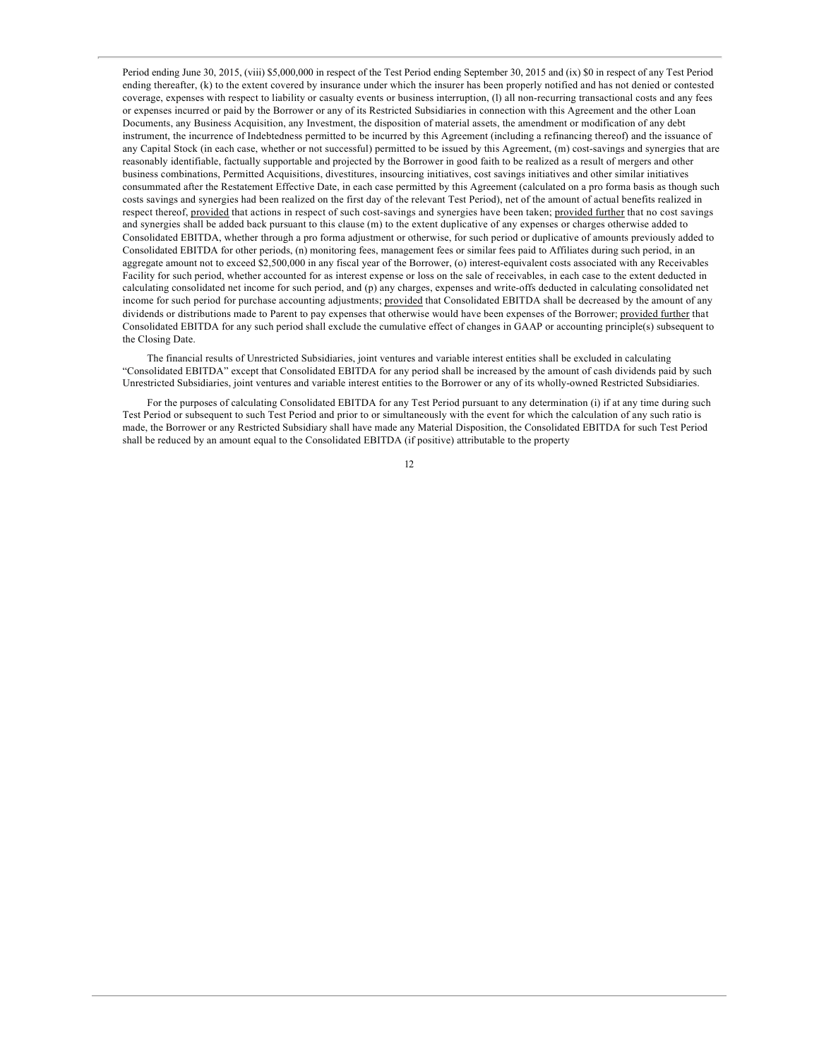Period ending June 30, 2015, (viii) $5,000,000 in respect of the Test Period ending September 30, 2015 and (ix) $0 in respect of any Test Period ending thereafter, (k) to the extent covered by insurance under which the insurer has been properly notified and has not denied or contested coverage, expenses with respect to liability or casualty events or business interruption, (l) all non-recurring transactional costs and any fees or expenses incurred or paid by the Borrower or any of its Restricted Subsidiaries in connection with this Agreement and the other Loan Documents, any Business Acquisition, any Investment, the disposition of material assets, the amendment or modification of any debt instrument, the incurrence of Indebtedness permitted to be incurred by this Agreement (including a refinancing thereof) and the issuance of any Capital Stock (in each case, whether or not successful) permitted to be issued by this Agreement, (m) cost-savings and synergies that are reasonably identifiable, factually supportable and projected by the Borrower in good faith to be realized as a result of mergers and other business combinations, Permitted Acquisitions, divestitures, insourcing initiatives, cost savings initiatives and other similar initiatives consummated after the Restatement Effective Date, in each case permitted by this Agreement (calculated on a pro forma basis as though such costs savings and synergies had been realized on the first day of the relevant Test Period), net of the amount of actual benefits realized in respect thereof, provided that actions in respect of such cost-savings and synergies have been taken; provided further that no cost savings and synergies shall be added back pursuant to this clause (m) to the extent duplicative of any expenses or charges otherwise added to Consolidated EBITDA, whether through a pro forma adjustment or otherwise, for such period or duplicative of amounts previously added to Consolidated EBITDA for other periods, (n) monitoring fees, management fees or similar fees paid to Affiliates during such period, in an aggregate amount not to exceed $2,500,000 in any fiscal year of the Borrower, (o) interest-equivalent costs associated with any Receivables Facility for such period, whether accounted for as interest expense or loss on the sale of receivables, in each case to the extent deducted in calculating consolidated net income for such period, and (p) any charges, expenses and write-offs deducted in calculating consolidated net income for such period for purchase accounting adjustments; provided that Consolidated EBITDA shall be decreased by the amount of any dividends or distributions made to Parent to pay expenses that otherwise would have been expenses of the Borrower; provided further that Consolidated EBITDA for any such period shall exclude the cumulative effect of changes in GAAP or accounting principle(s) subsequent to the Closing Date.

The financial results of Unrestricted Subsidiaries, joint ventures and variable interest entities shall be excluded in calculating "Consolidated EBITDA" except that Consolidated EBITDA for any period shall be increased by the amount of cash dividends paid by such Unrestricted Subsidiaries, joint ventures and variable interest entities to the Borrower or any of its wholly-owned Restricted Subsidiaries.

For the purposes of calculating Consolidated EBITDA for any Test Period pursuant to any determination (i) if at any time during such Test Period or subsequent to such Test Period and prior to or simultaneously with the event for which the calculation of any such ratio is made, the Borrower or any Restricted Subsidiary shall have made any Material Disposition, the Consolidated EBITDA for such Test Period shall be reduced by an amount equal to the Consolidated EBITDA (if positive) attributable to the property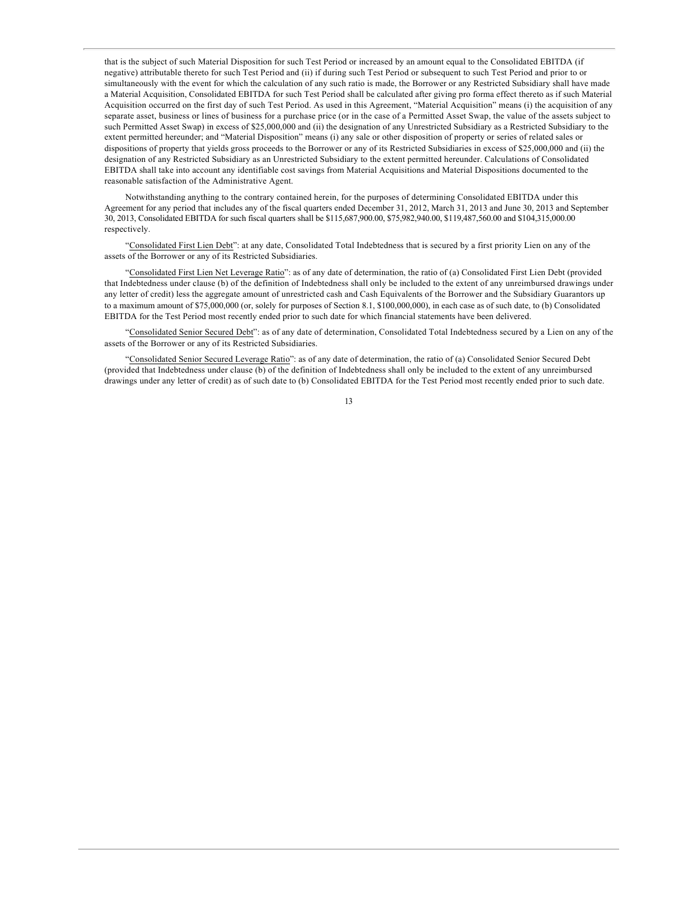that is the subject of such Material Disposition for such Test Period or increased by an amount equal to the Consolidated EBITDA (if negative) attributable thereto for such Test Period and (ii) if during such Test Period or subsequent to such Test Period and prior to or simultaneously with the event for which the calculation of any such ratio is made, the Borrower or any Restricted Subsidiary shall have made a Material Acquisition, Consolidated EBITDA for such Test Period shall be calculated after giving pro forma effect thereto as if such Material Acquisition occurred on the first day of such Test Period. As used in this Agreement, "Material Acquisition" means (i) the acquisition of any separate asset, business or lines of business for a purchase price (or in the case of a Permitted Asset Swap, the value of the assets subject to such Permitted Asset Swap) in excess of $25,000,000 and (ii) the designation of any Unrestricted Subsidiary as a Restricted Subsidiary to the extent permitted hereunder; and "Material Disposition" means (i) any sale or other disposition of property or series of related sales or dispositions of property that yields gross proceeds to the Borrower or any of its Restricted Subsidiaries in excess of $25,000,000 and (ii) the designation of any Restricted Subsidiary as an Unrestricted Subsidiary to the extent permitted hereunder. Calculations of Consolidated EBITDA shall take into account any identifiable cost savings from Material Acquisitions and Material Dispositions documented to the reasonable satisfaction of the Administrative Agent.

Notwithstanding anything to the contrary contained herein, for the purposes of determining Consolidated EBITDA under this Agreement for any period that includes any of the fiscal quarters ended December 31, 2012, March 31, 2013 and June 30, 2013 and September 30, 2013, Consolidated EBITDA for such fiscal quarters shall be $115,687,900.00, $75,982,940.00, $119,487,560.00 and $104,315,000.00 respectively.

"Consolidated First Lien Debt": at any date, Consolidated Total Indebtedness that is secured by a first priority Lien on any of the assets of the Borrower or any of its Restricted Subsidiaries.

"Consolidated First Lien Net Leverage Ratio": as of any date of determination, the ratio of (a) Consolidated First Lien Debt (provided that Indebtedness under clause (b) of the definition of Indebtedness shall only be included to the extent of any unreimbursed drawings under any letter of credit) less the aggregate amount of unrestricted cash and Cash Equivalents of the Borrower and the Subsidiary Guarantors up to a maximum amount of $75,000,000 (or, solely for purposes of Section 8.1, $100,000,000), in each case as of such date, to (b) Consolidated EBITDA for the Test Period most recently ended prior to such date for which financial statements have been delivered.

"Consolidated Senior Secured Debt": as of any date of determination, Consolidated Total Indebtedness secured by a Lien on any of the assets of the Borrower or any of its Restricted Subsidiaries.

"Consolidated Senior Secured Leverage Ratio": as of any date of determination, the ratio of (a) Consolidated Senior Secured Debt (provided that Indebtedness under clause (b) of the definition of Indebtedness shall only be included to the extent of any unreimbursed drawings under any letter of credit) as of such date to (b) Consolidated EBITDA for the Test Period most recently ended prior to such date.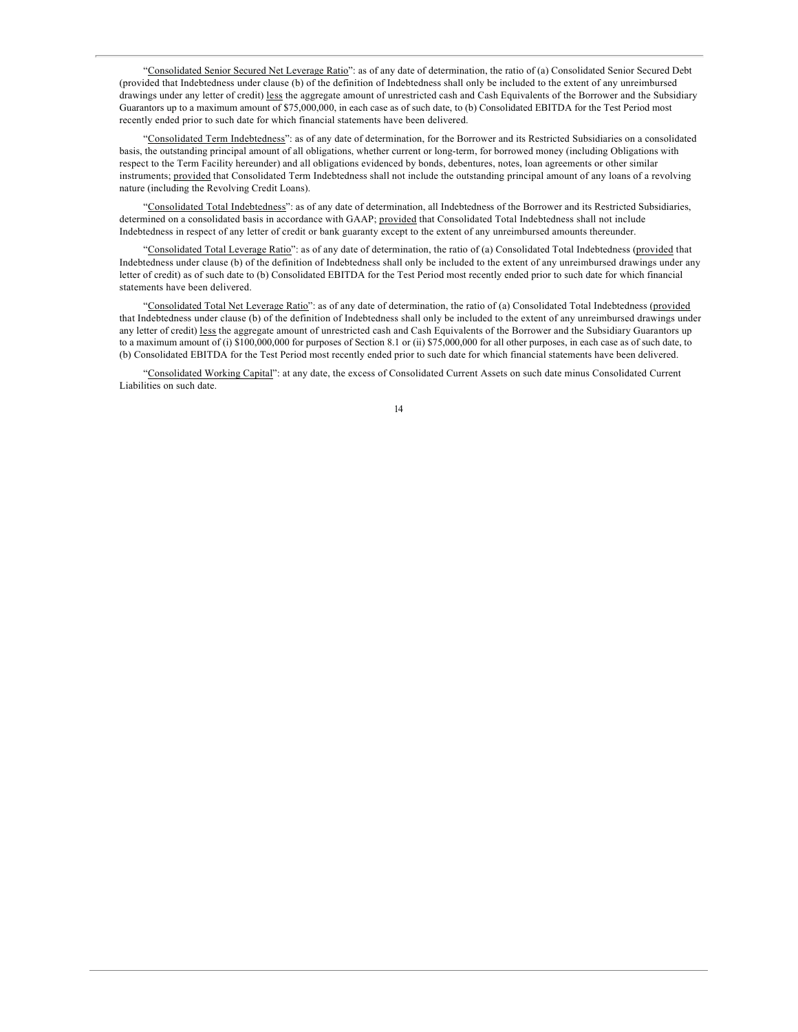"Consolidated Senior Secured Net Leverage Ratio": as of any date of determination, the ratio of (a) Consolidated Senior Secured Debt (provided that Indebtedness under clause (b) of the definition of Indebtedness shall only be included to the extent of any unreimbursed drawings under any letter of credit) less the aggregate amount of unrestricted cash and Cash Equivalents of the Borrower and the Subsidiary Guarantors up to a maximum amount of $75,000,000, in each case as of such date, to (b) Consolidated EBITDA for the Test Period most recently ended prior to such date for which financial statements have been delivered.

"Consolidated Term Indebtedness": as of any date of determination, for the Borrower and its Restricted Subsidiaries on a consolidated basis, the outstanding principal amount of all obligations, whether current or long-term, for borrowed money (including Obligations with respect to the Term Facility hereunder) and all obligations evidenced by bonds, debentures, notes, loan agreements or other similar instruments; provided that Consolidated Term Indebtedness shall not include the outstanding principal amount of any loans of a revolving nature (including the Revolving Credit Loans).

"Consolidated Total Indebtedness": as of any date of determination, all Indebtedness of the Borrower and its Restricted Subsidiaries, determined on a consolidated basis in accordance with GAAP; provided that Consolidated Total Indebtedness shall not include Indebtedness in respect of any letter of credit or bank guaranty except to the extent of any unreimbursed amounts thereunder.

"Consolidated Total Leverage Ratio": as of any date of determination, the ratio of (a) Consolidated Total Indebtedness (provided that Indebtedness under clause (b) of the definition of Indebtedness shall only be included to the extent of any unreimbursed drawings under any letter of credit) as of such date to (b) Consolidated EBITDA for the Test Period most recently ended prior to such date for which financial statements have been delivered.

"Consolidated Total Net Leverage Ratio": as of any date of determination, the ratio of (a) Consolidated Total Indebtedness (provided that Indebtedness under clause (b) of the definition of Indebtedness shall only be included to the extent of any unreimbursed drawings under any letter of credit) less the aggregate amount of unrestricted cash and Cash Equivalents of the Borrower and the Subsidiary Guarantors up to a maximum amount of (i) $100,000,000 for purposes of Section 8.1 or (ii) $75,000,000 for all other purposes, in each case as of such date, to (b) Consolidated EBITDA for the Test Period most recently ended prior to such date for which financial statements have been delivered.

"Consolidated Working Capital": at any date, the excess of Consolidated Current Assets on such date minus Consolidated Current Liabilities on such date.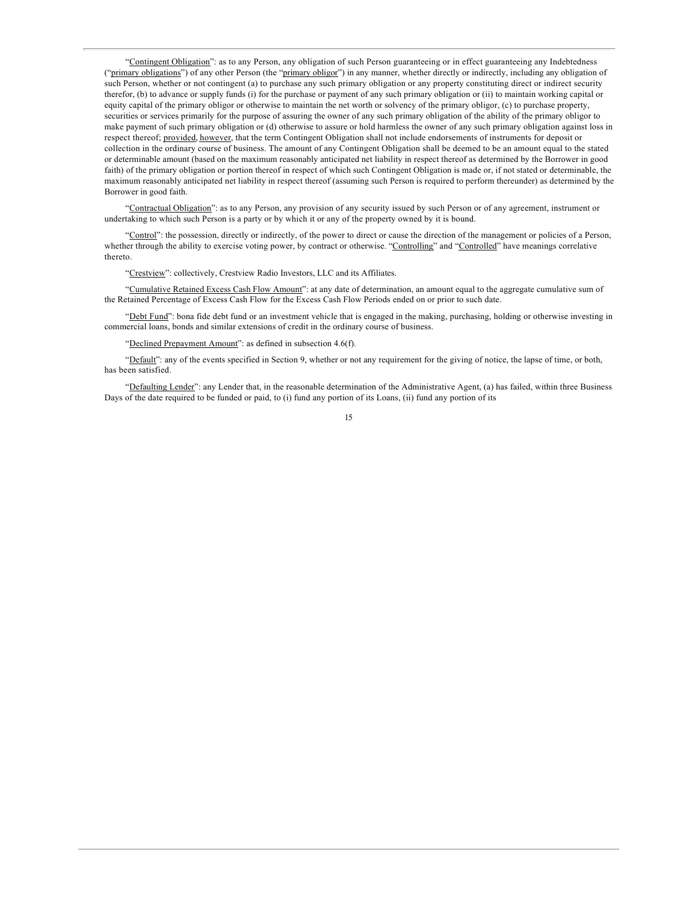"Contingent Obligation": as to any Person, any obligation of such Person guaranteeing or in effect guaranteeing any Indebtedness ("primary obligations") of any other Person (the "primary obligor") in any manner, whether directly or indirectly, including any obligation of such Person, whether or not contingent (a) to purchase any such primary obligation or any property constituting direct or indirect security therefor, (b) to advance or supply funds (i) for the purchase or payment of any such primary obligation or (ii) to maintain working capital or equity capital of the primary obligor or otherwise to maintain the net worth or solvency of the primary obligor, (c) to purchase property, securities or services primarily for the purpose of assuring the owner of any such primary obligation of the ability of the primary obligor to make payment of such primary obligation or (d) otherwise to assure or hold harmless the owner of any such primary obligation against loss in respect thereof; provided, however, that the term Contingent Obligation shall not include endorsements of instruments for deposit or collection in the ordinary course of business. The amount of any Contingent Obligation shall be deemed to be an amount equal to the stated or determinable amount (based on the maximum reasonably anticipated net liability in respect thereof as determined by the Borrower in good faith) of the primary obligation or portion thereof in respect of which such Contingent Obligation is made or, if not stated or determinable, the maximum reasonably anticipated net liability in respect thereof (assuming such Person is required to perform thereunder) as determined by the Borrower in good faith.

"Contractual Obligation": as to any Person, any provision of any security issued by such Person or of any agreement, instrument or undertaking to which such Person is a party or by which it or any of the property owned by it is bound.

"Control": the possession, directly or indirectly, of the power to direct or cause the direction of the management or policies of a Person, whether through the ability to exercise voting power, by contract or otherwise. "Controlling" and "Controlled" have meanings correlative thereto.

"Crestview": collectively, Crestview Radio Investors, LLC and its Affiliates.

"Cumulative Retained Excess Cash Flow Amount": at any date of determination, an amount equal to the aggregate cumulative sum of the Retained Percentage of Excess Cash Flow for the Excess Cash Flow Periods ended on or prior to such date.

"Debt Fund": bona fide debt fund or an investment vehicle that is engaged in the making, purchasing, holding or otherwise investing in commercial loans, bonds and similar extensions of credit in the ordinary course of business.

"Declined Prepayment Amount": as defined in subsection 4.6(f).

"Default": any of the events specified in Section 9, whether or not any requirement for the giving of notice, the lapse of time, or both, has been satisfied.

"Defaulting Lender": any Lender that, in the reasonable determination of the Administrative Agent, (a) has failed, within three Business Days of the date required to be funded or paid, to (i) fund any portion of its Loans, (ii) fund any portion of its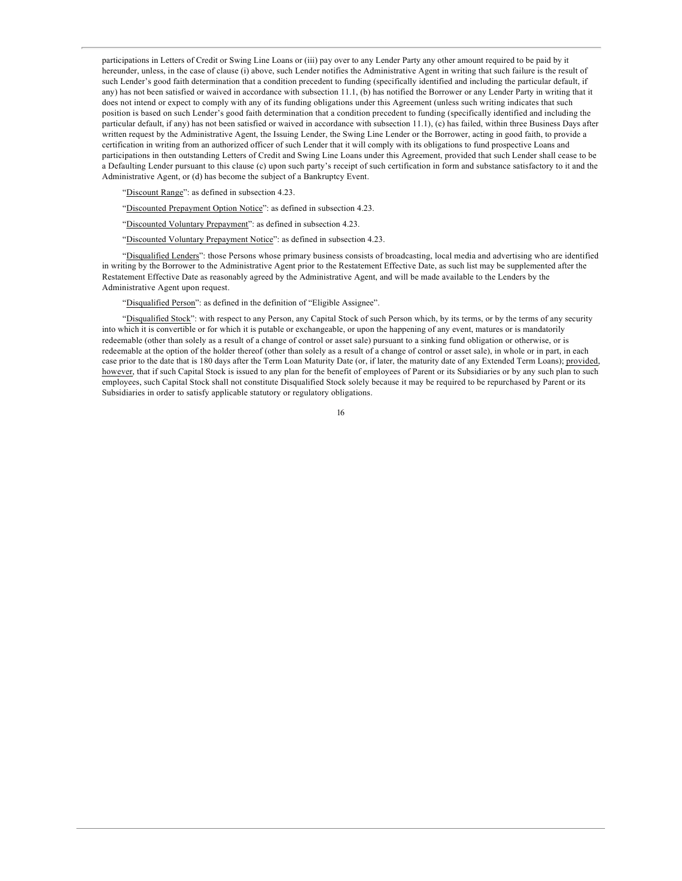participations in Letters of Credit or Swing Line Loans or (iii) pay over to any Lender Party any other amount required to be paid by it hereunder, unless, in the case of clause (i) above, such Lender notifies the Administrative Agent in writing that such failure is the result of such Lender's good faith determination that a condition precedent to funding (specifically identified and including the particular default, if any) has not been satisfied or waived in accordance with subsection 11.1, (b) has notified the Borrower or any Lender Party in writing that it does not intend or expect to comply with any of its funding obligations under this Agreement (unless such writing indicates that such position is based on such Lender's good faith determination that a condition precedent to funding (specifically identified and including the particular default, if any) has not been satisfied or waived in accordance with subsection 11.1), (c) has failed, within three Business Days after written request by the Administrative Agent, the Issuing Lender, the Swing Line Lender or the Borrower, acting in good faith, to provide a certification in writing from an authorized officer of such Lender that it will comply with its obligations to fund prospective Loans and participations in then outstanding Letters of Credit and Swing Line Loans under this Agreement, provided that such Lender shall cease to be a Defaulting Lender pursuant to this clause (c) upon such party's receipt of such certification in form and substance satisfactory to it and the Administrative Agent, or (d) has become the subject of a Bankruptcy Event.

"Discount Range": as defined in subsection 4.23.

"Discounted Prepayment Option Notice": as defined in subsection 4.23.

"Discounted Voluntary Prepayment": as defined in subsection 4.23.

"Discounted Voluntary Prepayment Notice": as defined in subsection 4.23.

"Disqualified Lenders": those Persons whose primary business consists of broadcasting, local media and advertising who are identified in writing by the Borrower to the Administrative Agent prior to the Restatement Effective Date, as such list may be supplemented after the Restatement Effective Date as reasonably agreed by the Administrative Agent, and will be made available to the Lenders by the Administrative Agent upon request.

"Disqualified Person": as defined in the definition of "Eligible Assignee".

"Disqualified Stock": with respect to any Person, any Capital Stock of such Person which, by its terms, or by the terms of any security into which it is convertible or for which it is putable or exchangeable, or upon the happening of any event, matures or is mandatorily redeemable (other than solely as a result of a change of control or asset sale) pursuant to a sinking fund obligation or otherwise, or is redeemable at the option of the holder thereof (other than solely as a result of a change of control or asset sale), in whole or in part, in each case prior to the date that is 180 days after the Term Loan Maturity Date (or, if later, the maturity date of any Extended Term Loans); provided, however, that if such Capital Stock is issued to any plan for the benefit of employees of Parent or its Subsidiaries or by any such plan to such employees, such Capital Stock shall not constitute Disqualified Stock solely because it may be required to be repurchased by Parent or its Subsidiaries in order to satisfy applicable statutory or regulatory obligations.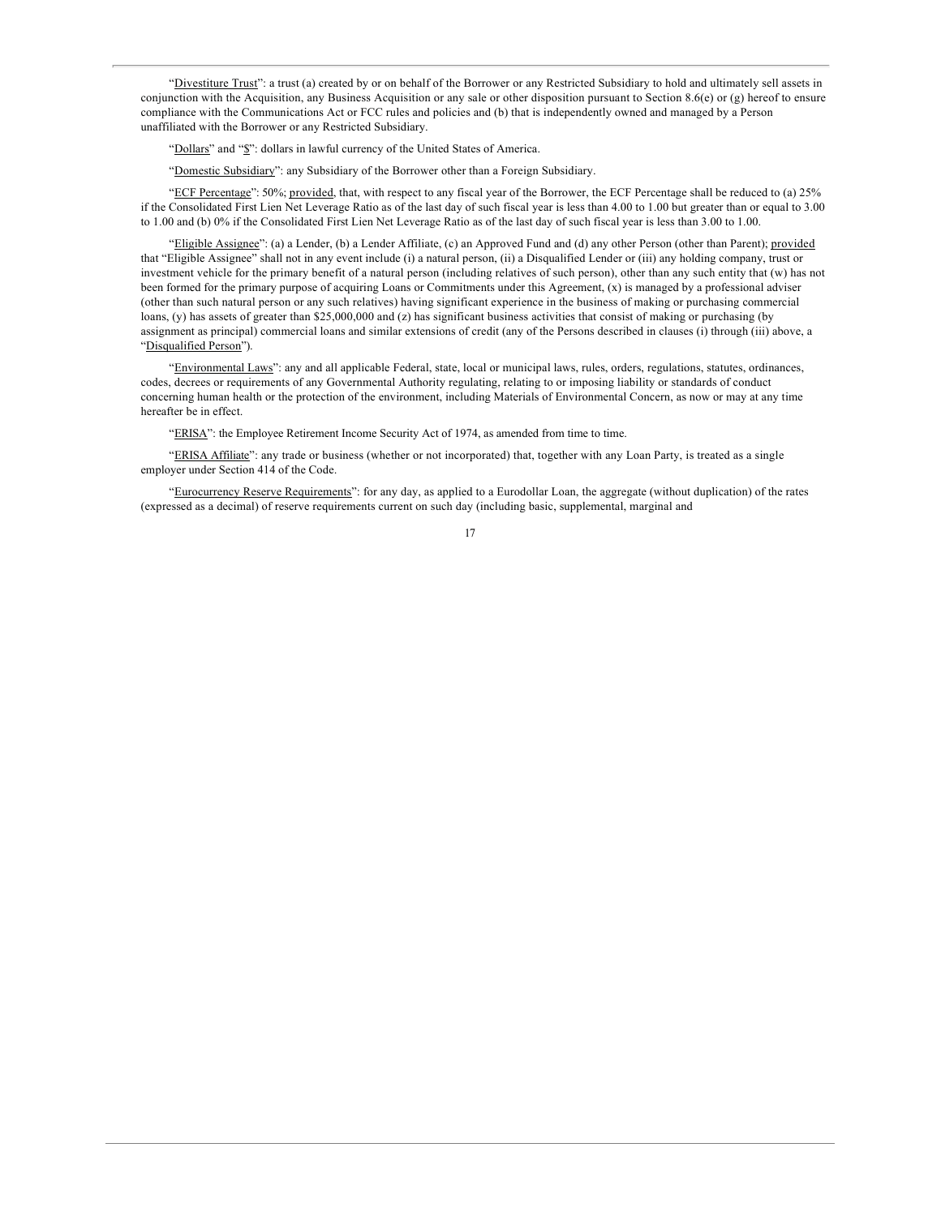"Divestiture Trust": a trust (a) created by or on behalf of the Borrower or any Restricted Subsidiary to hold and ultimately sell assets in conjunction with the Acquisition, any Business Acquisition or any sale or other disposition pursuant to Section 8.6(e) or (g) hereof to ensure compliance with the Communications Act or FCC rules and policies and (b) that is independently owned and managed by a Person unaffiliated with the Borrower or any Restricted Subsidiary.

"Dollars" and "$": dollars in lawful currency of the United States of America.

"Domestic Subsidiary": any Subsidiary of the Borrower other than a Foreign Subsidiary.

"ECF Percentage": 50%; provided, that, with respect to any fiscal year of the Borrower, the ECF Percentage shall be reduced to (a) 25% if the Consolidated First Lien Net Leverage Ratio as of the last day of such fiscal year is less than 4.00 to 1.00 but greater than or equal to 3.00 to 1.00 and (b) 0% if the Consolidated First Lien Net Leverage Ratio as of the last day of such fiscal year is less than 3.00 to 1.00.

"Eligible Assignee": (a) a Lender, (b) a Lender Affiliate, (c) an Approved Fund and (d) any other Person (other than Parent); provided that "Eligible Assignee" shall not in any event include (i) a natural person, (ii) a Disqualified Lender or (iii) any holding company, trust or investment vehicle for the primary benefit of a natural person (including relatives of such person), other than any such entity that (w) has not been formed for the primary purpose of acquiring Loans or Commitments under this Agreement, (x) is managed by a professional adviser (other than such natural person or any such relatives) having significant experience in the business of making or purchasing commercial loans, (y) has assets of greater than $25,000,000 and (z) has significant business activities that consist of making or purchasing (by assignment as principal) commercial loans and similar extensions of credit (any of the Persons described in clauses (i) through (iii) above, a "Disqualified Person").

"Environmental Laws": any and all applicable Federal, state, local or municipal laws, rules, orders, regulations, statutes, ordinances, codes, decrees or requirements of any Governmental Authority regulating, relating to or imposing liability or standards of conduct concerning human health or the protection of the environment, including Materials of Environmental Concern, as now or may at any time hereafter be in effect.

"ERISA": the Employee Retirement Income Security Act of 1974, as amended from time to time.

"ERISA Affiliate": any trade or business (whether or not incorporated) that, together with any Loan Party, is treated as a single employer under Section 414 of the Code.

"Eurocurrency Reserve Requirements": for any day, as applied to a Eurodollar Loan, the aggregate (without duplication) of the rates (expressed as a decimal) of reserve requirements current on such day (including basic, supplemental, marginal and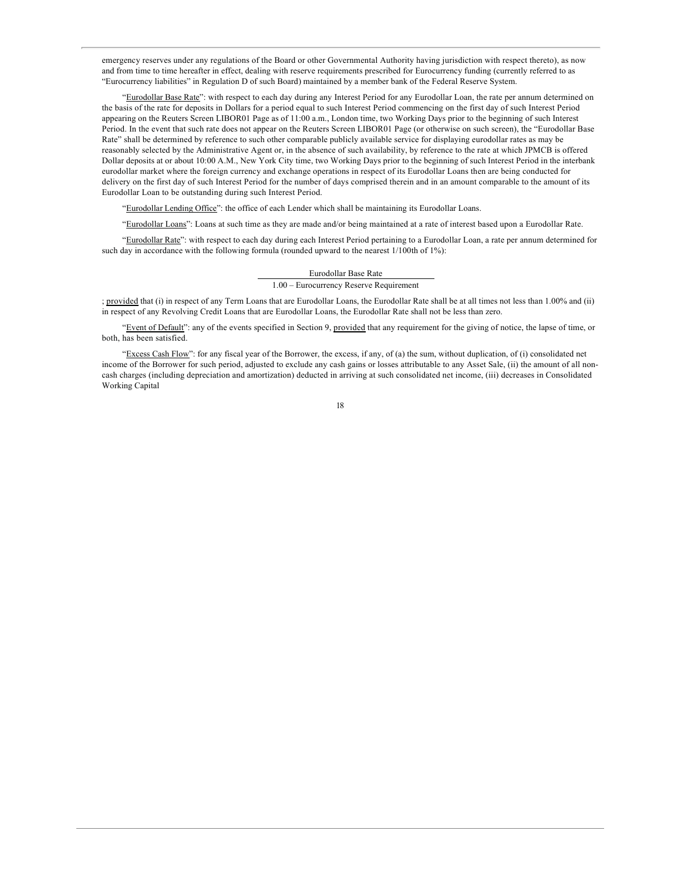emergency reserves under any regulations of the Board or other Governmental Authority having jurisdiction with respect thereto), as now and from time to time hereafter in effect, dealing with reserve requirements prescribed for Eurocurrency funding (currently referred to as "Eurocurrency liabilities" in Regulation D of such Board) maintained by a member bank of the Federal Reserve System.

"Eurodollar Base Rate": with respect to each day during any Interest Period for any Eurodollar Loan, the rate per annum determined on the basis of the rate for deposits in Dollars for a period equal to such Interest Period commencing on the first day of such Interest Period appearing on the Reuters Screen LIBOR01 Page as of 11:00 a.m., London time, two Working Days prior to the beginning of such Interest Period. In the event that such rate does not appear on the Reuters Screen LIBOR01 Page (or otherwise on such screen), the "Eurodollar Base Rate" shall be determined by reference to such other comparable publicly available service for displaying eurodollar rates as may be reasonably selected by the Administrative Agent or, in the absence of such availability, by reference to the rate at which JPMCB is offered Dollar deposits at or about 10:00 A.M., New York City time, two Working Days prior to the beginning of such Interest Period in the interbank eurodollar market where the foreign currency and exchange operations in respect of its Eurodollar Loans then are being conducted for delivery on the first day of such Interest Period for the number of days comprised therein and in an amount comparable to the amount of its Eurodollar Loan to be outstanding during such Interest Period.

"Eurodollar Lending Office": the office of each Lender which shall be maintaining its Eurodollar Loans.

"Eurodollar Loans": Loans at such time as they are made and/or being maintained at a rate of interest based upon a Eurodollar Rate.

"Eurodollar Rate": with respect to each day during each Interest Period pertaining to a Eurodollar Loan, a rate per annum determined for such day in accordance with the following formula (rounded upward to the nearest 1/100th of 1%):

$$\frac{\text{Eurodollar Base Rate}}{1.00 - \text{Eurocurrency Reserve Requirement}}$$

; provided that (i) in respect of any Term Loans that are Eurodollar Loans, the Eurodollar Rate shall be at all times not less than 1.00% and (ii) in respect of any Revolving Credit Loans that are Eurodollar Loans, the Eurodollar Rate shall not be less than zero.

"Event of Default": any of the events specified in Section 9, provided that any requirement for the giving of notice, the lapse of time, or both, has been satisfied.

"Excess Cash Flow": for any fiscal year of the Borrower, the excess, if any, of (a) the sum, without duplication, of (i) consolidated net income of the Borrower for such period, adjusted to exclude any cash gains or losses attributable to any Asset Sale, (ii) the amount of all non-cash charges (including depreciation and amortization) deducted in arriving at such consolidated net income, (iii) decreases in Consolidated Working Capital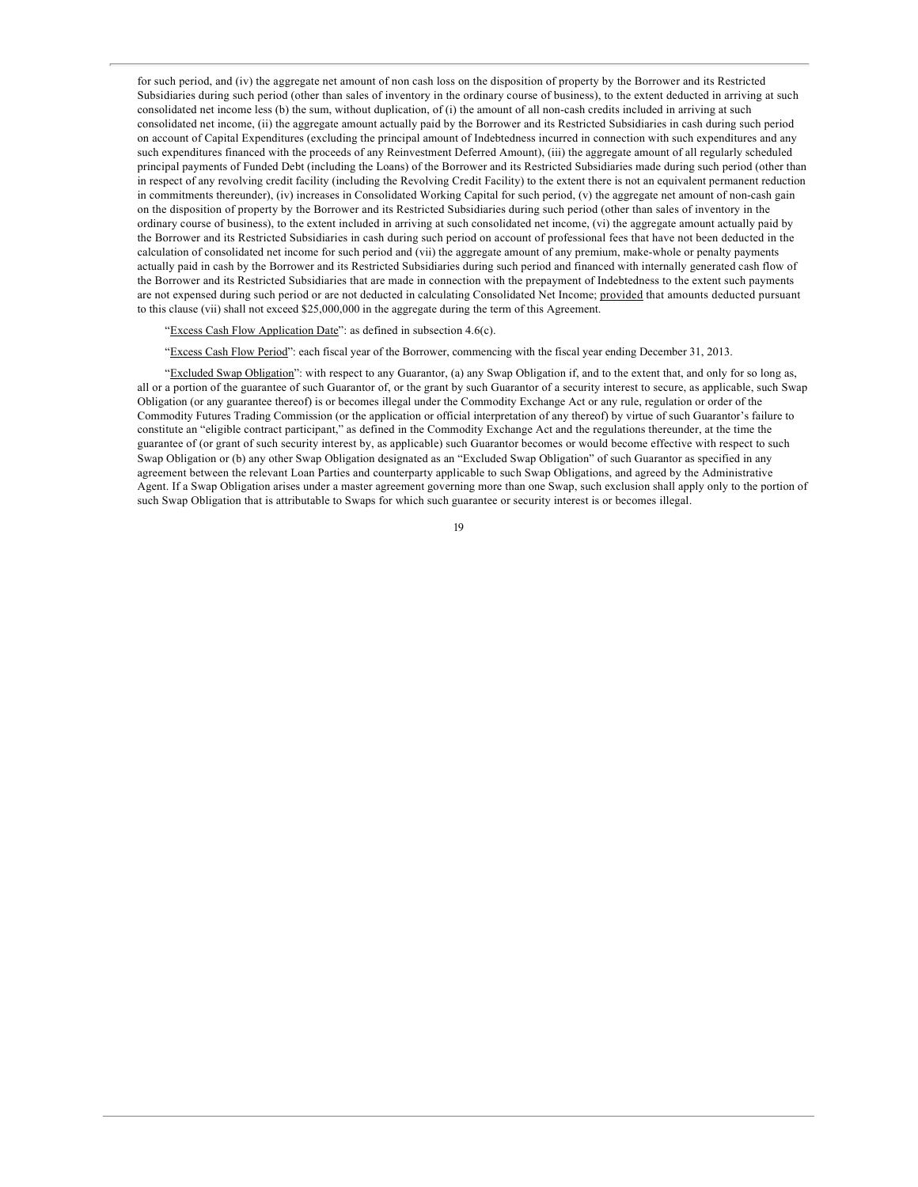for such period, and (iv) the aggregate net amount of non cash loss on the disposition of property by the Borrower and its Restricted Subsidiaries during such period (other than sales of inventory in the ordinary course of business), to the extent deducted in arriving at such consolidated net income less (b) the sum, without duplication, of (i) the amount of all non-cash credits included in arriving at such consolidated net income, (ii) the aggregate amount actually paid by the Borrower and its Restricted Subsidiaries in cash during such period on account of Capital Expenditures (excluding the principal amount of Indebtedness incurred in connection with such expenditures and any such expenditures financed with the proceeds of any Reinvestment Deferred Amount), (iii) the aggregate amount of all regularly scheduled principal payments of Funded Debt (including the Loans) of the Borrower and its Restricted Subsidiaries made during such period (other than in respect of any revolving credit facility (including the Revolving Credit Facility) to the extent there is not an equivalent permanent reduction in commitments thereunder), (iv) increases in Consolidated Working Capital for such period, (v) the aggregate net amount of non-cash gain on the disposition of property by the Borrower and its Restricted Subsidiaries during such period (other than sales of inventory in the ordinary course of business), to the extent included in arriving at such consolidated net income, (vi) the aggregate amount actually paid by the Borrower and its Restricted Subsidiaries in cash during such period on account of professional fees that have not been deducted in the calculation of consolidated net income for such period and (vii) the aggregate amount of any premium, make-whole or penalty payments actually paid in cash by the Borrower and its Restricted Subsidiaries during such period and financed with internally generated cash flow of the Borrower and its Restricted Subsidiaries that are made in connection with the prepayment of Indebtedness to the extent such payments are not expensed during such period or are not deducted in calculating Consolidated Net Income; provided that amounts deducted pursuant to this clause (vii) shall not exceed $25,000,000 in the aggregate during the term of this Agreement.

"Excess Cash Flow Application Date": as defined in subsection 4.6(c).

"Excess Cash Flow Period": each fiscal year of the Borrower, commencing with the fiscal year ending December 31, 2013.

"Excluded Swap Obligation": with respect to any Guarantor, (a) any Swap Obligation if, and to the extent that, and only for so long as, all or a portion of the guarantee of such Guarantor of, or the grant by such Guarantor of a security interest to secure, as applicable, such Swap Obligation (or any guarantee thereof) is or becomes illegal under the Commodity Exchange Act or any rule, regulation or order of the Commodity Futures Trading Commission (or the application or official interpretation of any thereof) by virtue of such Guarantor's failure to constitute an "eligible contract participant," as defined in the Commodity Exchange Act and the regulations thereunder, at the time the guarantee of (or grant of such security interest by, as applicable) such Guarantor becomes or would become effective with respect to such Swap Obligation or (b) any other Swap Obligation designated as an "Excluded Swap Obligation" of such Guarantor as specified in any agreement between the relevant Loan Parties and counterparty applicable to such Swap Obligations, and agreed by the Administrative Agent. If a Swap Obligation arises under a master agreement governing more than one Swap, such exclusion shall apply only to the portion of such Swap Obligation that is attributable to Swaps for which such guarantee or security interest is or becomes illegal.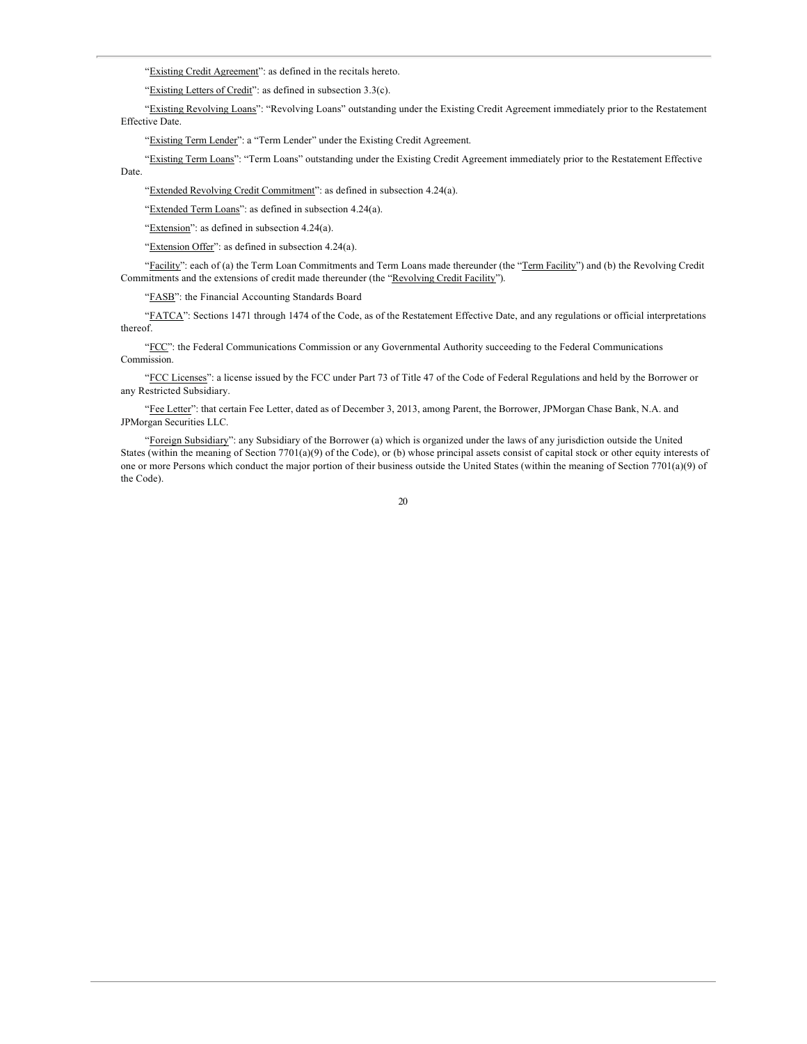"Existing Credit Agreement": as defined in the recitals hereto.

"Existing Letters of Credit": as defined in subsection 3.3(c).

"Existing Revolving Loans": "Revolving Loans" outstanding under the Existing Credit Agreement immediately prior to the Restatement Effective Date.

"Existing Term Lender": a "Term Lender" under the Existing Credit Agreement.

"Existing Term Loans": "Term Loans" outstanding under the Existing Credit Agreement immediately prior to the Restatement Effective Date.

"Extended Revolving Credit Commitment": as defined in subsection 4.24(a).

"Extended Term Loans": as defined in subsection 4.24(a).

"Extension": as defined in subsection 4.24(a).

"Extension Offer": as defined in subsection 4.24(a).

"Facility": each of (a) the Term Loan Commitments and Term Loans made thereunder (the "Term Facility") and (b) the Revolving Credit Commitments and the extensions of credit made thereunder (the "Revolving Credit Facility").

"FASB": the Financial Accounting Standards Board

"FATCA": Sections 1471 through 1474 of the Code, as of the Restatement Effective Date, and any regulations or official interpretations thereof.

"FCC": the Federal Communications Commission or any Governmental Authority succeeding to the Federal Communications Commission.

"FCC Licenses": a license issued by the FCC under Part 73 of Title 47 of the Code of Federal Regulations and held by the Borrower or any Restricted Subsidiary.

"Fee Letter": that certain Fee Letter, dated as of December 3, 2013, among Parent, the Borrower, JPMorgan Chase Bank, N.A. and JPMorgan Securities LLC.

"Foreign Subsidiary": any Subsidiary of the Borrower (a) which is organized under the laws of any jurisdiction outside the United States (within the meaning of Section 7701(a)(9) of the Code), or (b) whose principal assets consist of capital stock or other equity interests of one or more Persons which conduct the major portion of their business outside the United States (within the meaning of Section 7701(a)(9) of the Code).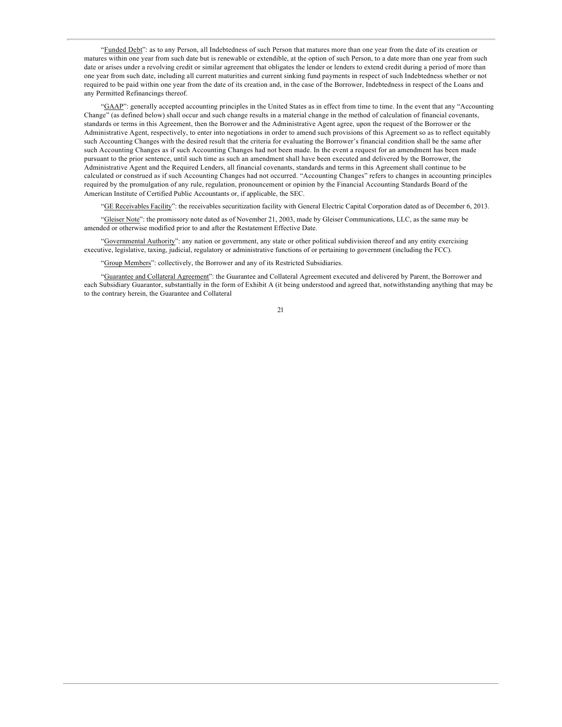"Funded Debt": as to any Person, all Indebtedness of such Person that matures more than one year from the date of its creation or matures within one year from such date but is renewable or extendible, at the option of such Person, to a date more than one year from such date or arises under a revolving credit or similar agreement that obligates the lender or lenders to extend credit during a period of more than one year from such date, including all current maturities and current sinking fund payments in respect of such Indebtedness whether or not required to be paid within one year from the date of its creation and, in the case of the Borrower, Indebtedness in respect of the Loans and any Permitted Refinancings thereof.

"GAAP": generally accepted accounting principles in the United States as in effect from time to time. In the event that any "Accounting Change" (as defined below) shall occur and such change results in a material change in the method of calculation of financial covenants, standards or terms in this Agreement, then the Borrower and the Administrative Agent agree, upon the request of the Borrower or the Administrative Agent, respectively, to enter into negotiations in order to amend such provisions of this Agreement so as to reflect equitably such Accounting Changes with the desired result that the criteria for evaluating the Borrower's financial condition shall be the same after such Accounting Changes as if such Accounting Changes had not been made. In the event a request for an amendment has been made pursuant to the prior sentence, until such time as such an amendment shall have been executed and delivered by the Borrower, the Administrative Agent and the Required Lenders, all financial covenants, standards and terms in this Agreement shall continue to be calculated or construed as if such Accounting Changes had not occurred. "Accounting Changes" refers to changes in accounting principles required by the promulgation of any rule, regulation, pronouncement or opinion by the Financial Accounting Standards Board of the American Institute of Certified Public Accountants or, if applicable, the SEC.

"GE Receivables Facility": the receivables securitization facility with General Electric Capital Corporation dated as of December 6, 2013.

"Gleiser Note": the promissory note dated as of November 21, 2003, made by Gleiser Communications, LLC, as the same may be amended or otherwise modified prior to and after the Restatement Effective Date.

"Governmental Authority": any nation or government, any state or other political subdivision thereof and any entity exercising executive, legislative, taxing, judicial, regulatory or administrative functions of or pertaining to government (including the FCC).

"Group Members": collectively, the Borrower and any of its Restricted Subsidiaries.

"Guarantee and Collateral Agreement": the Guarantee and Collateral Agreement executed and delivered by Parent, the Borrower and each Subsidiary Guarantor, substantially in the form of Exhibit A (it being understood and agreed that, notwithstanding anything that may be to the contrary herein, the Guarantee and Collateral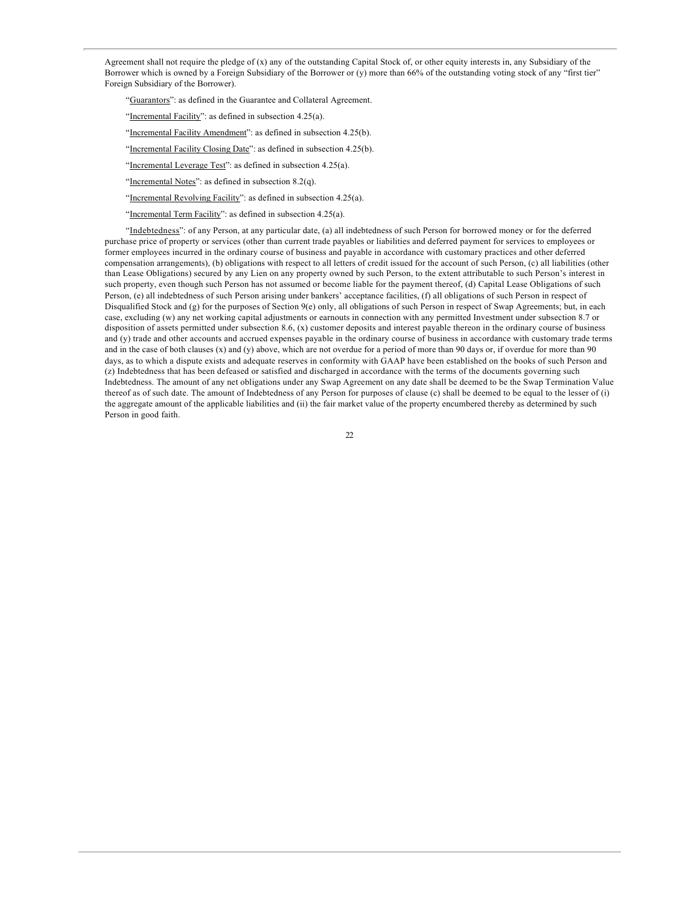Agreement shall not require the pledge of (x) any of the outstanding Capital Stock of, or other equity interests in, any Subsidiary of the Borrower which is owned by a Foreign Subsidiary of the Borrower or (y) more than 66% of the outstanding voting stock of any "first tier" Foreign Subsidiary of the Borrower).

"Guarantors": as defined in the Guarantee and Collateral Agreement.

"Incremental Facility": as defined in subsection 4.25(a).

"Incremental Facility Amendment": as defined in subsection 4.25(b).

"Incremental Facility Closing Date": as defined in subsection 4.25(b).

"Incremental Leverage Test": as defined in subsection 4.25(a).

"Incremental Notes": as defined in subsection 8.2(q).

"Incremental Revolving Facility": as defined in subsection 4.25(a).

"Incremental Term Facility": as defined in subsection 4.25(a).

"Indebtedness": of any Person, at any particular date, (a) all indebtedness of such Person for borrowed money or for the deferred purchase price of property or services (other than current trade payables or liabilities and deferred payment for services to employees or former employees incurred in the ordinary course of business and payable in accordance with customary practices and other deferred compensation arrangements), (b) obligations with respect to all letters of credit issued for the account of such Person, (c) all liabilities (other than Lease Obligations) secured by any Lien on any property owned by such Person, to the extent attributable to such Person's interest in such property, even though such Person has not assumed or become liable for the payment thereof, (d) Capital Lease Obligations of such Person, (e) all indebtedness of such Person arising under bankers' acceptance facilities, (f) all obligations of such Person in respect of Disqualified Stock and (g) for the purposes of Section 9(e) only, all obligations of such Person in respect of Swap Agreements; but, in each case, excluding (w) any net working capital adjustments or earnouts in connection with any permitted Investment under subsection 8.7 or disposition of assets permitted under subsection 8.6, (x) customer deposits and interest payable thereon in the ordinary course of business and (y) trade and other accounts and accrued expenses payable in the ordinary course of business in accordance with customary trade terms and in the case of both clauses (x) and (y) above, which are not overdue for a period of more than 90 days or, if overdue for more than 90 days, as to which a dispute exists and adequate reserves in conformity with GAAP have been established on the books of such Person and (z) Indebtedness that has been defeased or satisfied and discharged in accordance with the terms of the documents governing such Indebtedness. The amount of any net obligations under any Swap Agreement on any date shall be deemed to be the Swap Termination Value thereof as of such date. The amount of Indebtedness of any Person for purposes of clause (c) shall be deemed to be equal to the lesser of (i) the aggregate amount of the applicable liabilities and (ii) the fair market value of the property encumbered thereby as determined by such Person in good faith.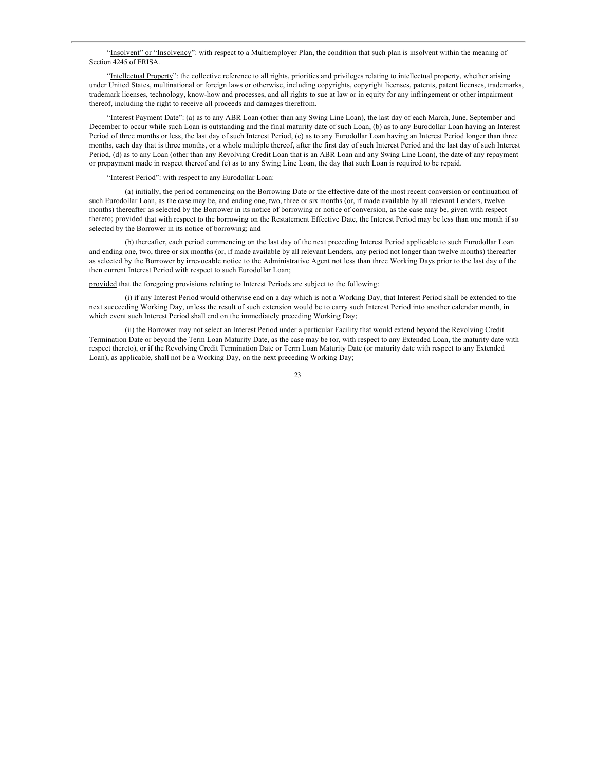"Insolvent" or "Insolvency": with respect to a Multiemployer Plan, the condition that such plan is insolvent within the meaning of Section 4245 of ERISA.

"Intellectual Property": the collective reference to all rights, priorities and privileges relating to intellectual property, whether arising under United States, multinational or foreign laws or otherwise, including copyrights, copyright licenses, patents, patent licenses, trademarks, trademark licenses, technology, know-how and processes, and all rights to sue at law or in equity for any infringement or other impairment thereof, including the right to receive all proceeds and damages therefrom.

"Interest Payment Date": (a) as to any ABR Loan (other than any Swing Line Loan), the last day of each March, June, September and December to occur while such Loan is outstanding and the final maturity date of such Loan, (b) as to any Eurodollar Loan having an Interest Period of three months or less, the last day of such Interest Period, (c) as to any Eurodollar Loan having an Interest Period longer than three months, each day that is three months, or a whole multiple thereof, after the first day of such Interest Period and the last day of such Interest Period, (d) as to any Loan (other than any Revolving Credit Loan that is an ABR Loan and any Swing Line Loan), the date of any repayment or prepayment made in respect thereof and (e) as to any Swing Line Loan, the day that such Loan is required to be repaid.

"Interest Period": with respect to any Eurodollar Loan:

(a) initially, the period commencing on the Borrowing Date or the effective date of the most recent conversion or continuation of such Eurodollar Loan, as the case may be, and ending one, two, three or six months (or, if made available by all relevant Lenders, twelve months) thereafter as selected by the Borrower in its notice of borrowing or notice of conversion, as the case may be, given with respect thereto; provided that with respect to the borrowing on the Restatement Effective Date, the Interest Period may be less than one month if so selected by the Borrower in its notice of borrowing; and

(b) thereafter, each period commencing on the last day of the next preceding Interest Period applicable to such Eurodollar Loan and ending one, two, three or six months (or, if made available by all relevant Lenders, any period not longer than twelve months) thereafter as selected by the Borrower by irrevocable notice to the Administrative Agent not less than three Working Days prior to the last day of the then current Interest Period with respect to such Eurodollar Loan;

provided that the foregoing provisions relating to Interest Periods are subject to the following:

(i) if any Interest Period would otherwise end on a day which is not a Working Day, that Interest Period shall be extended to the next succeeding Working Day, unless the result of such extension would be to carry such Interest Period into another calendar month, in which event such Interest Period shall end on the immediately preceding Working Day;

(ii) the Borrower may not select an Interest Period under a particular Facility that would extend beyond the Revolving Credit Termination Date or beyond the Term Loan Maturity Date, as the case may be (or, with respect to any Extended Loan, the maturity date with respect thereto), or if the Revolving Credit Termination Date or Term Loan Maturity Date (or maturity date with respect to any Extended Loan), as applicable, shall not be a Working Day, on the next preceding Working Day;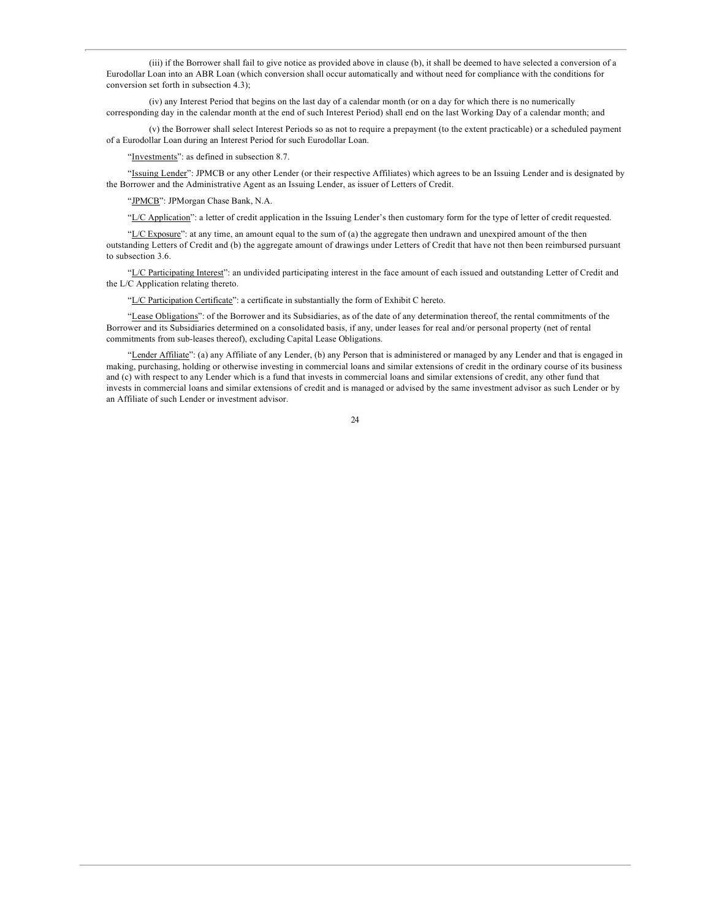(iii) if the Borrower shall fail to give notice as provided above in clause (b), it shall be deemed to have selected a conversion of a Eurodollar Loan into an ABR Loan (which conversion shall occur automatically and without need for compliance with the conditions for conversion set forth in subsection 4.3);

(iv) any Interest Period that begins on the last day of a calendar month (or on a day for which there is no numerically corresponding day in the calendar month at the end of such Interest Period) shall end on the last Working Day of a calendar month; and

(v) the Borrower shall select Interest Periods so as not to require a prepayment (to the extent practicable) or a scheduled payment of a Eurodollar Loan during an Interest Period for such Eurodollar Loan.

"Investments": as defined in subsection 8.7.

"Issuing Lender": JPMCB or any other Lender (or their respective Affiliates) which agrees to be an Issuing Lender and is designated by the Borrower and the Administrative Agent as an Issuing Lender, as issuer of Letters of Credit.

"JPMCB": JPMorgan Chase Bank, N.A.

"L/C Application": a letter of credit application in the Issuing Lender's then customary form for the type of letter of credit requested.

"L/C Exposure": at any time, an amount equal to the sum of (a) the aggregate then undrawn and unexpired amount of the then outstanding Letters of Credit and (b) the aggregate amount of drawings under Letters of Credit that have not then been reimbursed pursuant to subsection 3.6.

"L/C Participating Interest": an undivided participating interest in the face amount of each issued and outstanding Letter of Credit and the L/C Application relating thereto.

"L/C Participation Certificate": a certificate in substantially the form of Exhibit C hereto.

"Lease Obligations": of the Borrower and its Subsidiaries, as of the date of any determination thereof, the rental commitments of the Borrower and its Subsidiaries determined on a consolidated basis, if any, under leases for real and/or personal property (net of rental commitments from sub-leases thereof), excluding Capital Lease Obligations.

"Lender Affiliate": (a) any Affiliate of any Lender, (b) any Person that is administered or managed by any Lender and that is engaged in making, purchasing, holding or otherwise investing in commercial loans and similar extensions of credit in the ordinary course of its business and (c) with respect to any Lender which is a fund that invests in commercial loans and similar extensions of credit, any other fund that invests in commercial loans and similar extensions of credit and is managed or advised by the same investment advisor as such Lender or by an Affiliate of such Lender or investment advisor.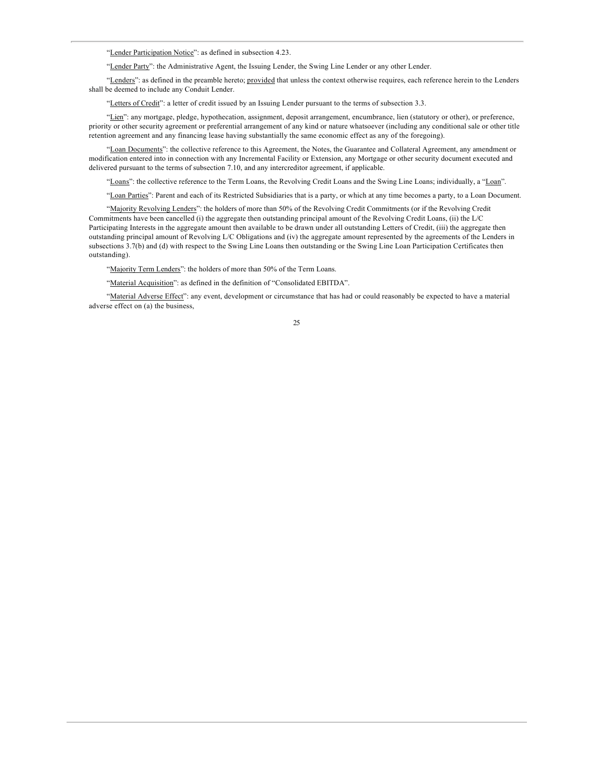"Lender Participation Notice": as defined in subsection 4.23.

"Lender Party": the Administrative Agent, the Issuing Lender, the Swing Line Lender or any other Lender.

"Lenders": as defined in the preamble hereto; provided that unless the context otherwise requires, each reference herein to the Lenders shall be deemed to include any Conduit Lender.

"Letters of Credit": a letter of credit issued by an Issuing Lender pursuant to the terms of subsection 3.3.

"Lien": any mortgage, pledge, hypothecation, assignment, deposit arrangement, encumbrance, lien (statutory or other), or preference, priority or other security agreement or preferential arrangement of any kind or nature whatsoever (including any conditional sale or other title retention agreement and any financing lease having substantially the same economic effect as any of the foregoing).

"Loan Documents": the collective reference to this Agreement, the Notes, the Guarantee and Collateral Agreement, any amendment or modification entered into in connection with any Incremental Facility or Extension, any Mortgage or other security document executed and delivered pursuant to the terms of subsection 7.10, and any intercreditor agreement, if applicable.

"Loans": the collective reference to the Term Loans, the Revolving Credit Loans and the Swing Line Loans; individually, a "Loan".

"Loan Parties": Parent and each of its Restricted Subsidiaries that is a party, or which at any time becomes a party, to a Loan Document.

"Majority Revolving Lenders": the holders of more than 50% of the Revolving Credit Commitments (or if the Revolving Credit Commitments have been cancelled (i) the aggregate then outstanding principal amount of the Revolving Credit Loans, (ii) the L/C Participating Interests in the aggregate amount then available to be drawn under all outstanding Letters of Credit, (iii) the aggregate then outstanding principal amount of Revolving L/C Obligations and (iv) the aggregate amount represented by the agreements of the Lenders in subsections 3.7(b) and (d) with respect to the Swing Line Loans then outstanding or the Swing Line Loan Participation Certificates then outstanding).

"Majority Term Lenders": the holders of more than 50% of the Term Loans.

"Material Acquisition": as defined in the definition of "Consolidated EBITDA".

"Material Adverse Effect": any event, development or circumstance that has had or could reasonably be expected to have a material adverse effect on (a) the business,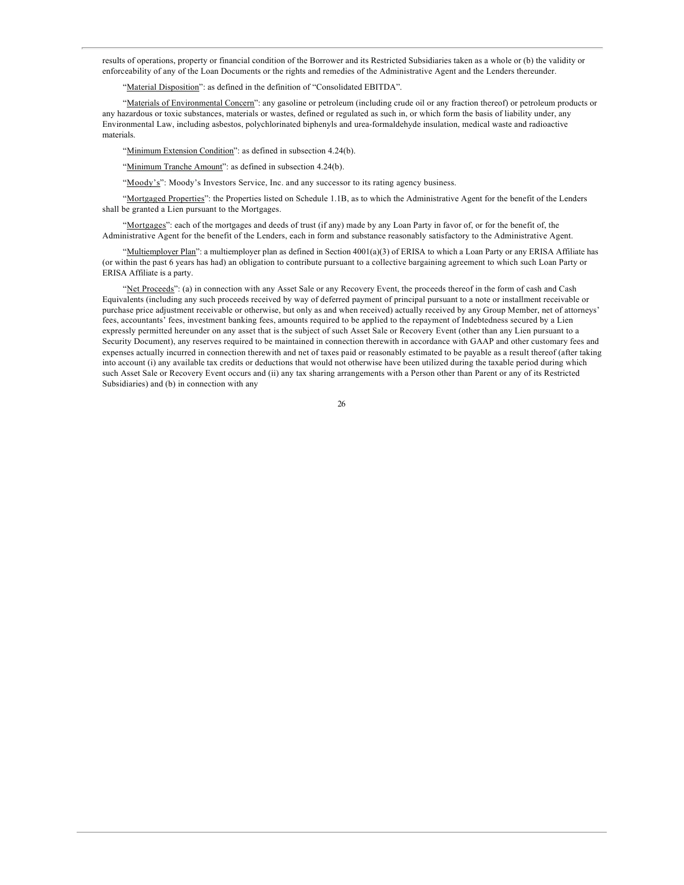results of operations, property or financial condition of the Borrower and its Restricted Subsidiaries taken as a whole or (b) the validity or enforceability of any of the Loan Documents or the rights and remedies of the Administrative Agent and the Lenders thereunder.

"Material Disposition": as defined in the definition of "Consolidated EBITDA".

"Materials of Environmental Concern": any gasoline or petroleum (including crude oil or any fraction thereof) or petroleum products or any hazardous or toxic substances, materials or wastes, defined or regulated as such in, or which form the basis of liability under, any Environmental Law, including asbestos, polychlorinated biphenyls and urea-formaldehyde insulation, medical waste and radioactive materials.

"Minimum Extension Condition": as defined in subsection 4.24(b).

"Minimum Tranche Amount": as defined in subsection 4.24(b).

"Moody's": Moody's Investors Service, Inc. and any successor to its rating agency business.

"Mortgaged Properties": the Properties listed on Schedule 1.1B, as to which the Administrative Agent for the benefit of the Lenders shall be granted a Lien pursuant to the Mortgages.

"Mortgages": each of the mortgages and deeds of trust (if any) made by any Loan Party in favor of, or for the benefit of, the Administrative Agent for the benefit of the Lenders, each in form and substance reasonably satisfactory to the Administrative Agent.

"Multiemployer Plan": a multiemployer plan as defined in Section 4001(a)(3) of ERISA to which a Loan Party or any ERISA Affiliate has (or within the past 6 years has had) an obligation to contribute pursuant to a collective bargaining agreement to which such Loan Party or ERISA Affiliate is a party.

"Net Proceeds": (a) in connection with any Asset Sale or any Recovery Event, the proceeds thereof in the form of cash and Cash Equivalents (including any such proceeds received by way of deferred payment of principal pursuant to a note or installment receivable or purchase price adjustment receivable or otherwise, but only as and when received) actually received by any Group Member, net of attorneys' fees, accountants' fees, investment banking fees, amounts required to be applied to the repayment of Indebtedness secured by a Lien expressly permitted hereunder on any asset that is the subject of such Asset Sale or Recovery Event (other than any Lien pursuant to a Security Document), any reserves required to be maintained in connection therewith in accordance with GAAP and other customary fees and expenses actually incurred in connection therewith and net of taxes paid or reasonably estimated to be payable as a result thereof (after taking into account (i) any available tax credits or deductions that would not otherwise have been utilized during the taxable period during which such Asset Sale or Recovery Event occurs and (ii) any tax sharing arrangements with a Person other than Parent or any of its Restricted Subsidiaries) and (b) in connection with any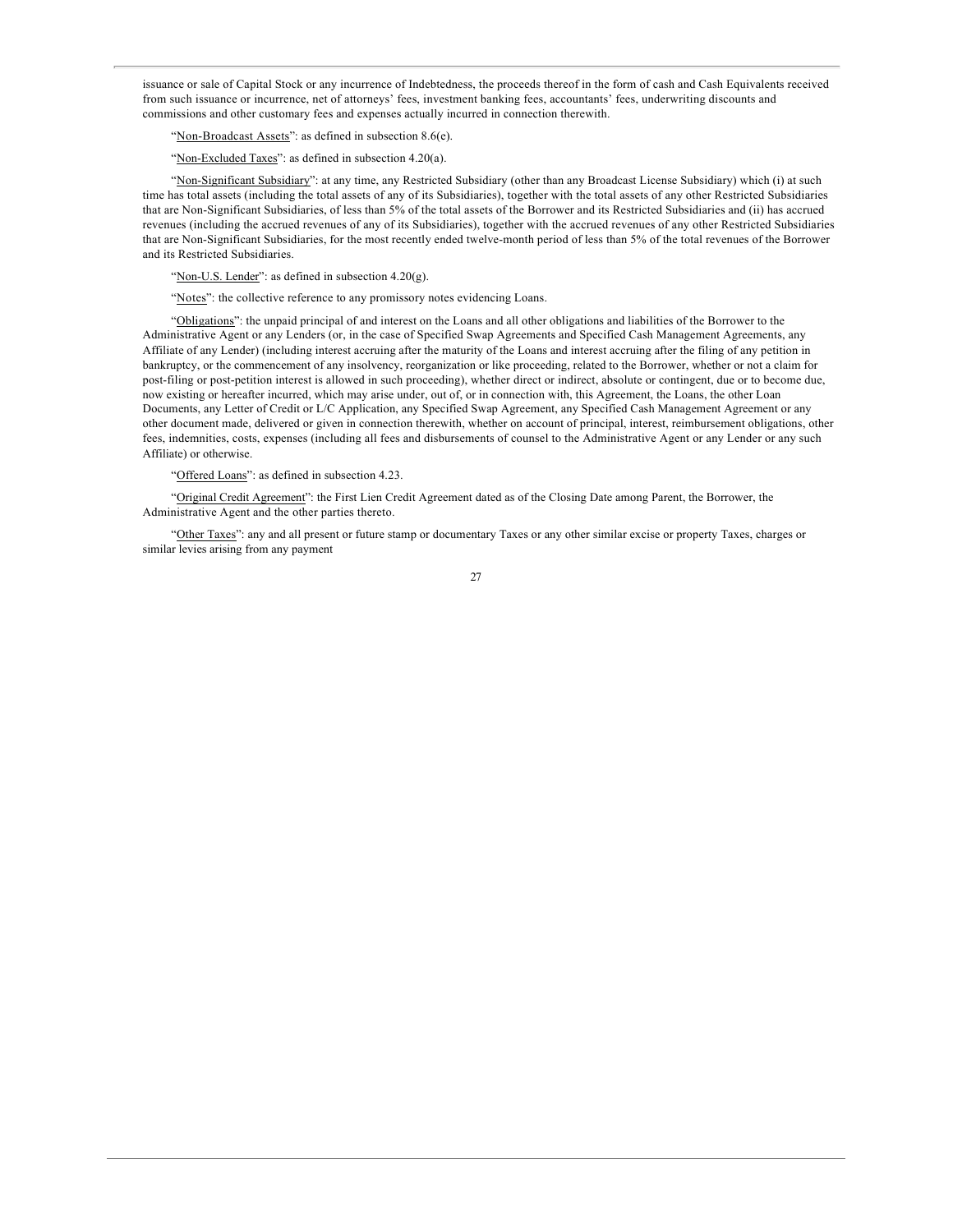issuance or sale of Capital Stock or any incurrence of Indebtedness, the proceeds thereof in the form of cash and Cash Equivalents received from such issuance or incurrence, net of attorneys' fees, investment banking fees, accountants' fees, underwriting discounts and commissions and other customary fees and expenses actually incurred in connection therewith.

"Non-Broadcast Assets": as defined in subsection 8.6(e).

"Non-Excluded Taxes": as defined in subsection 4.20(a).

"Non-Significant Subsidiary": at any time, any Restricted Subsidiary (other than any Broadcast License Subsidiary) which (i) at such time has total assets (including the total assets of any of its Subsidiaries), together with the total assets of any other Restricted Subsidiaries that are Non-Significant Subsidiaries, of less than 5% of the total assets of the Borrower and its Restricted Subsidiaries and (ii) has accrued revenues (including the accrued revenues of any of its Subsidiaries), together with the accrued revenues of any other Restricted Subsidiaries that are Non-Significant Subsidiaries, for the most recently ended twelve-month period of less than 5% of the total revenues of the Borrower and its Restricted Subsidiaries.

"Non-U.S. Lender": as defined in subsection 4.20(g).

"Notes": the collective reference to any promissory notes evidencing Loans.

"Obligations": the unpaid principal of and interest on the Loans and all other obligations and liabilities of the Borrower to the Administrative Agent or any Lenders (or, in the case of Specified Swap Agreements and Specified Cash Management Agreements, any Affiliate of any Lender) (including interest accruing after the maturity of the Loans and interest accruing after the filing of any petition in bankruptcy, or the commencement of any insolvency, reorganization or like proceeding, related to the Borrower, whether or not a claim for post-filing or post-petition interest is allowed in such proceeding), whether direct or indirect, absolute or contingent, due or to become due, now existing or hereafter incurred, which may arise under, out of, or in connection with, this Agreement, the Loans, the other Loan Documents, any Letter of Credit or L/C Application, any Specified Swap Agreement, any Specified Cash Management Agreement or any other document made, delivered or given in connection therewith, whether on account of principal, interest, reimbursement obligations, other fees, indemnities, costs, expenses (including all fees and disbursements of counsel to the Administrative Agent or any Lender or any such Affiliate) or otherwise.

"Offered Loans": as defined in subsection 4.23.

"Original Credit Agreement": the First Lien Credit Agreement dated as of the Closing Date among Parent, the Borrower, the Administrative Agent and the other parties thereto.

"Other Taxes": any and all present or future stamp or documentary Taxes or any other similar excise or property Taxes, charges or similar levies arising from any payment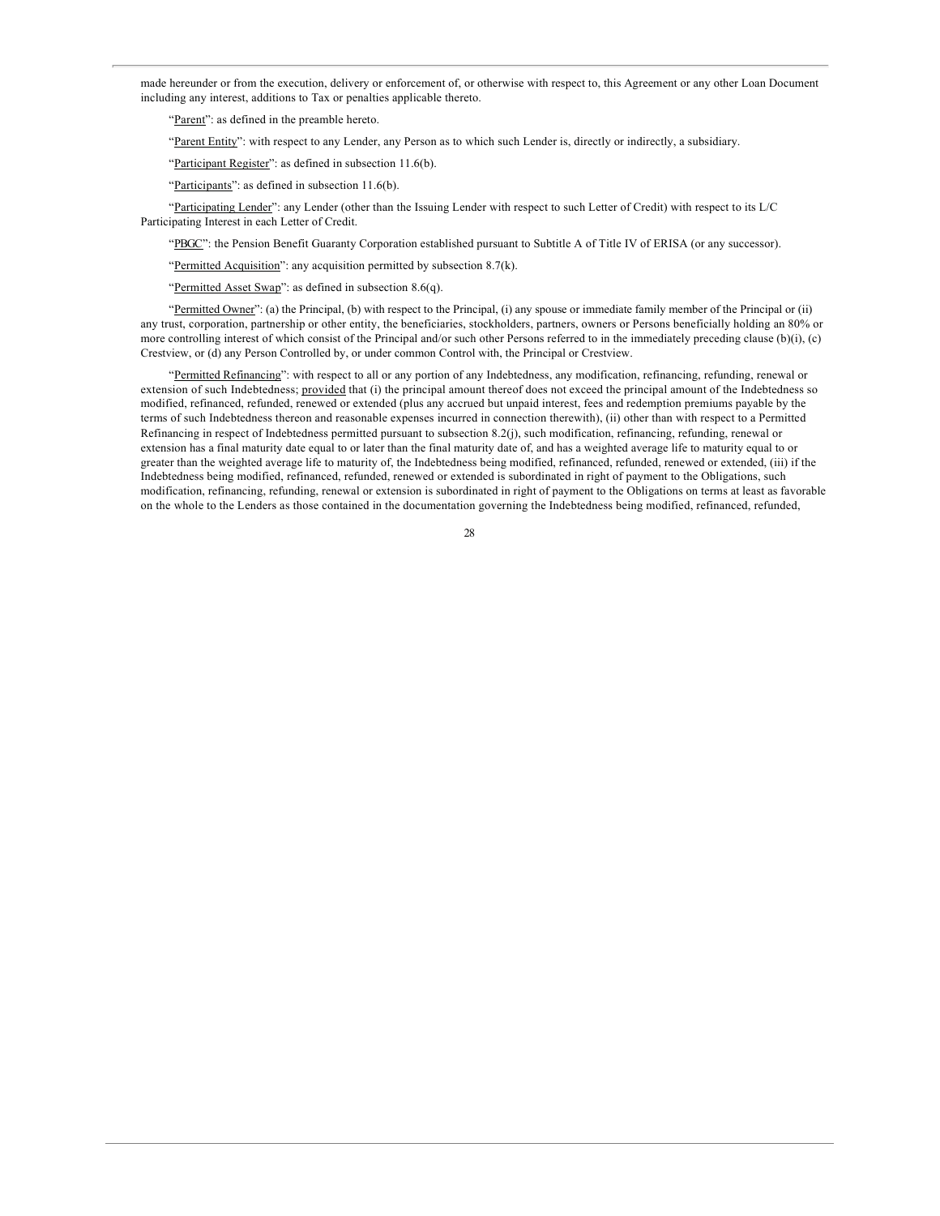made hereunder or from the execution, delivery or enforcement of, or otherwise with respect to, this Agreement or any other Loan Document including any interest, additions to Tax or penalties applicable thereto.

"Parent": as defined in the preamble hereto.

"Parent Entity": with respect to any Lender, any Person as to which such Lender is, directly or indirectly, a subsidiary.

"Participant Register": as defined in subsection 11.6(b).

"Participants": as defined in subsection 11.6(b).

"Participating Lender": any Lender (other than the Issuing Lender with respect to such Letter of Credit) with respect to its L/C Participating Interest in each Letter of Credit.

"PBGC": the Pension Benefit Guaranty Corporation established pursuant to Subtitle A of Title IV of ERISA (or any successor).

"Permitted Acquisition": any acquisition permitted by subsection 8.7(k).

"Permitted Asset Swap": as defined in subsection 8.6(q).

"Permitted Owner": (a) the Principal, (b) with respect to the Principal, (i) any spouse or immediate family member of the Principal or (ii) any trust, corporation, partnership or other entity, the beneficiaries, stockholders, partners, owners or Persons beneficially holding an 80% or more controlling interest of which consist of the Principal and/or such other Persons referred to in the immediately preceding clause (b)(i), (c) Crestview, or (d) any Person Controlled by, or under common Control with, the Principal or Crestview.

"Permitted Refinancing": with respect to all or any portion of any Indebtedness, any modification, refinancing, refunding, renewal or extension of such Indebtedness; provided that (i) the principal amount thereof does not exceed the principal amount of the Indebtedness so modified, refinanced, refunded, renewed or extended (plus any accrued but unpaid interest, fees and redemption premiums payable by the terms of such Indebtedness thereon and reasonable expenses incurred in connection therewith), (ii) other than with respect to a Permitted Refinancing in respect of Indebtedness permitted pursuant to subsection 8.2(j), such modification, refinancing, refunding, renewal or extension has a final maturity date equal to or later than the final maturity date of, and has a weighted average life to maturity equal to or greater than the weighted average life to maturity of, the Indebtedness being modified, refinanced, refunded, renewed or extended, (iii) if the Indebtedness being modified, refinanced, refunded, renewed or extended is subordinated in right of payment to the Obligations, such modification, refinancing, refunding, renewal or extension is subordinated in right of payment to the Obligations on terms at least as favorable on the whole to the Lenders as those contained in the documentation governing the Indebtedness being modified, refinanced, refunded,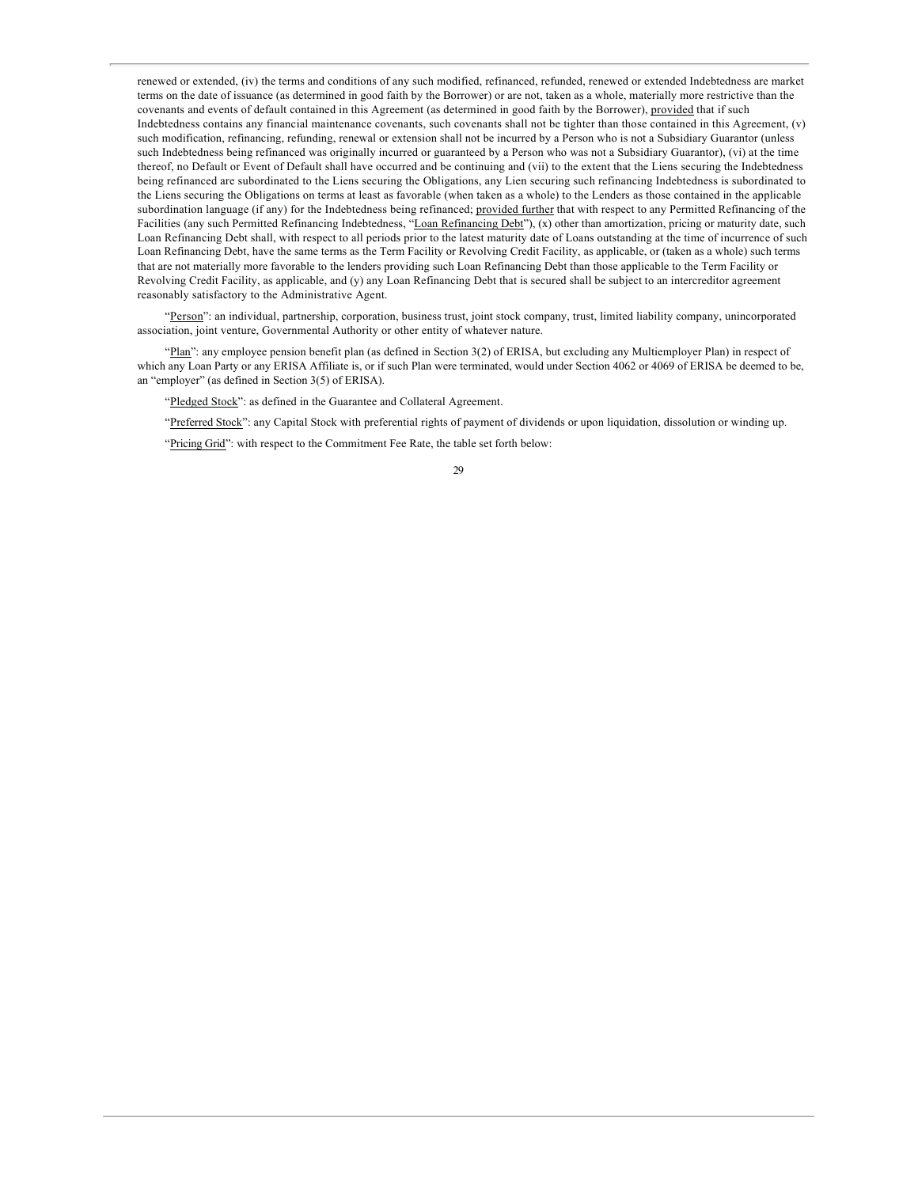renewed or extended, (iv) the terms and conditions of any such modified, refinanced, refunded, renewed or extended Indebtedness are market terms on the date of issuance (as determined in good faith by the Borrower) or are not, taken as a whole, materially more restrictive than the covenants and events of default contained in this Agreement (as determined in good faith by the Borrower), provided that if such Indebtedness contains any financial maintenance covenants, such covenants shall not be tighter than those contained in this Agreement, (v) such modification, refinancing, refunding, renewal or extension shall not be incurred by a Person who is not a Subsidiary Guarantor (unless such Indebtedness being refinanced was originally incurred or guaranteed by a Person who was not a Subsidiary Guarantor), (vi) at the time thereof, no Default or Event of Default shall have occurred and be continuing and (vii) to the extent that the Liens securing the Indebtedness being refinanced are subordinated to the Liens securing the Obligations, any Lien securing such refinancing Indebtedness is subordinated to the Liens securing the Obligations on terms at least as favorable (when taken as a whole) to the Lenders as those contained in the applicable subordination language (if any) for the Indebtedness being refinanced; provided further that with respect to any Permitted Refinancing of the Facilities (any such Permitted Refinancing Indebtedness, "Loan Refinancing Debt"), (x) other than amortization, pricing or maturity date, such Loan Refinancing Debt shall, with respect to all periods prior to the latest maturity date of Loans outstanding at the time of incurrence of such Loan Refinancing Debt, have the same terms as the Term Facility or Revolving Credit Facility, as applicable, or (taken as a whole) such terms that are not materially more favorable to the lenders providing such Loan Refinancing Debt than those applicable to the Term Facility or Revolving Credit Facility, as applicable, and (y) any Loan Refinancing Debt that is secured shall be subject to an intercreditor agreement reasonably satisfactory to the Administrative Agent.

"Person": an individual, partnership, corporation, business trust, joint stock company, trust, limited liability company, unincorporated association, joint venture, Governmental Authority or other entity of whatever nature.

"Plan": any employee pension benefit plan (as defined in Section 3(2) of ERISA, but excluding any Multiemployer Plan) in respect of which any Loan Party or any ERISA Affiliate is, or if such Plan were terminated, would under Section 4062 or 4069 of ERISA be deemed to be, an "employer" (as defined in Section 3(5) of ERISA).

"Pledged Stock": as defined in the Guarantee and Collateral Agreement.

"Preferred Stock": any Capital Stock with preferential rights of payment of dividends or upon liquidation, dissolution or winding up.

"Pricing Grid": with respect to the Commitment Fee Rate, the table set forth below: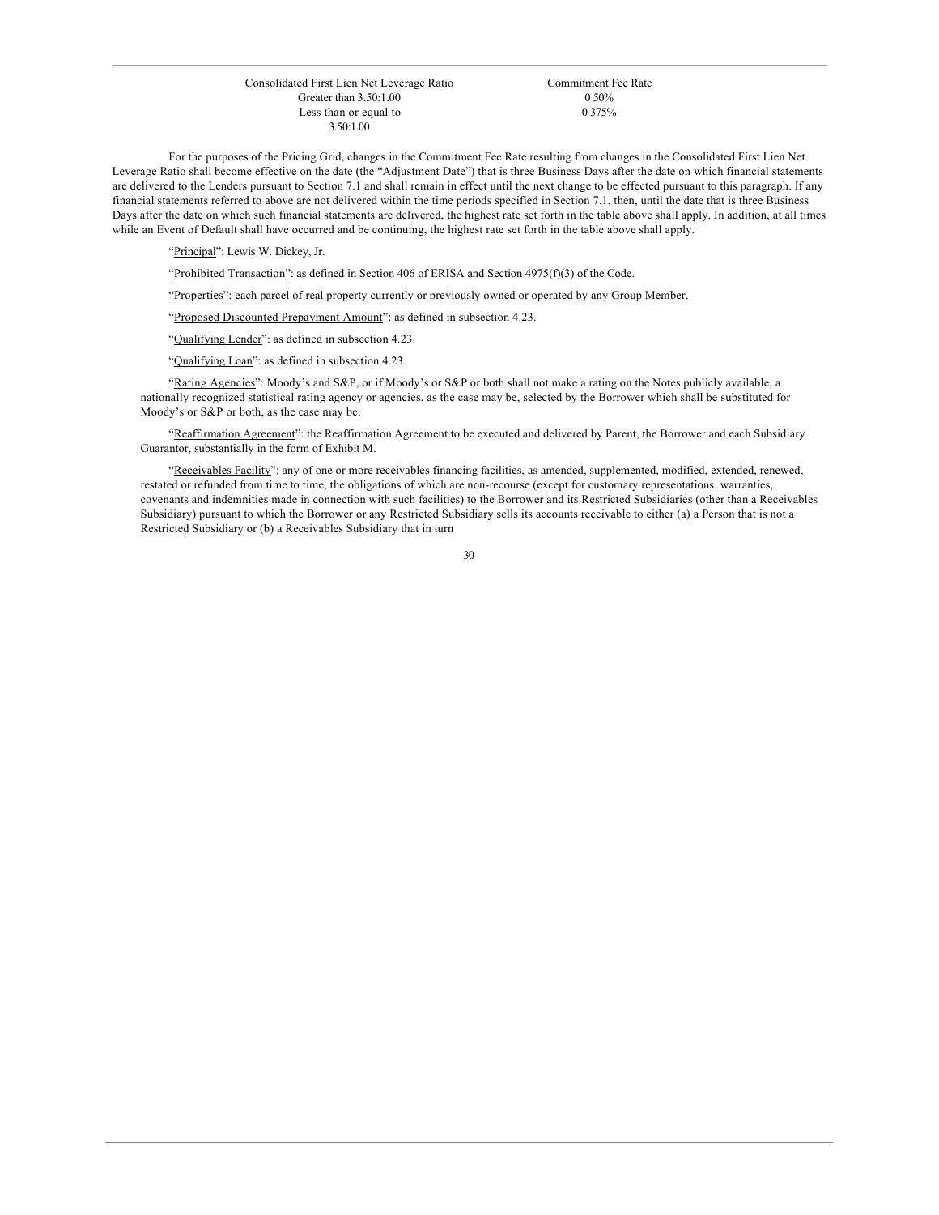| Consolidated First Lien Net Leverage Ratio | Commitment Fee Rate |
|---|---|
| Greater than 3.50:1.00 | 0 50% |
| Less than or equal to 3.50:1.00 | 0 375% |

For the purposes of the Pricing Grid, changes in the Commitment Fee Rate resulting from changes in the Consolidated First Lien Net Leverage Ratio shall become effective on the date (the "Adjustment Date") that is three Business Days after the date on which financial statements are delivered to the Lenders pursuant to Section 7.1 and shall remain in effect until the next change to be effected pursuant to this paragraph. If any financial statements referred to above are not delivered within the time periods specified in Section 7.1, then, until the date that is three Business Days after the date on which such financial statements are delivered, the highest rate set forth in the table above shall apply. In addition, at all times while an Event of Default shall have occurred and be continuing, the highest rate set forth in the table above shall apply.

"Principal": Lewis W. Dickey, Jr.

"Prohibited Transaction": as defined in Section 406 of ERISA and Section 4975(f)(3) of the Code.

"Properties": each parcel of real property currently or previously owned or operated by any Group Member.

"Proposed Discounted Prepayment Amount": as defined in subsection 4.23.

"Qualifying Lender": as defined in subsection 4.23.

"Qualifying Loan": as defined in subsection 4.23.

"Rating Agencies": Moody's and S&P, or if Moody's or S&P or both shall not make a rating on the Notes publicly available, a nationally recognized statistical rating agency or agencies, as the case may be, selected by the Borrower which shall be substituted for Moody's or S&P or both, as the case may be.

"Reaffirmation Agreement": the Reaffirmation Agreement to be executed and delivered by Parent, the Borrower and each Subsidiary Guarantor, substantially in the form of Exhibit M.

"Receivables Facility": any of one or more receivables financing facilities, as amended, supplemented, modified, extended, renewed, restated or refunded from time to time, the obligations of which are non-recourse (except for customary representations, warranties, covenants and indemnities made in connection with such facilities) to the Borrower and its Restricted Subsidiaries (other than a Receivables Subsidiary) pursuant to which the Borrower or any Restricted Subsidiary sells its accounts receivable to either (a) a Person that is not a Restricted Subsidiary or (b) a Receivables Subsidiary that in turn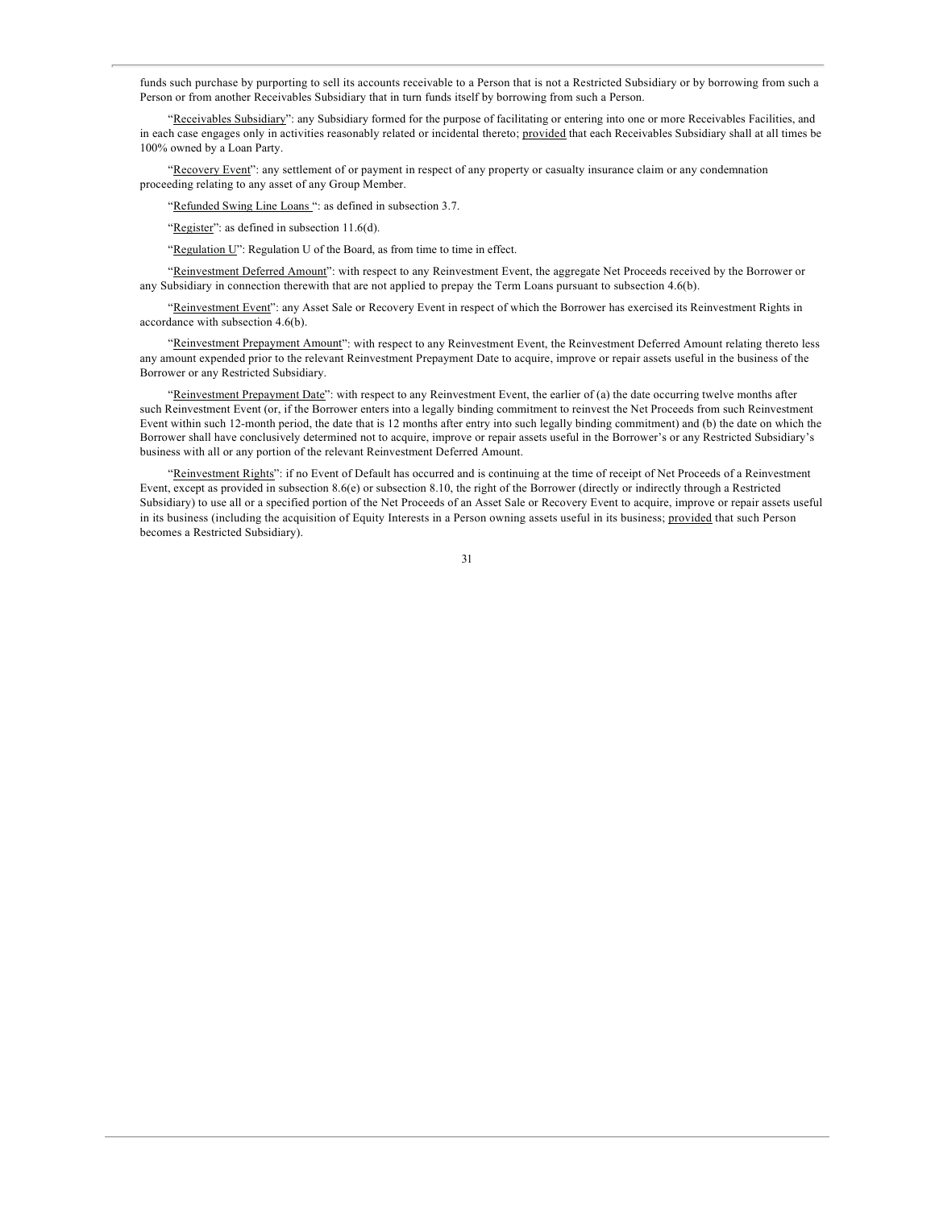funds such purchase by purporting to sell its accounts receivable to a Person that is not a Restricted Subsidiary or by borrowing from such a Person or from another Receivables Subsidiary that in turn funds itself by borrowing from such a Person.

"Receivables Subsidiary": any Subsidiary formed for the purpose of facilitating or entering into one or more Receivables Facilities, and in each case engages only in activities reasonably related or incidental thereto; provided that each Receivables Subsidiary shall at all times be 100% owned by a Loan Party.

"Recovery Event": any settlement of or payment in respect of any property or casualty insurance claim or any condemnation proceeding relating to any asset of any Group Member.

"Refunded Swing Line Loans ": as defined in subsection 3.7.

"Register": as defined in subsection 11.6(d).

"Regulation U": Regulation U of the Board, as from time to time in effect.

"Reinvestment Deferred Amount": with respect to any Reinvestment Event, the aggregate Net Proceeds received by the Borrower or any Subsidiary in connection therewith that are not applied to prepay the Term Loans pursuant to subsection 4.6(b).

"Reinvestment Event": any Asset Sale or Recovery Event in respect of which the Borrower has exercised its Reinvestment Rights in accordance with subsection 4.6(b).

"Reinvestment Prepayment Amount": with respect to any Reinvestment Event, the Reinvestment Deferred Amount relating thereto less any amount expended prior to the relevant Reinvestment Prepayment Date to acquire, improve or repair assets useful in the business of the Borrower or any Restricted Subsidiary.

"Reinvestment Prepayment Date": with respect to any Reinvestment Event, the earlier of (a) the date occurring twelve months after such Reinvestment Event (or, if the Borrower enters into a legally binding commitment to reinvest the Net Proceeds from such Reinvestment Event within such 12-month period, the date that is 12 months after entry into such legally binding commitment) and (b) the date on which the Borrower shall have conclusively determined not to acquire, improve or repair assets useful in the Borrower's or any Restricted Subsidiary's business with all or any portion of the relevant Reinvestment Deferred Amount.

"Reinvestment Rights": if no Event of Default has occurred and is continuing at the time of receipt of Net Proceeds of a Reinvestment Event, except as provided in subsection 8.6(e) or subsection 8.10, the right of the Borrower (directly or indirectly through a Restricted Subsidiary) to use all or a specified portion of the Net Proceeds of an Asset Sale or Recovery Event to acquire, improve or repair assets useful in its business (including the acquisition of Equity Interests in a Person owning assets useful in its business; provided that such Person becomes a Restricted Subsidiary).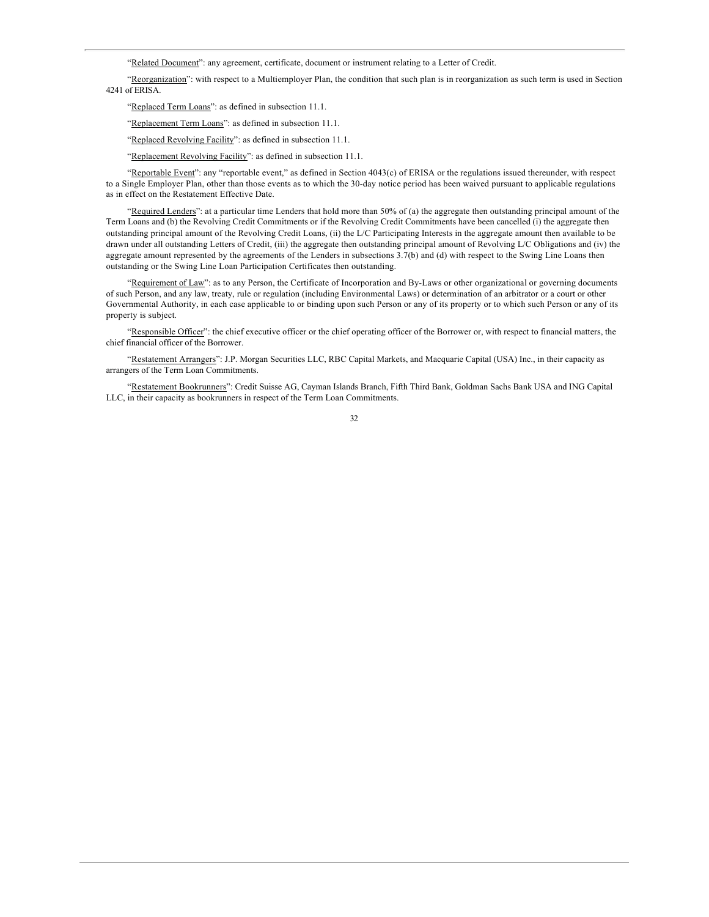"Related Document": any agreement, certificate, document or instrument relating to a Letter of Credit.

"Reorganization": with respect to a Multiemployer Plan, the condition that such plan is in reorganization as such term is used in Section 4241 of ERISA.

"Replaced Term Loans": as defined in subsection 11.1.

"Replacement Term Loans": as defined in subsection 11.1.

"Replaced Revolving Facility": as defined in subsection 11.1.

"Replacement Revolving Facility": as defined in subsection 11.1.

"Reportable Event": any "reportable event," as defined in Section 4043(c) of ERISA or the regulations issued thereunder, with respect to a Single Employer Plan, other than those events as to which the 30-day notice period has been waived pursuant to applicable regulations as in effect on the Restatement Effective Date.

"Required Lenders": at a particular time Lenders that hold more than 50% of (a) the aggregate then outstanding principal amount of the Term Loans and (b) the Revolving Credit Commitments or if the Revolving Credit Commitments have been cancelled (i) the aggregate then outstanding principal amount of the Revolving Credit Loans, (ii) the L/C Participating Interests in the aggregate amount then available to be drawn under all outstanding Letters of Credit, (iii) the aggregate then outstanding principal amount of Revolving L/C Obligations and (iv) the aggregate amount represented by the agreements of the Lenders in subsections 3.7(b) and (d) with respect to the Swing Line Loans then outstanding or the Swing Line Loan Participation Certificates then outstanding.

"Requirement of Law": as to any Person, the Certificate of Incorporation and By-Laws or other organizational or governing documents of such Person, and any law, treaty, rule or regulation (including Environmental Laws) or determination of an arbitrator or a court or other Governmental Authority, in each case applicable to or binding upon such Person or any of its property or to which such Person or any of its property is subject.

"Responsible Officer": the chief executive officer or the chief operating officer of the Borrower or, with respect to financial matters, the chief financial officer of the Borrower.

"Restatement Arrangers": J.P. Morgan Securities LLC, RBC Capital Markets, and Macquarie Capital (USA) Inc., in their capacity as arrangers of the Term Loan Commitments.

"Restatement Bookrunners": Credit Suisse AG, Cayman Islands Branch, Fifth Third Bank, Goldman Sachs Bank USA and ING Capital LLC, in their capacity as bookrunners in respect of the Term Loan Commitments.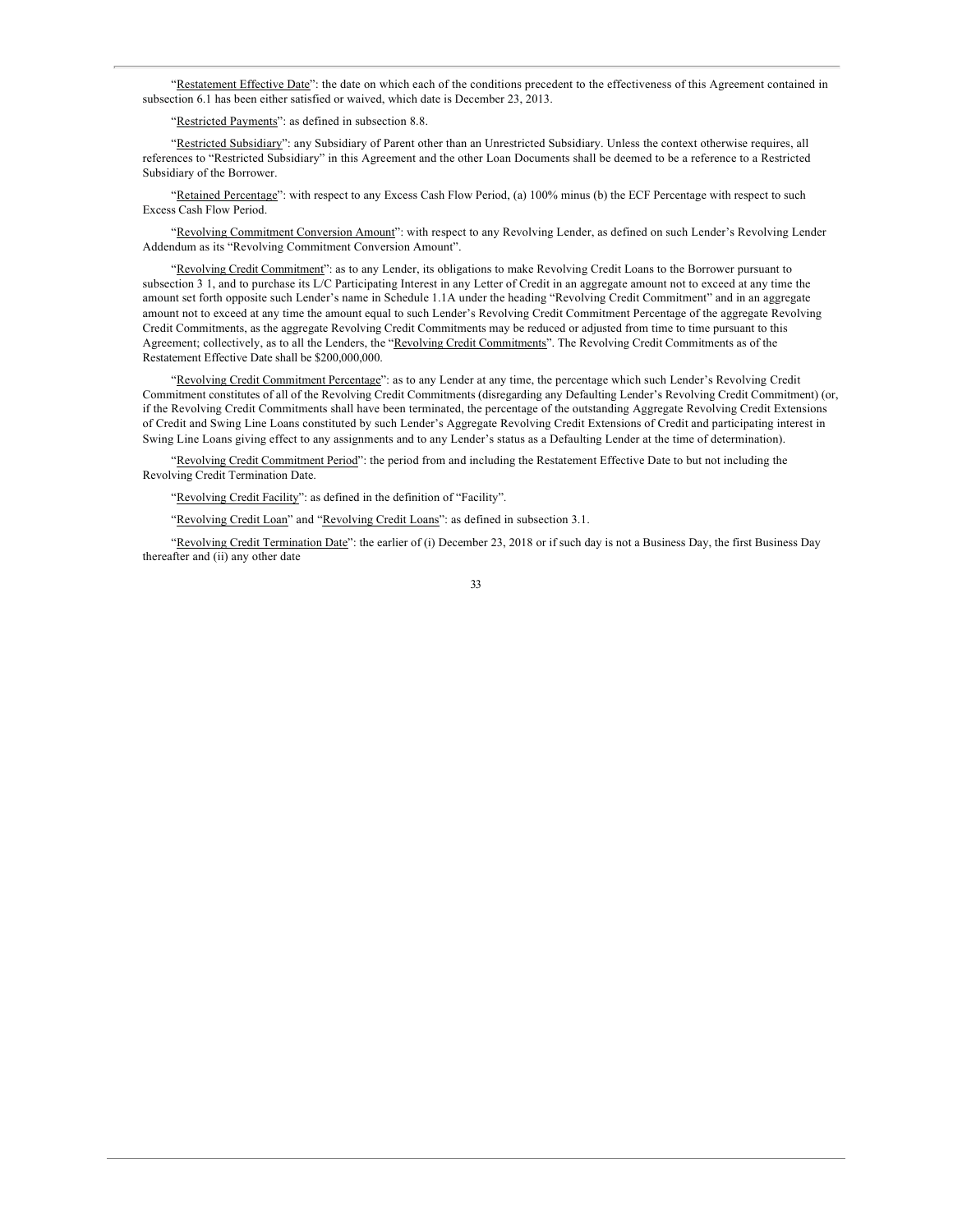"Restatement Effective Date": the date on which each of the conditions precedent to the effectiveness of this Agreement contained in subsection 6.1 has been either satisfied or waived, which date is December 23, 2013.

"Restricted Payments": as defined in subsection 8.8.

"Restricted Subsidiary": any Subsidiary of Parent other than an Unrestricted Subsidiary. Unless the context otherwise requires, all references to "Restricted Subsidiary" in this Agreement and the other Loan Documents shall be deemed to be a reference to a Restricted Subsidiary of the Borrower.

"Retained Percentage": with respect to any Excess Cash Flow Period, (a) 100% minus (b) the ECF Percentage with respect to such Excess Cash Flow Period.

"Revolving Commitment Conversion Amount": with respect to any Revolving Lender, as defined on such Lender's Revolving Lender Addendum as its "Revolving Commitment Conversion Amount".

"Revolving Credit Commitment": as to any Lender, its obligations to make Revolving Credit Loans to the Borrower pursuant to subsection 3 1, and to purchase its L/C Participating Interest in any Letter of Credit in an aggregate amount not to exceed at any time the amount set forth opposite such Lender's name in Schedule 1.1A under the heading "Revolving Credit Commitment" and in an aggregate amount not to exceed at any time the amount equal to such Lender's Revolving Credit Commitment Percentage of the aggregate Revolving Credit Commitments, as the aggregate Revolving Credit Commitments may be reduced or adjusted from time to time pursuant to this Agreement; collectively, as to all the Lenders, the "Revolving Credit Commitments". The Revolving Credit Commitments as of the Restatement Effective Date shall be $200,000,000.

"Revolving Credit Commitment Percentage": as to any Lender at any time, the percentage which such Lender's Revolving Credit Commitment constitutes of all of the Revolving Credit Commitments (disregarding any Defaulting Lender's Revolving Credit Commitment) (or, if the Revolving Credit Commitments shall have been terminated, the percentage of the outstanding Aggregate Revolving Credit Extensions of Credit and Swing Line Loans constituted by such Lender's Aggregate Revolving Credit Extensions of Credit and participating interest in Swing Line Loans giving effect to any assignments and to any Lender's status as a Defaulting Lender at the time of determination).

"Revolving Credit Commitment Period": the period from and including the Restatement Effective Date to but not including the Revolving Credit Termination Date.

"Revolving Credit Facility": as defined in the definition of "Facility".

"Revolving Credit Loan" and "Revolving Credit Loans": as defined in subsection 3.1.

"Revolving Credit Termination Date": the earlier of (i) December 23, 2018 or if such day is not a Business Day, the first Business Day thereafter and (ii) any other date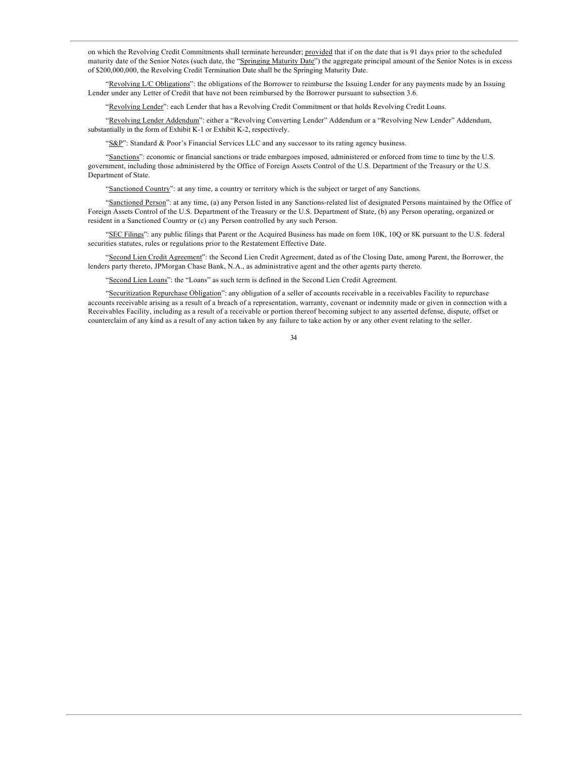on which the Revolving Credit Commitments shall terminate hereunder; provided that if on the date that is 91 days prior to the scheduled maturity date of the Senior Notes (such date, the "Springing Maturity Date") the aggregate principal amount of the Senior Notes is in excess of $200,000,000, the Revolving Credit Termination Date shall be the Springing Maturity Date.

"Revolving L/C Obligations": the obligations of the Borrower to reimburse the Issuing Lender for any payments made by an Issuing Lender under any Letter of Credit that have not been reimbursed by the Borrower pursuant to subsection 3.6.

"Revolving Lender": each Lender that has a Revolving Credit Commitment or that holds Revolving Credit Loans.

"Revolving Lender Addendum": either a "Revolving Converting Lender" Addendum or a "Revolving New Lender" Addendum, substantially in the form of Exhibit K-1 or Exhibit K-2, respectively.

"S&P": Standard & Poor's Financial Services LLC and any successor to its rating agency business.

"Sanctions": economic or financial sanctions or trade embargoes imposed, administered or enforced from time to time by the U.S. government, including those administered by the Office of Foreign Assets Control of the U.S. Department of the Treasury or the U.S. Department of State.

"Sanctioned Country": at any time, a country or territory which is the subject or target of any Sanctions.

"Sanctioned Person": at any time, (a) any Person listed in any Sanctions-related list of designated Persons maintained by the Office of Foreign Assets Control of the U.S. Department of the Treasury or the U.S. Department of State, (b) any Person operating, organized or resident in a Sanctioned Country or (c) any Person controlled by any such Person.

"SEC Filings": any public filings that Parent or the Acquired Business has made on form 10K, 10Q or 8K pursuant to the U.S. federal securities statutes, rules or regulations prior to the Restatement Effective Date.

"Second Lien Credit Agreement": the Second Lien Credit Agreement, dated as of the Closing Date, among Parent, the Borrower, the lenders party thereto, JPMorgan Chase Bank, N.A., as administrative agent and the other agents party thereto.

"Second Lien Loans": the "Loans" as such term is defined in the Second Lien Credit Agreement.

"Securitization Repurchase Obligation": any obligation of a seller of accounts receivable in a receivables Facility to repurchase accounts receivable arising as a result of a breach of a representation, warranty, covenant or indemnity made or given in connection with a Receivables Facility, including as a result of a receivable or portion thereof becoming subject to any asserted defense, dispute, offset or counterclaim of any kind as a result of any action taken by any failure to take action by or any other event relating to the seller.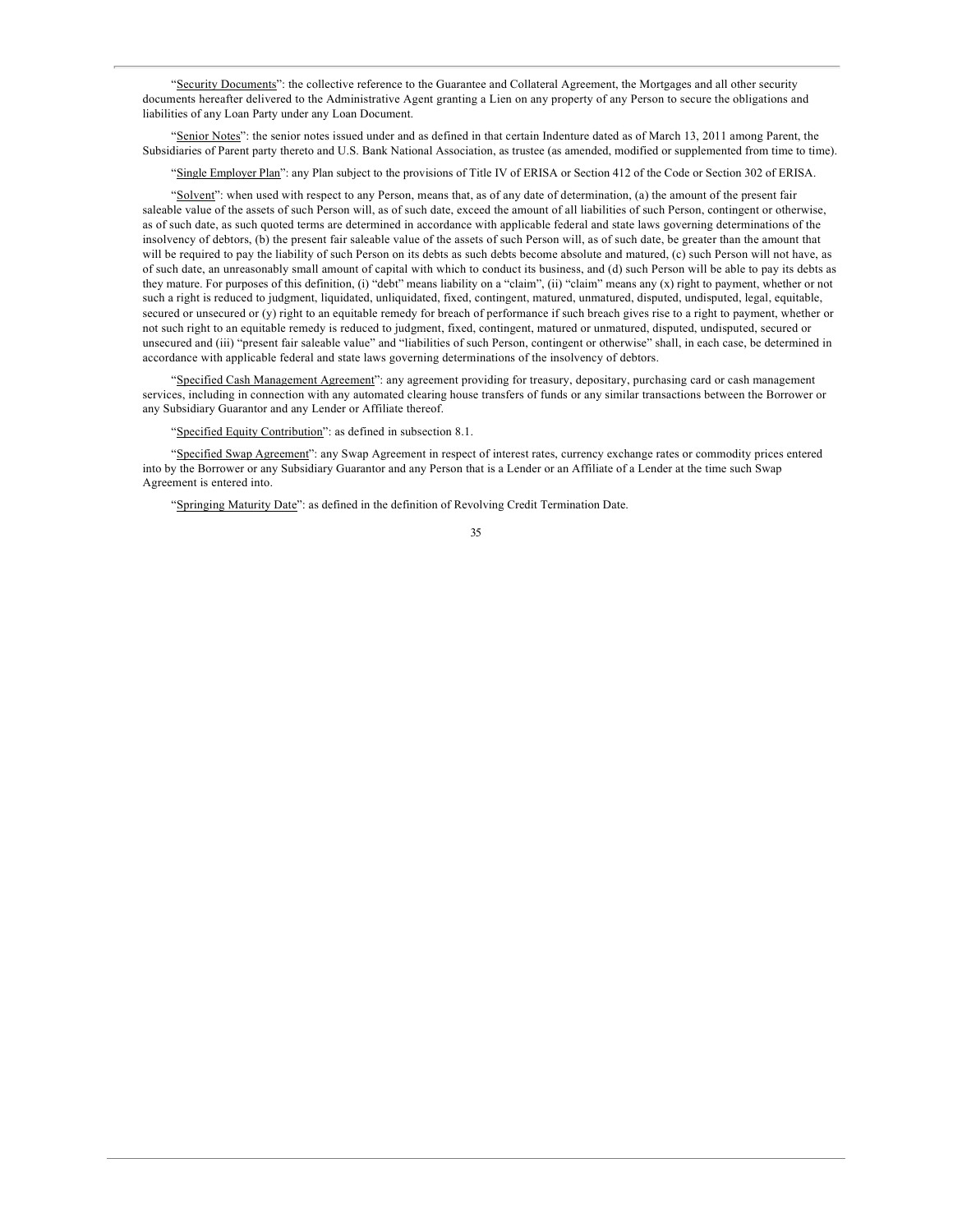"Security Documents": the collective reference to the Guarantee and Collateral Agreement, the Mortgages and all other security documents hereafter delivered to the Administrative Agent granting a Lien on any property of any Person to secure the obligations and liabilities of any Loan Party under any Loan Document.

"Senior Notes": the senior notes issued under and as defined in that certain Indenture dated as of March 13, 2011 among Parent, the Subsidiaries of Parent party thereto and U.S. Bank National Association, as trustee (as amended, modified or supplemented from time to time).

"Single Employer Plan": any Plan subject to the provisions of Title IV of ERISA or Section 412 of the Code or Section 302 of ERISA.

"Solvent": when used with respect to any Person, means that, as of any date of determination, (a) the amount of the present fair saleable value of the assets of such Person will, as of such date, exceed the amount of all liabilities of such Person, contingent or otherwise, as of such date, as such quoted terms are determined in accordance with applicable federal and state laws governing determinations of the insolvency of debtors, (b) the present fair saleable value of the assets of such Person will, as of such date, be greater than the amount that will be required to pay the liability of such Person on its debts as such debts become absolute and matured, (c) such Person will not have, as of such date, an unreasonably small amount of capital with which to conduct its business, and (d) such Person will be able to pay its debts as they mature. For purposes of this definition, (i) "debt" means liability on a "claim", (ii) "claim" means any (x) right to payment, whether or not such a right is reduced to judgment, liquidated, unliquidated, fixed, contingent, matured, unmatured, disputed, undisputed, legal, equitable, secured or unsecured or (y) right to an equitable remedy for breach of performance if such breach gives rise to a right to payment, whether or not such right to an equitable remedy is reduced to judgment, fixed, contingent, matured or unmatured, disputed, undisputed, secured or unsecured and (iii) "present fair saleable value" and "liabilities of such Person, contingent or otherwise" shall, in each case, be determined in accordance with applicable federal and state laws governing determinations of the insolvency of debtors.

"Specified Cash Management Agreement": any agreement providing for treasury, depositary, purchasing card or cash management services, including in connection with any automated clearing house transfers of funds or any similar transactions between the Borrower or any Subsidiary Guarantor and any Lender or Affiliate thereof.

"Specified Equity Contribution": as defined in subsection 8.1.

"Specified Swap Agreement": any Swap Agreement in respect of interest rates, currency exchange rates or commodity prices entered into by the Borrower or any Subsidiary Guarantor and any Person that is a Lender or an Affiliate of a Lender at the time such Swap Agreement is entered into.

"Springing Maturity Date": as defined in the definition of Revolving Credit Termination Date.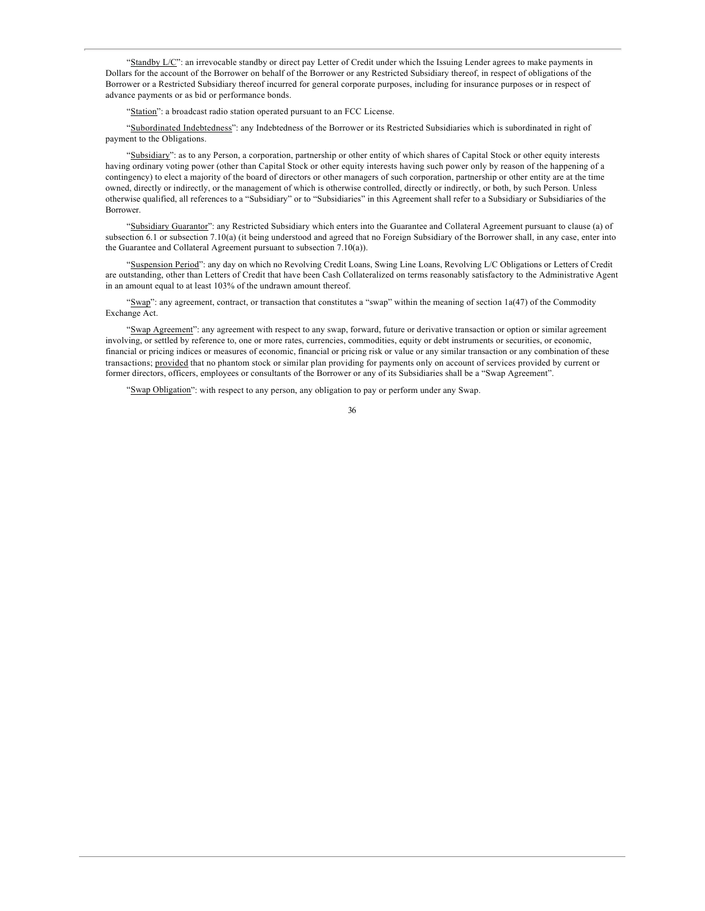"Standby L/C": an irrevocable standby or direct pay Letter of Credit under which the Issuing Lender agrees to make payments in Dollars for the account of the Borrower on behalf of the Borrower or any Restricted Subsidiary thereof, in respect of obligations of the Borrower or a Restricted Subsidiary thereof incurred for general corporate purposes, including for insurance purposes or in respect of advance payments or as bid or performance bonds.

"Station": a broadcast radio station operated pursuant to an FCC License.

"Subordinated Indebtedness": any Indebtedness of the Borrower or its Restricted Subsidiaries which is subordinated in right of payment to the Obligations.

"Subsidiary": as to any Person, a corporation, partnership or other entity of which shares of Capital Stock or other equity interests having ordinary voting power (other than Capital Stock or other equity interests having such power only by reason of the happening of a contingency) to elect a majority of the board of directors or other managers of such corporation, partnership or other entity are at the time owned, directly or indirectly, or the management of which is otherwise controlled, directly or indirectly, or both, by such Person. Unless otherwise qualified, all references to a "Subsidiary" or to "Subsidiaries" in this Agreement shall refer to a Subsidiary or Subsidiaries of the Borrower.

"Subsidiary Guarantor": any Restricted Subsidiary which enters into the Guarantee and Collateral Agreement pursuant to clause (a) of subsection 6.1 or subsection 7.10(a) (it being understood and agreed that no Foreign Subsidiary of the Borrower shall, in any case, enter into the Guarantee and Collateral Agreement pursuant to subsection 7.10(a)).

"Suspension Period": any day on which no Revolving Credit Loans, Swing Line Loans, Revolving L/C Obligations or Letters of Credit are outstanding, other than Letters of Credit that have been Cash Collateralized on terms reasonably satisfactory to the Administrative Agent in an amount equal to at least 103% of the undrawn amount thereof.

"Swap": any agreement, contract, or transaction that constitutes a "swap" within the meaning of section 1a(47) of the Commodity Exchange Act.

"Swap Agreement": any agreement with respect to any swap, forward, future or derivative transaction or option or similar agreement involving, or settled by reference to, one or more rates, currencies, commodities, equity or debt instruments or securities, or economic, financial or pricing indices or measures of economic, financial or pricing risk or value or any similar transaction or any combination of these transactions; provided that no phantom stock or similar plan providing for payments only on account of services provided by current or former directors, officers, employees or consultants of the Borrower or any of its Subsidiaries shall be a "Swap Agreement".

"Swap Obligation": with respect to any person, any obligation to pay or perform under any Swap.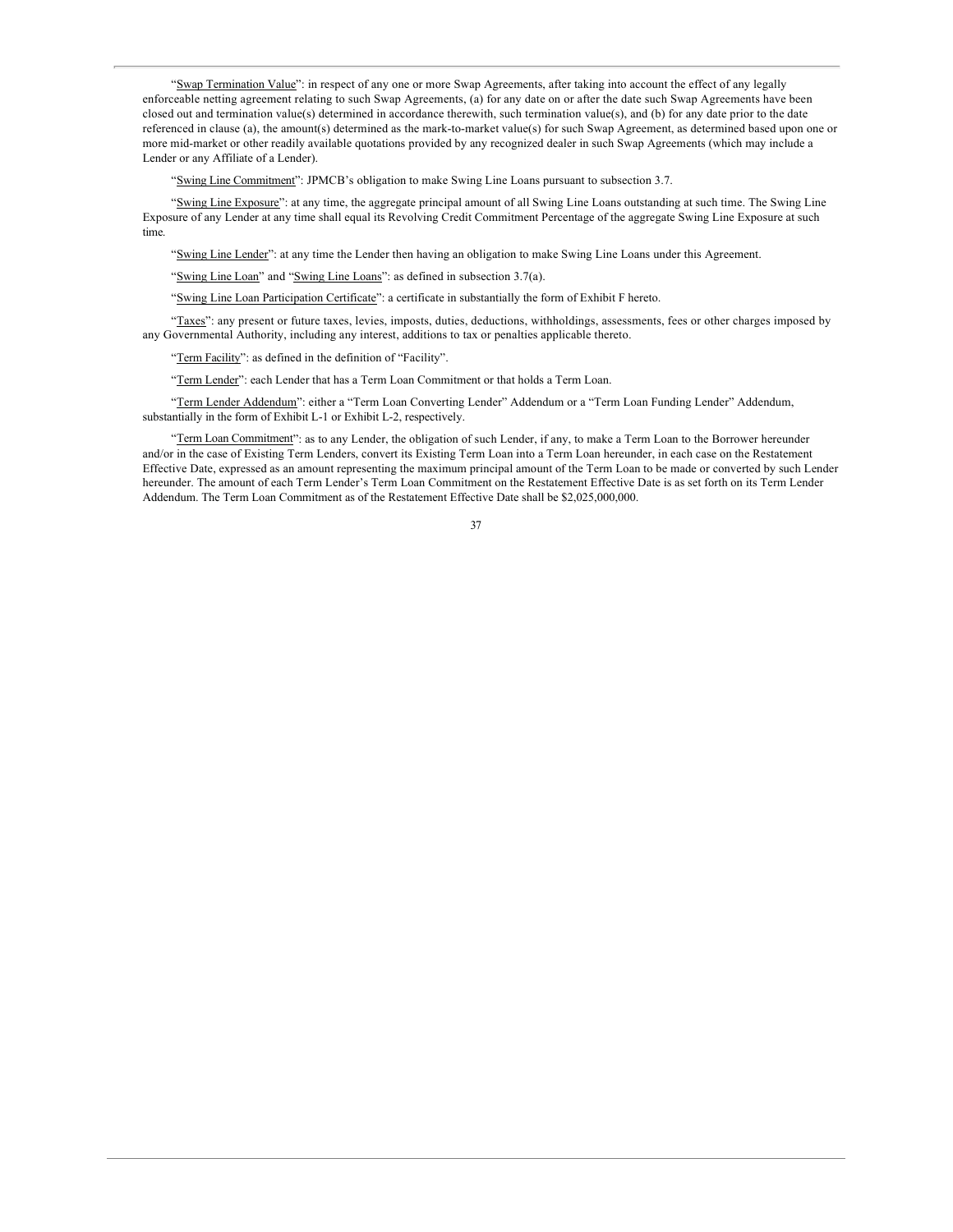"Swap Termination Value": in respect of any one or more Swap Agreements, after taking into account the effect of any legally enforceable netting agreement relating to such Swap Agreements, (a) for any date on or after the date such Swap Agreements have been closed out and termination value(s) determined in accordance therewith, such termination value(s), and (b) for any date prior to the date referenced in clause (a), the amount(s) determined as the mark-to-market value(s) for such Swap Agreement, as determined based upon one or more mid-market or other readily available quotations provided by any recognized dealer in such Swap Agreements (which may include a Lender or any Affiliate of a Lender).

"Swing Line Commitment": JPMCB's obligation to make Swing Line Loans pursuant to subsection 3.7.

"Swing Line Exposure": at any time, the aggregate principal amount of all Swing Line Loans outstanding at such time. The Swing Line Exposure of any Lender at any time shall equal its Revolving Credit Commitment Percentage of the aggregate Swing Line Exposure at such time.

"Swing Line Lender": at any time the Lender then having an obligation to make Swing Line Loans under this Agreement.

"Swing Line Loan" and "Swing Line Loans": as defined in subsection 3.7(a).

"Swing Line Loan Participation Certificate": a certificate in substantially the form of Exhibit F hereto.

"Taxes": any present or future taxes, levies, imposts, duties, deductions, withholdings, assessments, fees or other charges imposed by any Governmental Authority, including any interest, additions to tax or penalties applicable thereto.

"Term Facility": as defined in the definition of "Facility".

"Term Lender": each Lender that has a Term Loan Commitment or that holds a Term Loan.

"Term Lender Addendum": either a "Term Loan Converting Lender" Addendum or a "Term Loan Funding Lender" Addendum, substantially in the form of Exhibit L-1 or Exhibit L-2, respectively.

"Term Loan Commitment": as to any Lender, the obligation of such Lender, if any, to make a Term Loan to the Borrower hereunder and/or in the case of Existing Term Lenders, convert its Existing Term Loan into a Term Loan hereunder, in each case on the Restatement Effective Date, expressed as an amount representing the maximum principal amount of the Term Loan to be made or converted by such Lender hereunder. The amount of each Term Lender's Term Loan Commitment on the Restatement Effective Date is as set forth on its Term Lender Addendum. The Term Loan Commitment as of the Restatement Effective Date shall be $2,025,000,000.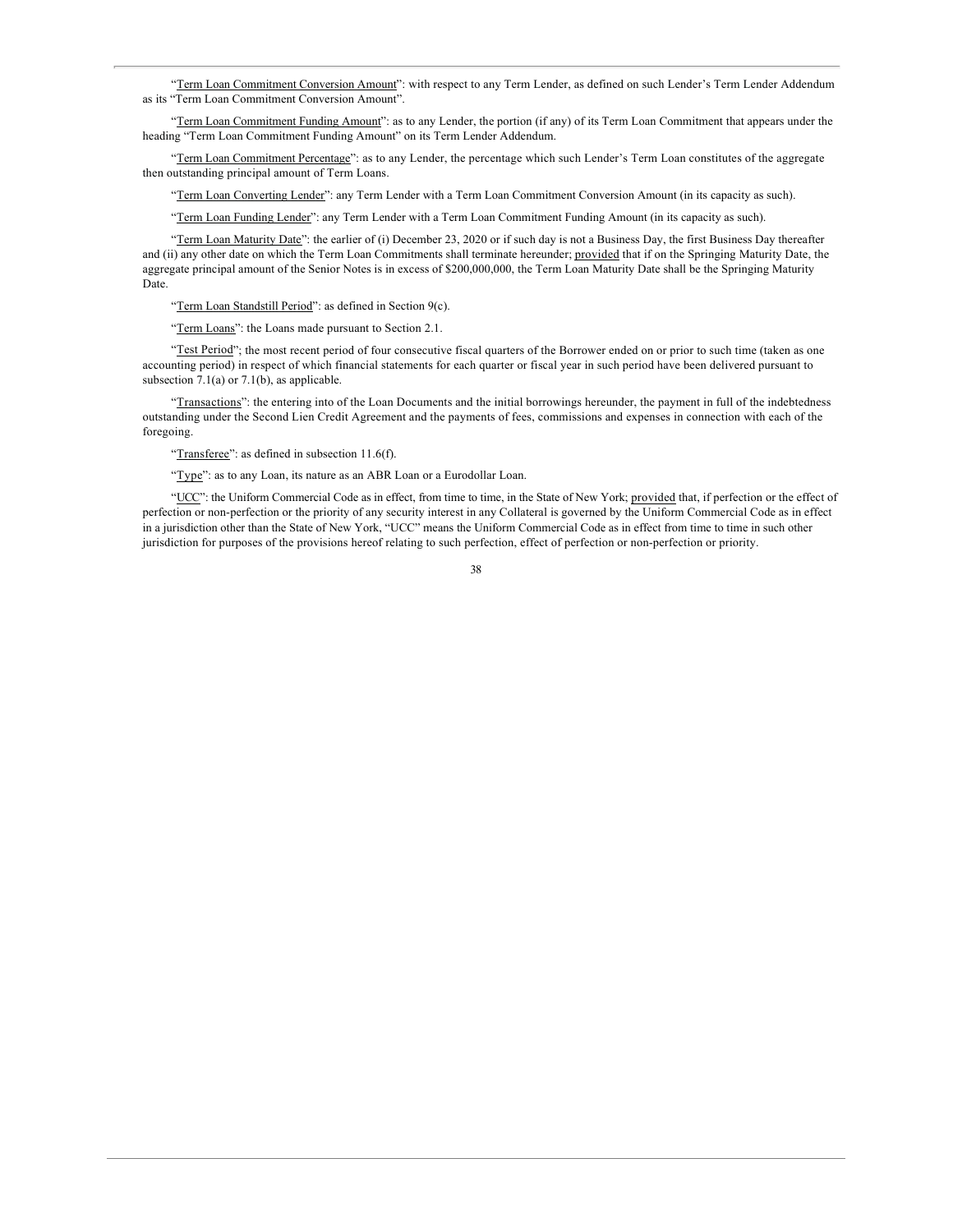"Term Loan Commitment Conversion Amount": with respect to any Term Lender, as defined on such Lender's Term Lender Addendum as its "Term Loan Commitment Conversion Amount".

"Term Loan Commitment Funding Amount": as to any Lender, the portion (if any) of its Term Loan Commitment that appears under the heading "Term Loan Commitment Funding Amount" on its Term Lender Addendum.

"Term Loan Commitment Percentage": as to any Lender, the percentage which such Lender's Term Loan constitutes of the aggregate then outstanding principal amount of Term Loans.

"Term Loan Converting Lender": any Term Lender with a Term Loan Commitment Conversion Amount (in its capacity as such).

"Term Loan Funding Lender": any Term Lender with a Term Loan Commitment Funding Amount (in its capacity as such).

"Term Loan Maturity Date": the earlier of (i) December 23, 2020 or if such day is not a Business Day, the first Business Day thereafter and (ii) any other date on which the Term Loan Commitments shall terminate hereunder; provided that if on the Springing Maturity Date, the aggregate principal amount of the Senior Notes is in excess of $200,000,000, the Term Loan Maturity Date shall be the Springing Maturity Date.

"Term Loan Standstill Period": as defined in Section 9(c).

"Term Loans": the Loans made pursuant to Section 2.1.

"Test Period"; the most recent period of four consecutive fiscal quarters of the Borrower ended on or prior to such time (taken as one accounting period) in respect of which financial statements for each quarter or fiscal year in such period have been delivered pursuant to subsection 7.1(a) or 7.1(b), as applicable.

"Transactions": the entering into of the Loan Documents and the initial borrowings hereunder, the payment in full of the indebtedness outstanding under the Second Lien Credit Agreement and the payments of fees, commissions and expenses in connection with each of the foregoing.

"Transferee": as defined in subsection 11.6(f).

"Type": as to any Loan, its nature as an ABR Loan or a Eurodollar Loan.

"UCC": the Uniform Commercial Code as in effect, from time to time, in the State of New York; provided that, if perfection or the effect of perfection or non-perfection or the priority of any security interest in any Collateral is governed by the Uniform Commercial Code as in effect in a jurisdiction other than the State of New York, "UCC" means the Uniform Commercial Code as in effect from time to time in such other jurisdiction for purposes of the provisions hereof relating to such perfection, effect of perfection or non-perfection or priority.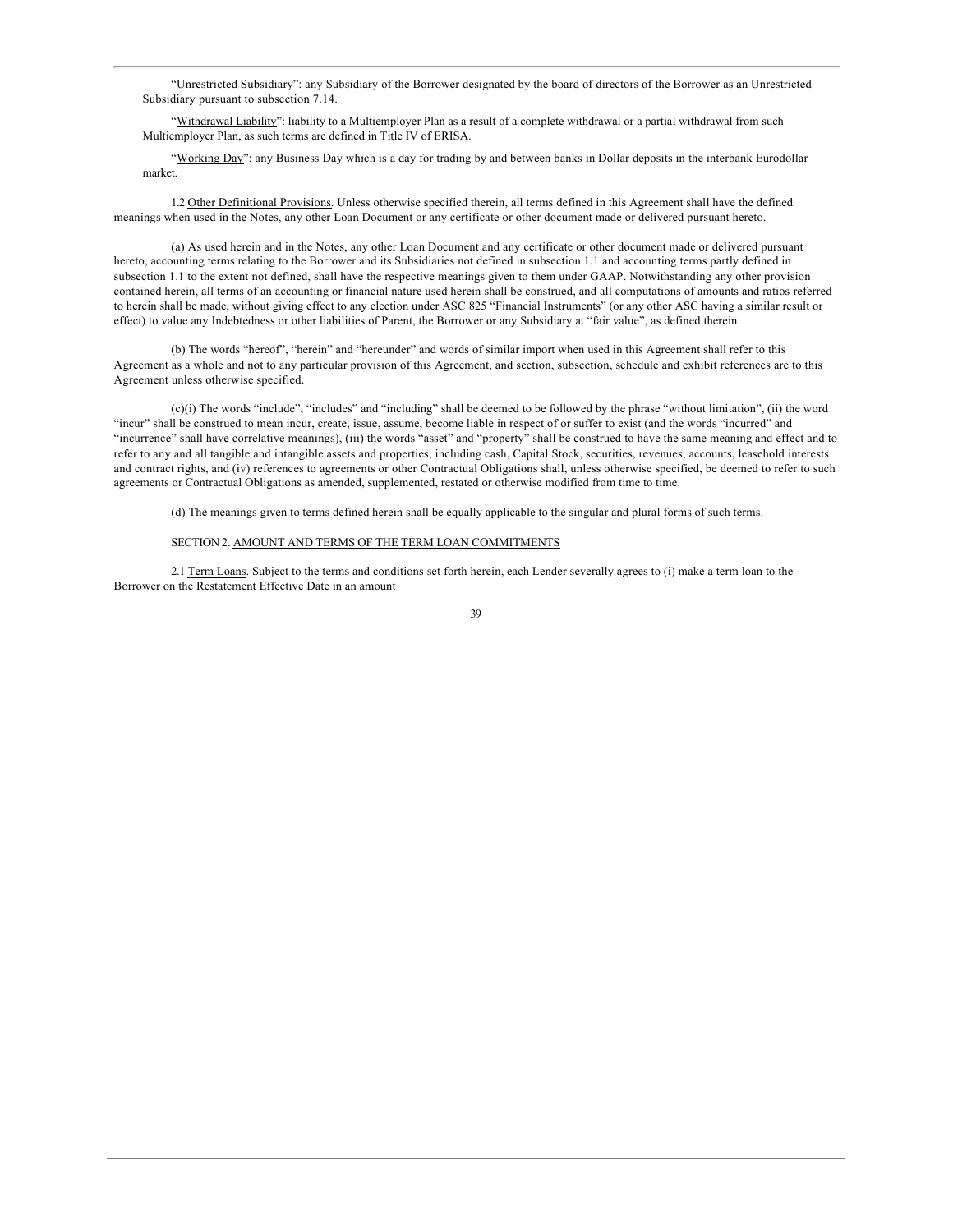"Unrestricted Subsidiary": any Subsidiary of the Borrower designated by the board of directors of the Borrower as an Unrestricted Subsidiary pursuant to subsection 7.14.

"Withdrawal Liability": liability to a Multiemployer Plan as a result of a complete withdrawal or a partial withdrawal from such Multiemployer Plan, as such terms are defined in Title IV of ERISA.

"Working Day": any Business Day which is a day for trading by and between banks in Dollar deposits in the interbank Eurodollar market.

1.2 Other Definitional Provisions. Unless otherwise specified therein, all terms defined in this Agreement shall have the defined meanings when used in the Notes, any other Loan Document or any certificate or other document made or delivered pursuant hereto.

(a) As used herein and in the Notes, any other Loan Document and any certificate or other document made or delivered pursuant hereto, accounting terms relating to the Borrower and its Subsidiaries not defined in subsection 1.1 and accounting terms partly defined in subsection 1.1 to the extent not defined, shall have the respective meanings given to them under GAAP. Notwithstanding any other provision contained herein, all terms of an accounting or financial nature used herein shall be construed, and all computations of amounts and ratios referred to herein shall be made, without giving effect to any election under ASC 825 "Financial Instruments" (or any other ASC having a similar result or effect) to value any Indebtedness or other liabilities of Parent, the Borrower or any Subsidiary at "fair value", as defined therein.

(b) The words "hereof", "herein" and "hereunder" and words of similar import when used in this Agreement shall refer to this Agreement as a whole and not to any particular provision of this Agreement, and section, subsection, schedule and exhibit references are to this Agreement unless otherwise specified.

(c)(i) The words "include", "includes" and "including" shall be deemed to be followed by the phrase "without limitation", (ii) the word "incur" shall be construed to mean incur, create, issue, assume, become liable in respect of or suffer to exist (and the words "incurred" and "incurrence" shall have correlative meanings), (iii) the words "asset" and "property" shall be construed to have the same meaning and effect and to refer to any and all tangible and intangible assets and properties, including cash, Capital Stock, securities, revenues, accounts, leasehold interests and contract rights, and (iv) references to agreements or other Contractual Obligations shall, unless otherwise specified, be deemed to refer to such agreements or Contractual Obligations as amended, supplemented, restated or otherwise modified from time to time.

(d) The meanings given to terms defined herein shall be equally applicable to the singular and plural forms of such terms.

## SECTION 2. AMOUNT AND TERMS OF THE TERM LOAN COMMITMENTS

2.1 Term Loans. Subject to the terms and conditions set forth herein, each Lender severally agrees to (i) make a term loan to the Borrower on the Restatement Effective Date in an amount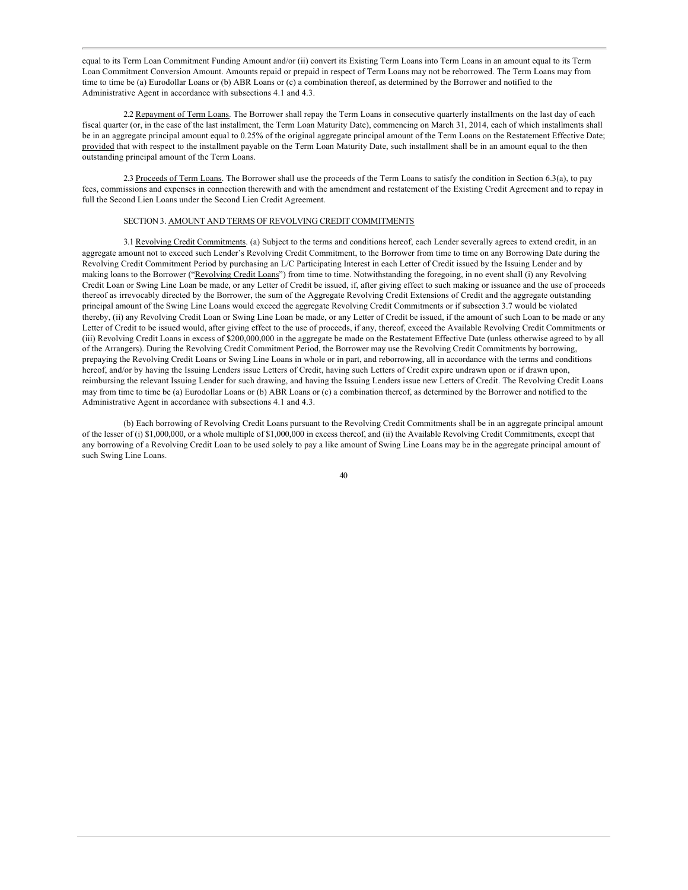equal to its Term Loan Commitment Funding Amount and/or (ii) convert its Existing Term Loans into Term Loans in an amount equal to its Term Loan Commitment Conversion Amount. Amounts repaid or prepaid in respect of Term Loans may not be reborrowed. The Term Loans may from time to time be (a) Eurodollar Loans or (b) ABR Loans or (c) a combination thereof, as determined by the Borrower and notified to the Administrative Agent in accordance with subsections 4.1 and 4.3.

2.2 Repayment of Term Loans. The Borrower shall repay the Term Loans in consecutive quarterly installments on the last day of each fiscal quarter (or, in the case of the last installment, the Term Loan Maturity Date), commencing on March 31, 2014, each of which installments shall be in an aggregate principal amount equal to 0.25% of the original aggregate principal amount of the Term Loans on the Restatement Effective Date; provided that with respect to the installment payable on the Term Loan Maturity Date, such installment shall be in an amount equal to the then outstanding principal amount of the Term Loans.

2.3 Proceeds of Term Loans. The Borrower shall use the proceeds of the Term Loans to satisfy the condition in Section 6.3(a), to pay fees, commissions and expenses in connection therewith and with the amendment and restatement of the Existing Credit Agreement and to repay in full the Second Lien Loans under the Second Lien Credit Agreement.

SECTION 3. AMOUNT AND TERMS OF REVOLVING CREDIT COMMITMENTS

3.1 Revolving Credit Commitments. (a) Subject to the terms and conditions hereof, each Lender severally agrees to extend credit, in an aggregate amount not to exceed such Lender's Revolving Credit Commitment, to the Borrower from time to time on any Borrowing Date during the Revolving Credit Commitment Period by purchasing an L/C Participating Interest in each Letter of Credit issued by the Issuing Lender and by making loans to the Borrower ("Revolving Credit Loans") from time to time. Notwithstanding the foregoing, in no event shall (i) any Revolving Credit Loan or Swing Line Loan be made, or any Letter of Credit be issued, if, after giving effect to such making or issuance and the use of proceeds thereof as irrevocably directed by the Borrower, the sum of the Aggregate Revolving Credit Extensions of Credit and the aggregate outstanding principal amount of the Swing Line Loans would exceed the aggregate Revolving Credit Commitments or if subsection 3.7 would be violated thereby, (ii) any Revolving Credit Loan or Swing Line Loan be made, or any Letter of Credit be issued, if the amount of such Loan to be made or any Letter of Credit to be issued would, after giving effect to the use of proceeds, if any, thereof, exceed the Available Revolving Credit Commitments or (iii) Revolving Credit Loans in excess of $200,000,000 in the aggregate be made on the Restatement Effective Date (unless otherwise agreed to by all of the Arrangers). During the Revolving Credit Commitment Period, the Borrower may use the Revolving Credit Commitments by borrowing, prepaying the Revolving Credit Loans or Swing Line Loans in whole or in part, and reborrowing, all in accordance with the terms and conditions hereof, and/or by having the Issuing Lenders issue Letters of Credit, having such Letters of Credit expire undrawn upon or if drawn upon, reimbursing the relevant Issuing Lender for such drawing, and having the Issuing Lenders issue new Letters of Credit. The Revolving Credit Loans may from time to time be (a) Eurodollar Loans or (b) ABR Loans or (c) a combination thereof, as determined by the Borrower and notified to the Administrative Agent in accordance with subsections 4.1 and 4.3.

(b) Each borrowing of Revolving Credit Loans pursuant to the Revolving Credit Commitments shall be in an aggregate principal amount of the lesser of (i) $1,000,000, or a whole multiple of $1,000,000 in excess thereof, and (ii) the Available Revolving Credit Commitments, except that any borrowing of a Revolving Credit Loan to be used solely to pay a like amount of Swing Line Loans may be in the aggregate principal amount of such Swing Line Loans.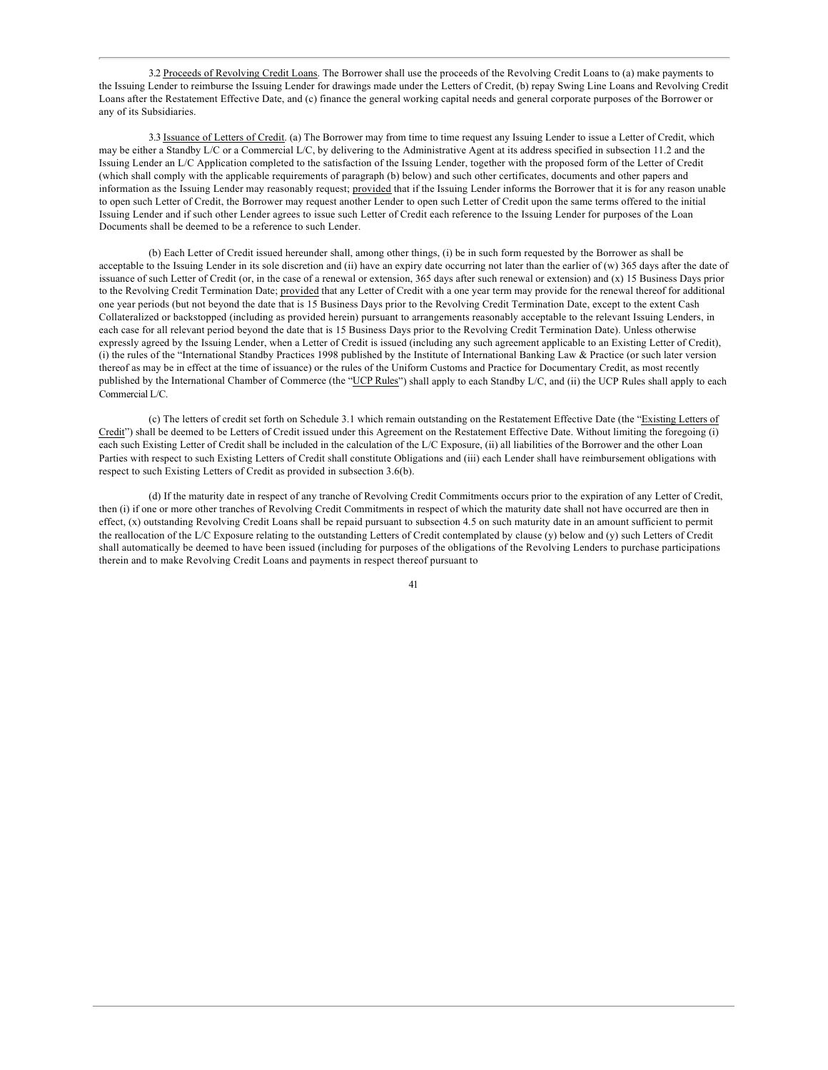3.2 Proceeds of Revolving Credit Loans. The Borrower shall use the proceeds of the Revolving Credit Loans to (a) make payments to the Issuing Lender to reimburse the Issuing Lender for drawings made under the Letters of Credit, (b) repay Swing Line Loans and Revolving Credit Loans after the Restatement Effective Date, and (c) finance the general working capital needs and general corporate purposes of the Borrower or any of its Subsidiaries.

3.3 Issuance of Letters of Credit. (a) The Borrower may from time to time request any Issuing Lender to issue a Letter of Credit, which may be either a Standby L/C or a Commercial L/C, by delivering to the Administrative Agent at its address specified in subsection 11.2 and the Issuing Lender an L/C Application completed to the satisfaction of the Issuing Lender, together with the proposed form of the Letter of Credit (which shall comply with the applicable requirements of paragraph (b) below) and such other certificates, documents and other papers and information as the Issuing Lender may reasonably request; provided that if the Issuing Lender informs the Borrower that it is for any reason unable to open such Letter of Credit, the Borrower may request another Lender to open such Letter of Credit upon the same terms offered to the initial Issuing Lender and if such other Lender agrees to issue such Letter of Credit each reference to the Issuing Lender for purposes of the Loan Documents shall be deemed to be a reference to such Lender.

(b) Each Letter of Credit issued hereunder shall, among other things, (i) be in such form requested by the Borrower as shall be acceptable to the Issuing Lender in its sole discretion and (ii) have an expiry date occurring not later than the earlier of (w) 365 days after the date of issuance of such Letter of Credit (or, in the case of a renewal or extension, 365 days after such renewal or extension) and (x) 15 Business Days prior to the Revolving Credit Termination Date; provided that any Letter of Credit with a one year term may provide for the renewal thereof for additional one year periods (but not beyond the date that is 15 Business Days prior to the Revolving Credit Termination Date, except to the extent Cash Collateralized or backstopped (including as provided herein) pursuant to arrangements reasonably acceptable to the relevant Issuing Lenders, in each case for all relevant period beyond the date that is 15 Business Days prior to the Revolving Credit Termination Date). Unless otherwise expressly agreed by the Issuing Lender, when a Letter of Credit is issued (including any such agreement applicable to an Existing Letter of Credit), (i) the rules of the "International Standby Practices 1998 published by the Institute of International Banking Law & Practice (or such later version thereof as may be in effect at the time of issuance) or the rules of the Uniform Customs and Practice for Documentary Credit, as most recently published by the International Chamber of Commerce (the "UCP Rules") shall apply to each Standby L/C, and (ii) the UCP Rules shall apply to each Commercial L/C.

(c) The letters of credit set forth on Schedule 3.1 which remain outstanding on the Restatement Effective Date (the "Existing Letters of Credit") shall be deemed to be Letters of Credit issued under this Agreement on the Restatement Effective Date. Without limiting the foregoing (i) each such Existing Letter of Credit shall be included in the calculation of the L/C Exposure, (ii) all liabilities of the Borrower and the other Loan Parties with respect to such Existing Letters of Credit shall constitute Obligations and (iii) each Lender shall have reimbursement obligations with respect to such Existing Letters of Credit as provided in subsection 3.6(b).

(d) If the maturity date in respect of any tranche of Revolving Credit Commitments occurs prior to the expiration of any Letter of Credit, then (i) if one or more other tranches of Revolving Credit Commitments in respect of which the maturity date shall not have occurred are then in effect, (x) outstanding Revolving Credit Loans shall be repaid pursuant to subsection 4.5 on such maturity date in an amount sufficient to permit the reallocation of the L/C Exposure relating to the outstanding Letters of Credit contemplated by clause (y) below and (y) such Letters of Credit shall automatically be deemed to have been issued (including for purposes of the obligations of the Revolving Lenders to purchase participations therein and to make Revolving Credit Loans and payments in respect thereof pursuant to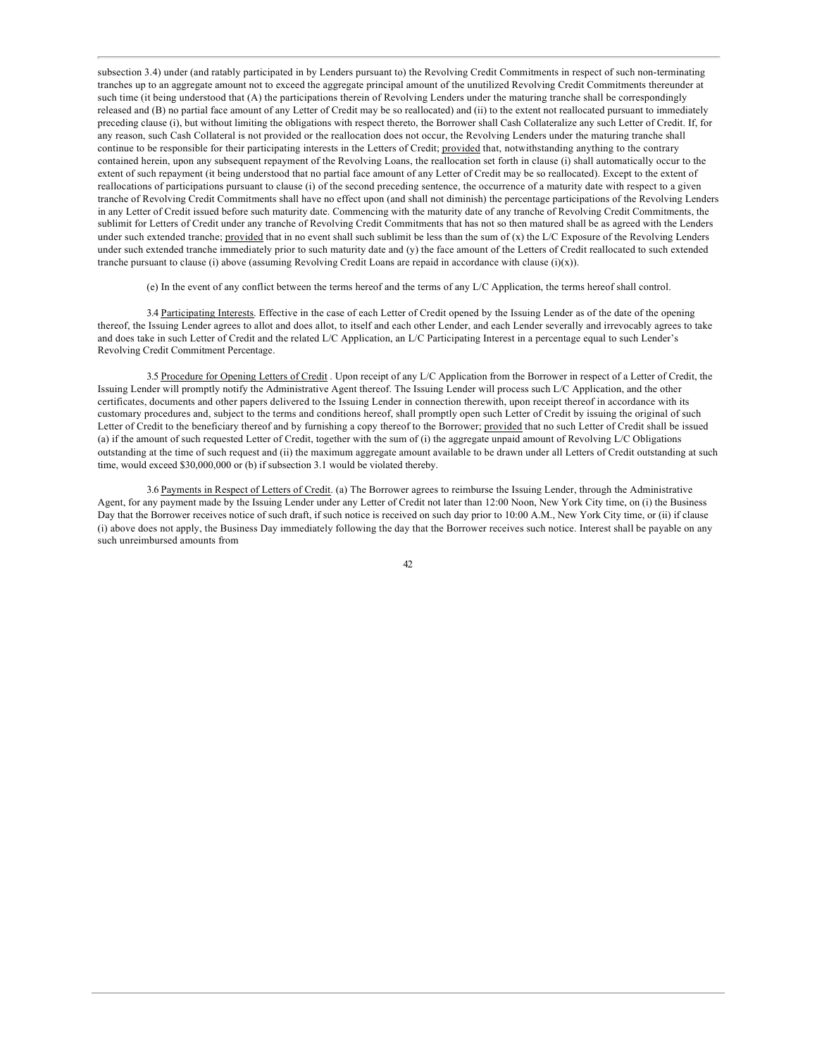subsection 3.4) under (and ratably participated in by Lenders pursuant to) the Revolving Credit Commitments in respect of such non-terminating tranches up to an aggregate amount not to exceed the aggregate principal amount of the unutilized Revolving Credit Commitments thereunder at such time (it being understood that (A) the participations therein of Revolving Lenders under the maturing tranche shall be correspondingly released and (B) no partial face amount of any Letter of Credit may be so reallocated) and (ii) to the extent not reallocated pursuant to immediately preceding clause (i), but without limiting the obligations with respect thereto, the Borrower shall Cash Collateralize any such Letter of Credit. If, for any reason, such Cash Collateral is not provided or the reallocation does not occur, the Revolving Lenders under the maturing tranche shall continue to be responsible for their participating interests in the Letters of Credit; provided that, notwithstanding anything to the contrary contained herein, upon any subsequent repayment of the Revolving Loans, the reallocation set forth in clause (i) shall automatically occur to the extent of such repayment (it being understood that no partial face amount of any Letter of Credit may be so reallocated). Except to the extent of reallocations of participations pursuant to clause (i) of the second preceding sentence, the occurrence of a maturity date with respect to a given tranche of Revolving Credit Commitments shall have no effect upon (and shall not diminish) the percentage participations of the Revolving Lenders in any Letter of Credit issued before such maturity date. Commencing with the maturity date of any tranche of Revolving Credit Commitments, the sublimit for Letters of Credit under any tranche of Revolving Credit Commitments that has not so then matured shall be as agreed with the Lenders under such extended tranche; provided that in no event shall such sublimit be less than the sum of (x) the L/C Exposure of the Revolving Lenders under such extended tranche immediately prior to such maturity date and (y) the face amount of the Letters of Credit reallocated to such extended tranche pursuant to clause (i) above (assuming Revolving Credit Loans are repaid in accordance with clause (i)(x)).

(e) In the event of any conflict between the terms hereof and the terms of any L/C Application, the terms hereof shall control.

3.4 Participating Interests. Effective in the case of each Letter of Credit opened by the Issuing Lender as of the date of the opening thereof, the Issuing Lender agrees to allot and does allot, to itself and each other Lender, and each Lender severally and irrevocably agrees to take and does take in such Letter of Credit and the related L/C Application, an L/C Participating Interest in a percentage equal to such Lender's Revolving Credit Commitment Percentage.

3.5 Procedure for Opening Letters of Credit . Upon receipt of any L/C Application from the Borrower in respect of a Letter of Credit, the Issuing Lender will promptly notify the Administrative Agent thereof. The Issuing Lender will process such L/C Application, and the other certificates, documents and other papers delivered to the Issuing Lender in connection therewith, upon receipt thereof in accordance with its customary procedures and, subject to the terms and conditions hereof, shall promptly open such Letter of Credit by issuing the original of such Letter of Credit to the beneficiary thereof and by furnishing a copy thereof to the Borrower; provided that no such Letter of Credit shall be issued (a) if the amount of such requested Letter of Credit, together with the sum of (i) the aggregate unpaid amount of Revolving L/C Obligations outstanding at the time of such request and (ii) the maximum aggregate amount available to be drawn under all Letters of Credit outstanding at such time, would exceed $30,000,000 or (b) if subsection 3.1 would be violated thereby.

3.6 Payments in Respect of Letters of Credit. (a) The Borrower agrees to reimburse the Issuing Lender, through the Administrative Agent, for any payment made by the Issuing Lender under any Letter of Credit not later than 12:00 Noon, New York City time, on (i) the Business Day that the Borrower receives notice of such draft, if such notice is received on such day prior to 10:00 A.M., New York City time, or (ii) if clause (i) above does not apply, the Business Day immediately following the day that the Borrower receives such notice. Interest shall be payable on any such unreimbursed amounts from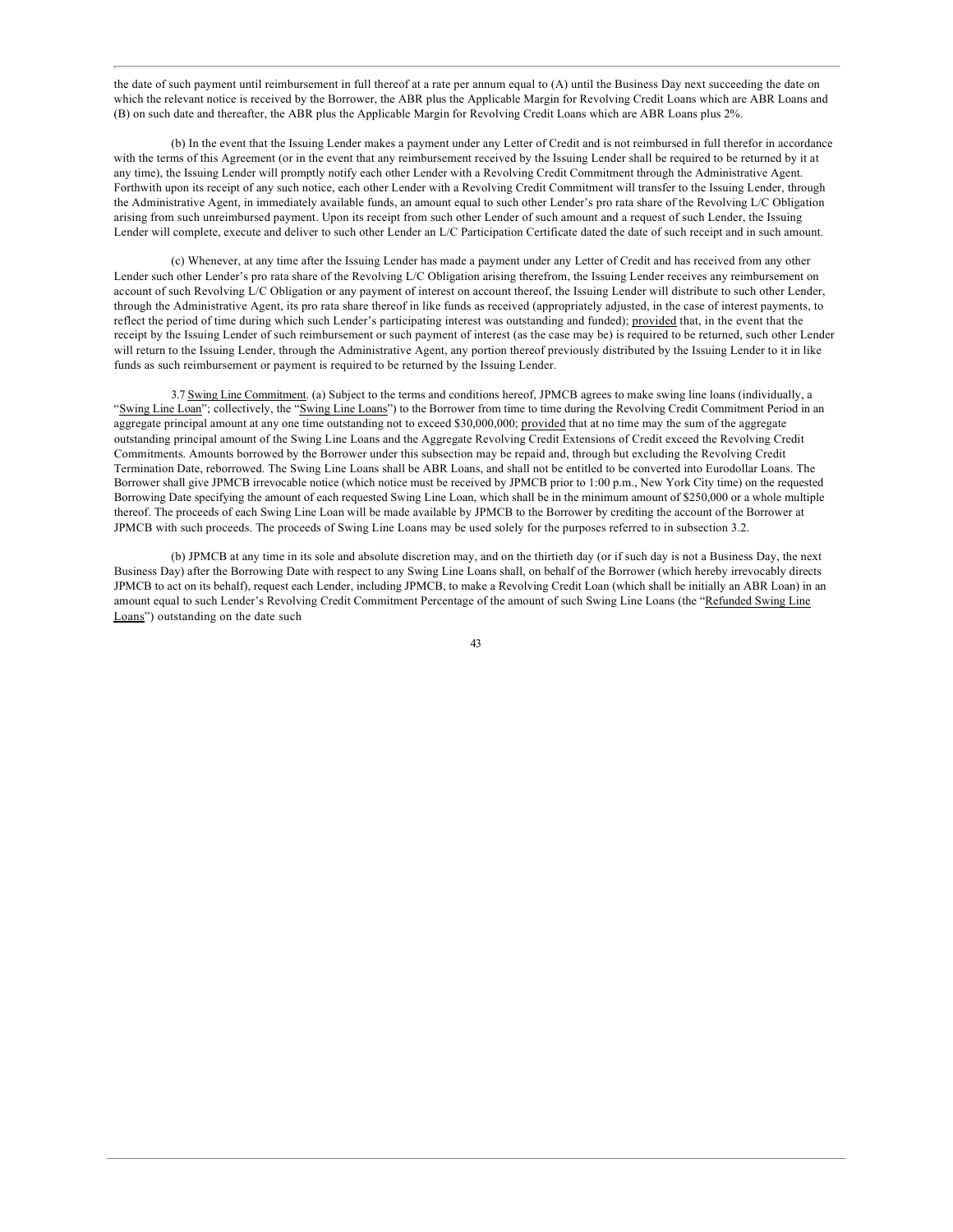the date of such payment until reimbursement in full thereof at a rate per annum equal to (A) until the Business Day next succeeding the date on which the relevant notice is received by the Borrower, the ABR plus the Applicable Margin for Revolving Credit Loans which are ABR Loans and (B) on such date and thereafter, the ABR plus the Applicable Margin for Revolving Credit Loans which are ABR Loans plus 2%.

(b) In the event that the Issuing Lender makes a payment under any Letter of Credit and is not reimbursed in full therefor in accordance with the terms of this Agreement (or in the event that any reimbursement received by the Issuing Lender shall be required to be returned by it at any time), the Issuing Lender will promptly notify each other Lender with a Revolving Credit Commitment through the Administrative Agent. Forthwith upon its receipt of any such notice, each other Lender with a Revolving Credit Commitment will transfer to the Issuing Lender, through the Administrative Agent, in immediately available funds, an amount equal to such other Lender's pro rata share of the Revolving L/C Obligation arising from such unreimbursed payment. Upon its receipt from such other Lender of such amount and a request of such Lender, the Issuing Lender will complete, execute and deliver to such other Lender an L/C Participation Certificate dated the date of such receipt and in such amount.

(c) Whenever, at any time after the Issuing Lender has made a payment under any Letter of Credit and has received from any other Lender such other Lender's pro rata share of the Revolving L/C Obligation arising therefrom, the Issuing Lender receives any reimbursement on account of such Revolving L/C Obligation or any payment of interest on account thereof, the Issuing Lender will distribute to such other Lender, through the Administrative Agent, its pro rata share thereof in like funds as received (appropriately adjusted, in the case of interest payments, to reflect the period of time during which such Lender's participating interest was outstanding and funded); provided that, in the event that the receipt by the Issuing Lender of such reimbursement or such payment of interest (as the case may be) is required to be returned, such other Lender will return to the Issuing Lender, through the Administrative Agent, any portion thereof previously distributed by the Issuing Lender to it in like funds as such reimbursement or payment is required to be returned by the Issuing Lender.

3.7 Swing Line Commitment. (a) Subject to the terms and conditions hereof, JPMCB agrees to make swing line loans (individually, a "Swing Line Loan"; collectively, the "Swing Line Loans") to the Borrower from time to time during the Revolving Credit Commitment Period in an aggregate principal amount at any one time outstanding not to exceed $30,000,000; provided that at no time may the sum of the aggregate outstanding principal amount of the Swing Line Loans and the Aggregate Revolving Credit Extensions of Credit exceed the Revolving Credit Commitments. Amounts borrowed by the Borrower under this subsection may be repaid and, through but excluding the Revolving Credit Termination Date, reborrowed. The Swing Line Loans shall be ABR Loans, and shall not be entitled to be converted into Eurodollar Loans. The Borrower shall give JPMCB irrevocable notice (which notice must be received by JPMCB prior to 1:00 p.m., New York City time) on the requested Borrowing Date specifying the amount of each requested Swing Line Loan, which shall be in the minimum amount of $250,000 or a whole multiple thereof. The proceeds of each Swing Line Loan will be made available by JPMCB to the Borrower by crediting the account of the Borrower at JPMCB with such proceeds. The proceeds of Swing Line Loans may be used solely for the purposes referred to in subsection 3.2.

(b) JPMCB at any time in its sole and absolute discretion may, and on the thirtieth day (or if such day is not a Business Day, the next Business Day) after the Borrowing Date with respect to any Swing Line Loans shall, on behalf of the Borrower (which hereby irrevocably directs JPMCB to act on its behalf), request each Lender, including JPMCB, to make a Revolving Credit Loan (which shall be initially an ABR Loan) in an amount equal to such Lender's Revolving Credit Commitment Percentage of the amount of such Swing Line Loans (the "Refunded Swing Line Loans") outstanding on the date such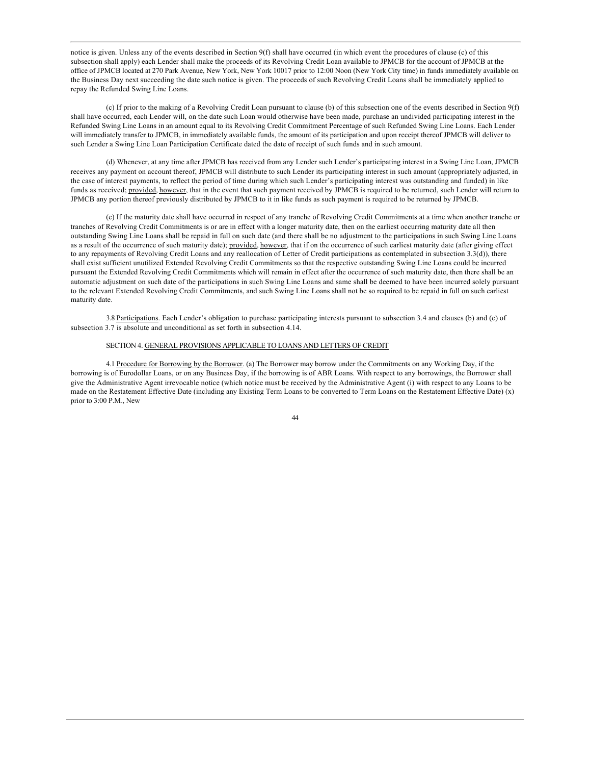notice is given. Unless any of the events described in Section 9(f) shall have occurred (in which event the procedures of clause (c) of this subsection shall apply) each Lender shall make the proceeds of its Revolving Credit Loan available to JPMCB for the account of JPMCB at the office of JPMCB located at 270 Park Avenue, New York, New York 10017 prior to 12:00 Noon (New York City time) in funds immediately available on the Business Day next succeeding the date such notice is given. The proceeds of such Revolving Credit Loans shall be immediately applied to repay the Refunded Swing Line Loans.

(c) If prior to the making of a Revolving Credit Loan pursuant to clause (b) of this subsection one of the events described in Section 9(f) shall have occurred, each Lender will, on the date such Loan would otherwise have been made, purchase an undivided participating interest in the Refunded Swing Line Loans in an amount equal to its Revolving Credit Commitment Percentage of such Refunded Swing Line Loans. Each Lender will immediately transfer to JPMCB, in immediately available funds, the amount of its participation and upon receipt thereof JPMCB will deliver to such Lender a Swing Line Loan Participation Certificate dated the date of receipt of such funds and in such amount.

(d) Whenever, at any time after JPMCB has received from any Lender such Lender's participating interest in a Swing Line Loan, JPMCB receives any payment on account thereof, JPMCB will distribute to such Lender its participating interest in such amount (appropriately adjusted, in the case of interest payments, to reflect the period of time during which such Lender's participating interest was outstanding and funded) in like funds as received; provided, however, that in the event that such payment received by JPMCB is required to be returned, such Lender will return to JPMCB any portion thereof previously distributed by JPMCB to it in like funds as such payment is required to be returned by JPMCB.

(e) If the maturity date shall have occurred in respect of any tranche of Revolving Credit Commitments at a time when another tranche or tranches of Revolving Credit Commitments is or are in effect with a longer maturity date, then on the earliest occurring maturity date all then outstanding Swing Line Loans shall be repaid in full on such date (and there shall be no adjustment to the participations in such Swing Line Loans as a result of the occurrence of such maturity date); provided, however, that if on the occurrence of such earliest maturity date (after giving effect to any repayments of Revolving Credit Loans and any reallocation of Letter of Credit participations as contemplated in subsection 3.3(d)), there shall exist sufficient unutilized Extended Revolving Credit Commitments so that the respective outstanding Swing Line Loans could be incurred pursuant the Extended Revolving Credit Commitments which will remain in effect after the occurrence of such maturity date, then there shall be an automatic adjustment on such date of the participations in such Swing Line Loans and same shall be deemed to have been incurred solely pursuant to the relevant Extended Revolving Credit Commitments, and such Swing Line Loans shall not be so required to be repaid in full on such earliest maturity date.

3.8 Participations. Each Lender's obligation to purchase participating interests pursuant to subsection 3.4 and clauses (b) and (c) of subsection 3.7 is absolute and unconditional as set forth in subsection 4.14.

## SECTION 4. GENERAL PROVISIONS APPLICABLE TO LOANS AND LETTERS OF CREDIT

4.1 Procedure for Borrowing by the Borrower. (a) The Borrower may borrow under the Commitments on any Working Day, if the borrowing is of Eurodollar Loans, or on any Business Day, if the borrowing is of ABR Loans. With respect to any borrowings, the Borrower shall give the Administrative Agent irrevocable notice (which notice must be received by the Administrative Agent (i) with respect to any Loans to be made on the Restatement Effective Date (including any Existing Term Loans to be converted to Term Loans on the Restatement Effective Date) (x) prior to 3:00 P.M., New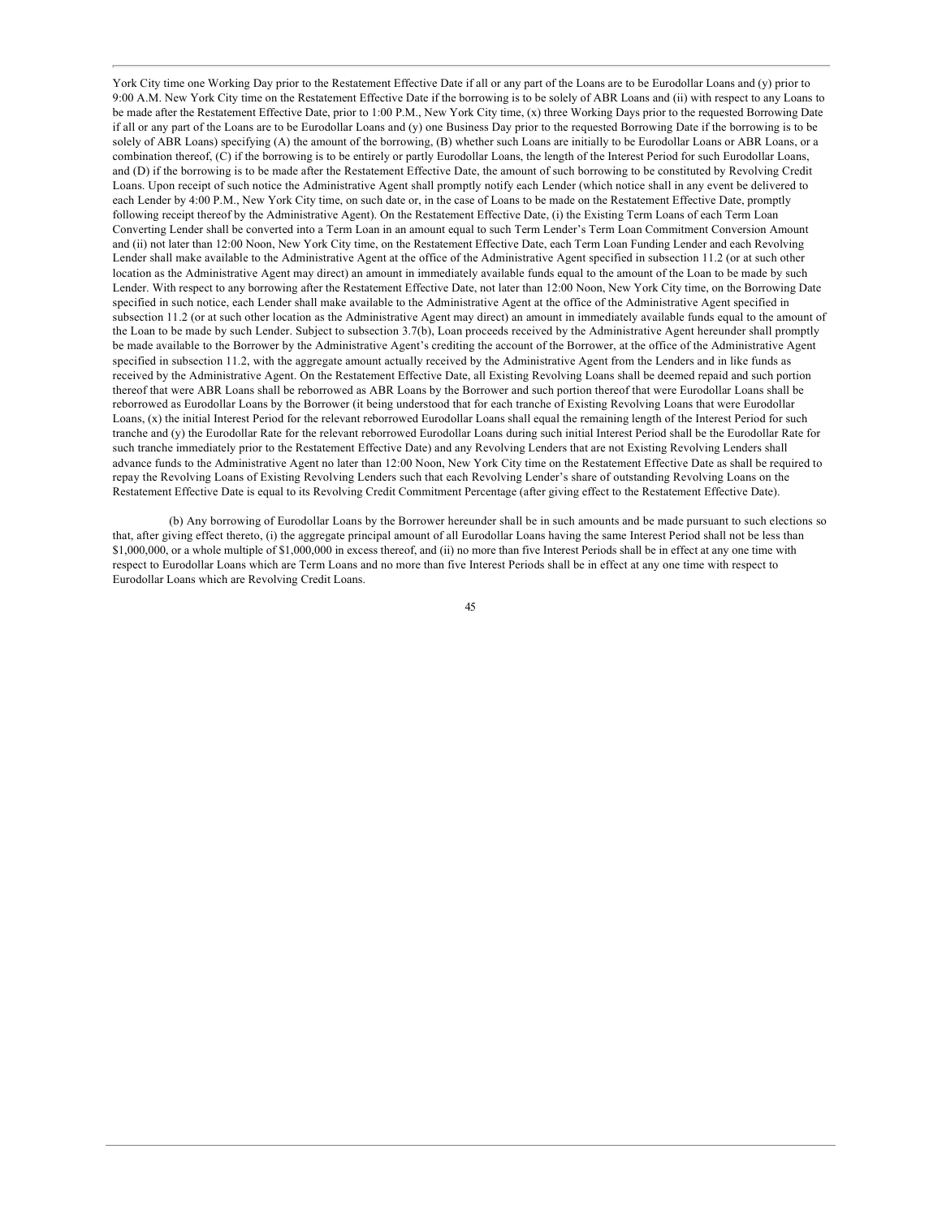York City time one Working Day prior to the Restatement Effective Date if all or any part of the Loans are to be Eurodollar Loans and (y) prior to 9:00 A.M. New York City time on the Restatement Effective Date if the borrowing is to be solely of ABR Loans and (ii) with respect to any Loans to be made after the Restatement Effective Date, prior to 1:00 P.M., New York City time, (x) three Working Days prior to the requested Borrowing Date if all or any part of the Loans are to be Eurodollar Loans and (y) one Business Day prior to the requested Borrowing Date if the borrowing is to be solely of ABR Loans) specifying (A) the amount of the borrowing, (B) whether such Loans are initially to be Eurodollar Loans or ABR Loans, or a combination thereof, (C) if the borrowing is to be entirely or partly Eurodollar Loans, the length of the Interest Period for such Eurodollar Loans, and (D) if the borrowing is to be made after the Restatement Effective Date, the amount of such borrowing to be constituted by Revolving Credit Loans. Upon receipt of such notice the Administrative Agent shall promptly notify each Lender (which notice shall in any event be delivered to each Lender by 4:00 P.M., New York City time, on such date or, in the case of Loans to be made on the Restatement Effective Date, promptly following receipt thereof by the Administrative Agent). On the Restatement Effective Date, (i) the Existing Term Loans of each Term Loan Converting Lender shall be converted into a Term Loan in an amount equal to such Term Lender's Term Loan Commitment Conversion Amount and (ii) not later than 12:00 Noon, New York City time, on the Restatement Effective Date, each Term Loan Funding Lender and each Revolving Lender shall make available to the Administrative Agent at the office of the Administrative Agent specified in subsection 11.2 (or at such other location as the Administrative Agent may direct) an amount in immediately available funds equal to the amount of the Loan to be made by such Lender. With respect to any borrowing after the Restatement Effective Date, not later than 12:00 Noon, New York City time, on the Borrowing Date specified in such notice, each Lender shall make available to the Administrative Agent at the office of the Administrative Agent specified in subsection 11.2 (or at such other location as the Administrative Agent may direct) an amount in immediately available funds equal to the amount of the Loan to be made by such Lender. Subject to subsection 3.7(b), Loan proceeds received by the Administrative Agent hereunder shall promptly be made available to the Borrower by the Administrative Agent's crediting the account of the Borrower, at the office of the Administrative Agent specified in subsection 11.2, with the aggregate amount actually received by the Administrative Agent from the Lenders and in like funds as received by the Administrative Agent. On the Restatement Effective Date, all Existing Revolving Loans shall be deemed repaid and such portion thereof that were ABR Loans shall be reborrowed as ABR Loans by the Borrower and such portion thereof that were Eurodollar Loans shall be reborrowed as Eurodollar Loans by the Borrower (it being understood that for each tranche of Existing Revolving Loans that were Eurodollar Loans, (x) the initial Interest Period for the relevant reborrowed Eurodollar Loans shall equal the remaining length of the Interest Period for such tranche and (y) the Eurodollar Rate for the relevant reborrowed Eurodollar Loans during such initial Interest Period shall be the Eurodollar Rate for such tranche immediately prior to the Restatement Effective Date) and any Revolving Lenders that are not Existing Revolving Lenders shall advance funds to the Administrative Agent no later than 12:00 Noon, New York City time on the Restatement Effective Date as shall be required to repay the Revolving Loans of Existing Revolving Lenders such that each Revolving Lender's share of outstanding Revolving Loans on the Restatement Effective Date is equal to its Revolving Credit Commitment Percentage (after giving effect to the Restatement Effective Date).

(b) Any borrowing of Eurodollar Loans by the Borrower hereunder shall be in such amounts and be made pursuant to such elections so that, after giving effect thereto, (i) the aggregate principal amount of all Eurodollar Loans having the same Interest Period shall not be less than $1,000,000, or a whole multiple of $1,000,000 in excess thereof, and (ii) no more than five Interest Periods shall be in effect at any one time with respect to Eurodollar Loans which are Term Loans and no more than five Interest Periods shall be in effect at any one time with respect to Eurodollar Loans which are Revolving Credit Loans.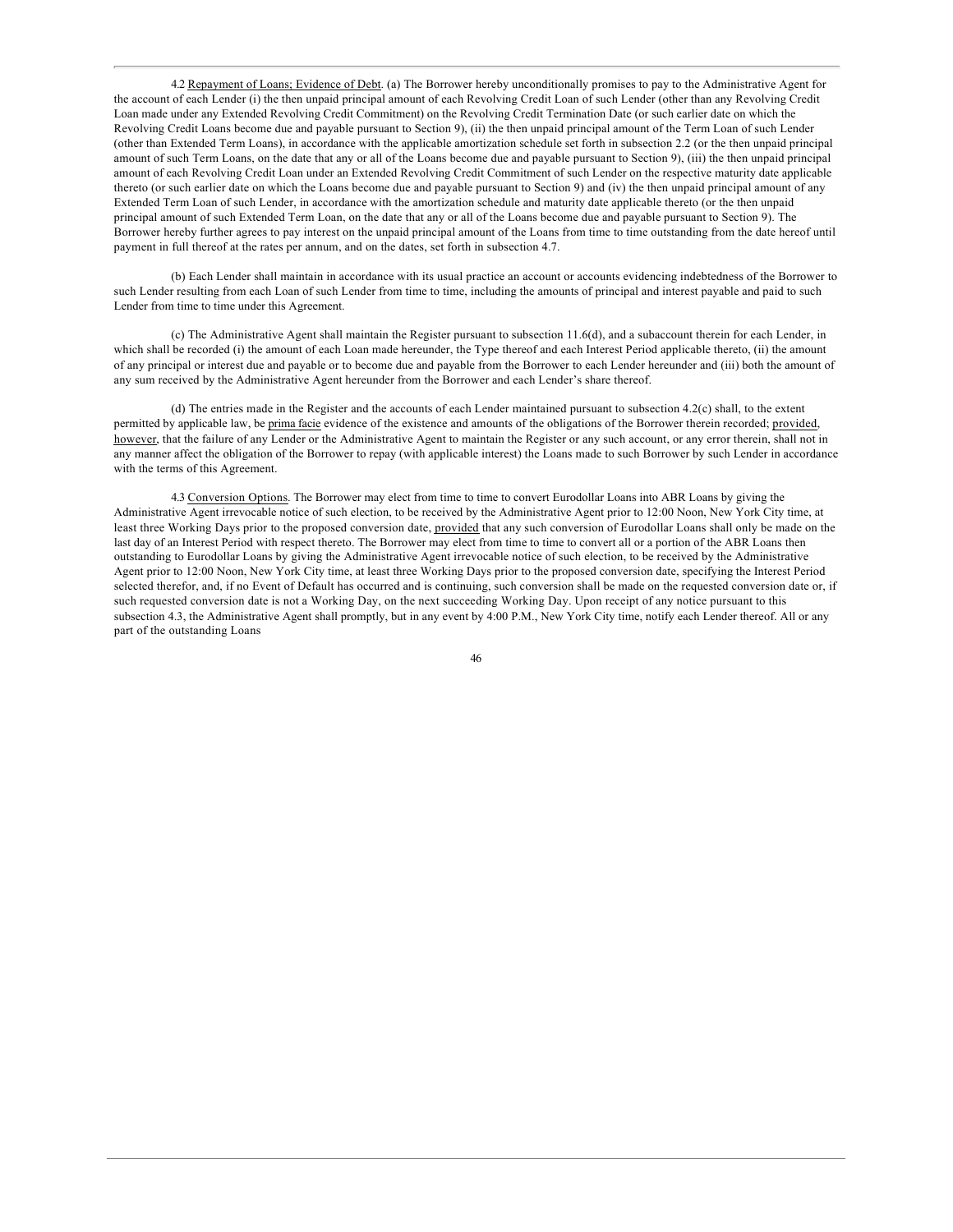4.2 Repayment of Loans; Evidence of Debt. (a) The Borrower hereby unconditionally promises to pay to the Administrative Agent for the account of each Lender (i) the then unpaid principal amount of each Revolving Credit Loan of such Lender (other than any Revolving Credit Loan made under any Extended Revolving Credit Commitment) on the Revolving Credit Termination Date (or such earlier date on which the Revolving Credit Loans become due and payable pursuant to Section 9), (ii) the then unpaid principal amount of the Term Loan of such Lender (other than Extended Term Loans), in accordance with the applicable amortization schedule set forth in subsection 2.2 (or the then unpaid principal amount of such Term Loans, on the date that any or all of the Loans become due and payable pursuant to Section 9), (iii) the then unpaid principal amount of each Revolving Credit Loan under an Extended Revolving Credit Commitment of such Lender on the respective maturity date applicable thereto (or such earlier date on which the Loans become due and payable pursuant to Section 9) and (iv) the then unpaid principal amount of any Extended Term Loan of such Lender, in accordance with the amortization schedule and maturity date applicable thereto (or the then unpaid principal amount of such Extended Term Loan, on the date that any or all of the Loans become due and payable pursuant to Section 9). The Borrower hereby further agrees to pay interest on the unpaid principal amount of the Loans from time to time outstanding from the date hereof until payment in full thereof at the rates per annum, and on the dates, set forth in subsection 4.7.

(b) Each Lender shall maintain in accordance with its usual practice an account or accounts evidencing indebtedness of the Borrower to such Lender resulting from each Loan of such Lender from time to time, including the amounts of principal and interest payable and paid to such Lender from time to time under this Agreement.

(c) The Administrative Agent shall maintain the Register pursuant to subsection 11.6(d), and a subaccount therein for each Lender, in which shall be recorded (i) the amount of each Loan made hereunder, the Type thereof and each Interest Period applicable thereto, (ii) the amount of any principal or interest due and payable or to become due and payable from the Borrower to each Lender hereunder and (iii) both the amount of any sum received by the Administrative Agent hereunder from the Borrower and each Lender's share thereof.

(d) The entries made in the Register and the accounts of each Lender maintained pursuant to subsection 4.2(c) shall, to the extent permitted by applicable law, be prima facie evidence of the existence and amounts of the obligations of the Borrower therein recorded; provided, however, that the failure of any Lender or the Administrative Agent to maintain the Register or any such account, or any error therein, shall not in any manner affect the obligation of the Borrower to repay (with applicable interest) the Loans made to such Borrower by such Lender in accordance with the terms of this Agreement.

4.3 Conversion Options. The Borrower may elect from time to time to convert Eurodollar Loans into ABR Loans by giving the Administrative Agent irrevocable notice of such election, to be received by the Administrative Agent prior to 12:00 Noon, New York City time, at least three Working Days prior to the proposed conversion date, provided that any such conversion of Eurodollar Loans shall only be made on the last day of an Interest Period with respect thereto. The Borrower may elect from time to time to convert all or a portion of the ABR Loans then outstanding to Eurodollar Loans by giving the Administrative Agent irrevocable notice of such election, to be received by the Administrative Agent prior to 12:00 Noon, New York City time, at least three Working Days prior to the proposed conversion date, specifying the Interest Period selected therefor, and, if no Event of Default has occurred and is continuing, such conversion shall be made on the requested conversion date or, if such requested conversion date is not a Working Day, on the next succeeding Working Day. Upon receipt of any notice pursuant to this subsection 4.3, the Administrative Agent shall promptly, but in any event by 4:00 P.M., New York City time, notify each Lender thereof. All or any part of the outstanding Loans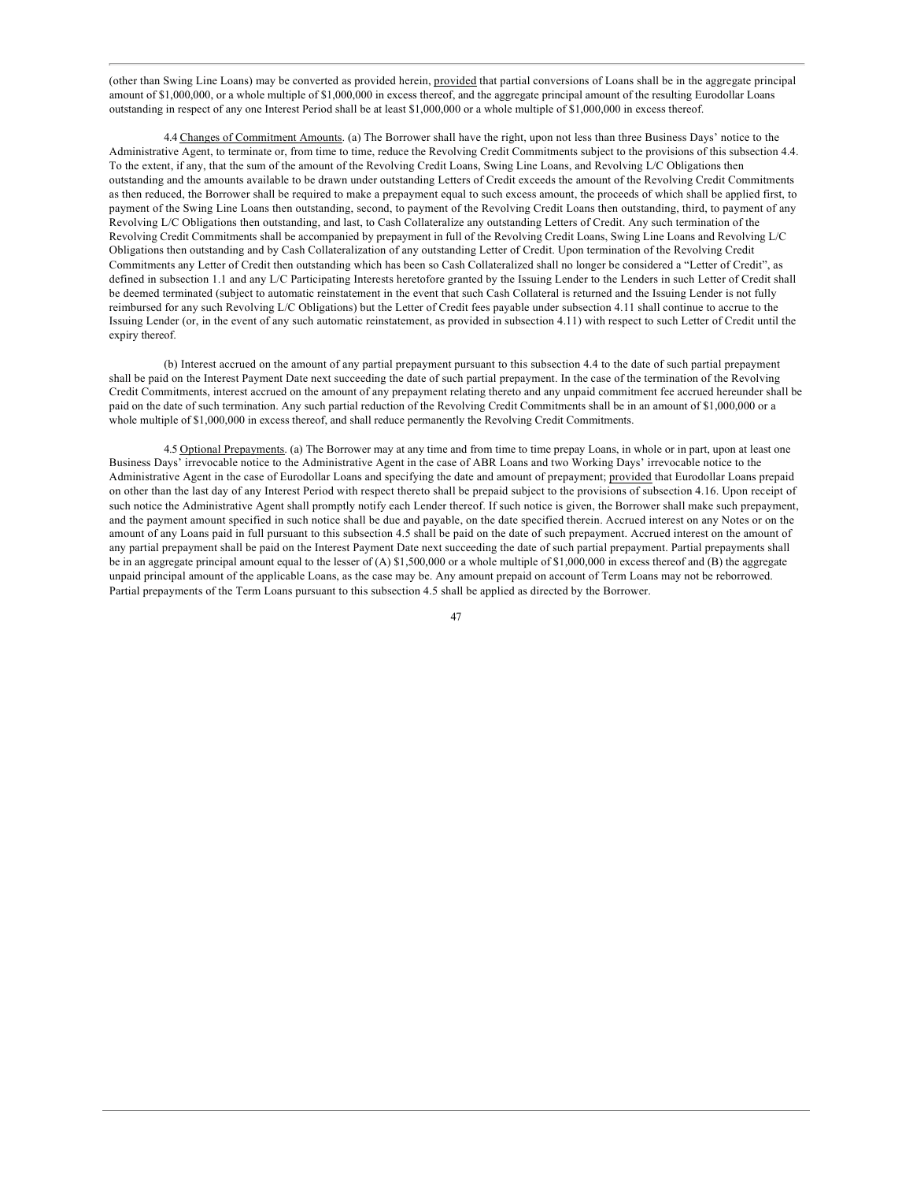(other than Swing Line Loans) may be converted as provided herein, provided that partial conversions of Loans shall be in the aggregate principal amount of $1,000,000, or a whole multiple of $1,000,000 in excess thereof, and the aggregate principal amount of the resulting Eurodollar Loans outstanding in respect of any one Interest Period shall be at least $1,000,000 or a whole multiple of $1,000,000 in excess thereof.

4.4 Changes of Commitment Amounts. (a) The Borrower shall have the right, upon not less than three Business Days' notice to the Administrative Agent, to terminate or, from time to time, reduce the Revolving Credit Commitments subject to the provisions of this subsection 4.4. To the extent, if any, that the sum of the amount of the Revolving Credit Loans, Swing Line Loans, and Revolving L/C Obligations then outstanding and the amounts available to be drawn under outstanding Letters of Credit exceeds the amount of the Revolving Credit Commitments as then reduced, the Borrower shall be required to make a prepayment equal to such excess amount, the proceeds of which shall be applied first, to payment of the Swing Line Loans then outstanding, second, to payment of the Revolving Credit Loans then outstanding, third, to payment of any Revolving L/C Obligations then outstanding, and last, to Cash Collateralize any outstanding Letters of Credit. Any such termination of the Revolving Credit Commitments shall be accompanied by prepayment in full of the Revolving Credit Loans, Swing Line Loans and Revolving L/C Obligations then outstanding and by Cash Collateralization of any outstanding Letter of Credit. Upon termination of the Revolving Credit Commitments any Letter of Credit then outstanding which has been so Cash Collateralized shall no longer be considered a "Letter of Credit", as defined in subsection 1.1 and any L/C Participating Interests heretofore granted by the Issuing Lender to the Lenders in such Letter of Credit shall be deemed terminated (subject to automatic reinstatement in the event that such Cash Collateral is returned and the Issuing Lender is not fully reimbursed for any such Revolving L/C Obligations) but the Letter of Credit fees payable under subsection 4.11 shall continue to accrue to the Issuing Lender (or, in the event of any such automatic reinstatement, as provided in subsection 4.11) with respect to such Letter of Credit until the expiry thereof.

(b) Interest accrued on the amount of any partial prepayment pursuant to this subsection 4.4 to the date of such partial prepayment shall be paid on the Interest Payment Date next succeeding the date of such partial prepayment. In the case of the termination of the Revolving Credit Commitments, interest accrued on the amount of any prepayment relating thereto and any unpaid commitment fee accrued hereunder shall be paid on the date of such termination. Any such partial reduction of the Revolving Credit Commitments shall be in an amount of $1,000,000 or a whole multiple of $1,000,000 in excess thereof, and shall reduce permanently the Revolving Credit Commitments.

4.5 Optional Prepayments. (a) The Borrower may at any time and from time to time prepay Loans, in whole or in part, upon at least one Business Days' irrevocable notice to the Administrative Agent in the case of ABR Loans and two Working Days' irrevocable notice to the Administrative Agent in the case of Eurodollar Loans and specifying the date and amount of prepayment; provided that Eurodollar Loans prepaid on other than the last day of any Interest Period with respect thereto shall be prepaid subject to the provisions of subsection 4.16. Upon receipt of such notice the Administrative Agent shall promptly notify each Lender thereof. If such notice is given, the Borrower shall make such prepayment, and the payment amount specified in such notice shall be due and payable, on the date specified therein. Accrued interest on any Notes or on the amount of any Loans paid in full pursuant to this subsection 4.5 shall be paid on the date of such prepayment. Accrued interest on the amount of any partial prepayment shall be paid on the Interest Payment Date next succeeding the date of such partial prepayment. Partial prepayments shall be in an aggregate principal amount equal to the lesser of (A) $1,500,000 or a whole multiple of $1,000,000 in excess thereof and (B) the aggregate unpaid principal amount of the applicable Loans, as the case may be. Any amount prepaid on account of Term Loans may not be reborrowed. Partial prepayments of the Term Loans pursuant to this subsection 4.5 shall be applied as directed by the Borrower.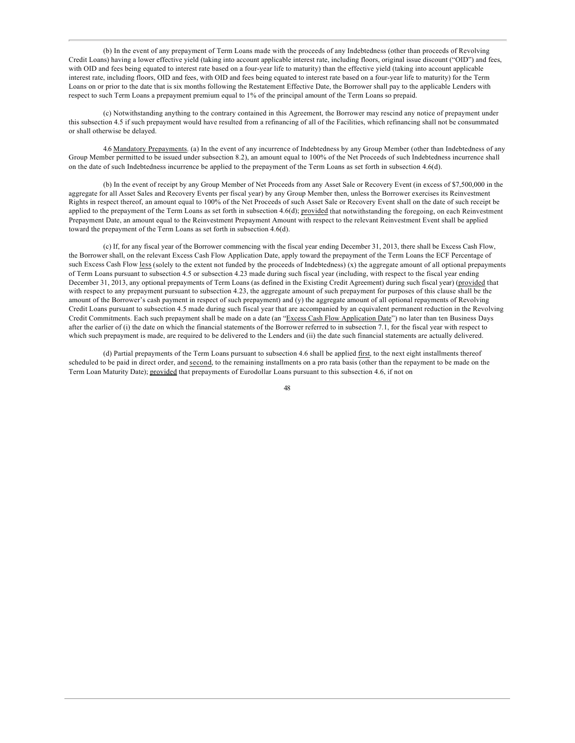(b) In the event of any prepayment of Term Loans made with the proceeds of any Indebtedness (other than proceeds of Revolving Credit Loans) having a lower effective yield (taking into account applicable interest rate, including floors, original issue discount ("OID") and fees, with OID and fees being equated to interest rate based on a four-year life to maturity) than the effective yield (taking into account applicable interest rate, including floors, OID and fees, with OID and fees being equated to interest rate based on a four-year life to maturity) for the Term Loans on or prior to the date that is six months following the Restatement Effective Date, the Borrower shall pay to the applicable Lenders with respect to such Term Loans a prepayment premium equal to 1% of the principal amount of the Term Loans so prepaid.

(c) Notwithstanding anything to the contrary contained in this Agreement, the Borrower may rescind any notice of prepayment under this subsection 4.5 if such prepayment would have resulted from a refinancing of all of the Facilities, which refinancing shall not be consummated or shall otherwise be delayed.

4.6 Mandatory Prepayments. (a) In the event of any incurrence of Indebtedness by any Group Member (other than Indebtedness of any Group Member permitted to be issued under subsection 8.2), an amount equal to 100% of the Net Proceeds of such Indebtedness incurrence shall on the date of such Indebtedness incurrence be applied to the prepayment of the Term Loans as set forth in subsection 4.6(d).

(b) In the event of receipt by any Group Member of Net Proceeds from any Asset Sale or Recovery Event (in excess of $7,500,000 in the aggregate for all Asset Sales and Recovery Events per fiscal year) by any Group Member then, unless the Borrower exercises its Reinvestment Rights in respect thereof, an amount equal to 100% of the Net Proceeds of such Asset Sale or Recovery Event shall on the date of such receipt be applied to the prepayment of the Term Loans as set forth in subsection 4.6(d); provided that notwithstanding the foregoing, on each Reinvestment Prepayment Date, an amount equal to the Reinvestment Prepayment Amount with respect to the relevant Reinvestment Event shall be applied toward the prepayment of the Term Loans as set forth in subsection 4.6(d).

(c) If, for any fiscal year of the Borrower commencing with the fiscal year ending December 31, 2013, there shall be Excess Cash Flow, the Borrower shall, on the relevant Excess Cash Flow Application Date, apply toward the prepayment of the Term Loans the ECF Percentage of such Excess Cash Flow less (solely to the extent not funded by the proceeds of Indebtedness) (x) the aggregate amount of all optional prepayments of Term Loans pursuant to subsection 4.5 or subsection 4.23 made during such fiscal year (including, with respect to the fiscal year ending December 31, 2013, any optional prepayments of Term Loans (as defined in the Existing Credit Agreement) during such fiscal year) (provided that with respect to any prepayment pursuant to subsection 4.23, the aggregate amount of such prepayment for purposes of this clause shall be the amount of the Borrower's cash payment in respect of such prepayment) and (y) the aggregate amount of all optional repayments of Revolving Credit Loans pursuant to subsection 4.5 made during such fiscal year that are accompanied by an equivalent permanent reduction in the Revolving Credit Commitments. Each such prepayment shall be made on a date (an "Excess Cash Flow Application Date") no later than ten Business Days after the earlier of (i) the date on which the financial statements of the Borrower referred to in subsection 7.1, for the fiscal year with respect to which such prepayment is made, are required to be delivered to the Lenders and (ii) the date such financial statements are actually delivered.

(d) Partial prepayments of the Term Loans pursuant to subsection 4.6 shall be applied first, to the next eight installments thereof scheduled to be paid in direct order, and second, to the remaining installments on a pro rata basis (other than the repayment to be made on the Term Loan Maturity Date); provided that prepayments of Eurodollar Loans pursuant to this subsection 4.6, if not on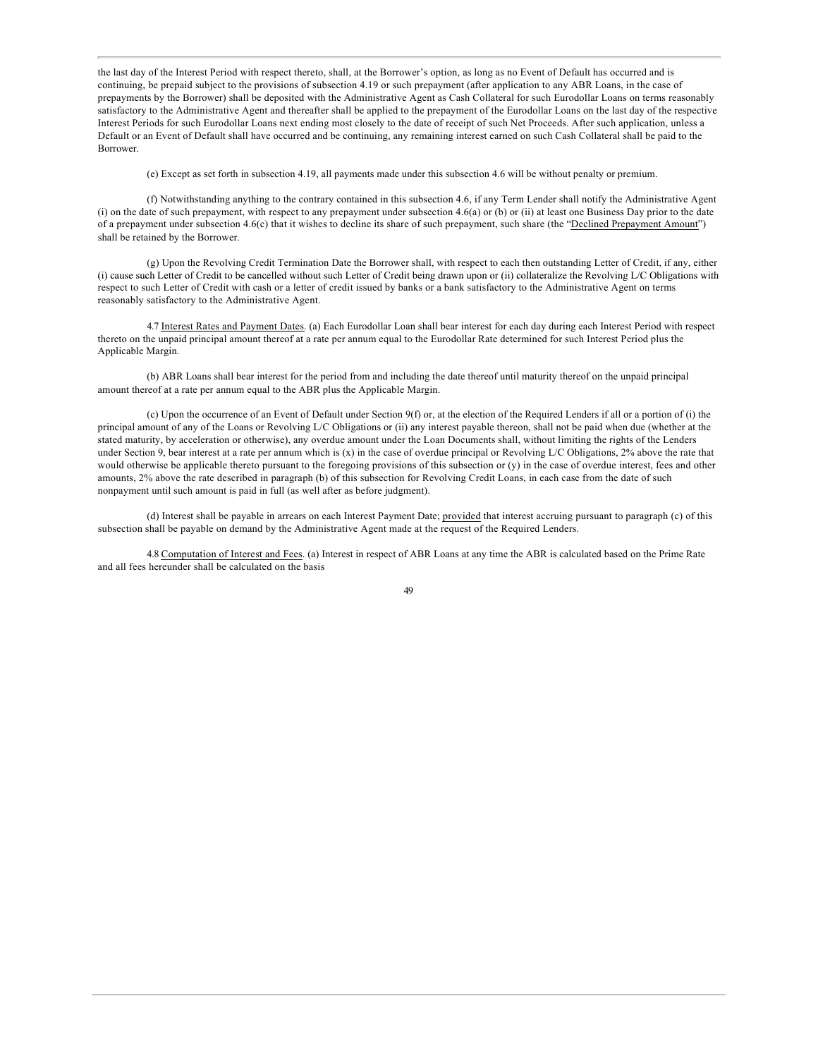the last day of the Interest Period with respect thereto, shall, at the Borrower's option, as long as no Event of Default has occurred and is continuing, be prepaid subject to the provisions of subsection 4.19 or such prepayment (after application to any ABR Loans, in the case of prepayments by the Borrower) shall be deposited with the Administrative Agent as Cash Collateral for such Eurodollar Loans on terms reasonably satisfactory to the Administrative Agent and thereafter shall be applied to the prepayment of the Eurodollar Loans on the last day of the respective Interest Periods for such Eurodollar Loans next ending most closely to the date of receipt of such Net Proceeds. After such application, unless a Default or an Event of Default shall have occurred and be continuing, any remaining interest earned on such Cash Collateral shall be paid to the Borrower.

(e) Except as set forth in subsection 4.19, all payments made under this subsection 4.6 will be without penalty or premium.

(f) Notwithstanding anything to the contrary contained in this subsection 4.6, if any Term Lender shall notify the Administrative Agent (i) on the date of such prepayment, with respect to any prepayment under subsection 4.6(a) or (b) or (ii) at least one Business Day prior to the date of a prepayment under subsection 4.6(c) that it wishes to decline its share of such prepayment, such share (the "Declined Prepayment Amount") shall be retained by the Borrower.

(g) Upon the Revolving Credit Termination Date the Borrower shall, with respect to each then outstanding Letter of Credit, if any, either (i) cause such Letter of Credit to be cancelled without such Letter of Credit being drawn upon or (ii) collateralize the Revolving L/C Obligations with respect to such Letter of Credit with cash or a letter of credit issued by banks or a bank satisfactory to the Administrative Agent on terms reasonably satisfactory to the Administrative Agent.

4.7 Interest Rates and Payment Dates. (a) Each Eurodollar Loan shall bear interest for each day during each Interest Period with respect thereto on the unpaid principal amount thereof at a rate per annum equal to the Eurodollar Rate determined for such Interest Period plus the Applicable Margin.

(b) ABR Loans shall bear interest for the period from and including the date thereof until maturity thereof on the unpaid principal amount thereof at a rate per annum equal to the ABR plus the Applicable Margin.

(c) Upon the occurrence of an Event of Default under Section 9(f) or, at the election of the Required Lenders if all or a portion of (i) the principal amount of any of the Loans or Revolving L/C Obligations or (ii) any interest payable thereon, shall not be paid when due (whether at the stated maturity, by acceleration or otherwise), any overdue amount under the Loan Documents shall, without limiting the rights of the Lenders under Section 9, bear interest at a rate per annum which is (x) in the case of overdue principal or Revolving L/C Obligations, 2% above the rate that would otherwise be applicable thereto pursuant to the foregoing provisions of this subsection or (y) in the case of overdue interest, fees and other amounts, 2% above the rate described in paragraph (b) of this subsection for Revolving Credit Loans, in each case from the date of such nonpayment until such amount is paid in full (as well after as before judgment).

(d) Interest shall be payable in arrears on each Interest Payment Date; provided that interest accruing pursuant to paragraph (c) of this subsection shall be payable on demand by the Administrative Agent made at the request of the Required Lenders.

4.8 Computation of Interest and Fees. (a) Interest in respect of ABR Loans at any time the ABR is calculated based on the Prime Rate and all fees hereunder shall be calculated on the basis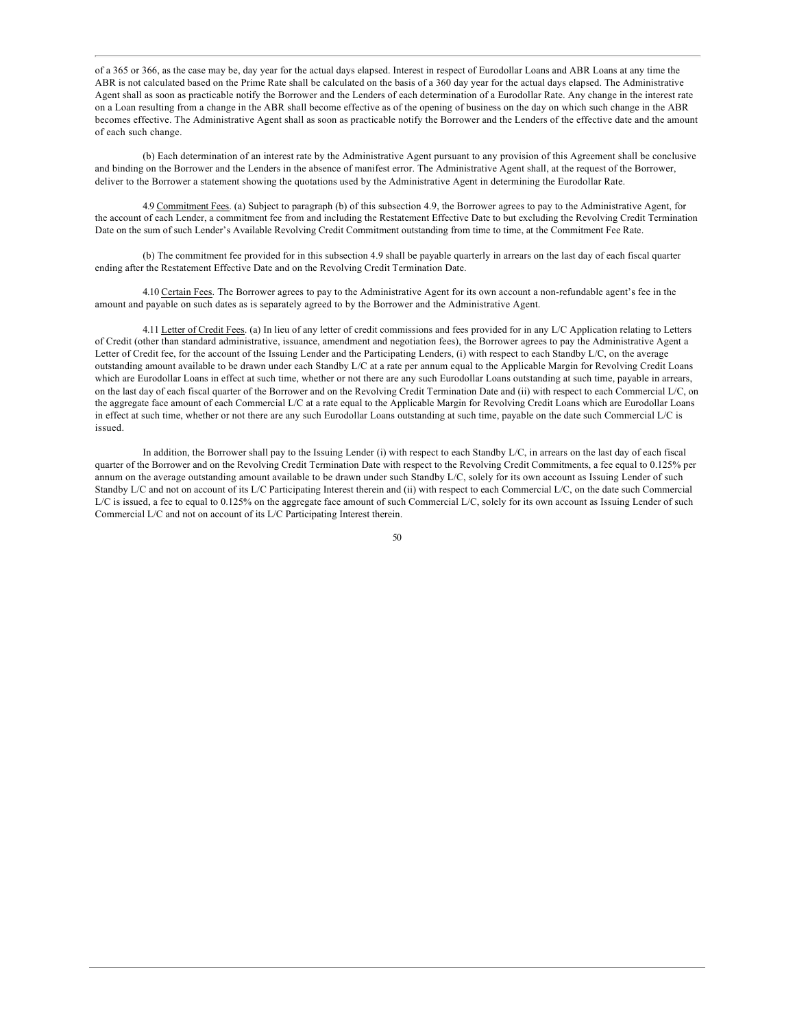of a 365 or 366, as the case may be, day year for the actual days elapsed. Interest in respect of Eurodollar Loans and ABR Loans at any time the ABR is not calculated based on the Prime Rate shall be calculated on the basis of a 360 day year for the actual days elapsed. The Administrative Agent shall as soon as practicable notify the Borrower and the Lenders of each determination of a Eurodollar Rate. Any change in the interest rate on a Loan resulting from a change in the ABR shall become effective as of the opening of business on the day on which such change in the ABR becomes effective. The Administrative Agent shall as soon as practicable notify the Borrower and the Lenders of the effective date and the amount of each such change.

(b) Each determination of an interest rate by the Administrative Agent pursuant to any provision of this Agreement shall be conclusive and binding on the Borrower and the Lenders in the absence of manifest error. The Administrative Agent shall, at the request of the Borrower, deliver to the Borrower a statement showing the quotations used by the Administrative Agent in determining the Eurodollar Rate.

4.9 Commitment Fees. (a) Subject to paragraph (b) of this subsection 4.9, the Borrower agrees to pay to the Administrative Agent, for the account of each Lender, a commitment fee from and including the Restatement Effective Date to but excluding the Revolving Credit Termination Date on the sum of such Lender's Available Revolving Credit Commitment outstanding from time to time, at the Commitment Fee Rate.

(b) The commitment fee provided for in this subsection 4.9 shall be payable quarterly in arrears on the last day of each fiscal quarter ending after the Restatement Effective Date and on the Revolving Credit Termination Date.

4.10 Certain Fees. The Borrower agrees to pay to the Administrative Agent for its own account a non-refundable agent's fee in the amount and payable on such dates as is separately agreed to by the Borrower and the Administrative Agent.

4.11 Letter of Credit Fees. (a) In lieu of any letter of credit commissions and fees provided for in any L/C Application relating to Letters of Credit (other than standard administrative, issuance, amendment and negotiation fees), the Borrower agrees to pay the Administrative Agent a Letter of Credit fee, for the account of the Issuing Lender and the Participating Lenders, (i) with respect to each Standby L/C, on the average outstanding amount available to be drawn under each Standby L/C at a rate per annum equal to the Applicable Margin for Revolving Credit Loans which are Eurodollar Loans in effect at such time, whether or not there are any such Eurodollar Loans outstanding at such time, payable in arrears, on the last day of each fiscal quarter of the Borrower and on the Revolving Credit Termination Date and (ii) with respect to each Commercial L/C, on the aggregate face amount of each Commercial L/C at a rate equal to the Applicable Margin for Revolving Credit Loans which are Eurodollar Loans in effect at such time, whether or not there are any such Eurodollar Loans outstanding at such time, payable on the date such Commercial L/C is issued.

In addition, the Borrower shall pay to the Issuing Lender (i) with respect to each Standby L/C, in arrears on the last day of each fiscal quarter of the Borrower and on the Revolving Credit Termination Date with respect to the Revolving Credit Commitments, a fee equal to 0.125% per annum on the average outstanding amount available to be drawn under such Standby L/C, solely for its own account as Issuing Lender of such Standby L/C and not on account of its L/C Participating Interest therein and (ii) with respect to each Commercial L/C, on the date such Commercial L/C is issued, a fee to equal to 0.125% on the aggregate face amount of such Commercial L/C, solely for its own account as Issuing Lender of such Commercial L/C and not on account of its L/C Participating Interest therein.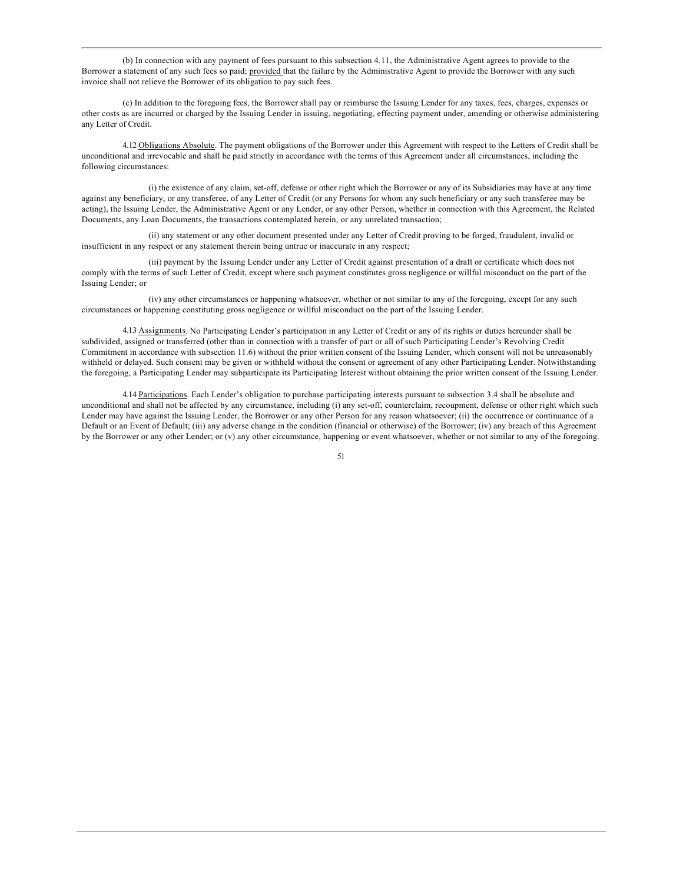(b) In connection with any payment of fees pursuant to this subsection 4.11, the Administrative Agent agrees to provide to the Borrower a statement of any such fees so paid; provided that the failure by the Administrative Agent to provide the Borrower with any such invoice shall not relieve the Borrower of its obligation to pay such fees.

(c) In addition to the foregoing fees, the Borrower shall pay or reimburse the Issuing Lender for any taxes, fees, charges, expenses or other costs as are incurred or charged by the Issuing Lender in issuing, negotiating, effecting payment under, amending or otherwise administering any Letter of Credit.

4.12 Obligations Absolute. The payment obligations of the Borrower under this Agreement with respect to the Letters of Credit shall be unconditional and irrevocable and shall be paid strictly in accordance with the terms of this Agreement under all circumstances, including the following circumstances:

(i) the existence of any claim, set-off, defense or other right which the Borrower or any of its Subsidiaries may have at any time against any beneficiary, or any transferee, of any Letter of Credit (or any Persons for whom any such beneficiary or any such transferee may be acting), the Issuing Lender, the Administrative Agent or any Lender, or any other Person, whether in connection with this Agreement, the Related Documents, any Loan Documents, the transactions contemplated herein, or any unrelated transaction;

(ii) any statement or any other document presented under any Letter of Credit proving to be forged, fraudulent, invalid or insufficient in any respect or any statement therein being untrue or inaccurate in any respect;

(iii) payment by the Issuing Lender under any Letter of Credit against presentation of a draft or certificate which does not comply with the terms of such Letter of Credit, except where such payment constitutes gross negligence or willful misconduct on the part of the Issuing Lender; or

(iv) any other circumstances or happening whatsoever, whether or not similar to any of the foregoing, except for any such circumstances or happening constituting gross negligence or willful misconduct on the part of the Issuing Lender.

4.13 Assignments. No Participating Lender's participation in any Letter of Credit or any of its rights or duties hereunder shall be subdivided, assigned or transferred (other than in connection with a transfer of part or all of such Participating Lender's Revolving Credit Commitment in accordance with subsection 11.6) without the prior written consent of the Issuing Lender, which consent will not be unreasonably withheld or delayed. Such consent may be given or withheld without the consent or agreement of any other Participating Lender. Notwithstanding the foregoing, a Participating Lender may subparticipate its Participating Interest without obtaining the prior written consent of the Issuing Lender.

4.14 Participations. Each Lender's obligation to purchase participating interests pursuant to subsection 3.4 shall be absolute and unconditional and shall not be affected by any circumstance, including (i) any set-off, counterclaim, recoupment, defense or other right which such Lender may have against the Issuing Lender, the Borrower or any other Person for any reason whatsoever; (ii) the occurrence or continuance of a Default or an Event of Default; (iii) any adverse change in the condition (financial or otherwise) of the Borrower; (iv) any breach of this Agreement by the Borrower or any other Lender; or (v) any other circumstance, happening or event whatsoever, whether or not similar to any of the foregoing.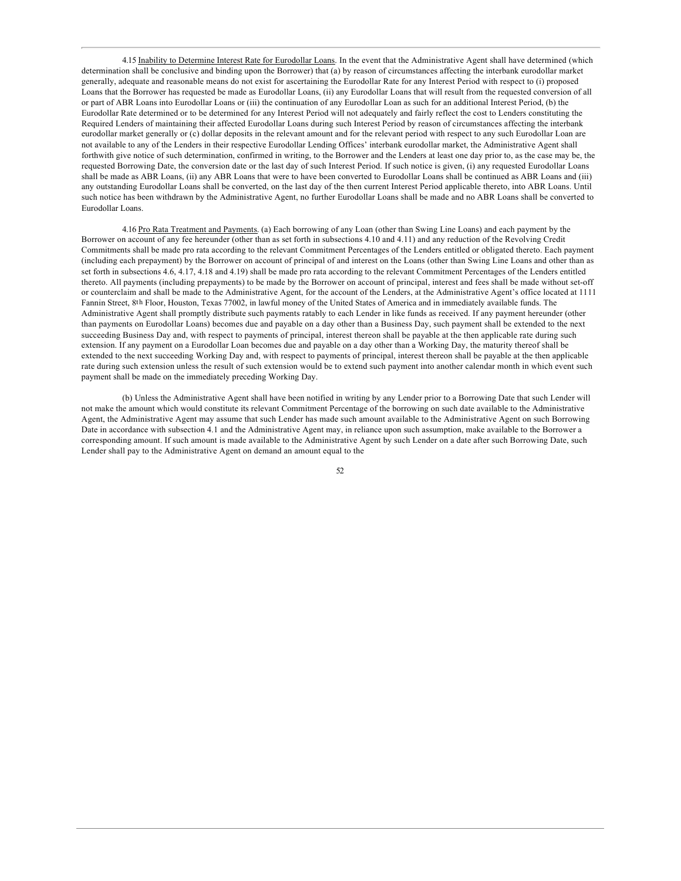4.15 <u>Inability to Determine Interest Rate for Eurodollar Loans</u>. In the event that the Administrative Agent shall have determined (which determination shall be conclusive and binding upon the Borrower) that (a) by reason of circumstances affecting the interbank eurodollar market generally, adequate and reasonable means do not exist for ascertaining the Eurodollar Rate for any Interest Period with respect to (i) proposed Loans that the Borrower has requested be made as Eurodollar Loans, (ii) any Eurodollar Loans that will result from the requested conversion of all or part of ABR Loans into Eurodollar Loans or (iii) the continuation of any Eurodollar Loan as such for an additional Interest Period, (b) the Eurodollar Rate determined or to be determined for any Interest Period will not adequately and fairly reflect the cost to Lenders constituting the Required Lenders of maintaining their affected Eurodollar Loans during such Interest Period by reason of circumstances affecting the interbank eurodollar market generally or (c) dollar deposits in the relevant amount and for the relevant period with respect to any such Eurodollar Loan are not available to any of the Lenders in their respective Eurodollar Lending Offices' interbank eurodollar market, the Administrative Agent shall forthwith give notice of such determination, confirmed in writing, to the Borrower and the Lenders at least one day prior to, as the case may be, the requested Borrowing Date, the conversion date or the last day of such Interest Period. If such notice is given, (i) any requested Eurodollar Loans shall be made as ABR Loans, (ii) any ABR Loans that were to have been converted to Eurodollar Loans shall be continued as ABR Loans and (iii) any outstanding Eurodollar Loans shall be converted, on the last day of the then current Interest Period applicable thereto, into ABR Loans. Until such notice has been withdrawn by the Administrative Agent, no further Eurodollar Loans shall be made and no ABR Loans shall be converted to Eurodollar Loans.

4.16 <u>Pro Rata Treatment and Payments</u>. (a) Each borrowing of any Loan (other than Swing Line Loans) and each payment by the Borrower on account of any fee hereunder (other than as set forth in subsections 4.10 and 4.11) and any reduction of the Revolving Credit Commitments shall be made pro rata according to the relevant Commitment Percentages of the Lenders entitled or obligated thereto. Each payment (including each prepayment) by the Borrower on account of principal of and interest on the Loans (other than Swing Line Loans and other than as set forth in subsections 4.6, 4.17, 4.18 and 4.19) shall be made pro rata according to the relevant Commitment Percentages of the Lenders entitled thereto. All payments (including prepayments) to be made by the Borrower on account of principal, interest and fees shall be made without set-off or counterclaim and shall be made to the Administrative Agent, for the account of the Lenders, at the Administrative Agent's office located at 1111 Fannin Street, 8th Floor, Houston, Texas 77002, in lawful money of the United States of America and in immediately available funds. The Administrative Agent shall promptly distribute such payments ratably to each Lender in like funds as received. If any payment hereunder (other than payments on Eurodollar Loans) becomes due and payable on a day other than a Business Day, such payment shall be extended to the next succeeding Business Day and, with respect to payments of principal, interest thereon shall be payable at the then applicable rate during such extension. If any payment on a Eurodollar Loan becomes due and payable on a day other than a Working Day, the maturity thereof shall be extended to the next succeeding Working Day and, with respect to payments of principal, interest thereon shall be payable at the then applicable rate during such extension unless the result of such extension would be to extend such payment into another calendar month in which event such payment shall be made on the immediately preceding Working Day.

(b) Unless the Administrative Agent shall have been notified in writing by any Lender prior to a Borrowing Date that such Lender will not make the amount which would constitute its relevant Commitment Percentage of the borrowing on such date available to the Administrative Agent, the Administrative Agent may assume that such Lender has made such amount available to the Administrative Agent on such Borrowing Date in accordance with subsection 4.1 and the Administrative Agent may, in reliance upon such assumption, make available to the Borrower a corresponding amount. If such amount is made available to the Administrative Agent by such Lender on a date after such Borrowing Date, such Lender shall pay to the Administrative Agent on demand an amount equal to the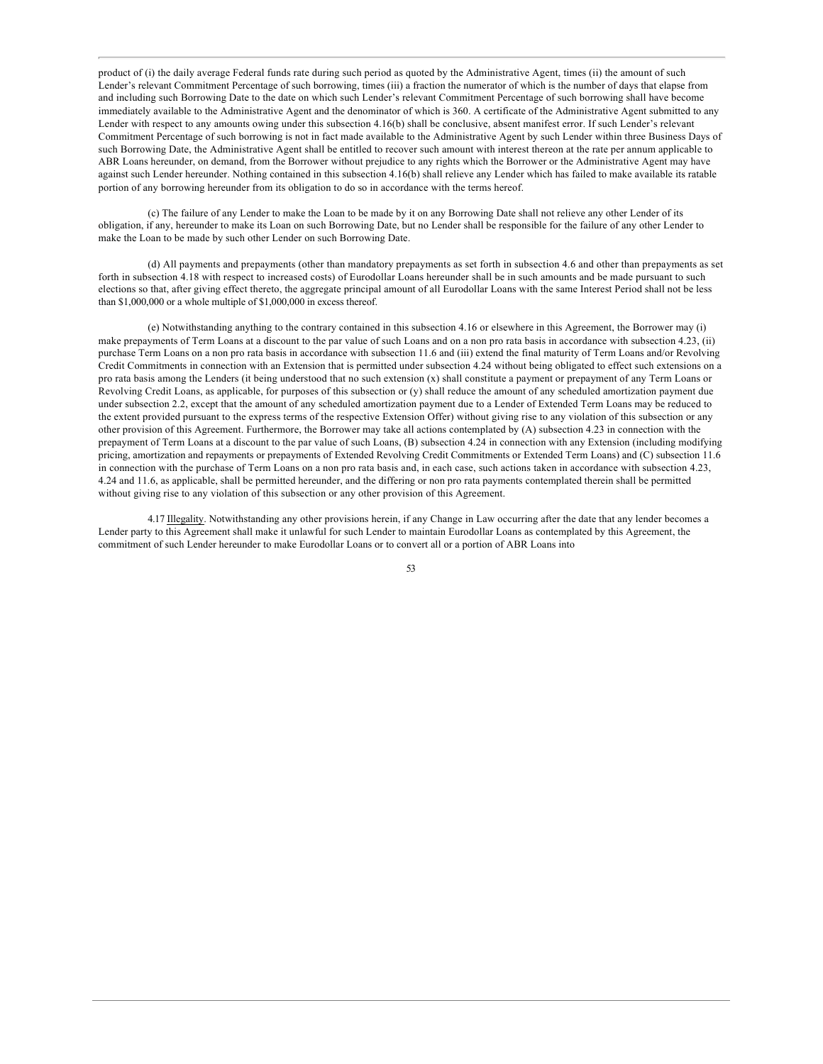product of (i) the daily average Federal funds rate during such period as quoted by the Administrative Agent, times (ii) the amount of such Lender's relevant Commitment Percentage of such borrowing, times (iii) a fraction the numerator of which is the number of days that elapse from and including such Borrowing Date to the date on which such Lender's relevant Commitment Percentage of such borrowing shall have become immediately available to the Administrative Agent and the denominator of which is 360. A certificate of the Administrative Agent submitted to any Lender with respect to any amounts owing under this subsection 4.16(b) shall be conclusive, absent manifest error. If such Lender's relevant Commitment Percentage of such borrowing is not in fact made available to the Administrative Agent by such Lender within three Business Days of such Borrowing Date, the Administrative Agent shall be entitled to recover such amount with interest thereon at the rate per annum applicable to ABR Loans hereunder, on demand, from the Borrower without prejudice to any rights which the Borrower or the Administrative Agent may have against such Lender hereunder. Nothing contained in this subsection 4.16(b) shall relieve any Lender which has failed to make available its ratable portion of any borrowing hereunder from its obligation to do so in accordance with the terms hereof.

(c) The failure of any Lender to make the Loan to be made by it on any Borrowing Date shall not relieve any other Lender of its obligation, if any, hereunder to make its Loan on such Borrowing Date, but no Lender shall be responsible for the failure of any other Lender to make the Loan to be made by such other Lender on such Borrowing Date.

(d) All payments and prepayments (other than mandatory prepayments as set forth in subsection 4.6 and other than prepayments as set forth in subsection 4.18 with respect to increased costs) of Eurodollar Loans hereunder shall be in such amounts and be made pursuant to such elections so that, after giving effect thereto, the aggregate principal amount of all Eurodollar Loans with the same Interest Period shall not be less than $1,000,000 or a whole multiple of $1,000,000 in excess thereof.

(e) Notwithstanding anything to the contrary contained in this subsection 4.16 or elsewhere in this Agreement, the Borrower may (i) make prepayments of Term Loans at a discount to the par value of such Loans and on a non pro rata basis in accordance with subsection 4.23, (ii) purchase Term Loans on a non pro rata basis in accordance with subsection 11.6 and (iii) extend the final maturity of Term Loans and/or Revolving Credit Commitments in connection with an Extension that is permitted under subsection 4.24 without being obligated to effect such extensions on a pro rata basis among the Lenders (it being understood that no such extension (x) shall constitute a payment or prepayment of any Term Loans or Revolving Credit Loans, as applicable, for purposes of this subsection or (y) shall reduce the amount of any scheduled amortization payment due under subsection 2.2, except that the amount of any scheduled amortization payment due to a Lender of Extended Term Loans may be reduced to the extent provided pursuant to the express terms of the respective Extension Offer) without giving rise to any violation of this subsection or any other provision of this Agreement. Furthermore, the Borrower may take all actions contemplated by (A) subsection 4.23 in connection with the prepayment of Term Loans at a discount to the par value of such Loans, (B) subsection 4.24 in connection with any Extension (including modifying pricing, amortization and repayments or prepayments of Extended Revolving Credit Commitments or Extended Term Loans) and (C) subsection 11.6 in connection with the purchase of Term Loans on a non pro rata basis and, in each case, such actions taken in accordance with subsection 4.23, 4.24 and 11.6, as applicable, shall be permitted hereunder, and the differing or non pro rata payments contemplated therein shall be permitted without giving rise to any violation of this subsection or any other provision of this Agreement.

4.17 Illegality. Notwithstanding any other provisions herein, if any Change in Law occurring after the date that any lender becomes a Lender party to this Agreement shall make it unlawful for such Lender to maintain Eurodollar Loans as contemplated by this Agreement, the commitment of such Lender hereunder to make Eurodollar Loans or to convert all or a portion of ABR Loans into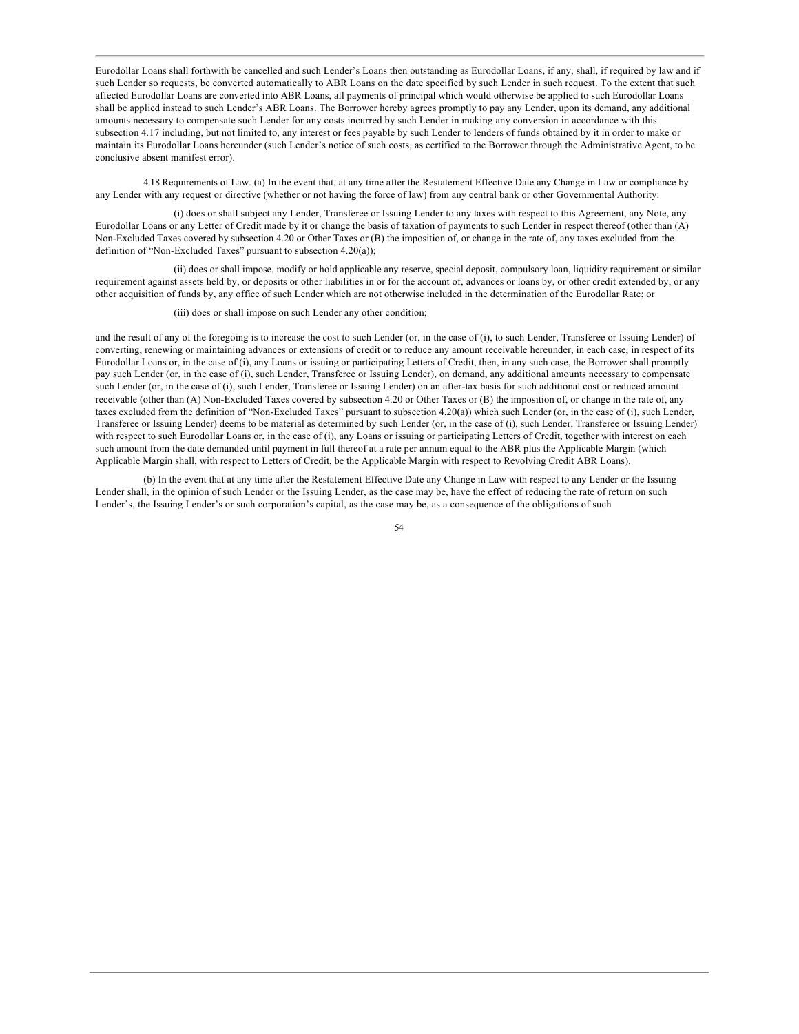Eurodollar Loans shall forthwith be cancelled and such Lender's Loans then outstanding as Eurodollar Loans, if any, shall, if required by law and if such Lender so requests, be converted automatically to ABR Loans on the date specified by such Lender in such request. To the extent that such affected Eurodollar Loans are converted into ABR Loans, all payments of principal which would otherwise be applied to such Eurodollar Loans shall be applied instead to such Lender's ABR Loans. The Borrower hereby agrees promptly to pay any Lender, upon its demand, any additional amounts necessary to compensate such Lender for any costs incurred by such Lender in making any conversion in accordance with this subsection 4.17 including, but not limited to, any interest or fees payable by such Lender to lenders of funds obtained by it in order to make or maintain its Eurodollar Loans hereunder (such Lender's notice of such costs, as certified to the Borrower through the Administrative Agent, to be conclusive absent manifest error).

4.18 Requirements of Law. (a) In the event that, at any time after the Restatement Effective Date any Change in Law or compliance by any Lender with any request or directive (whether or not having the force of law) from any central bank or other Governmental Authority:

(i) does or shall subject any Lender, Transferee or Issuing Lender to any taxes with respect to this Agreement, any Note, any Eurodollar Loans or any Letter of Credit made by it or change the basis of taxation of payments to such Lender in respect thereof (other than (A) Non-Excluded Taxes covered by subsection 4.20 or Other Taxes or (B) the imposition of, or change in the rate of, any taxes excluded from the definition of "Non-Excluded Taxes" pursuant to subsection 4.20(a));

(ii) does or shall impose, modify or hold applicable any reserve, special deposit, compulsory loan, liquidity requirement or similar requirement against assets held by, or deposits or other liabilities in or for the account of, advances or loans by, or other credit extended by, or any other acquisition of funds by, any office of such Lender which are not otherwise included in the determination of the Eurodollar Rate; or

(iii) does or shall impose on such Lender any other condition;

and the result of any of the foregoing is to increase the cost to such Lender (or, in the case of (i), to such Lender, Transferee or Issuing Lender) of converting, renewing or maintaining advances or extensions of credit or to reduce any amount receivable hereunder, in each case, in respect of its Eurodollar Loans or, in the case of (i), any Loans or issuing or participating Letters of Credit, then, in any such case, the Borrower shall promptly pay such Lender (or, in the case of (i), such Lender, Transferee or Issuing Lender), on demand, any additional amounts necessary to compensate such Lender (or, in the case of (i), such Lender, Transferee or Issuing Lender) on an after-tax basis for such additional cost or reduced amount receivable (other than (A) Non-Excluded Taxes covered by subsection 4.20 or Other Taxes or (B) the imposition of, or change in the rate of, any taxes excluded from the definition of "Non-Excluded Taxes" pursuant to subsection 4.20(a)) which such Lender (or, in the case of (i), such Lender, Transferee or Issuing Lender) deems to be material as determined by such Lender (or, in the case of (i), such Lender, Transferee or Issuing Lender) with respect to such Eurodollar Loans or, in the case of (i), any Loans or issuing or participating Letters of Credit, together with interest on each such amount from the date demanded until payment in full thereof at a rate per annum equal to the ABR plus the Applicable Margin (which Applicable Margin shall, with respect to Letters of Credit, be the Applicable Margin with respect to Revolving Credit ABR Loans).

(b) In the event that at any time after the Restatement Effective Date any Change in Law with respect to any Lender or the Issuing Lender shall, in the opinion of such Lender or the Issuing Lender, as the case may be, have the effect of reducing the rate of return on such Lender's, the Issuing Lender's or such corporation's capital, as the case may be, as a consequence of the obligations of such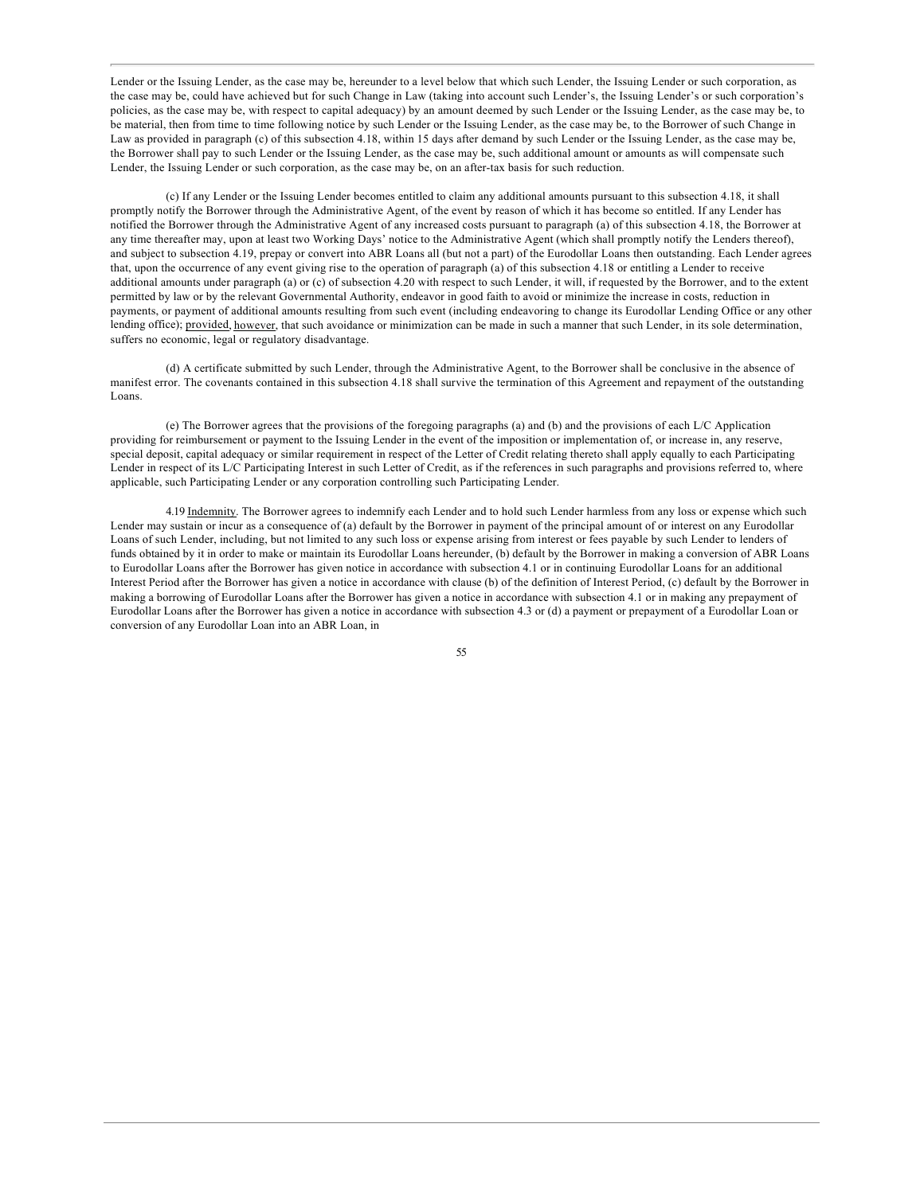Lender or the Issuing Lender, as the case may be, hereunder to a level below that which such Lender, the Issuing Lender or such corporation, as the case may be, could have achieved but for such Change in Law (taking into account such Lender's, the Issuing Lender's or such corporation's policies, as the case may be, with respect to capital adequacy) by an amount deemed by such Lender or the Issuing Lender, as the case may be, to be material, then from time to time following notice by such Lender or the Issuing Lender, as the case may be, to the Borrower of such Change in Law as provided in paragraph (c) of this subsection 4.18, within 15 days after demand by such Lender or the Issuing Lender, as the case may be, the Borrower shall pay to such Lender or the Issuing Lender, as the case may be, such additional amount or amounts as will compensate such Lender, the Issuing Lender or such corporation, as the case may be, on an after-tax basis for such reduction.

(c) If any Lender or the Issuing Lender becomes entitled to claim any additional amounts pursuant to this subsection 4.18, it shall promptly notify the Borrower through the Administrative Agent, of the event by reason of which it has become so entitled. If any Lender has notified the Borrower through the Administrative Agent of any increased costs pursuant to paragraph (a) of this subsection 4.18, the Borrower at any time thereafter may, upon at least two Working Days' notice to the Administrative Agent (which shall promptly notify the Lenders thereof), and subject to subsection 4.19, prepay or convert into ABR Loans all (but not a part) of the Eurodollar Loans then outstanding. Each Lender agrees that, upon the occurrence of any event giving rise to the operation of paragraph (a) of this subsection 4.18 or entitling a Lender to receive additional amounts under paragraph (a) or (c) of subsection 4.20 with respect to such Lender, it will, if requested by the Borrower, and to the extent permitted by law or by the relevant Governmental Authority, endeavor in good faith to avoid or minimize the increase in costs, reduction in payments, or payment of additional amounts resulting from such event (including endeavoring to change its Eurodollar Lending Office or any other lending office); provided, however, that such avoidance or minimization can be made in such a manner that such Lender, in its sole determination, suffers no economic, legal or regulatory disadvantage.

(d) A certificate submitted by such Lender, through the Administrative Agent, to the Borrower shall be conclusive in the absence of manifest error. The covenants contained in this subsection 4.18 shall survive the termination of this Agreement and repayment of the outstanding Loans.

(e) The Borrower agrees that the provisions of the foregoing paragraphs (a) and (b) and the provisions of each L/C Application providing for reimbursement or payment to the Issuing Lender in the event of the imposition or implementation of, or increase in, any reserve, special deposit, capital adequacy or similar requirement in respect of the Letter of Credit relating thereto shall apply equally to each Participating Lender in respect of its L/C Participating Interest in such Letter of Credit, as if the references in such paragraphs and provisions referred to, where applicable, such Participating Lender or any corporation controlling such Participating Lender.

4.19 Indemnity. The Borrower agrees to indemnify each Lender and to hold such Lender harmless from any loss or expense which such Lender may sustain or incur as a consequence of (a) default by the Borrower in payment of the principal amount of or interest on any Eurodollar Loans of such Lender, including, but not limited to any such loss or expense arising from interest or fees payable by such Lender to lenders of funds obtained by it in order to make or maintain its Eurodollar Loans hereunder, (b) default by the Borrower in making a conversion of ABR Loans to Eurodollar Loans after the Borrower has given notice in accordance with subsection 4.1 or in continuing Eurodollar Loans for an additional Interest Period after the Borrower has given a notice in accordance with clause (b) of the definition of Interest Period, (c) default by the Borrower in making a borrowing of Eurodollar Loans after the Borrower has given a notice in accordance with subsection 4.1 or in making any prepayment of Eurodollar Loans after the Borrower has given a notice in accordance with subsection 4.3 or (d) a payment or prepayment of a Eurodollar Loan or conversion of any Eurodollar Loan into an ABR Loan, in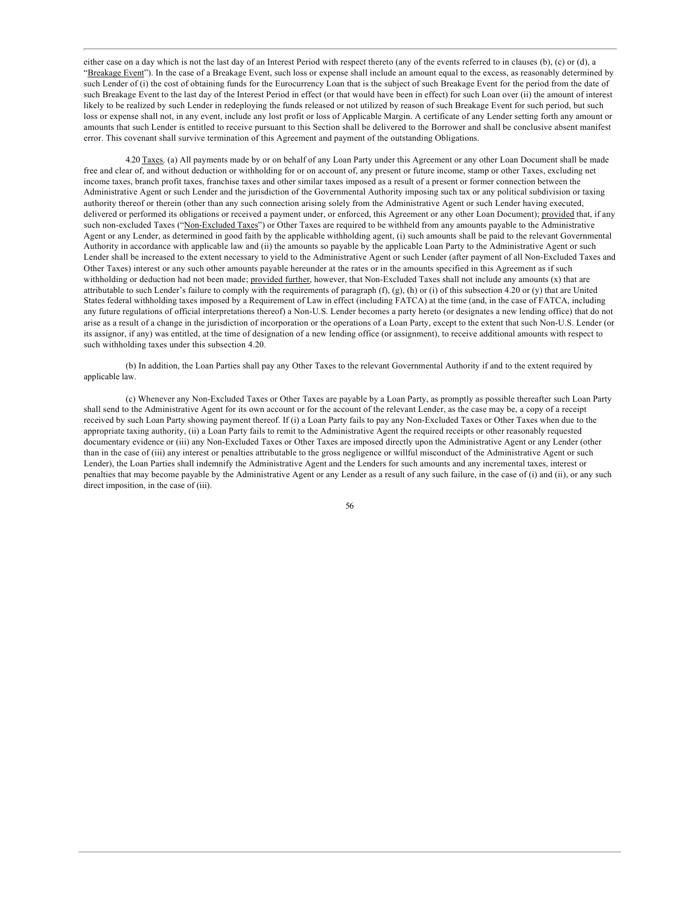either case on a day which is not the last day of an Interest Period with respect thereto (any of the events referred to in clauses (b), (c) or (d), a "Breakage Event"). In the case of a Breakage Event, such loss or expense shall include an amount equal to the excess, as reasonably determined by such Lender of (i) the cost of obtaining funds for the Eurocurrency Loan that is the subject of such Breakage Event for the period from the date of such Breakage Event to the last day of the Interest Period in effect (or that would have been in effect) for such Loan over (ii) the amount of interest likely to be realized by such Lender in redeploying the funds released or not utilized by reason of such Breakage Event for such period, but such loss or expense shall not, in any event, include any lost profit or loss of Applicable Margin. A certificate of any Lender setting forth any amount or amounts that such Lender is entitled to receive pursuant to this Section shall be delivered to the Borrower and shall be conclusive absent manifest error. This covenant shall survive termination of this Agreement and payment of the outstanding Obligations.

4.20 Taxes. (a) All payments made by or on behalf of any Loan Party under this Agreement or any other Loan Document shall be made free and clear of, and without deduction or withholding for or on account of, any present or future income, stamp or other Taxes, excluding net income taxes, branch profit taxes, franchise taxes and other similar taxes imposed as a result of a present or former connection between the Administrative Agent or such Lender and the jurisdiction of the Governmental Authority imposing such tax or any political subdivision or taxing authority thereof or therein (other than any such connection arising solely from the Administrative Agent or such Lender having executed, delivered or performed its obligations or received a payment under, or enforced, this Agreement or any other Loan Document); provided that, if any such non-excluded Taxes ("Non-Excluded Taxes") or Other Taxes are required to be withheld from any amounts payable to the Administrative Agent or any Lender, as determined in good faith by the applicable withholding agent, (i) such amounts shall be paid to the relevant Governmental Authority in accordance with applicable law and (ii) the amounts so payable by the applicable Loan Party to the Administrative Agent or such Lender shall be increased to the extent necessary to yield to the Administrative Agent or such Lender (after payment of all Non-Excluded Taxes and Other Taxes) interest or any such other amounts payable hereunder at the rates or in the amounts specified in this Agreement as if such withholding or deduction had not been made; provided further, however, that Non-Excluded Taxes shall not include any amounts (x) that are attributable to such Lender's failure to comply with the requirements of paragraph (f), (g), (h) or (i) of this subsection 4.20 or (y) that are United States federal withholding taxes imposed by a Requirement of Law in effect (including FATCA) at the time (and, in the case of FATCA, including any future regulations of official interpretations thereof) a Non-U.S. Lender becomes a party hereto (or designates a new lending office) that do not arise as a result of a change in the jurisdiction of incorporation or the operations of a Loan Party, except to the extent that such Non-U.S. Lender (or its assignor, if any) was entitled, at the time of designation of a new lending office (or assignment), to receive additional amounts with respect to such withholding taxes under this subsection 4.20.

(b) In addition, the Loan Parties shall pay any Other Taxes to the relevant Governmental Authority if and to the extent required by applicable law.

(c) Whenever any Non-Excluded Taxes or Other Taxes are payable by a Loan Party, as promptly as possible thereafter such Loan Party shall send to the Administrative Agent for its own account or for the account of the relevant Lender, as the case may be, a copy of a receipt received by such Loan Party showing payment thereof. If (i) a Loan Party fails to pay any Non-Excluded Taxes or Other Taxes when due to the appropriate taxing authority, (ii) a Loan Party fails to remit to the Administrative Agent the required receipts or other reasonably requested documentary evidence or (iii) any Non-Excluded Taxes or Other Taxes are imposed directly upon the Administrative Agent or any Lender (other than in the case of (iii) any interest or penalties attributable to the gross negligence or willful misconduct of the Administrative Agent or such Lender), the Loan Parties shall indemnify the Administrative Agent and the Lenders for such amounts and any incremental taxes, interest or penalties that may become payable by the Administrative Agent or any Lender as a result of any such failure, in the case of (i) and (ii), or any such direct imposition, in the case of (iii).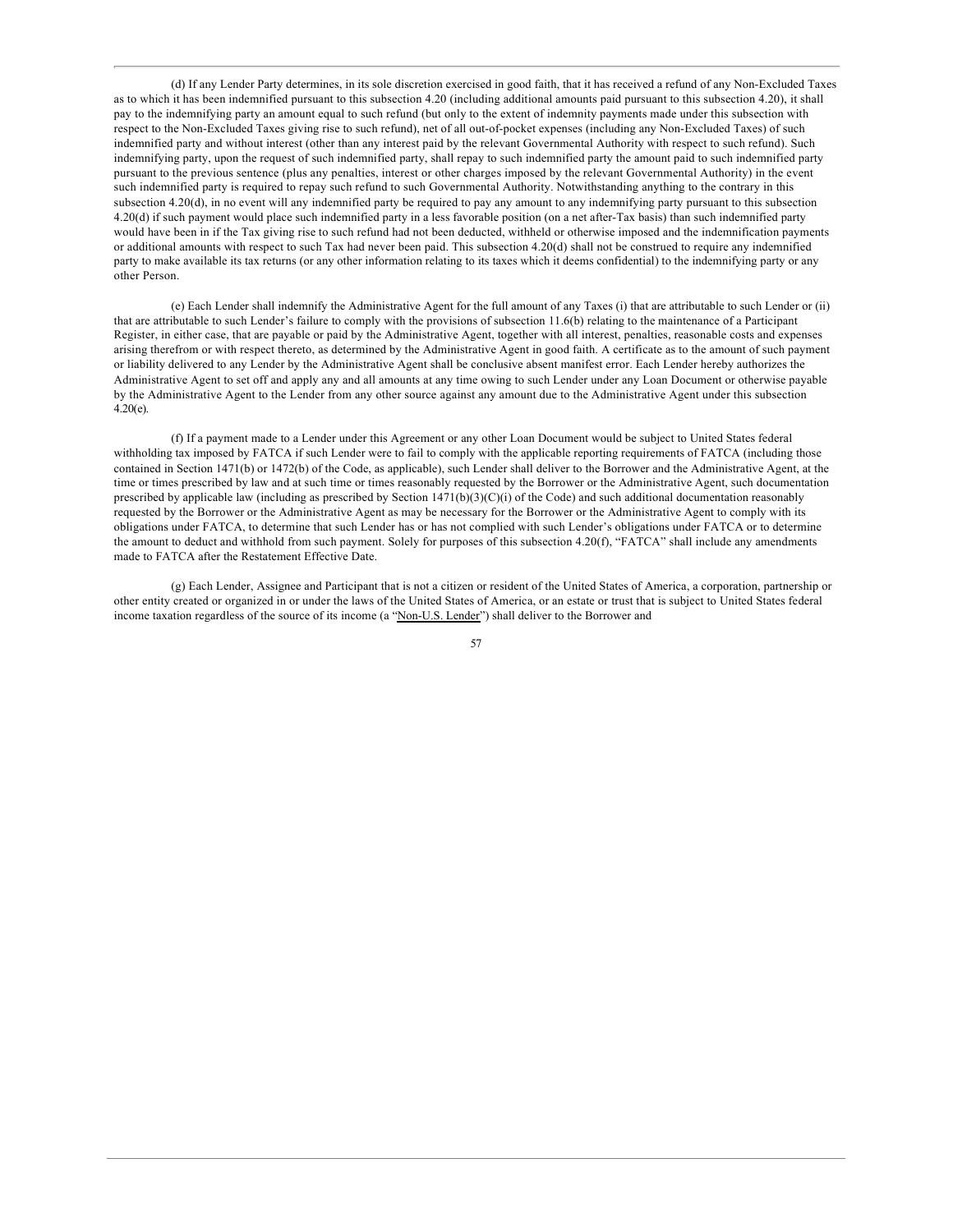(d) If any Lender Party determines, in its sole discretion exercised in good faith, that it has received a refund of any Non-Excluded Taxes as to which it has been indemnified pursuant to this subsection 4.20 (including additional amounts paid pursuant to this subsection 4.20), it shall pay to the indemnifying party an amount equal to such refund (but only to the extent of indemnity payments made under this subsection with respect to the Non-Excluded Taxes giving rise to such refund), net of all out-of-pocket expenses (including any Non-Excluded Taxes) of such indemnified party and without interest (other than any interest paid by the relevant Governmental Authority with respect to such refund). Such indemnifying party, upon the request of such indemnified party, shall repay to such indemnified party the amount paid to such indemnified party pursuant to the previous sentence (plus any penalties, interest or other charges imposed by the relevant Governmental Authority) in the event such indemnified party is required to repay such refund to such Governmental Authority. Notwithstanding anything to the contrary in this subsection 4.20(d), in no event will any indemnified party be required to pay any amount to any indemnifying party pursuant to this subsection 4.20(d) if such payment would place such indemnified party in a less favorable position (on a net after-Tax basis) than such indemnified party would have been in if the Tax giving rise to such refund had not been deducted, withheld or otherwise imposed and the indemnification payments or additional amounts with respect to such Tax had never been paid. This subsection 4.20(d) shall not be construed to require any indemnified party to make available its tax returns (or any other information relating to its taxes which it deems confidential) to the indemnifying party or any other Person.

(e) Each Lender shall indemnify the Administrative Agent for the full amount of any Taxes (i) that are attributable to such Lender or (ii) that are attributable to such Lender's failure to comply with the provisions of subsection 11.6(b) relating to the maintenance of a Participant Register, in either case, that are payable or paid by the Administrative Agent, together with all interest, penalties, reasonable costs and expenses arising therefrom or with respect thereto, as determined by the Administrative Agent in good faith. A certificate as to the amount of such payment or liability delivered to any Lender by the Administrative Agent shall be conclusive absent manifest error. Each Lender hereby authorizes the Administrative Agent to set off and apply any and all amounts at any time owing to such Lender under any Loan Document or otherwise payable by the Administrative Agent to the Lender from any other source against any amount due to the Administrative Agent under this subsection 4.20(e).

(f) If a payment made to a Lender under this Agreement or any other Loan Document would be subject to United States federal withholding tax imposed by FATCA if such Lender were to fail to comply with the applicable reporting requirements of FATCA (including those contained in Section 1471(b) or 1472(b) of the Code, as applicable), such Lender shall deliver to the Borrower and the Administrative Agent, at the time or times prescribed by law and at such time or times reasonably requested by the Borrower or the Administrative Agent, such documentation prescribed by applicable law (including as prescribed by Section 1471(b)(3)(C)(i) of the Code) and such additional documentation reasonably requested by the Borrower or the Administrative Agent as may be necessary for the Borrower or the Administrative Agent to comply with its obligations under FATCA, to determine that such Lender has or has not complied with such Lender's obligations under FATCA or to determine the amount to deduct and withhold from such payment. Solely for purposes of this subsection 4.20(f), "FATCA" shall include any amendments made to FATCA after the Restatement Effective Date.

(g) Each Lender, Assignee and Participant that is not a citizen or resident of the United States of America, a corporation, partnership or other entity created or organized in or under the laws of the United States of America, or an estate or trust that is subject to United States federal income taxation regardless of the source of its income (a "Non-U.S. Lender") shall deliver to the Borrower and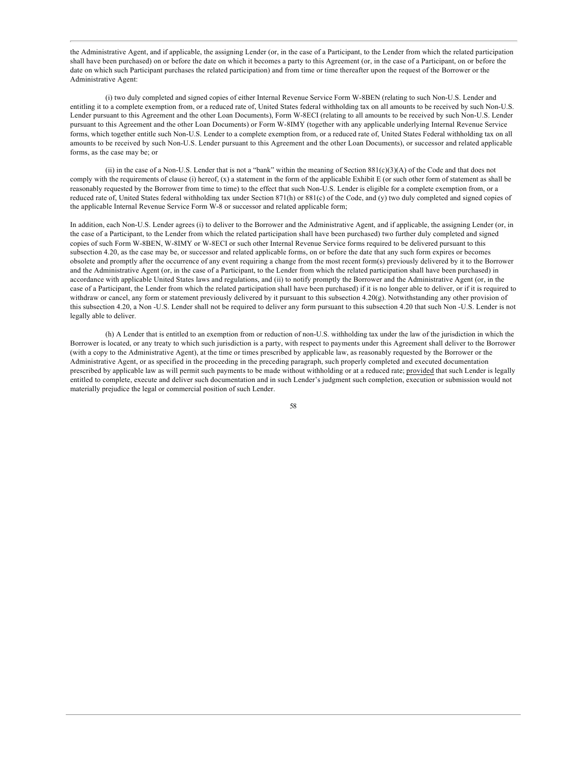the Administrative Agent, and if applicable, the assigning Lender (or, in the case of a Participant, to the Lender from which the related participation shall have been purchased) on or before the date on which it becomes a party to this Agreement (or, in the case of a Participant, on or before the date on which such Participant purchases the related participation) and from time or time thereafter upon the request of the Borrower or the Administrative Agent:

(i) two duly completed and signed copies of either Internal Revenue Service Form W-8BEN (relating to such Non-U.S. Lender and entitling it to a complete exemption from, or a reduced rate of, United States federal withholding tax on all amounts to be received by such Non-U.S. Lender pursuant to this Agreement and the other Loan Documents), Form W-8ECI (relating to all amounts to be received by such Non-U.S. Lender pursuant to this Agreement and the other Loan Documents) or Form W-8IMY (together with any applicable underlying Internal Revenue Service forms, which together entitle such Non-U.S. Lender to a complete exemption from, or a reduced rate of, United States Federal withholding tax on all amounts to be received by such Non-U.S. Lender pursuant to this Agreement and the other Loan Documents), or successor and related applicable forms, as the case may be; or

(ii) in the case of a Non-U.S. Lender that is not a "bank" within the meaning of Section 881(c)(3)(A) of the Code and that does not comply with the requirements of clause (i) hereof, (x) a statement in the form of the applicable Exhibit E (or such other form of statement as shall be reasonably requested by the Borrower from time to time) to the effect that such Non-U.S. Lender is eligible for a complete exemption from, or a reduced rate of, United States federal withholding tax under Section 871(h) or 881(c) of the Code, and (y) two duly completed and signed copies of the applicable Internal Revenue Service Form W-8 or successor and related applicable form;

In addition, each Non-U.S. Lender agrees (i) to deliver to the Borrower and the Administrative Agent, and if applicable, the assigning Lender (or, in the case of a Participant, to the Lender from which the related participation shall have been purchased) two further duly completed and signed copies of such Form W-8BEN, W-8IMY or W-8ECI or such other Internal Revenue Service forms required to be delivered pursuant to this subsection 4.20, as the case may be, or successor and related applicable forms, on or before the date that any such form expires or becomes obsolete and promptly after the occurrence of any event requiring a change from the most recent form(s) previously delivered by it to the Borrower and the Administrative Agent (or, in the case of a Participant, to the Lender from which the related participation shall have been purchased) in accordance with applicable United States laws and regulations, and (ii) to notify promptly the Borrower and the Administrative Agent (or, in the case of a Participant, the Lender from which the related participation shall have been purchased) if it is no longer able to deliver, or if it is required to withdraw or cancel, any form or statement previously delivered by it pursuant to this subsection 4.20(g). Notwithstanding any other provision of this subsection 4.20, a Non -U.S. Lender shall not be required to deliver any form pursuant to this subsection 4.20 that such Non -U.S. Lender is not legally able to deliver.

(h) A Lender that is entitled to an exemption from or reduction of non-U.S. withholding tax under the law of the jurisdiction in which the Borrower is located, or any treaty to which such jurisdiction is a party, with respect to payments under this Agreement shall deliver to the Borrower (with a copy to the Administrative Agent), at the time or times prescribed by applicable law, as reasonably requested by the Borrower or the Administrative Agent, or as specified in the proceeding in the preceding paragraph, such properly completed and executed documentation prescribed by applicable law as will permit such payments to be made without withholding or at a reduced rate; provided that such Lender is legally entitled to complete, execute and deliver such documentation and in such Lender's judgment such completion, execution or submission would not materially prejudice the legal or commercial position of such Lender.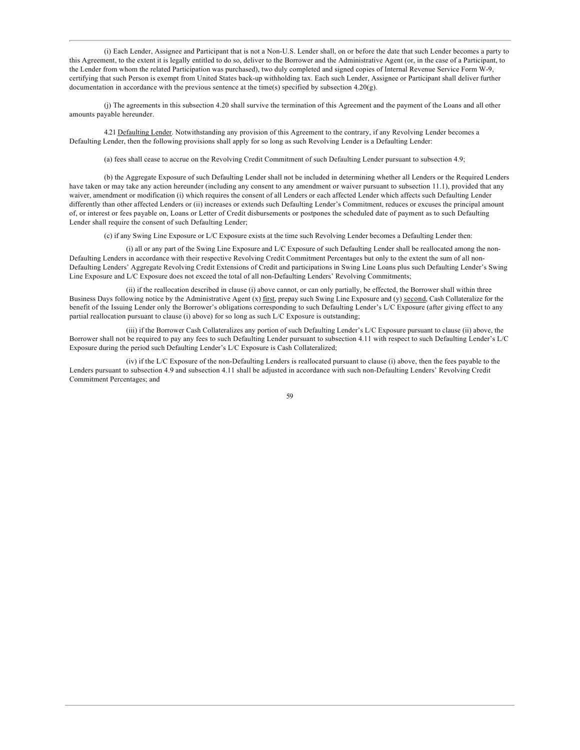(i) Each Lender, Assignee and Participant that is not a Non-U.S. Lender shall, on or before the date that such Lender becomes a party to this Agreement, to the extent it is legally entitled to do so, deliver to the Borrower and the Administrative Agent (or, in the case of a Participant, to the Lender from whom the related Participation was purchased), two duly completed and signed copies of Internal Revenue Service Form W-9, certifying that such Person is exempt from United States back-up withholding tax. Each such Lender, Assignee or Participant shall deliver further documentation in accordance with the previous sentence at the time(s) specified by subsection 4.20(g).

(j) The agreements in this subsection 4.20 shall survive the termination of this Agreement and the payment of the Loans and all other amounts payable hereunder.

4.21 Defaulting Lender. Notwithstanding any provision of this Agreement to the contrary, if any Revolving Lender becomes a Defaulting Lender, then the following provisions shall apply for so long as such Revolving Lender is a Defaulting Lender:

(a) fees shall cease to accrue on the Revolving Credit Commitment of such Defaulting Lender pursuant to subsection 4.9;

(b) the Aggregate Exposure of such Defaulting Lender shall not be included in determining whether all Lenders or the Required Lenders have taken or may take any action hereunder (including any consent to any amendment or waiver pursuant to subsection 11.1), provided that any waiver, amendment or modification (i) which requires the consent of all Lenders or each affected Lender which affects such Defaulting Lender differently than other affected Lenders or (ii) increases or extends such Defaulting Lender's Commitment, reduces or excuses the principal amount of, or interest or fees payable on, Loans or Letter of Credit disbursements or postpones the scheduled date of payment as to such Defaulting Lender shall require the consent of such Defaulting Lender;

(c) if any Swing Line Exposure or L/C Exposure exists at the time such Revolving Lender becomes a Defaulting Lender then:

(i) all or any part of the Swing Line Exposure and L/C Exposure of such Defaulting Lender shall be reallocated among the non-Defaulting Lenders in accordance with their respective Revolving Credit Commitment Percentages but only to the extent the sum of all non-Defaulting Lenders' Aggregate Revolving Credit Extensions of Credit and participations in Swing Line Loans plus such Defaulting Lender's Swing Line Exposure and L/C Exposure does not exceed the total of all non-Defaulting Lenders' Revolving Commitments;

(ii) if the reallocation described in clause (i) above cannot, or can only partially, be effected, the Borrower shall within three Business Days following notice by the Administrative Agent (x) first, prepay such Swing Line Exposure and (y) second, Cash Collateralize for the benefit of the Issuing Lender only the Borrower's obligations corresponding to such Defaulting Lender's L/C Exposure (after giving effect to any partial reallocation pursuant to clause (i) above) for so long as such L/C Exposure is outstanding;

(iii) if the Borrower Cash Collateralizes any portion of such Defaulting Lender's L/C Exposure pursuant to clause (ii) above, the Borrower shall not be required to pay any fees to such Defaulting Lender pursuant to subsection 4.11 with respect to such Defaulting Lender's L/C Exposure during the period such Defaulting Lender's L/C Exposure is Cash Collateralized;

(iv) if the L/C Exposure of the non-Defaulting Lenders is reallocated pursuant to clause (i) above, then the fees payable to the Lenders pursuant to subsection 4.9 and subsection 4.11 shall be adjusted in accordance with such non-Defaulting Lenders' Revolving Credit Commitment Percentages; and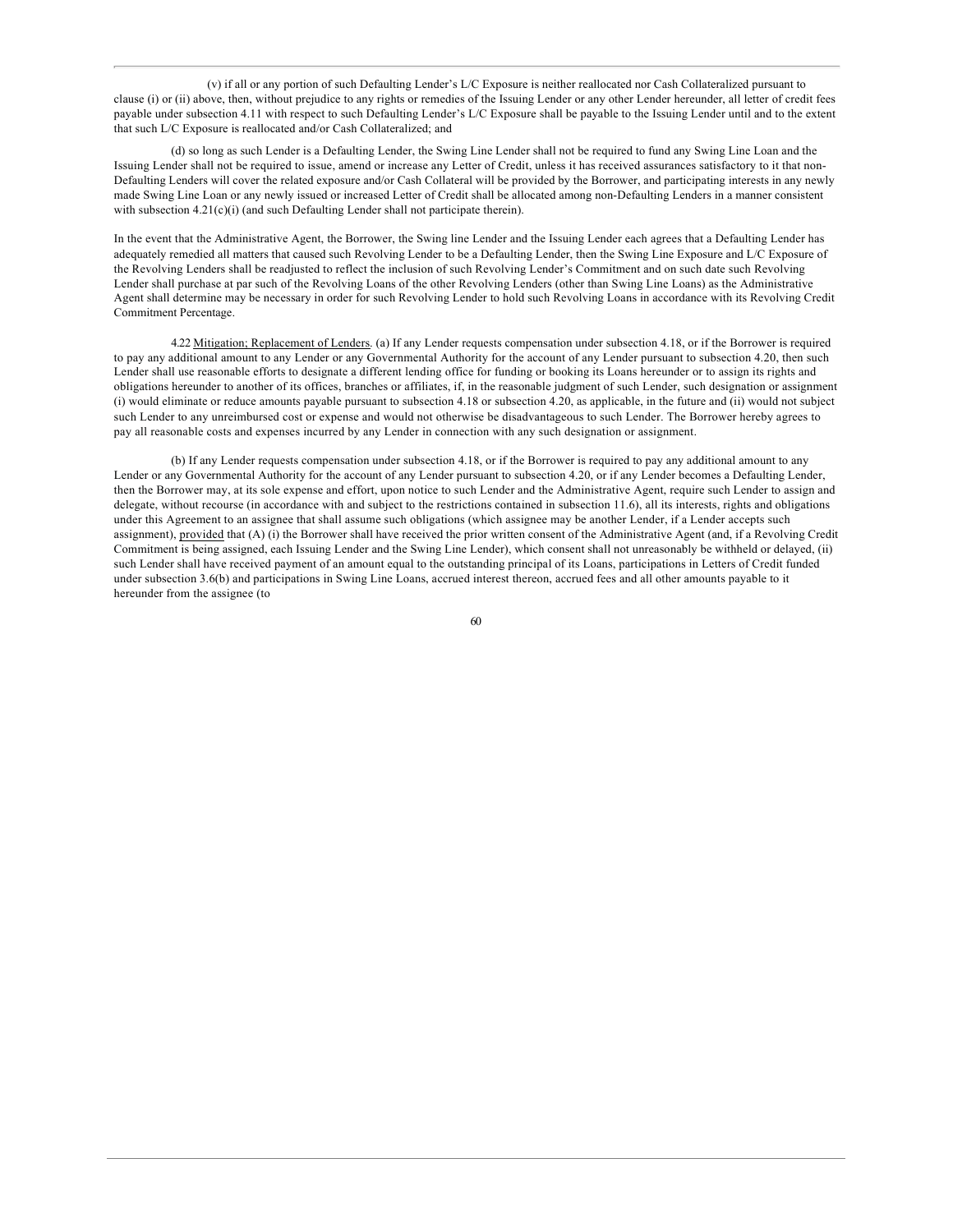(v) if all or any portion of such Defaulting Lender's L/C Exposure is neither reallocated nor Cash Collateralized pursuant to clause (i) or (ii) above, then, without prejudice to any rights or remedies of the Issuing Lender or any other Lender hereunder, all letter of credit fees payable under subsection 4.11 with respect to such Defaulting Lender's L/C Exposure shall be payable to the Issuing Lender until and to the extent that such L/C Exposure is reallocated and/or Cash Collateralized; and

(d) so long as such Lender is a Defaulting Lender, the Swing Line Lender shall not be required to fund any Swing Line Loan and the Issuing Lender shall not be required to issue, amend or increase any Letter of Credit, unless it has received assurances satisfactory to it that non-Defaulting Lenders will cover the related exposure and/or Cash Collateral will be provided by the Borrower, and participating interests in any newly made Swing Line Loan or any newly issued or increased Letter of Credit shall be allocated among non-Defaulting Lenders in a manner consistent with subsection 4.21(c)(i) (and such Defaulting Lender shall not participate therein).

In the event that the Administrative Agent, the Borrower, the Swing line Lender and the Issuing Lender each agrees that a Defaulting Lender has adequately remedied all matters that caused such Revolving Lender to be a Defaulting Lender, then the Swing Line Exposure and L/C Exposure of the Revolving Lenders shall be readjusted to reflect the inclusion of such Revolving Lender's Commitment and on such date such Revolving Lender shall purchase at par such of the Revolving Loans of the other Revolving Lenders (other than Swing Line Loans) as the Administrative Agent shall determine may be necessary in order for such Revolving Lender to hold such Revolving Loans in accordance with its Revolving Credit Commitment Percentage.

4.22 Mitigation; Replacement of Lenders. (a) If any Lender requests compensation under subsection 4.18, or if the Borrower is required to pay any additional amount to any Lender or any Governmental Authority for the account of any Lender pursuant to subsection 4.20, then such Lender shall use reasonable efforts to designate a different lending office for funding or booking its Loans hereunder or to assign its rights and obligations hereunder to another of its offices, branches or affiliates, if, in the reasonable judgment of such Lender, such designation or assignment (i) would eliminate or reduce amounts payable pursuant to subsection 4.18 or subsection 4.20, as applicable, in the future and (ii) would not subject such Lender to any unreimbursed cost or expense and would not otherwise be disadvantageous to such Lender. The Borrower hereby agrees to pay all reasonable costs and expenses incurred by any Lender in connection with any such designation or assignment.

(b) If any Lender requests compensation under subsection 4.18, or if the Borrower is required to pay any additional amount to any Lender or any Governmental Authority for the account of any Lender pursuant to subsection 4.20, or if any Lender becomes a Defaulting Lender, then the Borrower may, at its sole expense and effort, upon notice to such Lender and the Administrative Agent, require such Lender to assign and delegate, without recourse (in accordance with and subject to the restrictions contained in subsection 11.6), all its interests, rights and obligations under this Agreement to an assignee that shall assume such obligations (which assignee may be another Lender, if a Lender accepts such assignment), provided that (A) (i) the Borrower shall have received the prior written consent of the Administrative Agent (and, if a Revolving Credit Commitment is being assigned, each Issuing Lender and the Swing Line Lender), which consent shall not unreasonably be withheld or delayed, (ii) such Lender shall have received payment of an amount equal to the outstanding principal of its Loans, participations in Letters of Credit funded under subsection 3.6(b) and participations in Swing Line Loans, accrued interest thereon, accrued fees and all other amounts payable to it hereunder from the assignee (to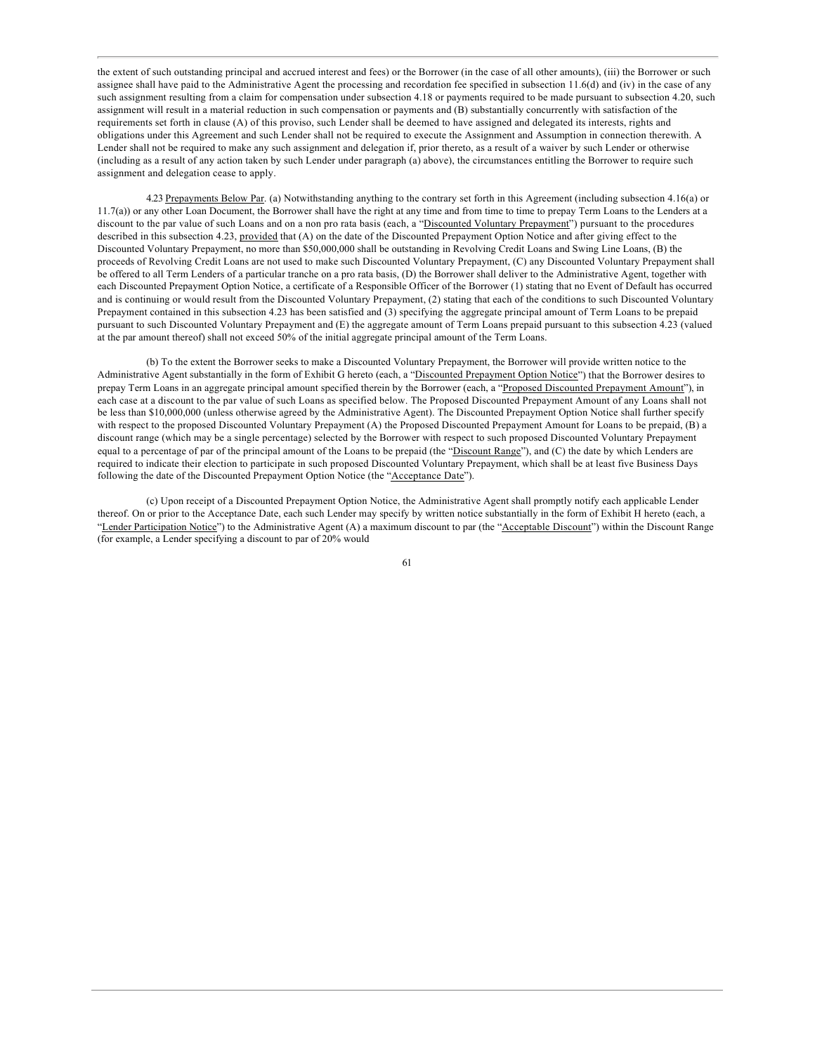the extent of such outstanding principal and accrued interest and fees) or the Borrower (in the case of all other amounts), (iii) the Borrower or such assignee shall have paid to the Administrative Agent the processing and recordation fee specified in subsection 11.6(d) and (iv) in the case of any such assignment resulting from a claim for compensation under subsection 4.18 or payments required to be made pursuant to subsection 4.20, such assignment will result in a material reduction in such compensation or payments and (B) substantially concurrently with satisfaction of the requirements set forth in clause (A) of this proviso, such Lender shall be deemed to have assigned and delegated its interests, rights and obligations under this Agreement and such Lender shall not be required to execute the Assignment and Assumption in connection therewith. A Lender shall not be required to make any such assignment and delegation if, prior thereto, as a result of a waiver by such Lender or otherwise (including as a result of any action taken by such Lender under paragraph (a) above), the circumstances entitling the Borrower to require such assignment and delegation cease to apply.

4.23 Prepayments Below Par. (a) Notwithstanding anything to the contrary set forth in this Agreement (including subsection 4.16(a) or 11.7(a)) or any other Loan Document, the Borrower shall have the right at any time and from time to time to prepay Term Loans to the Lenders at a discount to the par value of such Loans and on a non pro rata basis (each, a "Discounted Voluntary Prepayment") pursuant to the procedures described in this subsection 4.23, provided that (A) on the date of the Discounted Prepayment Option Notice and after giving effect to the Discounted Voluntary Prepayment, no more than $50,000,000 shall be outstanding in Revolving Credit Loans and Swing Line Loans, (B) the proceeds of Revolving Credit Loans are not used to make such Discounted Voluntary Prepayment, (C) any Discounted Voluntary Prepayment shall be offered to all Term Lenders of a particular tranche on a pro rata basis, (D) the Borrower shall deliver to the Administrative Agent, together with each Discounted Prepayment Option Notice, a certificate of a Responsible Officer of the Borrower (1) stating that no Event of Default has occurred and is continuing or would result from the Discounted Voluntary Prepayment, (2) stating that each of the conditions to such Discounted Voluntary Prepayment contained in this subsection 4.23 has been satisfied and (3) specifying the aggregate principal amount of Term Loans to be prepaid pursuant to such Discounted Voluntary Prepayment and (E) the aggregate amount of Term Loans prepaid pursuant to this subsection 4.23 (valued at the par amount thereof) shall not exceed 50% of the initial aggregate principal amount of the Term Loans.

(b) To the extent the Borrower seeks to make a Discounted Voluntary Prepayment, the Borrower will provide written notice to the Administrative Agent substantially in the form of Exhibit G hereto (each, a "Discounted Prepayment Option Notice") that the Borrower desires to prepay Term Loans in an aggregate principal amount specified therein by the Borrower (each, a "Proposed Discounted Prepayment Amount"), in each case at a discount to the par value of such Loans as specified below. The Proposed Discounted Prepayment Amount of any Loans shall not be less than $10,000,000 (unless otherwise agreed by the Administrative Agent). The Discounted Prepayment Option Notice shall further specify with respect to the proposed Discounted Voluntary Prepayment (A) the Proposed Discounted Prepayment Amount for Loans to be prepaid, (B) a discount range (which may be a single percentage) selected by the Borrower with respect to such proposed Discounted Voluntary Prepayment equal to a percentage of par of the principal amount of the Loans to be prepaid (the "Discount Range"), and (C) the date by which Lenders are required to indicate their election to participate in such proposed Discounted Voluntary Prepayment, which shall be at least five Business Days following the date of the Discounted Prepayment Option Notice (the "Acceptance Date").

(c) Upon receipt of a Discounted Prepayment Option Notice, the Administrative Agent shall promptly notify each applicable Lender thereof. On or prior to the Acceptance Date, each such Lender may specify by written notice substantially in the form of Exhibit H hereto (each, a "Lender Participation Notice") to the Administrative Agent (A) a maximum discount to par (the "Acceptable Discount") within the Discount Range (for example, a Lender specifying a discount to par of 20% would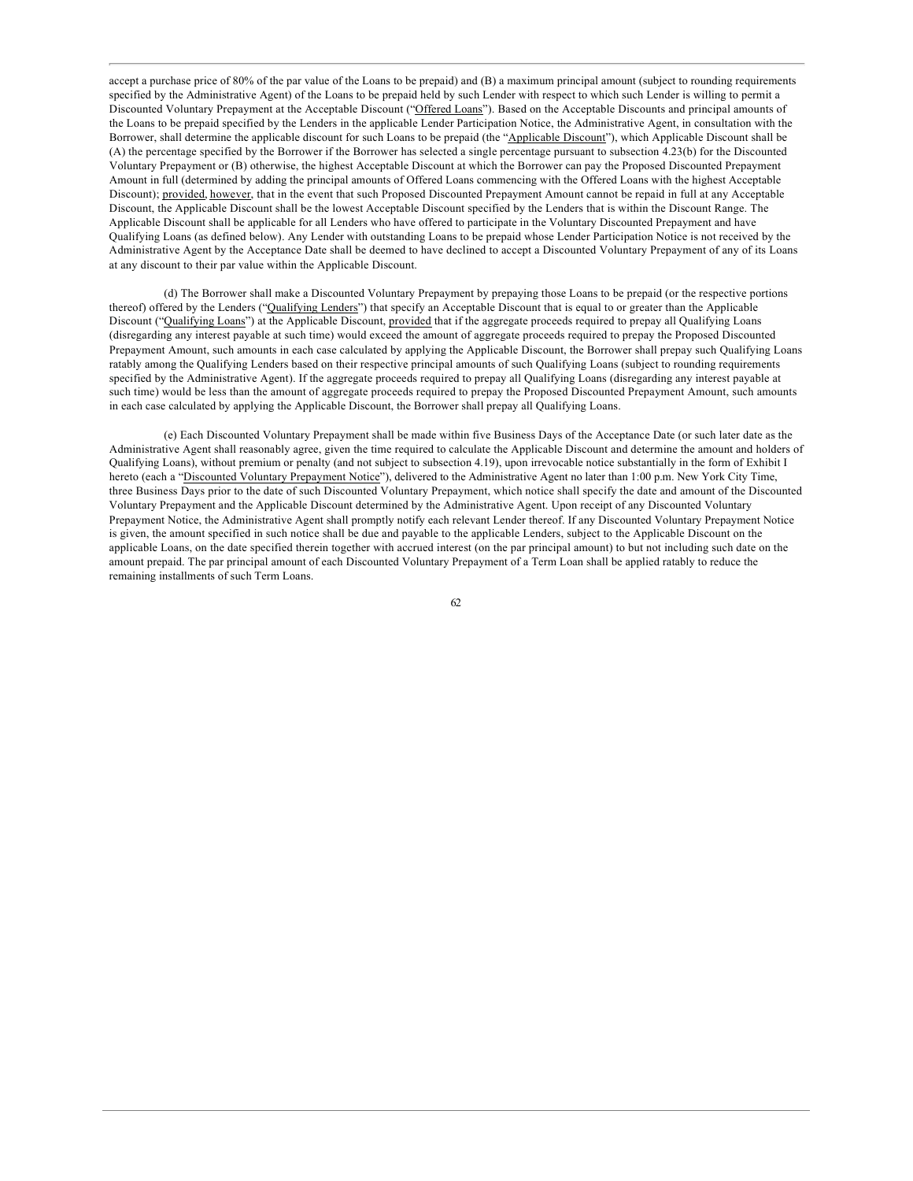accept a purchase price of 80% of the par value of the Loans to be prepaid) and (B) a maximum principal amount (subject to rounding requirements specified by the Administrative Agent) of the Loans to be prepaid held by such Lender with respect to which such Lender is willing to permit a Discounted Voluntary Prepayment at the Acceptable Discount ("Offered Loans"). Based on the Acceptable Discounts and principal amounts of the Loans to be prepaid specified by the Lenders in the applicable Lender Participation Notice, the Administrative Agent, in consultation with the Borrower, shall determine the applicable discount for such Loans to be prepaid (the "Applicable Discount"), which Applicable Discount shall be (A) the percentage specified by the Borrower if the Borrower has selected a single percentage pursuant to subsection 4.23(b) for the Discounted Voluntary Prepayment or (B) otherwise, the highest Acceptable Discount at which the Borrower can pay the Proposed Discounted Prepayment Amount in full (determined by adding the principal amounts of Offered Loans commencing with the Offered Loans with the highest Acceptable Discount); provided, however, that in the event that such Proposed Discounted Prepayment Amount cannot be repaid in full at any Acceptable Discount, the Applicable Discount shall be the lowest Acceptable Discount specified by the Lenders that is within the Discount Range. The Applicable Discount shall be applicable for all Lenders who have offered to participate in the Voluntary Discounted Prepayment and have Qualifying Loans (as defined below). Any Lender with outstanding Loans to be prepaid whose Lender Participation Notice is not received by the Administrative Agent by the Acceptance Date shall be deemed to have declined to accept a Discounted Voluntary Prepayment of any of its Loans at any discount to their par value within the Applicable Discount.

(d) The Borrower shall make a Discounted Voluntary Prepayment by prepaying those Loans to be prepaid (or the respective portions thereof) offered by the Lenders ("Qualifying Lenders") that specify an Acceptable Discount that is equal to or greater than the Applicable Discount ("Qualifying Loans") at the Applicable Discount, provided that if the aggregate proceeds required to prepay all Qualifying Loans (disregarding any interest payable at such time) would exceed the amount of aggregate proceeds required to prepay the Proposed Discounted Prepayment Amount, such amounts in each case calculated by applying the Applicable Discount, the Borrower shall prepay such Qualifying Loans ratably among the Qualifying Lenders based on their respective principal amounts of such Qualifying Loans (subject to rounding requirements specified by the Administrative Agent). If the aggregate proceeds required to prepay all Qualifying Loans (disregarding any interest payable at such time) would be less than the amount of aggregate proceeds required to prepay the Proposed Discounted Prepayment Amount, such amounts in each case calculated by applying the Applicable Discount, the Borrower shall prepay all Qualifying Loans.

(e) Each Discounted Voluntary Prepayment shall be made within five Business Days of the Acceptance Date (or such later date as the Administrative Agent shall reasonably agree, given the time required to calculate the Applicable Discount and determine the amount and holders of Qualifying Loans), without premium or penalty (and not subject to subsection 4.19), upon irrevocable notice substantially in the form of Exhibit I hereto (each a "Discounted Voluntary Prepayment Notice"), delivered to the Administrative Agent no later than 1:00 p.m. New York City Time, three Business Days prior to the date of such Discounted Voluntary Prepayment, which notice shall specify the date and amount of the Discounted Voluntary Prepayment and the Applicable Discount determined by the Administrative Agent. Upon receipt of any Discounted Voluntary Prepayment Notice, the Administrative Agent shall promptly notify each relevant Lender thereof. If any Discounted Voluntary Prepayment Notice is given, the amount specified in such notice shall be due and payable to the applicable Lenders, subject to the Applicable Discount on the applicable Loans, on the date specified therein together with accrued interest (on the par principal amount) to but not including such date on the amount prepaid. The par principal amount of each Discounted Voluntary Prepayment of a Term Loan shall be applied ratably to reduce the remaining installments of such Term Loans.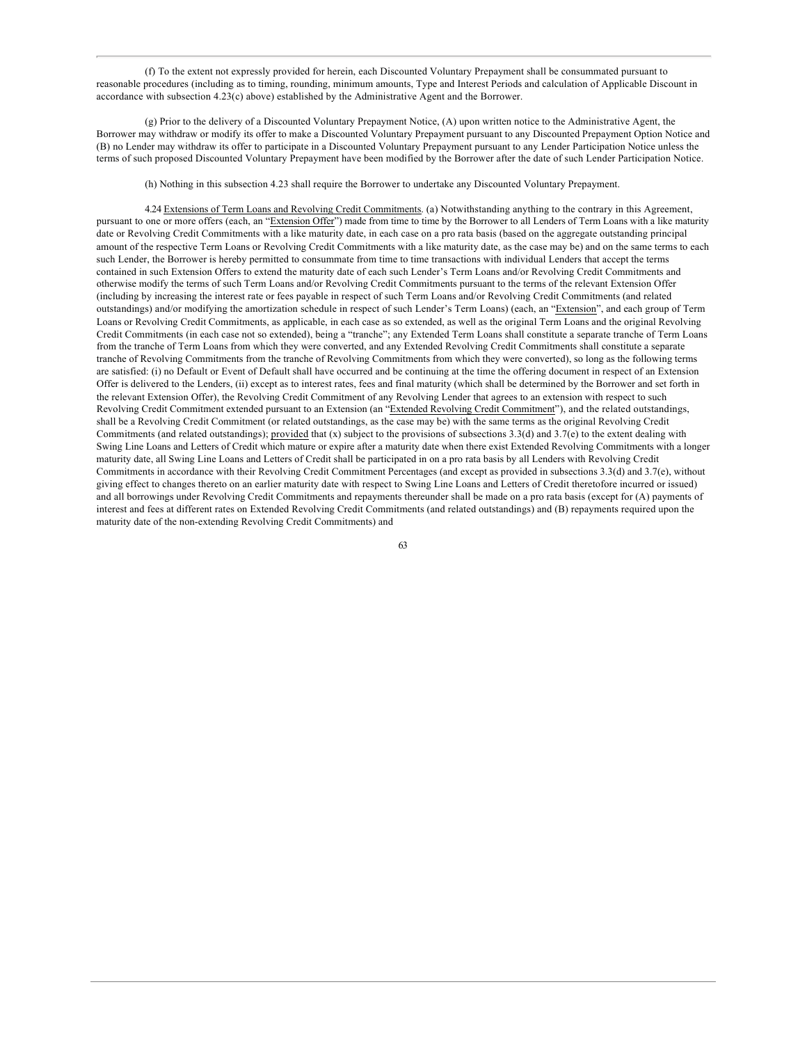(f) To the extent not expressly provided for herein, each Discounted Voluntary Prepayment shall be consummated pursuant to reasonable procedures (including as to timing, rounding, minimum amounts, Type and Interest Periods and calculation of Applicable Discount in accordance with subsection 4.23(c) above) established by the Administrative Agent and the Borrower.

(g) Prior to the delivery of a Discounted Voluntary Prepayment Notice, (A) upon written notice to the Administrative Agent, the Borrower may withdraw or modify its offer to make a Discounted Voluntary Prepayment pursuant to any Discounted Prepayment Option Notice and (B) no Lender may withdraw its offer to participate in a Discounted Voluntary Prepayment pursuant to any Lender Participation Notice unless the terms of such proposed Discounted Voluntary Prepayment have been modified by the Borrower after the date of such Lender Participation Notice.

(h) Nothing in this subsection 4.23 shall require the Borrower to undertake any Discounted Voluntary Prepayment.

4.24 Extensions of Term Loans and Revolving Credit Commitments. (a) Notwithstanding anything to the contrary in this Agreement, pursuant to one or more offers (each, an "Extension Offer") made from time to time by the Borrower to all Lenders of Term Loans with a like maturity date or Revolving Credit Commitments with a like maturity date, in each case on a pro rata basis (based on the aggregate outstanding principal amount of the respective Term Loans or Revolving Credit Commitments with a like maturity date, as the case may be) and on the same terms to each such Lender, the Borrower is hereby permitted to consummate from time to time transactions with individual Lenders that accept the terms contained in such Extension Offers to extend the maturity date of each such Lender's Term Loans and/or Revolving Credit Commitments and otherwise modify the terms of such Term Loans and/or Revolving Credit Commitments pursuant to the terms of the relevant Extension Offer (including by increasing the interest rate or fees payable in respect of such Term Loans and/or Revolving Credit Commitments (and related outstandings) and/or modifying the amortization schedule in respect of such Lender's Term Loans) (each, an "Extension", and each group of Term Loans or Revolving Credit Commitments, as applicable, in each case as so extended, as well as the original Term Loans and the original Revolving Credit Commitments (in each case not so extended), being a "tranche"; any Extended Term Loans shall constitute a separate tranche of Term Loans from the tranche of Term Loans from which they were converted, and any Extended Revolving Credit Commitments shall constitute a separate tranche of Revolving Commitments from the tranche of Revolving Commitments from which they were converted), so long as the following terms are satisfied: (i) no Default or Event of Default shall have occurred and be continuing at the time the offering document in respect of an Extension Offer is delivered to the Lenders, (ii) except as to interest rates, fees and final maturity (which shall be determined by the Borrower and set forth in the relevant Extension Offer), the Revolving Credit Commitment of any Revolving Lender that agrees to an extension with respect to such Revolving Credit Commitment extended pursuant to an Extension (an "Extended Revolving Credit Commitment"), and the related outstandings, shall be a Revolving Credit Commitment (or related outstandings, as the case may be) with the same terms as the original Revolving Credit Commitments (and related outstandings); provided that (x) subject to the provisions of subsections 3.3(d) and 3.7(e) to the extent dealing with Swing Line Loans and Letters of Credit which mature or expire after a maturity date when there exist Extended Revolving Commitments with a longer maturity date, all Swing Line Loans and Letters of Credit shall be participated in on a pro rata basis by all Lenders with Revolving Credit Commitments in accordance with their Revolving Credit Commitment Percentages (and except as provided in subsections 3.3(d) and 3.7(e), without giving effect to changes thereto on an earlier maturity date with respect to Swing Line Loans and Letters of Credit theretofore incurred or issued) and all borrowings under Revolving Credit Commitments and repayments thereunder shall be made on a pro rata basis (except for (A) payments of interest and fees at different rates on Extended Revolving Credit Commitments (and related outstandings) and (B) repayments required upon the maturity date of the non-extending Revolving Credit Commitments) and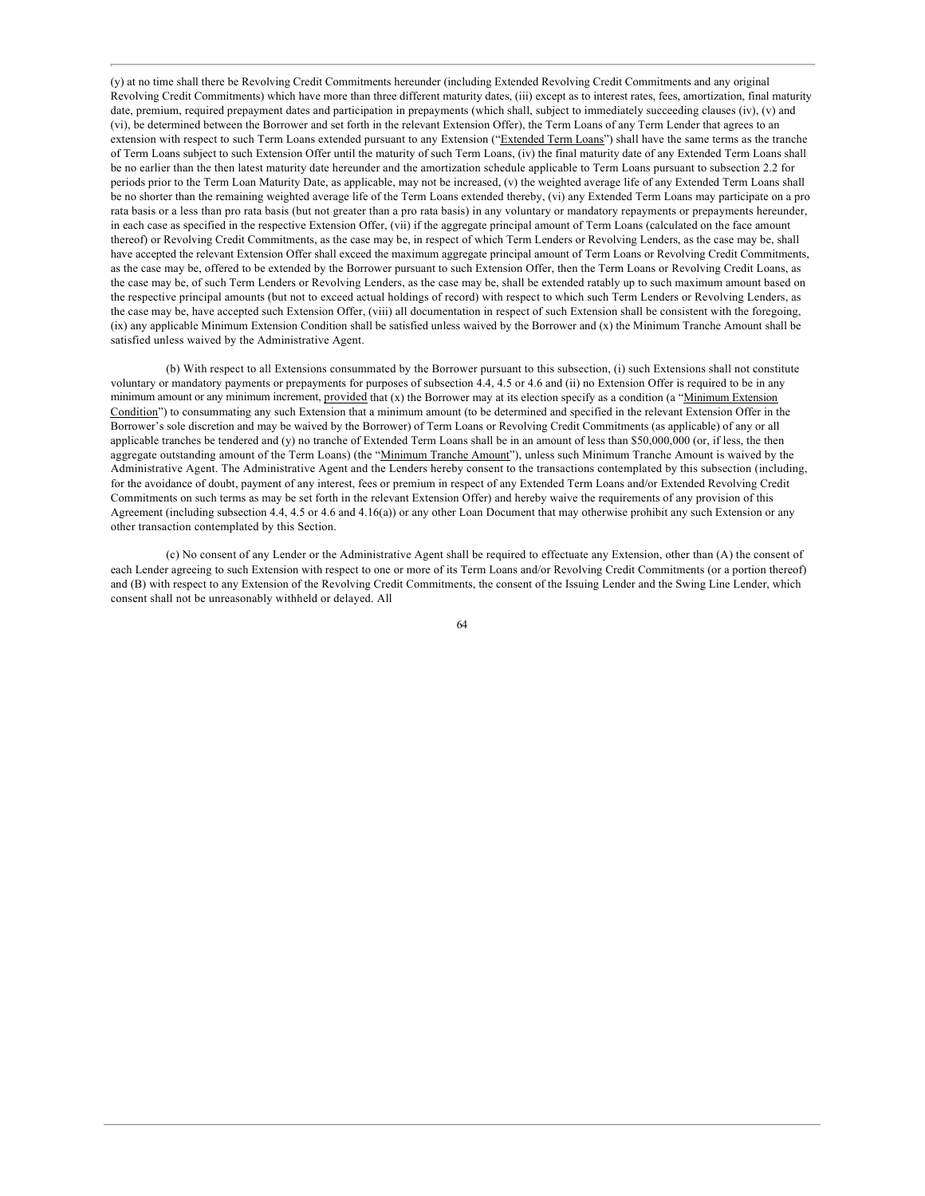(y) at no time shall there be Revolving Credit Commitments hereunder (including Extended Revolving Credit Commitments and any original Revolving Credit Commitments) which have more than three different maturity dates, (iii) except as to interest rates, fees, amortization, final maturity date, premium, required prepayment dates and participation in prepayments (which shall, subject to immediately succeeding clauses (iv), (v) and (vi), be determined between the Borrower and set forth in the relevant Extension Offer), the Term Loans of any Term Lender that agrees to an extension with respect to such Term Loans extended pursuant to any Extension ("Extended Term Loans") shall have the same terms as the tranche of Term Loans subject to such Extension Offer until the maturity of such Term Loans, (iv) the final maturity date of any Extended Term Loans shall be no earlier than the then latest maturity date hereunder and the amortization schedule applicable to Term Loans pursuant to subsection 2.2 for periods prior to the Term Loan Maturity Date, as applicable, may not be increased, (v) the weighted average life of any Extended Term Loans shall be no shorter than the remaining weighted average life of the Term Loans extended thereby, (vi) any Extended Term Loans may participate on a pro rata basis or a less than pro rata basis (but not greater than a pro rata basis) in any voluntary or mandatory repayments or prepayments hereunder, in each case as specified in the respective Extension Offer, (vii) if the aggregate principal amount of Term Loans (calculated on the face amount thereof) or Revolving Credit Commitments, as the case may be, in respect of which Term Lenders or Revolving Lenders, as the case may be, shall have accepted the relevant Extension Offer shall exceed the maximum aggregate principal amount of Term Loans or Revolving Credit Commitments, as the case may be, offered to be extended by the Borrower pursuant to such Extension Offer, then the Term Loans or Revolving Credit Loans, as the case may be, of such Term Lenders or Revolving Lenders, as the case may be, shall be extended ratably up to such maximum amount based on the respective principal amounts (but not to exceed actual holdings of record) with respect to which such Term Lenders or Revolving Lenders, as the case may be, have accepted such Extension Offer, (viii) all documentation in respect of such Extension shall be consistent with the foregoing, (ix) any applicable Minimum Extension Condition shall be satisfied unless waived by the Borrower and (x) the Minimum Tranche Amount shall be satisfied unless waived by the Administrative Agent.

(b) With respect to all Extensions consummated by the Borrower pursuant to this subsection, (i) such Extensions shall not constitute voluntary or mandatory payments or prepayments for purposes of subsection 4.4, 4.5 or 4.6 and (ii) no Extension Offer is required to be in any minimum amount or any minimum increment, provided that (x) the Borrower may at its election specify as a condition (a "Minimum Extension Condition") to consummating any such Extension that a minimum amount (to be determined and specified in the relevant Extension Offer in the Borrower's sole discretion and may be waived by the Borrower) of Term Loans or Revolving Credit Commitments (as applicable) of any or all applicable tranches be tendered and (y) no tranche of Extended Term Loans shall be in an amount of less than $50,000,000 (or, if less, the then aggregate outstanding amount of the Term Loans) (the "Minimum Tranche Amount"), unless such Minimum Tranche Amount is waived by the Administrative Agent. The Administrative Agent and the Lenders hereby consent to the transactions contemplated by this subsection (including, for the avoidance of doubt, payment of any interest, fees or premium in respect of any Extended Term Loans and/or Extended Revolving Credit Commitments on such terms as may be set forth in the relevant Extension Offer) and hereby waive the requirements of any provision of this Agreement (including subsection 4.4, 4.5 or 4.6 and 4.16(a)) or any other Loan Document that may otherwise prohibit any such Extension or any other transaction contemplated by this Section.

(c) No consent of any Lender or the Administrative Agent shall be required to effectuate any Extension, other than (A) the consent of each Lender agreeing to such Extension with respect to one or more of its Term Loans and/or Revolving Credit Commitments (or a portion thereof) and (B) with respect to any Extension of the Revolving Credit Commitments, the consent of the Issuing Lender and the Swing Line Lender, which consent shall not be unreasonably withheld or delayed. All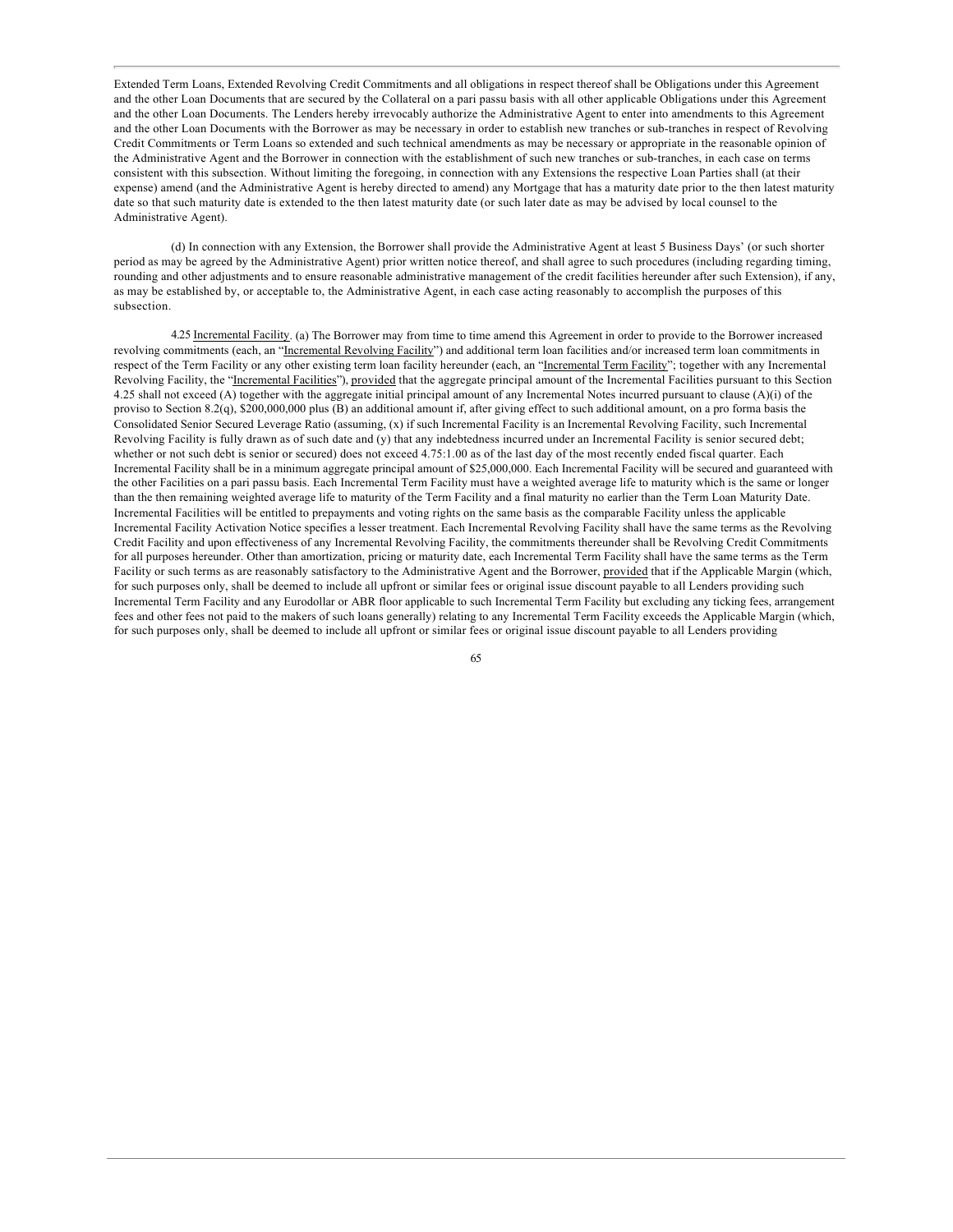Extended Term Loans, Extended Revolving Credit Commitments and all obligations in respect thereof shall be Obligations under this Agreement and the other Loan Documents that are secured by the Collateral on a pari passu basis with all other applicable Obligations under this Agreement and the other Loan Documents. The Lenders hereby irrevocably authorize the Administrative Agent to enter into amendments to this Agreement and the other Loan Documents with the Borrower as may be necessary in order to establish new tranches or sub-tranches in respect of Revolving Credit Commitments or Term Loans so extended and such technical amendments as may be necessary or appropriate in the reasonable opinion of the Administrative Agent and the Borrower in connection with the establishment of such new tranches or sub-tranches, in each case on terms consistent with this subsection. Without limiting the foregoing, in connection with any Extensions the respective Loan Parties shall (at their expense) amend (and the Administrative Agent is hereby directed to amend) any Mortgage that has a maturity date prior to the then latest maturity date so that such maturity date is extended to the then latest maturity date (or such later date as may be advised by local counsel to the Administrative Agent).

(d) In connection with any Extension, the Borrower shall provide the Administrative Agent at least 5 Business Days' (or such shorter period as may be agreed by the Administrative Agent) prior written notice thereof, and shall agree to such procedures (including regarding timing, rounding and other adjustments and to ensure reasonable administrative management of the credit facilities hereunder after such Extension), if any, as may be established by, or acceptable to, the Administrative Agent, in each case acting reasonably to accomplish the purposes of this subsection.

4.25 Incremental Facility. (a) The Borrower may from time to time amend this Agreement in order to provide to the Borrower increased revolving commitments (each, an "Incremental Revolving Facility") and additional term loan facilities and/or increased term loan commitments in respect of the Term Facility or any other existing term loan facility hereunder (each, an "Incremental Term Facility"; together with any Incremental Revolving Facility, the "Incremental Facilities"), provided that the aggregate principal amount of the Incremental Facilities pursuant to this Section 4.25 shall not exceed (A) together with the aggregate initial principal amount of any Incremental Notes incurred pursuant to clause (A)(i) of the proviso to Section 8.2(q), $200,000,000 plus (B) an additional amount if, after giving effect to such additional amount, on a pro forma basis the Consolidated Senior Secured Leverage Ratio (assuming, (x) if such Incremental Facility is an Incremental Revolving Facility, such Incremental Revolving Facility is fully drawn as of such date and (y) that any indebtedness incurred under an Incremental Facility is senior secured debt; whether or not such debt is senior or secured) does not exceed 4.75:1.00 as of the last day of the most recently ended fiscal quarter. Each Incremental Facility shall be in a minimum aggregate principal amount of $25,000,000. Each Incremental Facility will be secured and guaranteed with the other Facilities on a pari passu basis. Each Incremental Term Facility must have a weighted average life to maturity which is the same or longer than the then remaining weighted average life to maturity of the Term Facility and a final maturity no earlier than the Term Loan Maturity Date. Incremental Facilities will be entitled to prepayments and voting rights on the same basis as the comparable Facility unless the applicable Incremental Facility Activation Notice specifies a lesser treatment. Each Incremental Revolving Facility shall have the same terms as the Revolving Credit Facility and upon effectiveness of any Incremental Revolving Facility, the commitments thereunder shall be Revolving Credit Commitments for all purposes hereunder. Other than amortization, pricing or maturity date, each Incremental Term Facility shall have the same terms as the Term Facility or such terms as are reasonably satisfactory to the Administrative Agent and the Borrower, provided that if the Applicable Margin (which, for such purposes only, shall be deemed to include all upfront or similar fees or original issue discount payable to all Lenders providing such Incremental Term Facility and any Eurodollar or ABR floor applicable to such Incremental Term Facility but excluding any ticking fees, arrangement fees and other fees not paid to the makers of such loans generally) relating to any Incremental Term Facility exceeds the Applicable Margin (which, for such purposes only, shall be deemed to include all upfront or similar fees or original issue discount payable to all Lenders providing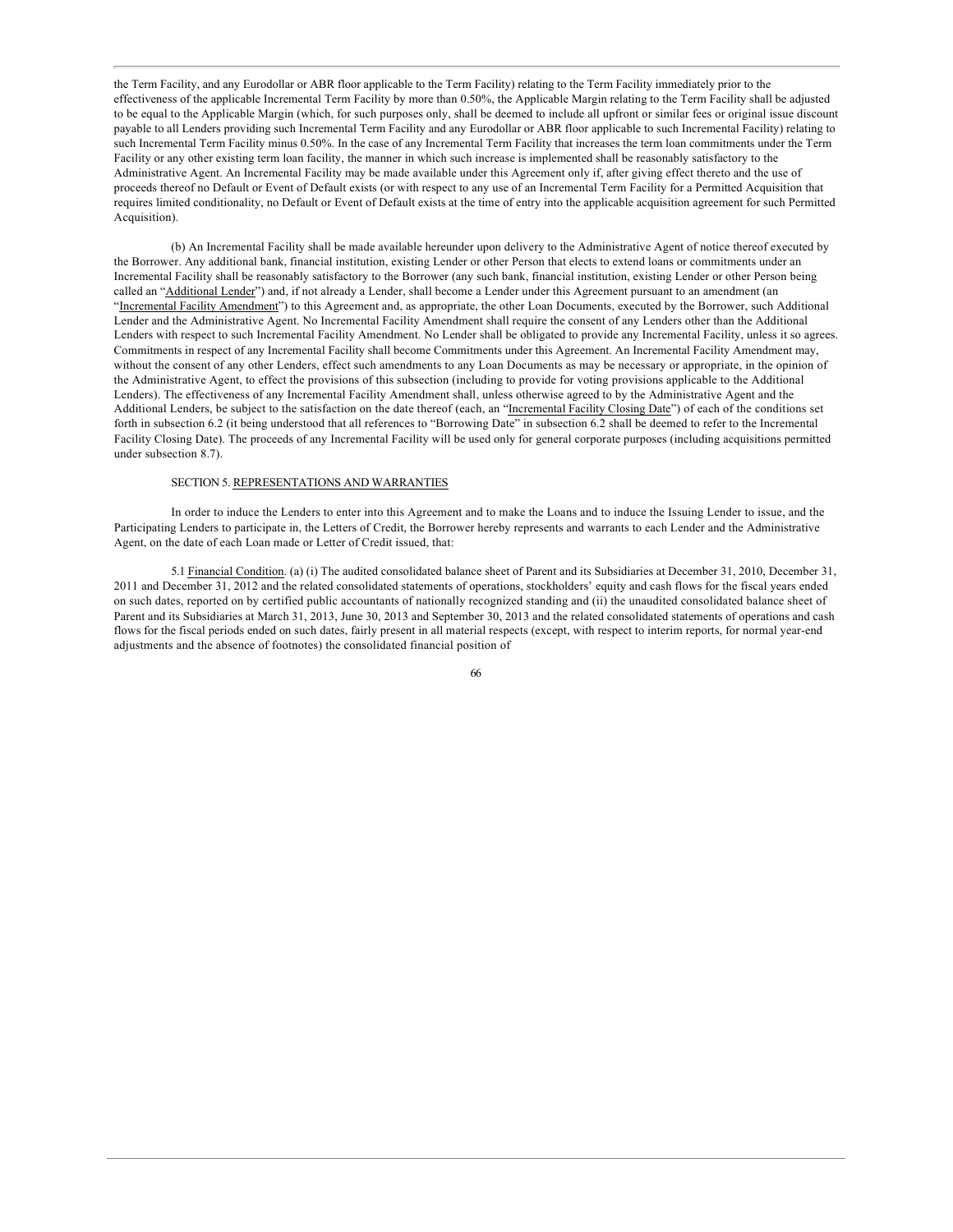the Term Facility, and any Eurodollar or ABR floor applicable to the Term Facility) relating to the Term Facility immediately prior to the effectiveness of the applicable Incremental Term Facility by more than 0.50%, the Applicable Margin relating to the Term Facility shall be adjusted to be equal to the Applicable Margin (which, for such purposes only, shall be deemed to include all upfront or similar fees or original issue discount payable to all Lenders providing such Incremental Term Facility and any Eurodollar or ABR floor applicable to such Incremental Facility) relating to such Incremental Term Facility minus 0.50%. In the case of any Incremental Term Facility that increases the term loan commitments under the Term Facility or any other existing term loan facility, the manner in which such increase is implemented shall be reasonably satisfactory to the Administrative Agent. An Incremental Facility may be made available under this Agreement only if, after giving effect thereto and the use of proceeds thereof no Default or Event of Default exists (or with respect to any use of an Incremental Term Facility for a Permitted Acquisition that requires limited conditionality, no Default or Event of Default exists at the time of entry into the applicable acquisition agreement for such Permitted Acquisition).

(b) An Incremental Facility shall be made available hereunder upon delivery to the Administrative Agent of notice thereof executed by the Borrower. Any additional bank, financial institution, existing Lender or other Person that elects to extend loans or commitments under an Incremental Facility shall be reasonably satisfactory to the Borrower (any such bank, financial institution, existing Lender or other Person being called an "Additional Lender") and, if not already a Lender, shall become a Lender under this Agreement pursuant to an amendment (an "Incremental Facility Amendment") to this Agreement and, as appropriate, the other Loan Documents, executed by the Borrower, such Additional Lender and the Administrative Agent. No Incremental Facility Amendment shall require the consent of any Lenders other than the Additional Lenders with respect to such Incremental Facility Amendment. No Lender shall be obligated to provide any Incremental Facility, unless it so agrees. Commitments in respect of any Incremental Facility shall become Commitments under this Agreement. An Incremental Facility Amendment may, without the consent of any other Lenders, effect such amendments to any Loan Documents as may be necessary or appropriate, in the opinion of the Administrative Agent, to effect the provisions of this subsection (including to provide for voting provisions applicable to the Additional Lenders). The effectiveness of any Incremental Facility Amendment shall, unless otherwise agreed to by the Administrative Agent and the Additional Lenders, be subject to the satisfaction on the date thereof (each, an "Incremental Facility Closing Date") of each of the conditions set forth in subsection 6.2 (it being understood that all references to "Borrowing Date" in subsection 6.2 shall be deemed to refer to the Incremental Facility Closing Date). The proceeds of any Incremental Facility will be used only for general corporate purposes (including acquisitions permitted under subsection 8.7).

## SECTION 5. REPRESENTATIONS AND WARRANTIES

In order to induce the Lenders to enter into this Agreement and to make the Loans and to induce the Issuing Lender to issue, and the Participating Lenders to participate in, the Letters of Credit, the Borrower hereby represents and warrants to each Lender and the Administrative Agent, on the date of each Loan made or Letter of Credit issued, that:

5.1 Financial Condition. (a) (i) The audited consolidated balance sheet of Parent and its Subsidiaries at December 31, 2010, December 31, 2011 and December 31, 2012 and the related consolidated statements of operations, stockholders' equity and cash flows for the fiscal years ended on such dates, reported on by certified public accountants of nationally recognized standing and (ii) the unaudited consolidated balance sheet of Parent and its Subsidiaries at March 31, 2013, June 30, 2013 and September 30, 2013 and the related consolidated statements of operations and cash flows for the fiscal periods ended on such dates, fairly present in all material respects (except, with respect to interim reports, for normal year-end adjustments and the absence of footnotes) the consolidated financial position of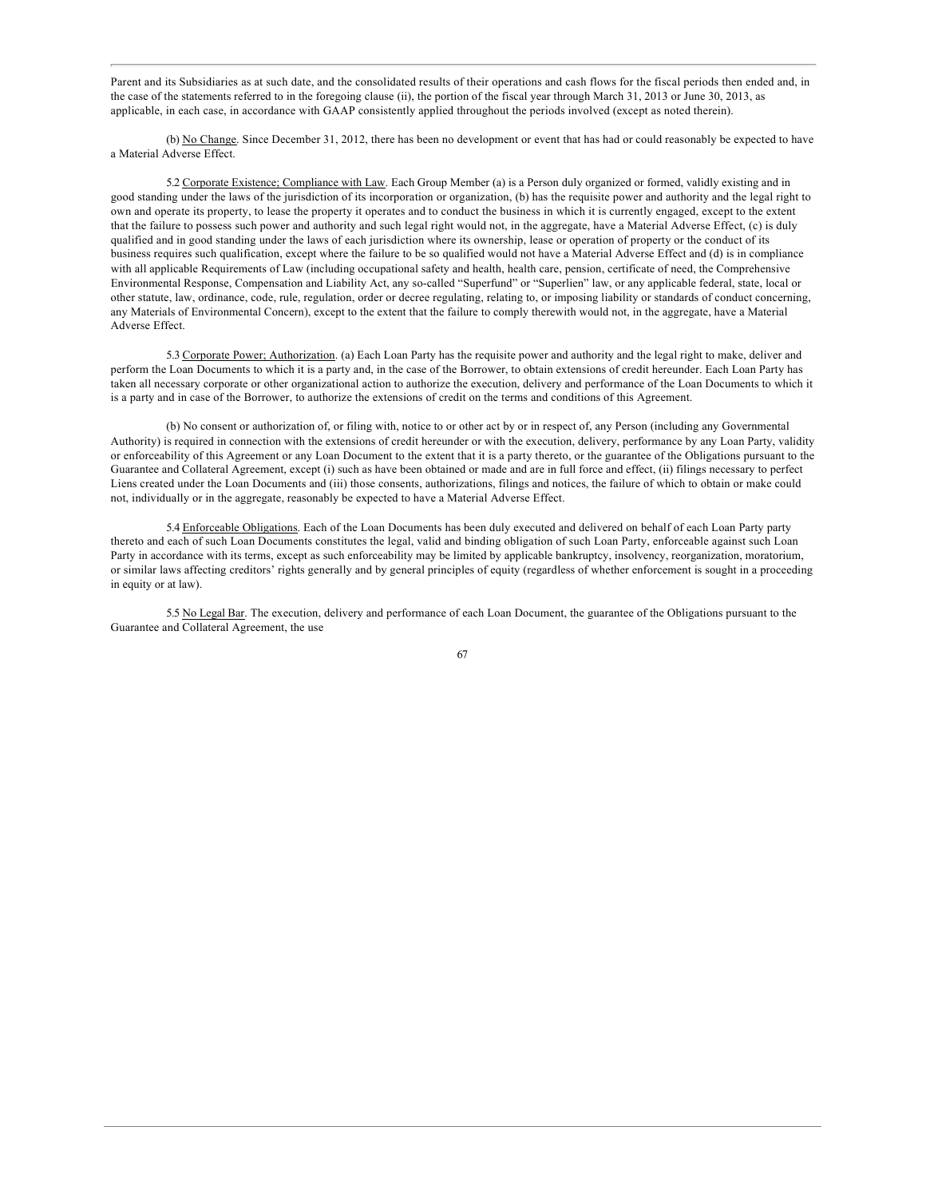Parent and its Subsidiaries as at such date, and the consolidated results of their operations and cash flows for the fiscal periods then ended and, in the case of the statements referred to in the foregoing clause (ii), the portion of the fiscal year through March 31, 2013 or June 30, 2013, as applicable, in each case, in accordance with GAAP consistently applied throughout the periods involved (except as noted therein).

(b) No Change. Since December 31, 2012, there has been no development or event that has had or could reasonably be expected to have a Material Adverse Effect.

5.2 Corporate Existence; Compliance with Law. Each Group Member (a) is a Person duly organized or formed, validly existing and in good standing under the laws of the jurisdiction of its incorporation or organization, (b) has the requisite power and authority and the legal right to own and operate its property, to lease the property it operates and to conduct the business in which it is currently engaged, except to the extent that the failure to possess such power and authority and such legal right would not, in the aggregate, have a Material Adverse Effect, (c) is duly qualified and in good standing under the laws of each jurisdiction where its ownership, lease or operation of property or the conduct of its business requires such qualification, except where the failure to be so qualified would not have a Material Adverse Effect and (d) is in compliance with all applicable Requirements of Law (including occupational safety and health, health care, pension, certificate of need, the Comprehensive Environmental Response, Compensation and Liability Act, any so-called "Superfund" or "Superlien" law, or any applicable federal, state, local or other statute, law, ordinance, code, rule, regulation, order or decree regulating, relating to, or imposing liability or standards of conduct concerning, any Materials of Environmental Concern), except to the extent that the failure to comply therewith would not, in the aggregate, have a Material Adverse Effect.

5.3 Corporate Power; Authorization. (a) Each Loan Party has the requisite power and authority and the legal right to make, deliver and perform the Loan Documents to which it is a party and, in the case of the Borrower, to obtain extensions of credit hereunder. Each Loan Party has taken all necessary corporate or other organizational action to authorize the execution, delivery and performance of the Loan Documents to which it is a party and in case of the Borrower, to authorize the extensions of credit on the terms and conditions of this Agreement.

(b) No consent or authorization of, or filing with, notice to or other act by or in respect of, any Person (including any Governmental Authority) is required in connection with the extensions of credit hereunder or with the execution, delivery, performance by any Loan Party, validity or enforceability of this Agreement or any Loan Document to the extent that it is a party thereto, or the guarantee of the Obligations pursuant to the Guarantee and Collateral Agreement, except (i) such as have been obtained or made and are in full force and effect, (ii) filings necessary to perfect Liens created under the Loan Documents and (iii) those consents, authorizations, filings and notices, the failure of which to obtain or make could not, individually or in the aggregate, reasonably be expected to have a Material Adverse Effect.

5.4 Enforceable Obligations. Each of the Loan Documents has been duly executed and delivered on behalf of each Loan Party party thereto and each of such Loan Documents constitutes the legal, valid and binding obligation of such Loan Party, enforceable against such Loan Party in accordance with its terms, except as such enforceability may be limited by applicable bankruptcy, insolvency, reorganization, moratorium, or similar laws affecting creditors' rights generally and by general principles of equity (regardless of whether enforcement is sought in a proceeding in equity or at law).

5.5 No Legal Bar. The execution, delivery and performance of each Loan Document, the guarantee of the Obligations pursuant to the Guarantee and Collateral Agreement, the use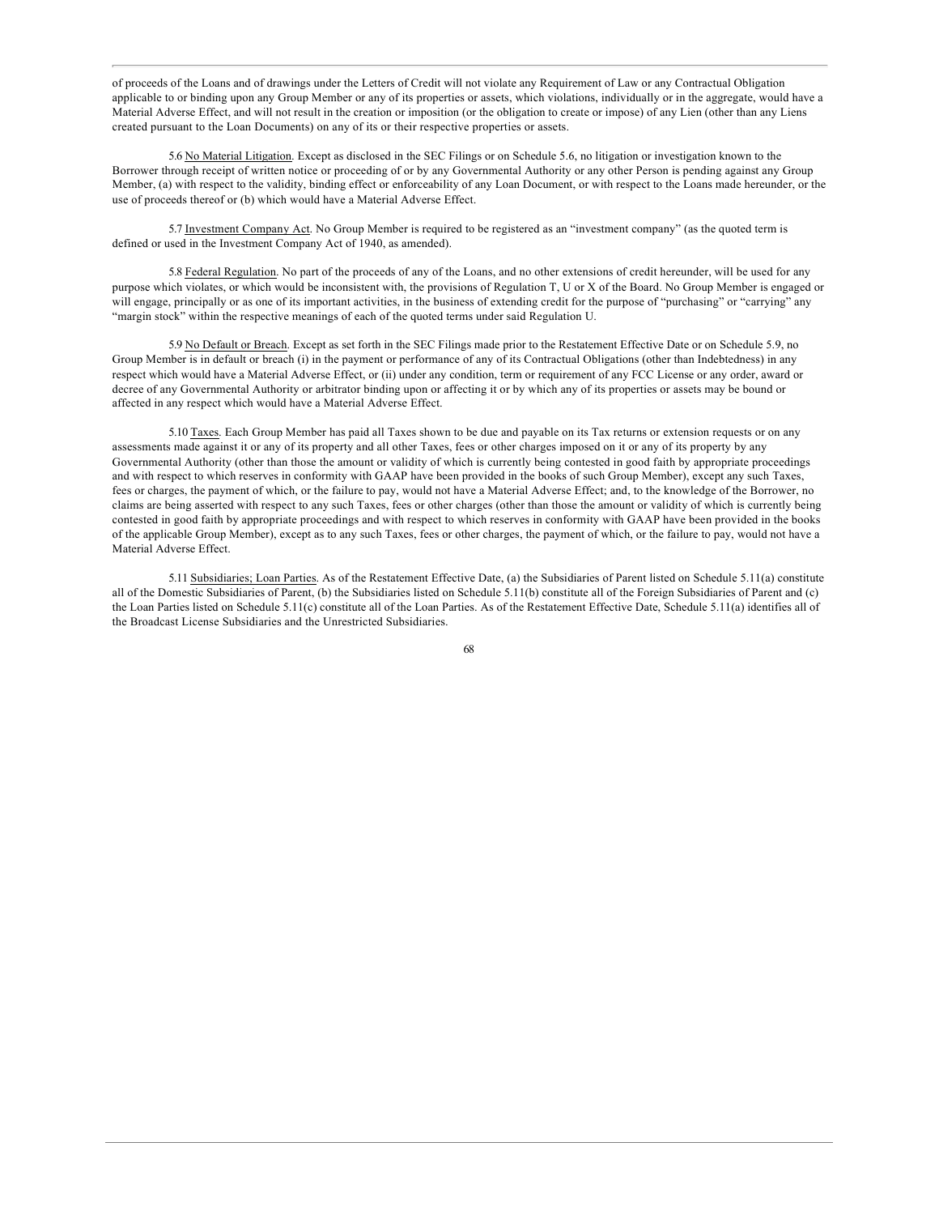of proceeds of the Loans and of drawings under the Letters of Credit will not violate any Requirement of Law or any Contractual Obligation applicable to or binding upon any Group Member or any of its properties or assets, which violations, individually or in the aggregate, would have a Material Adverse Effect, and will not result in the creation or imposition (or the obligation to create or impose) of any Lien (other than any Liens created pursuant to the Loan Documents) on any of its or their respective properties or assets.

5.6 No Material Litigation. Except as disclosed in the SEC Filings or on Schedule 5.6, no litigation or investigation known to the Borrower through receipt of written notice or proceeding of or by any Governmental Authority or any other Person is pending against any Group Member, (a) with respect to the validity, binding effect or enforceability of any Loan Document, or with respect to the Loans made hereunder, or the use of proceeds thereof or (b) which would have a Material Adverse Effect.

5.7 Investment Company Act. No Group Member is required to be registered as an "investment company" (as the quoted term is defined or used in the Investment Company Act of 1940, as amended).

5.8 Federal Regulation. No part of the proceeds of any of the Loans, and no other extensions of credit hereunder, will be used for any purpose which violates, or which would be inconsistent with, the provisions of Regulation T, U or X of the Board. No Group Member is engaged or will engage, principally or as one of its important activities, in the business of extending credit for the purpose of "purchasing" or "carrying" any "margin stock" within the respective meanings of each of the quoted terms under said Regulation U.

5.9 No Default or Breach. Except as set forth in the SEC Filings made prior to the Restatement Effective Date or on Schedule 5.9, no Group Member is in default or breach (i) in the payment or performance of any of its Contractual Obligations (other than Indebtedness) in any respect which would have a Material Adverse Effect, or (ii) under any condition, term or requirement of any FCC License or any order, award or decree of any Governmental Authority or arbitrator binding upon or affecting it or by which any of its properties or assets may be bound or affected in any respect which would have a Material Adverse Effect.

5.10 Taxes. Each Group Member has paid all Taxes shown to be due and payable on its Tax returns or extension requests or on any assessments made against it or any of its property and all other Taxes, fees or other charges imposed on it or any of its property by any Governmental Authority (other than those the amount or validity of which is currently being contested in good faith by appropriate proceedings and with respect to which reserves in conformity with GAAP have been provided in the books of such Group Member), except any such Taxes, fees or charges, the payment of which, or the failure to pay, would not have a Material Adverse Effect; and, to the knowledge of the Borrower, no claims are being asserted with respect to any such Taxes, fees or other charges (other than those the amount or validity of which is currently being contested in good faith by appropriate proceedings and with respect to which reserves in conformity with GAAP have been provided in the books of the applicable Group Member), except as to any such Taxes, fees or other charges, the payment of which, or the failure to pay, would not have a Material Adverse Effect.

5.11 Subsidiaries; Loan Parties. As of the Restatement Effective Date, (a) the Subsidiaries of Parent listed on Schedule 5.11(a) constitute all of the Domestic Subsidiaries of Parent, (b) the Subsidiaries listed on Schedule 5.11(b) constitute all of the Foreign Subsidiaries of Parent and (c) the Loan Parties listed on Schedule 5.11(c) constitute all of the Loan Parties. As of the Restatement Effective Date, Schedule 5.11(a) identifies all of the Broadcast License Subsidiaries and the Unrestricted Subsidiaries.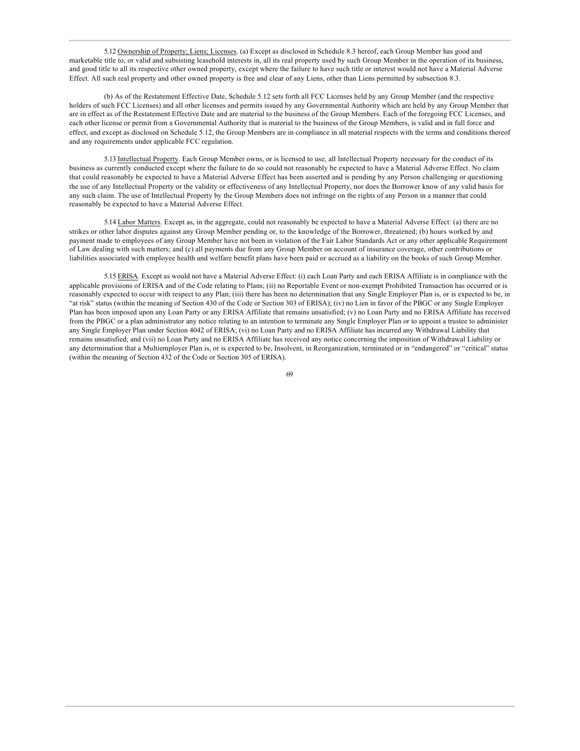5.12 Ownership of Property; Liens; Licenses. (a) Except as disclosed in Schedule 8.3 hereof, each Group Member has good and marketable title to, or valid and subsisting leasehold interests in, all its real property used by such Group Member in the operation of its business, and good title to all its respective other owned property, except where the failure to have such title or interest would not have a Material Adverse Effect. All such real property and other owned property is free and clear of any Liens, other than Liens permitted by subsection 8.3.

(b) As of the Restatement Effective Date, Schedule 5.12 sets forth all FCC Licenses held by any Group Member (and the respective holders of such FCC Licenses) and all other licenses and permits issued by any Governmental Authority which are held by any Group Member that are in effect as of the Restatement Effective Date and are material to the business of the Group Members. Each of the foregoing FCC Licenses, and each other license or permit from a Governmental Authority that is material to the business of the Group Members, is valid and in full force and effect, and except as disclosed on Schedule 5.12, the Group Members are in compliance in all material respects with the terms and conditions thereof and any requirements under applicable FCC regulation.

5.13 Intellectual Property. Each Group Member owns, or is licensed to use, all Intellectual Property necessary for the conduct of its business as currently conducted except where the failure to do so could not reasonably be expected to have a Material Adverse Effect. No claim that could reasonably be expected to have a Material Adverse Effect has been asserted and is pending by any Person challenging or questioning the use of any Intellectual Property or the validity or effectiveness of any Intellectual Property, nor does the Borrower know of any valid basis for any such claim. The use of Intellectual Property by the Group Members does not infringe on the rights of any Person in a manner that could reasonably be expected to have a Material Adverse Effect.

5.14 Labor Matters. Except as, in the aggregate, could not reasonably be expected to have a Material Adverse Effect: (a) there are no strikes or other labor disputes against any Group Member pending or, to the knowledge of the Borrower, threatened; (b) hours worked by and payment made to employees of any Group Member have not been in violation of the Fair Labor Standards Act or any other applicable Requirement of Law dealing with such matters; and (c) all payments due from any Group Member on account of insurance coverage, other contributions or liabilities associated with employee health and welfare benefit plans have been paid or accrued as a liability on the books of such Group Member.

5.15 ERISA. Except as would not have a Material Adverse Effect: (i) each Loan Party and each ERISA Affiliate is in compliance with the applicable provisions of ERISA and of the Code relating to Plans; (ii) no Reportable Event or non-exempt Prohibited Transaction has occurred or is reasonably expected to occur with respect to any Plan; (iii) there has been no determination that any Single Employer Plan is, or is expected to be, in "at risk" status (within the meaning of Section 430 of the Code or Section 303 of ERISA); (iv) no Lien in favor of the PBGC or any Single Employer Plan has been imposed upon any Loan Party or any ERISA Affiliate that remains unsatisfied; (v) no Loan Party and no ERISA Affiliate has received from the PBGC or a plan administrator any notice relating to an intention to terminate any Single Employer Plan or to appoint a trustee to administer any Single Employer Plan under Section 4042 of ERISA; (vi) no Loan Party and no ERISA Affiliate has incurred any Withdrawal Liability that remains unsatisfied; and (vii) no Loan Party and no ERISA Affiliate has received any notice concerning the imposition of Withdrawal Liability or any determination that a Multiemployer Plan is, or is expected to be, Insolvent, in Reorganization, terminated or in "endangered" or "critical" status (within the meaning of Section 432 of the Code or Section 305 of ERISA).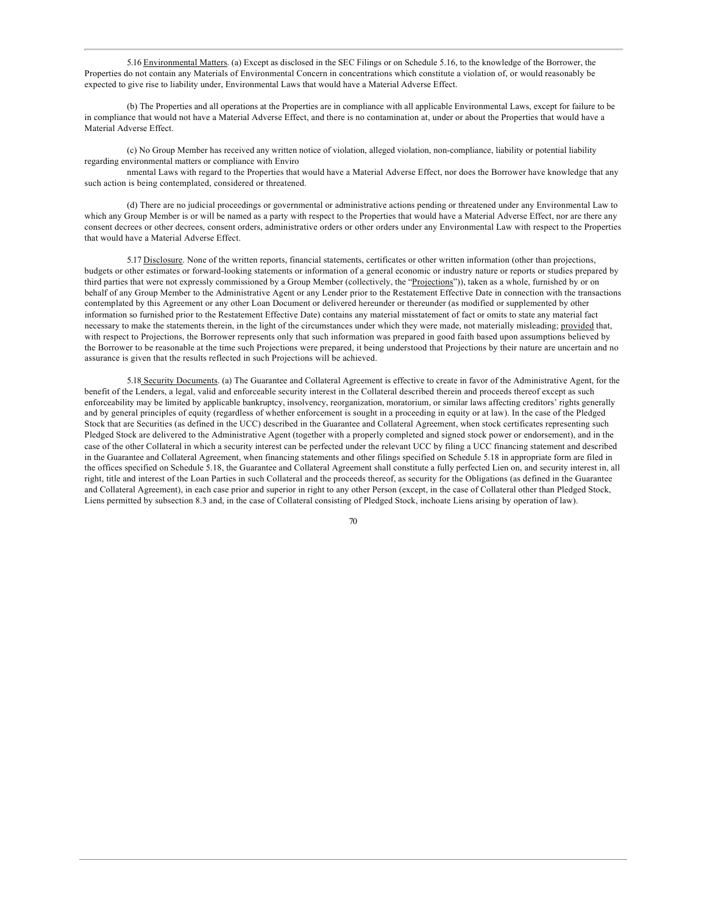5.16 Environmental Matters. (a) Except as disclosed in the SEC Filings or on Schedule 5.16, to the knowledge of the Borrower, the Properties do not contain any Materials of Environmental Concern in concentrations which constitute a violation of, or would reasonably be expected to give rise to liability under, Environmental Laws that would have a Material Adverse Effect.

(b) The Properties and all operations at the Properties are in compliance with all applicable Environmental Laws, except for failure to be in compliance that would not have a Material Adverse Effect, and there is no contamination at, under or about the Properties that would have a Material Adverse Effect.

(c) No Group Member has received any written notice of violation, alleged violation, non-compliance, liability or potential liability regarding environmental matters or compliance with Environmental Laws with regard to the Properties that would have a Material Adverse Effect, nor does the Borrower have knowledge that any such action is being contemplated, considered or threatened.

(d) There are no judicial proceedings or governmental or administrative actions pending or threatened under any Environmental Law to which any Group Member is or will be named as a party with respect to the Properties that would have a Material Adverse Effect, nor are there any consent decrees or other decrees, consent orders, administrative orders or other orders under any Environmental Law with respect to the Properties that would have a Material Adverse Effect.

5.17 Disclosure. None of the written reports, financial statements, certificates or other written information (other than projections, budgets or other estimates or forward-looking statements or information of a general economic or industry nature or reports or studies prepared by third parties that were not expressly commissioned by a Group Member (collectively, the "Projections")), taken as a whole, furnished by or on behalf of any Group Member to the Administrative Agent or any Lender prior to the Restatement Effective Date in connection with the transactions contemplated by this Agreement or any other Loan Document or delivered hereunder or thereunder (as modified or supplemented by other information so furnished prior to the Restatement Effective Date) contains any material misstatement of fact or omits to state any material fact necessary to make the statements therein, in the light of the circumstances under which they were made, not materially misleading; provided that, with respect to Projections, the Borrower represents only that such information was prepared in good faith based upon assumptions believed by the Borrower to be reasonable at the time such Projections were prepared, it being understood that Projections by their nature are uncertain and no assurance is given that the results reflected in such Projections will be achieved.

5.18 Security Documents. (a) The Guarantee and Collateral Agreement is effective to create in favor of the Administrative Agent, for the benefit of the Lenders, a legal, valid and enforceable security interest in the Collateral described therein and proceeds thereof except as such enforceability may be limited by applicable bankruptcy, insolvency, reorganization, moratorium, or similar laws affecting creditors' rights generally and by general principles of equity (regardless of whether enforcement is sought in a proceeding in equity or at law). In the case of the Pledged Stock that are Securities (as defined in the UCC) described in the Guarantee and Collateral Agreement, when stock certificates representing such Pledged Stock are delivered to the Administrative Agent (together with a properly completed and signed stock power or endorsement), and in the case of the other Collateral in which a security interest can be perfected under the relevant UCC by filing a UCC financing statement and described in the Guarantee and Collateral Agreement, when financing statements and other filings specified on Schedule 5.18 in appropriate form are filed in the offices specified on Schedule 5.18, the Guarantee and Collateral Agreement shall constitute a fully perfected Lien on, and security interest in, all right, title and interest of the Loan Parties in such Collateral and the proceeds thereof, as security for the Obligations (as defined in the Guarantee and Collateral Agreement), in each case prior and superior in right to any other Person (except, in the case of Collateral other than Pledged Stock, Liens permitted by subsection 8.3 and, in the case of Collateral consisting of Pledged Stock, inchoate Liens arising by operation of law).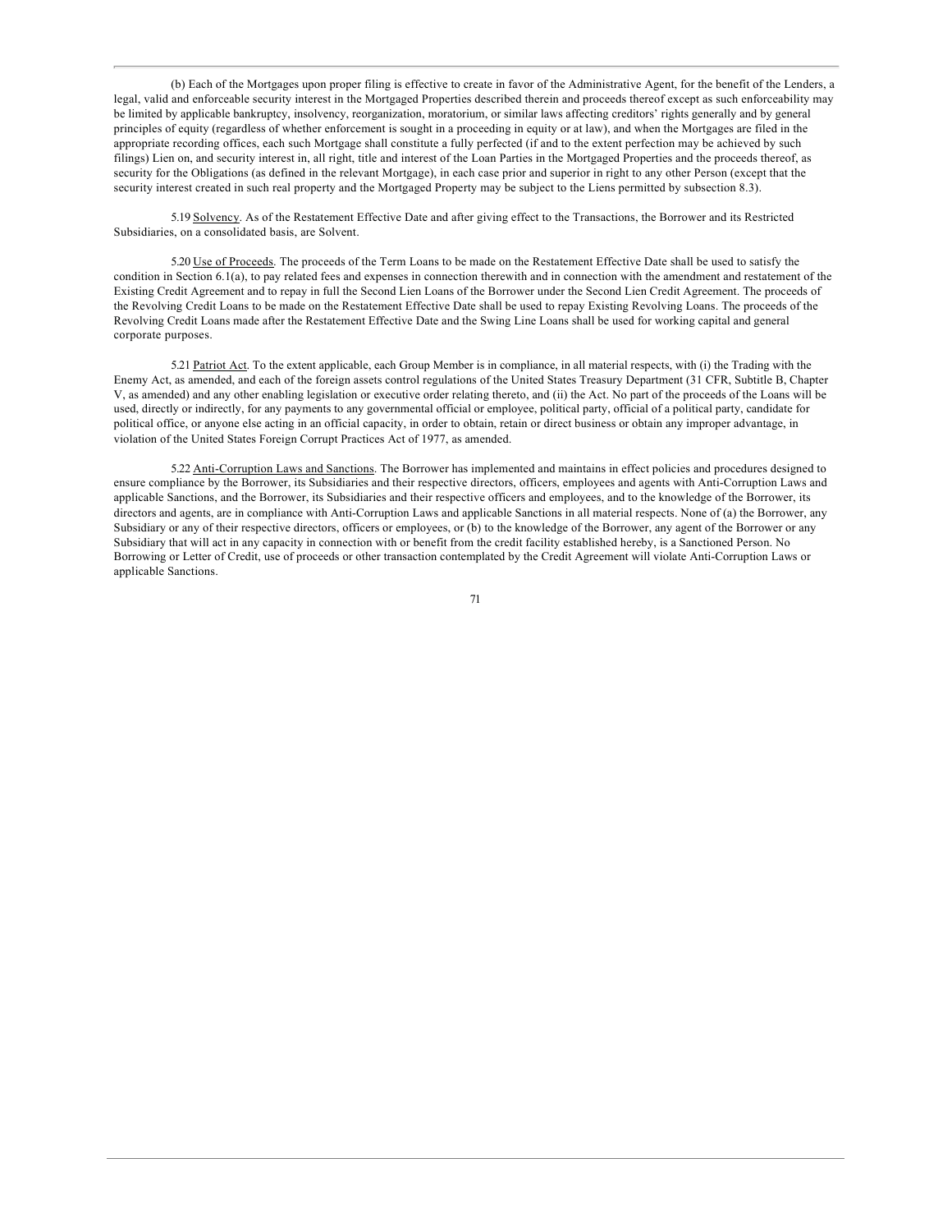(b) Each of the Mortgages upon proper filing is effective to create in favor of the Administrative Agent, for the benefit of the Lenders, a legal, valid and enforceable security interest in the Mortgaged Properties described therein and proceeds thereof except as such enforceability may be limited by applicable bankruptcy, insolvency, reorganization, moratorium, or similar laws affecting creditors' rights generally and by general principles of equity (regardless of whether enforcement is sought in a proceeding in equity or at law), and when the Mortgages are filed in the appropriate recording offices, each such Mortgage shall constitute a fully perfected (if and to the extent perfection may be achieved by such filings) Lien on, and security interest in, all right, title and interest of the Loan Parties in the Mortgaged Properties and the proceeds thereof, as security for the Obligations (as defined in the relevant Mortgage), in each case prior and superior in right to any other Person (except that the security interest created in such real property and the Mortgaged Property may be subject to the Liens permitted by subsection 8.3).

5.19 Solvency. As of the Restatement Effective Date and after giving effect to the Transactions, the Borrower and its Restricted Subsidiaries, on a consolidated basis, are Solvent.

5.20 Use of Proceeds. The proceeds of the Term Loans to be made on the Restatement Effective Date shall be used to satisfy the condition in Section 6.1(a), to pay related fees and expenses in connection therewith and in connection with the amendment and restatement of the Existing Credit Agreement and to repay in full the Second Lien Loans of the Borrower under the Second Lien Credit Agreement. The proceeds of the Revolving Credit Loans to be made on the Restatement Effective Date shall be used to repay Existing Revolving Loans. The proceeds of the Revolving Credit Loans made after the Restatement Effective Date and the Swing Line Loans shall be used for working capital and general corporate purposes.

5.21 Patriot Act. To the extent applicable, each Group Member is in compliance, in all material respects, with (i) the Trading with the Enemy Act, as amended, and each of the foreign assets control regulations of the United States Treasury Department (31 CFR, Subtitle B, Chapter V, as amended) and any other enabling legislation or executive order relating thereto, and (ii) the Act. No part of the proceeds of the Loans will be used, directly or indirectly, for any payments to any governmental official or employee, political party, official of a political party, candidate for political office, or anyone else acting in an official capacity, in order to obtain, retain or direct business or obtain any improper advantage, in violation of the United States Foreign Corrupt Practices Act of 1977, as amended.

5.22 Anti-Corruption Laws and Sanctions. The Borrower has implemented and maintains in effect policies and procedures designed to ensure compliance by the Borrower, its Subsidiaries and their respective directors, officers, employees and agents with Anti-Corruption Laws and applicable Sanctions, and the Borrower, its Subsidiaries and their respective officers and employees, and to the knowledge of the Borrower, its directors and agents, are in compliance with Anti-Corruption Laws and applicable Sanctions in all material respects. None of (a) the Borrower, any Subsidiary or any of their respective directors, officers or employees, or (b) to the knowledge of the Borrower, any agent of the Borrower or any Subsidiary that will act in any capacity in connection with or benefit from the credit facility established hereby, is a Sanctioned Person. No Borrowing or Letter of Credit, use of proceeds or other transaction contemplated by the Credit Agreement will violate Anti-Corruption Laws or applicable Sanctions.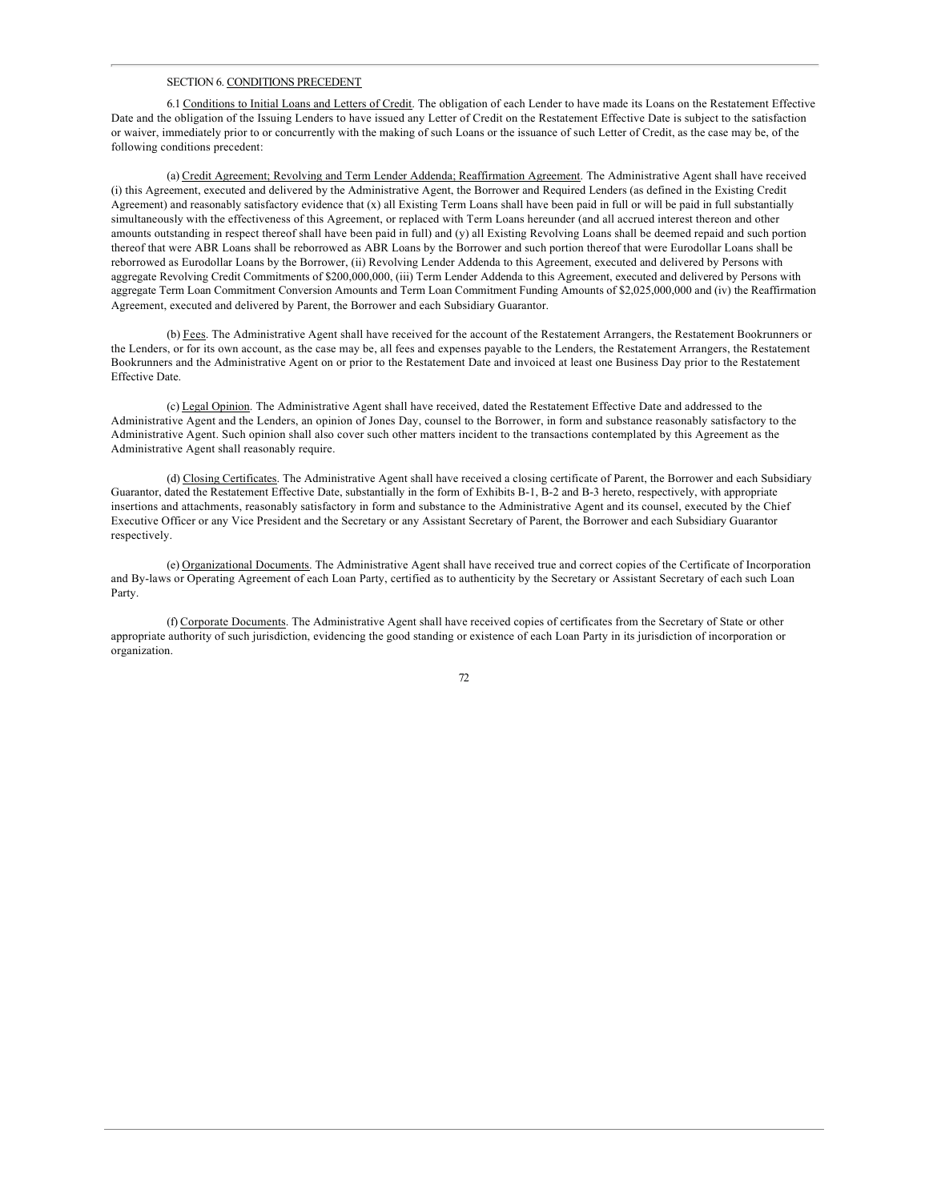SECTION 6. CONDITIONS PRECEDENT

6.1 Conditions to Initial Loans and Letters of Credit. The obligation of each Lender to have made its Loans on the Restatement Effective Date and the obligation of the Issuing Lenders to have issued any Letter of Credit on the Restatement Effective Date is subject to the satisfaction or waiver, immediately prior to or concurrently with the making of such Loans or the issuance of such Letter of Credit, as the case may be, of the following conditions precedent:

(a) Credit Agreement; Revolving and Term Lender Addenda; Reaffirmation Agreement. The Administrative Agent shall have received (i) this Agreement, executed and delivered by the Administrative Agent, the Borrower and Required Lenders (as defined in the Existing Credit Agreement) and reasonably satisfactory evidence that (x) all Existing Term Loans shall have been paid in full or will be paid in full substantially simultaneously with the effectiveness of this Agreement, or replaced with Term Loans hereunder (and all accrued interest thereon and other amounts outstanding in respect thereof shall have been paid in full) and (y) all Existing Revolving Loans shall be deemed repaid and such portion thereof that were ABR Loans shall be reborrowed as ABR Loans by the Borrower and such portion thereof that were Eurodollar Loans shall be reborrowed as Eurodollar Loans by the Borrower, (ii) Revolving Lender Addenda to this Agreement, executed and delivered by Persons with aggregate Revolving Credit Commitments of $200,000,000, (iii) Term Lender Addenda to this Agreement, executed and delivered by Persons with aggregate Term Loan Commitment Conversion Amounts and Term Loan Commitment Funding Amounts of $2,025,000,000 and (iv) the Reaffirmation Agreement, executed and delivered by Parent, the Borrower and each Subsidiary Guarantor.

(b) Fees. The Administrative Agent shall have received for the account of the Restatement Arrangers, the Restatement Bookrunners or the Lenders, or for its own account, as the case may be, all fees and expenses payable to the Lenders, the Restatement Arrangers, the Restatement Bookrunners and the Administrative Agent on or prior to the Restatement Date and invoiced at least one Business Day prior to the Restatement Effective Date.

(c) Legal Opinion. The Administrative Agent shall have received, dated the Restatement Effective Date and addressed to the Administrative Agent and the Lenders, an opinion of Jones Day, counsel to the Borrower, in form and substance reasonably satisfactory to the Administrative Agent. Such opinion shall also cover such other matters incident to the transactions contemplated by this Agreement as the Administrative Agent shall reasonably require.

(d) Closing Certificates. The Administrative Agent shall have received a closing certificate of Parent, the Borrower and each Subsidiary Guarantor, dated the Restatement Effective Date, substantially in the form of Exhibits B-1, B-2 and B-3 hereto, respectively, with appropriate insertions and attachments, reasonably satisfactory in form and substance to the Administrative Agent and its counsel, executed by the Chief Executive Officer or any Vice President and the Secretary or any Assistant Secretary of Parent, the Borrower and each Subsidiary Guarantor respectively.

(e) Organizational Documents. The Administrative Agent shall have received true and correct copies of the Certificate of Incorporation and By-laws or Operating Agreement of each Loan Party, certified as to authenticity by the Secretary or Assistant Secretary of each such Loan Party.

(f) Corporate Documents. The Administrative Agent shall have received copies of certificates from the Secretary of State or other appropriate authority of such jurisdiction, evidencing the good standing or existence of each Loan Party in its jurisdiction of incorporation or organization.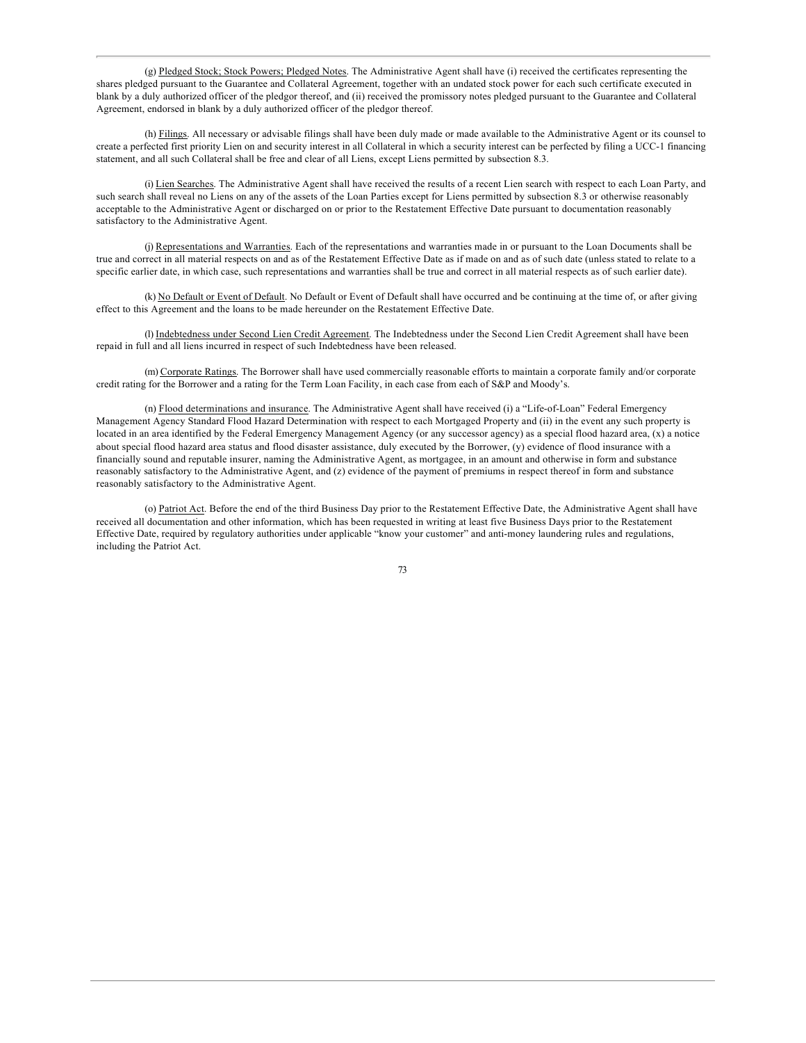(g) Pledged Stock; Stock Powers; Pledged Notes. The Administrative Agent shall have (i) received the certificates representing the shares pledged pursuant to the Guarantee and Collateral Agreement, together with an undated stock power for each such certificate executed in blank by a duly authorized officer of the pledgor thereof, and (ii) received the promissory notes pledged pursuant to the Guarantee and Collateral Agreement, endorsed in blank by a duly authorized officer of the pledgor thereof.

(h) Filings. All necessary or advisable filings shall have been duly made or made available to the Administrative Agent or its counsel to create a perfected first priority Lien on and security interest in all Collateral in which a security interest can be perfected by filing a UCC-1 financing statement, and all such Collateral shall be free and clear of all Liens, except Liens permitted by subsection 8.3.

(i) Lien Searches. The Administrative Agent shall have received the results of a recent Lien search with respect to each Loan Party, and such search shall reveal no Liens on any of the assets of the Loan Parties except for Liens permitted by subsection 8.3 or otherwise reasonably acceptable to the Administrative Agent or discharged on or prior to the Restatement Effective Date pursuant to documentation reasonably satisfactory to the Administrative Agent.

(j) Representations and Warranties. Each of the representations and warranties made in or pursuant to the Loan Documents shall be true and correct in all material respects on and as of the Restatement Effective Date as if made on and as of such date (unless stated to relate to a specific earlier date, in which case, such representations and warranties shall be true and correct in all material respects as of such earlier date).

(k) No Default or Event of Default. No Default or Event of Default shall have occurred and be continuing at the time of, or after giving effect to this Agreement and the loans to be made hereunder on the Restatement Effective Date.

(l) Indebtedness under Second Lien Credit Agreement. The Indebtedness under the Second Lien Credit Agreement shall have been repaid in full and all liens incurred in respect of such Indebtedness have been released.

(m) Corporate Ratings. The Borrower shall have used commercially reasonable efforts to maintain a corporate family and/or corporate credit rating for the Borrower and a rating for the Term Loan Facility, in each case from each of S&P and Moody's.

(n) Flood determinations and insurance. The Administrative Agent shall have received (i) a "Life-of-Loan" Federal Emergency Management Agency Standard Flood Hazard Determination with respect to each Mortgaged Property and (ii) in the event any such property is located in an area identified by the Federal Emergency Management Agency (or any successor agency) as a special flood hazard area, (x) a notice about special flood hazard area status and flood disaster assistance, duly executed by the Borrower, (y) evidence of flood insurance with a financially sound and reputable insurer, naming the Administrative Agent, as mortgagee, in an amount and otherwise in form and substance reasonably satisfactory to the Administrative Agent, and (z) evidence of the payment of premiums in respect thereof in form and substance reasonably satisfactory to the Administrative Agent.

(o) Patriot Act. Before the end of the third Business Day prior to the Restatement Effective Date, the Administrative Agent shall have received all documentation and other information, which has been requested in writing at least five Business Days prior to the Restatement Effective Date, required by regulatory authorities under applicable "know your customer" and anti-money laundering rules and regulations, including the Patriot Act.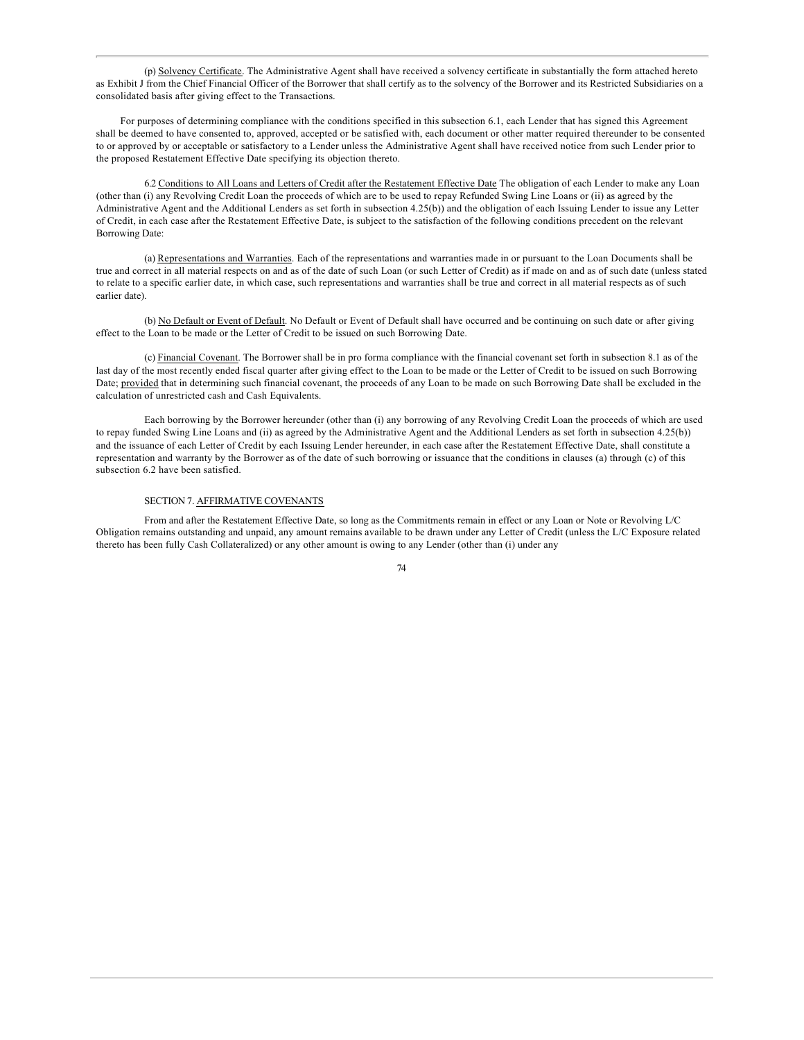(p) Solvency Certificate. The Administrative Agent shall have received a solvency certificate in substantially the form attached hereto as Exhibit J from the Chief Financial Officer of the Borrower that shall certify as to the solvency of the Borrower and its Restricted Subsidiaries on a consolidated basis after giving effect to the Transactions.

For purposes of determining compliance with the conditions specified in this subsection 6.1, each Lender that has signed this Agreement shall be deemed to have consented to, approved, accepted or be satisfied with, each document or other matter required thereunder to be consented to or approved by or acceptable or satisfactory to a Lender unless the Administrative Agent shall have received notice from such Lender prior to the proposed Restatement Effective Date specifying its objection thereto.

6.2 Conditions to All Loans and Letters of Credit after the Restatement Effective Date The obligation of each Lender to make any Loan (other than (i) any Revolving Credit Loan the proceeds of which are to be used to repay Refunded Swing Line Loans or (ii) as agreed by the Administrative Agent and the Additional Lenders as set forth in subsection 4.25(b)) and the obligation of each Issuing Lender to issue any Letter of Credit, in each case after the Restatement Effective Date, is subject to the satisfaction of the following conditions precedent on the relevant Borrowing Date:

(a) Representations and Warranties. Each of the representations and warranties made in or pursuant to the Loan Documents shall be true and correct in all material respects on and as of the date of such Loan (or such Letter of Credit) as if made on and as of such date (unless stated to relate to a specific earlier date, in which case, such representations and warranties shall be true and correct in all material respects as of such earlier date).

(b) No Default or Event of Default. No Default or Event of Default shall have occurred and be continuing on such date or after giving effect to the Loan to be made or the Letter of Credit to be issued on such Borrowing Date.

(c) Financial Covenant. The Borrower shall be in pro forma compliance with the financial covenant set forth in subsection 8.1 as of the last day of the most recently ended fiscal quarter after giving effect to the Loan to be made or the Letter of Credit to be issued on such Borrowing Date; provided that in determining such financial covenant, the proceeds of any Loan to be made on such Borrowing Date shall be excluded in the calculation of unrestricted cash and Cash Equivalents.

Each borrowing by the Borrower hereunder (other than (i) any borrowing of any Revolving Credit Loan the proceeds of which are used to repay funded Swing Line Loans and (ii) as agreed by the Administrative Agent and the Additional Lenders as set forth in subsection 4.25(b)) and the issuance of each Letter of Credit by each Issuing Lender hereunder, in each case after the Restatement Effective Date, shall constitute a representation and warranty by the Borrower as of the date of such borrowing or issuance that the conditions in clauses (a) through (c) of this subsection 6.2 have been satisfied.

## SECTION 7. AFFIRMATIVE COVENANTS

From and after the Restatement Effective Date, so long as the Commitments remain in effect or any Loan or Note or Revolving L/C Obligation remains outstanding and unpaid, any amount remains available to be drawn under any Letter of Credit (unless the L/C Exposure related thereto has been fully Cash Collateralized) or any other amount is owing to any Lender (other than (i) under any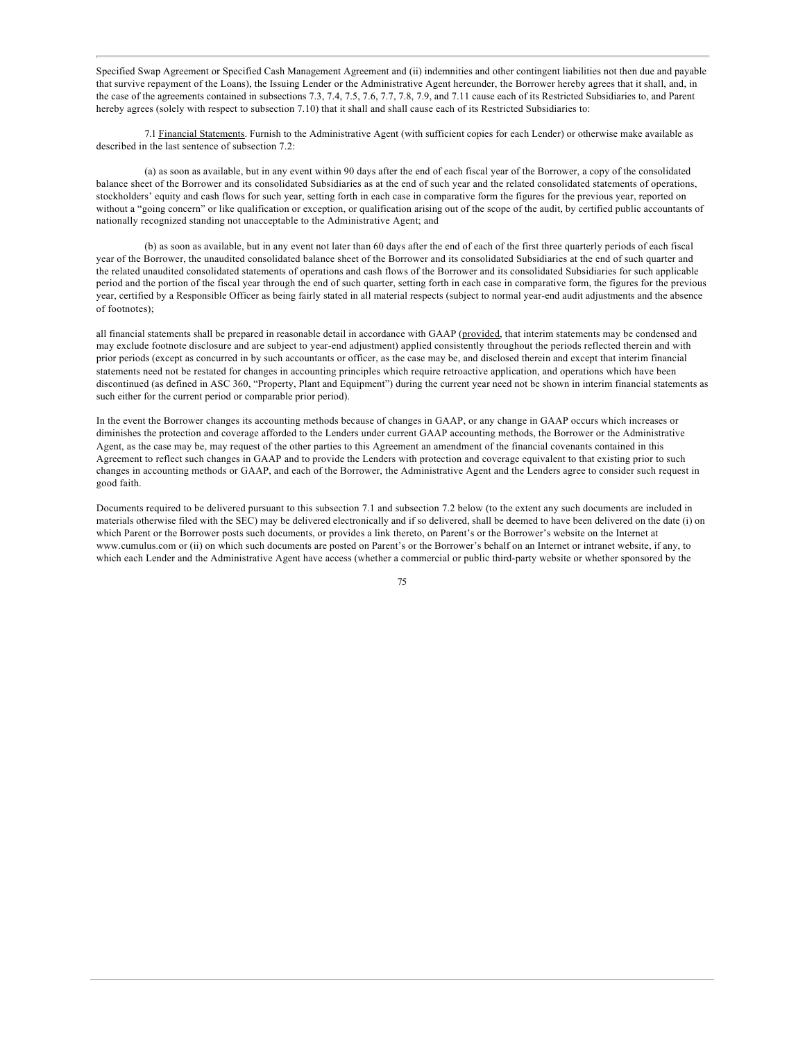Specified Swap Agreement or Specified Cash Management Agreement and (ii) indemnities and other contingent liabilities not then due and payable that survive repayment of the Loans), the Issuing Lender or the Administrative Agent hereunder, the Borrower hereby agrees that it shall, and, in the case of the agreements contained in subsections 7.3, 7.4, 7.5, 7.6, 7.7, 7.8, 7.9, and 7.11 cause each of its Restricted Subsidiaries to, and Parent hereby agrees (solely with respect to subsection 7.10) that it shall and shall cause each of its Restricted Subsidiaries to:

7.1 Financial Statements. Furnish to the Administrative Agent (with sufficient copies for each Lender) or otherwise make available as described in the last sentence of subsection 7.2:

(a) as soon as available, but in any event within 90 days after the end of each fiscal year of the Borrower, a copy of the consolidated balance sheet of the Borrower and its consolidated Subsidiaries as at the end of such year and the related consolidated statements of operations, stockholders' equity and cash flows for such year, setting forth in each case in comparative form the figures for the previous year, reported on without a "going concern" or like qualification or exception, or qualification arising out of the scope of the audit, by certified public accountants of nationally recognized standing not unacceptable to the Administrative Agent; and

(b) as soon as available, but in any event not later than 60 days after the end of each of the first three quarterly periods of each fiscal year of the Borrower, the unaudited consolidated balance sheet of the Borrower and its consolidated Subsidiaries at the end of such quarter and the related unaudited consolidated statements of operations and cash flows of the Borrower and its consolidated Subsidiaries for such applicable period and the portion of the fiscal year through the end of such quarter, setting forth in each case in comparative form, the figures for the previous year, certified by a Responsible Officer as being fairly stated in all material respects (subject to normal year-end audit adjustments and the absence of footnotes);

all financial statements shall be prepared in reasonable detail in accordance with GAAP (provided, that interim statements may be condensed and may exclude footnote disclosure and are subject to year-end adjustment) applied consistently throughout the periods reflected therein and with prior periods (except as concurred in by such accountants or officer, as the case may be, and disclosed therein and except that interim financial statements need not be restated for changes in accounting principles which require retroactive application, and operations which have been discontinued (as defined in ASC 360, "Property, Plant and Equipment") during the current year need not be shown in interim financial statements as such either for the current period or comparable prior period).

In the event the Borrower changes its accounting methods because of changes in GAAP, or any change in GAAP occurs which increases or diminishes the protection and coverage afforded to the Lenders under current GAAP accounting methods, the Borrower or the Administrative Agent, as the case may be, may request of the other parties to this Agreement an amendment of the financial covenants contained in this Agreement to reflect such changes in GAAP and to provide the Lenders with protection and coverage equivalent to that existing prior to such changes in accounting methods or GAAP, and each of the Borrower, the Administrative Agent and the Lenders agree to consider such request in good faith.

Documents required to be delivered pursuant to this subsection 7.1 and subsection 7.2 below (to the extent any such documents are included in materials otherwise filed with the SEC) may be delivered electronically and if so delivered, shall be deemed to have been delivered on the date (i) on which Parent or the Borrower posts such documents, or provides a link thereto, on Parent's or the Borrower's website on the Internet at www.cumulus.com or (ii) on which such documents are posted on Parent's or the Borrower's behalf on an Internet or intranet website, if any, to which each Lender and the Administrative Agent have access (whether a commercial or public third-party website or whether sponsored by the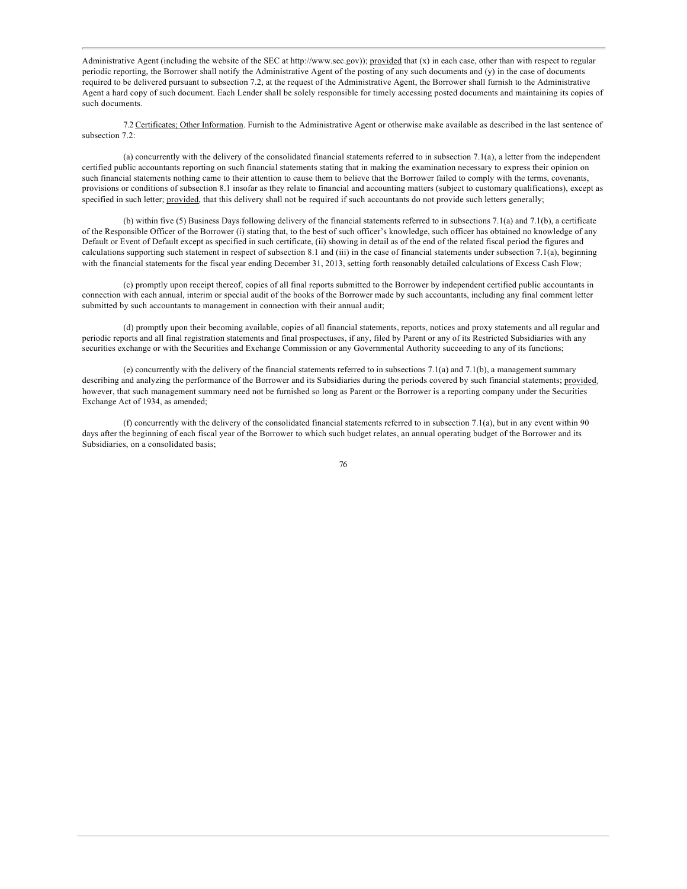Administrative Agent (including the website of the SEC at http://www.sec.gov)); provided that (x) in each case, other than with respect to regular periodic reporting, the Borrower shall notify the Administrative Agent of the posting of any such documents and (y) in the case of documents required to be delivered pursuant to subsection 7.2, at the request of the Administrative Agent, the Borrower shall furnish to the Administrative Agent a hard copy of such document. Each Lender shall be solely responsible for timely accessing posted documents and maintaining its copies of such documents.

7.2 Certificates; Other Information. Furnish to the Administrative Agent or otherwise make available as described in the last sentence of subsection 7.2:

(a) concurrently with the delivery of the consolidated financial statements referred to in subsection 7.1(a), a letter from the independent certified public accountants reporting on such financial statements stating that in making the examination necessary to express their opinion on such financial statements nothing came to their attention to cause them to believe that the Borrower failed to comply with the terms, covenants, provisions or conditions of subsection 8.1 insofar as they relate to financial and accounting matters (subject to customary qualifications), except as specified in such letter; provided, that this delivery shall not be required if such accountants do not provide such letters generally;

(b) within five (5) Business Days following delivery of the financial statements referred to in subsections 7.1(a) and 7.1(b), a certificate of the Responsible Officer of the Borrower (i) stating that, to the best of such officer's knowledge, such officer has obtained no knowledge of any Default or Event of Default except as specified in such certificate, (ii) showing in detail as of the end of the related fiscal period the figures and calculations supporting such statement in respect of subsection 8.1 and (iii) in the case of financial statements under subsection 7.1(a), beginning with the financial statements for the fiscal year ending December 31, 2013, setting forth reasonably detailed calculations of Excess Cash Flow;

(c) promptly upon receipt thereof, copies of all final reports submitted to the Borrower by independent certified public accountants in connection with each annual, interim or special audit of the books of the Borrower made by such accountants, including any final comment letter submitted by such accountants to management in connection with their annual audit;

(d) promptly upon their becoming available, copies of all financial statements, reports, notices and proxy statements and all regular and periodic reports and all final registration statements and final prospectuses, if any, filed by Parent or any of its Restricted Subsidiaries with any securities exchange or with the Securities and Exchange Commission or any Governmental Authority succeeding to any of its functions;

(e) concurrently with the delivery of the financial statements referred to in subsections 7.1(a) and 7.1(b), a management summary describing and analyzing the performance of the Borrower and its Subsidiaries during the periods covered by such financial statements; provided, however, that such management summary need not be furnished so long as Parent or the Borrower is a reporting company under the Securities Exchange Act of 1934, as amended;

(f) concurrently with the delivery of the consolidated financial statements referred to in subsection 7.1(a), but in any event within 90 days after the beginning of each fiscal year of the Borrower to which such budget relates, an annual operating budget of the Borrower and its Subsidiaries, on a consolidated basis;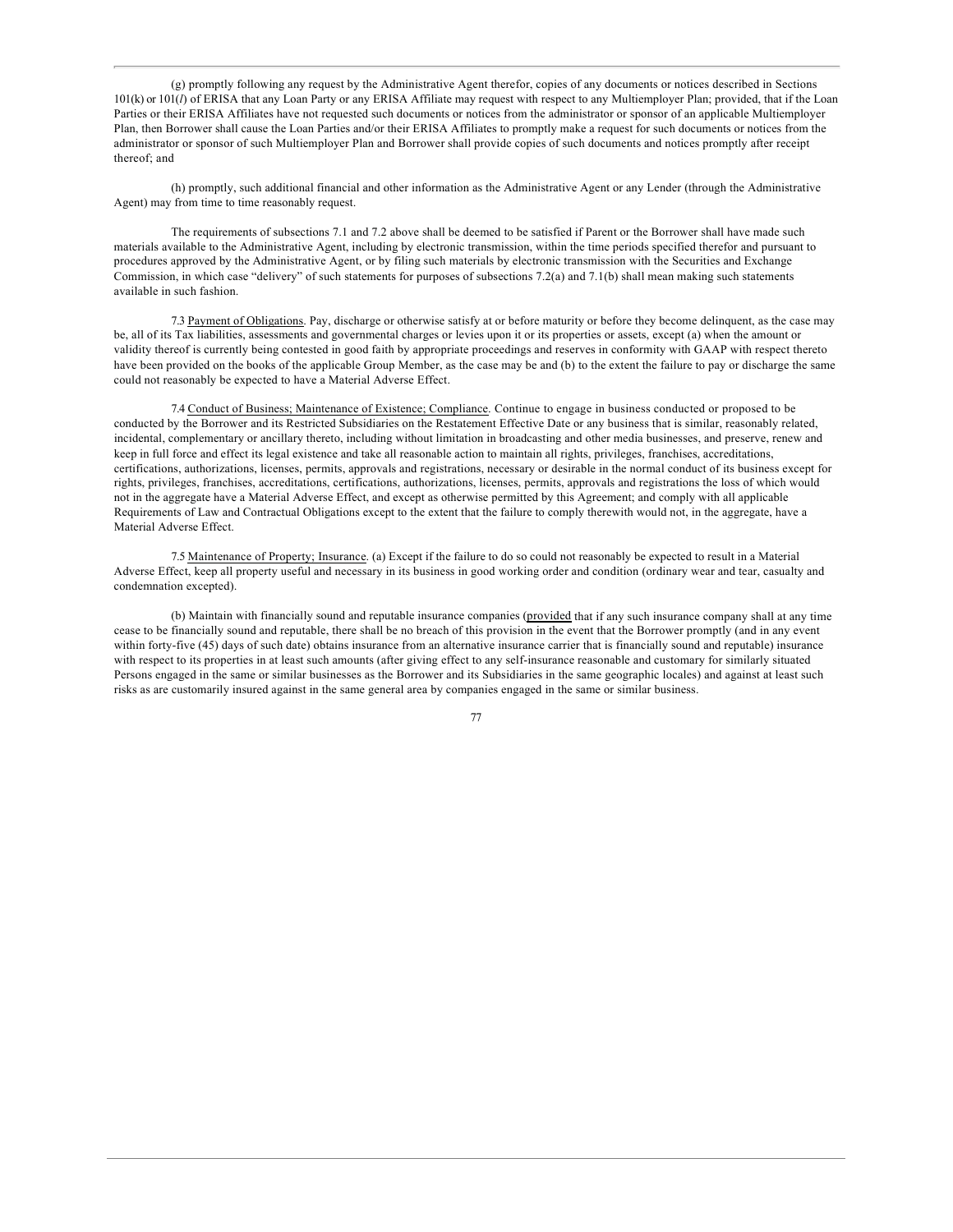(g) promptly following any request by the Administrative Agent therefor, copies of any documents or notices described in Sections 101(k) or 101(*l*) of ERISA that any Loan Party or any ERISA Affiliate may request with respect to any Multiemployer Plan; provided, that if the Loan Parties or their ERISA Affiliates have not requested such documents or notices from the administrator or sponsor of an applicable Multiemployer Plan, then Borrower shall cause the Loan Parties and/or their ERISA Affiliates to promptly make a request for such documents or notices from the administrator or sponsor of such Multiemployer Plan and Borrower shall provide copies of such documents and notices promptly after receipt thereof; and

(h) promptly, such additional financial and other information as the Administrative Agent or any Lender (through the Administrative Agent) may from time to time reasonably request.

The requirements of subsections 7.1 and 7.2 above shall be deemed to be satisfied if Parent or the Borrower shall have made such materials available to the Administrative Agent, including by electronic transmission, within the time periods specified therefor and pursuant to procedures approved by the Administrative Agent, or by filing such materials by electronic transmission with the Securities and Exchange Commission, in which case "delivery" of such statements for purposes of subsections 7.2(a) and 7.1(b) shall mean making such statements available in such fashion.

7.3 Payment of Obligations. Pay, discharge or otherwise satisfy at or before maturity or before they become delinquent, as the case may be, all of its Tax liabilities, assessments and governmental charges or levies upon it or its properties or assets, except (a) when the amount or validity thereof is currently being contested in good faith by appropriate proceedings and reserves in conformity with GAAP with respect thereto have been provided on the books of the applicable Group Member, as the case may be and (b) to the extent the failure to pay or discharge the same could not reasonably be expected to have a Material Adverse Effect.

7.4 Conduct of Business; Maintenance of Existence; Compliance. Continue to engage in business conducted or proposed to be conducted by the Borrower and its Restricted Subsidiaries on the Restatement Effective Date or any business that is similar, reasonably related, incidental, complementary or ancillary thereto, including without limitation in broadcasting and other media businesses, and preserve, renew and keep in full force and effect its legal existence and take all reasonable action to maintain all rights, privileges, franchises, accreditations, certifications, authorizations, licenses, permits, approvals and registrations, necessary or desirable in the normal conduct of its business except for rights, privileges, franchises, accreditations, certifications, authorizations, licenses, permits, approvals and registrations the loss of which would not in the aggregate have a Material Adverse Effect, and except as otherwise permitted by this Agreement; and comply with all applicable Requirements of Law and Contractual Obligations except to the extent that the failure to comply therewith would not, in the aggregate, have a Material Adverse Effect.

7.5 Maintenance of Property; Insurance. (a) Except if the failure to do so could not reasonably be expected to result in a Material Adverse Effect, keep all property useful and necessary in its business in good working order and condition (ordinary wear and tear, casualty and condemnation excepted).

(b) Maintain with financially sound and reputable insurance companies (provided that if any such insurance company shall at any time cease to be financially sound and reputable, there shall be no breach of this provision in the event that the Borrower promptly (and in any event within forty-five (45) days of such date) obtains insurance from an alternative insurance carrier that is financially sound and reputable) insurance with respect to its properties in at least such amounts (after giving effect to any self-insurance reasonable and customary for similarly situated Persons engaged in the same or similar businesses as the Borrower and its Subsidiaries in the same geographic locales) and against at least such risks as are customarily insured against in the same general area by companies engaged in the same or similar business.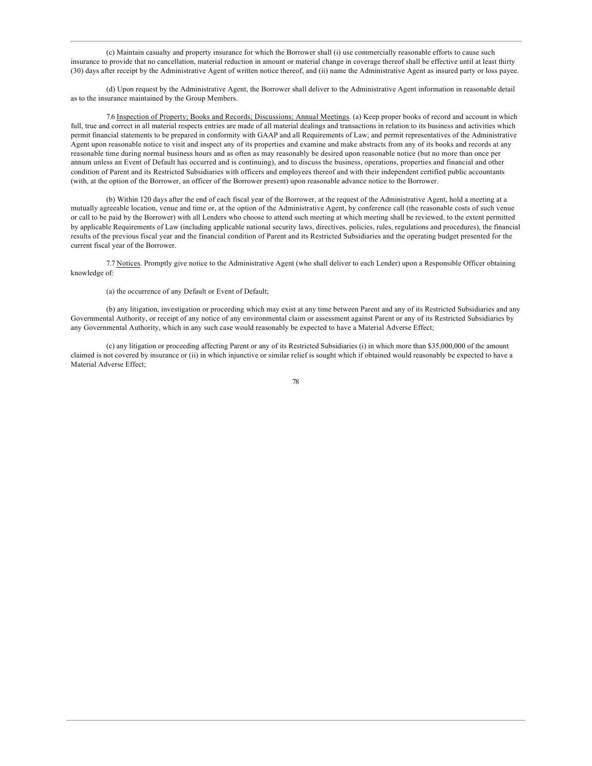(c) Maintain casualty and property insurance for which the Borrower shall (i) use commercially reasonable efforts to cause such insurance to provide that no cancellation, material reduction in amount or material change in coverage thereof shall be effective until at least thirty (30) days after receipt by the Administrative Agent of written notice thereof, and (ii) name the Administrative Agent as insured party or loss payee.

(d) Upon request by the Administrative Agent, the Borrower shall deliver to the Administrative Agent information in reasonable detail as to the insurance maintained by the Group Members.

7.6 Inspection of Property; Books and Records; Discussions; Annual Meetings. (a) Keep proper books of record and account in which full, true and correct in all material respects entries are made of all material dealings and transactions in relation to its business and activities which permit financial statements to be prepared in conformity with GAAP and all Requirements of Law; and permit representatives of the Administrative Agent upon reasonable notice to visit and inspect any of its properties and examine and make abstracts from any of its books and records at any reasonable time during normal business hours and as often as may reasonably be desired upon reasonable notice (but no more than once per annum unless an Event of Default has occurred and is continuing), and to discuss the business, operations, properties and financial and other condition of Parent and its Restricted Subsidiaries with officers and employees thereof and with their independent certified public accountants (with, at the option of the Borrower, an officer of the Borrower present) upon reasonable advance notice to the Borrower.

(b) Within 120 days after the end of each fiscal year of the Borrower, at the request of the Administrative Agent, hold a meeting at a mutually agreeable location, venue and time or, at the option of the Administrative Agent, by conference call (the reasonable costs of such venue or call to be paid by the Borrower) with all Lenders who choose to attend such meeting at which meeting shall be reviewed, to the extent permitted by applicable Requirements of Law (including applicable national security laws, directives, policies, rules, regulations and procedures), the financial results of the previous fiscal year and the financial condition of Parent and its Restricted Subsidiaries and the operating budget presented for the current fiscal year of the Borrower.

7.7 Notices. Promptly give notice to the Administrative Agent (who shall deliver to each Lender) upon a Responsible Officer obtaining knowledge of:

(a) the occurrence of any Default or Event of Default;

(b) any litigation, investigation or proceeding which may exist at any time between Parent and any of its Restricted Subsidiaries and any Governmental Authority, or receipt of any notice of any environmental claim or assessment against Parent or any of its Restricted Subsidiaries by any Governmental Authority, which in any such case would reasonably be expected to have a Material Adverse Effect;

(c) any litigation or proceeding affecting Parent or any of its Restricted Subsidiaries (i) in which more than $35,000,000 of the amount claimed is not covered by insurance or (ii) in which injunctive or similar relief is sought which if obtained would reasonably be expected to have a Material Adverse Effect;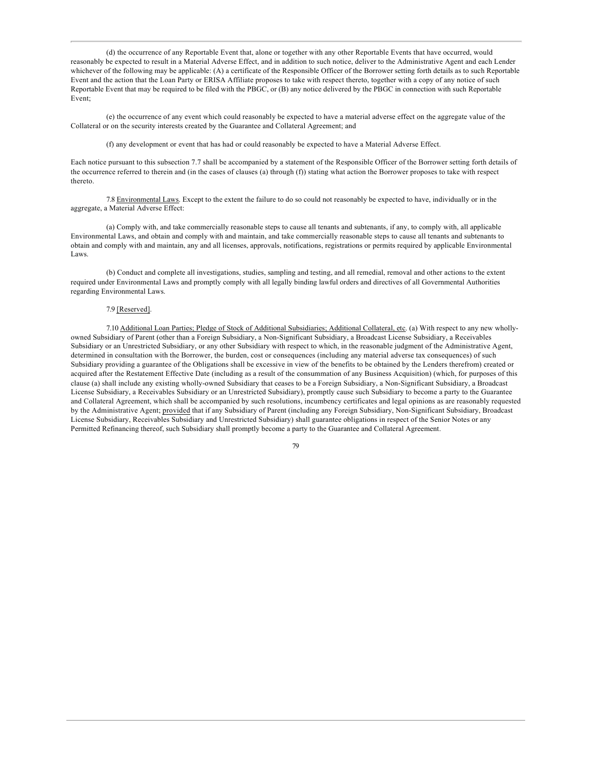(d) the occurrence of any Reportable Event that, alone or together with any other Reportable Events that have occurred, would reasonably be expected to result in a Material Adverse Effect, and in addition to such notice, deliver to the Administrative Agent and each Lender whichever of the following may be applicable: (A) a certificate of the Responsible Officer of the Borrower setting forth details as to such Reportable Event and the action that the Loan Party or ERISA Affiliate proposes to take with respect thereto, together with a copy of any notice of such Reportable Event that may be required to be filed with the PBGC, or (B) any notice delivered by the PBGC in connection with such Reportable Event;

(e) the occurrence of any event which could reasonably be expected to have a material adverse effect on the aggregate value of the Collateral or on the security interests created by the Guarantee and Collateral Agreement; and

(f) any development or event that has had or could reasonably be expected to have a Material Adverse Effect.

Each notice pursuant to this subsection 7.7 shall be accompanied by a statement of the Responsible Officer of the Borrower setting forth details of the occurrence referred to therein and (in the cases of clauses (a) through (f)) stating what action the Borrower proposes to take with respect thereto.

7.8 Environmental Laws. Except to the extent the failure to do so could not reasonably be expected to have, individually or in the aggregate, a Material Adverse Effect:

(a) Comply with, and take commercially reasonable steps to cause all tenants and subtenants, if any, to comply with, all applicable Environmental Laws, and obtain and comply with and maintain, and take commercially reasonable steps to cause all tenants and subtenants to obtain and comply with and maintain, any and all licenses, approvals, notifications, registrations or permits required by applicable Environmental Laws.

(b) Conduct and complete all investigations, studies, sampling and testing, and all remedial, removal and other actions to the extent required under Environmental Laws and promptly comply with all legally binding lawful orders and directives of all Governmental Authorities regarding Environmental Laws.

7.9 [Reserved].

7.10 Additional Loan Parties; Pledge of Stock of Additional Subsidiaries; Additional Collateral, etc. (a) With respect to any new wholly-owned Subsidiary of Parent (other than a Foreign Subsidiary, a Non-Significant Subsidiary, a Broadcast License Subsidiary, a Receivables Subsidiary or an Unrestricted Subsidiary, or any other Subsidiary with respect to which, in the reasonable judgment of the Administrative Agent, determined in consultation with the Borrower, the burden, cost or consequences (including any material adverse tax consequences) of such Subsidiary providing a guarantee of the Obligations shall be excessive in view of the benefits to be obtained by the Lenders therefrom) created or acquired after the Restatement Effective Date (including as a result of the consummation of any Business Acquisition) (which, for purposes of this clause (a) shall include any existing wholly-owned Subsidiary that ceases to be a Foreign Subsidiary, a Non-Significant Subsidiary, a Broadcast License Subsidiary, a Receivables Subsidiary or an Unrestricted Subsidiary), promptly cause such Subsidiary to become a party to the Guarantee and Collateral Agreement, which shall be accompanied by such resolutions, incumbency certificates and legal opinions as are reasonably requested by the Administrative Agent; provided that if any Subsidiary of Parent (including any Foreign Subsidiary, Non-Significant Subsidiary, Broadcast License Subsidiary, Receivables Subsidiary and Unrestricted Subsidiary) shall guarantee obligations in respect of the Senior Notes or any Permitted Refinancing thereof, such Subsidiary shall promptly become a party to the Guarantee and Collateral Agreement.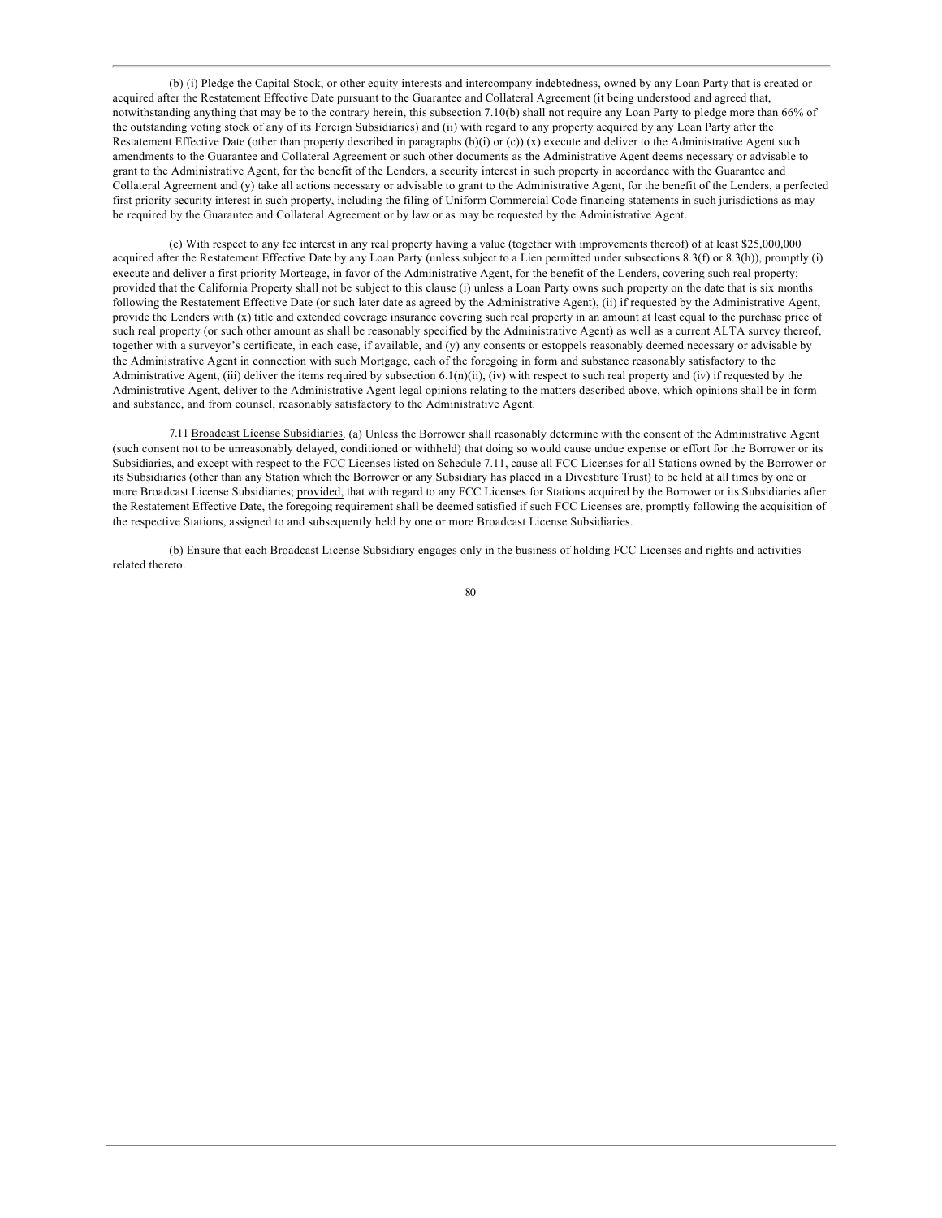(b) (i) Pledge the Capital Stock, or other equity interests and intercompany indebtedness, owned by any Loan Party that is created or acquired after the Restatement Effective Date pursuant to the Guarantee and Collateral Agreement (it being understood and agreed that, notwithstanding anything that may be to the contrary herein, this subsection 7.10(b) shall not require any Loan Party to pledge more than 66% of the outstanding voting stock of any of its Foreign Subsidiaries) and (ii) with regard to any property acquired by any Loan Party after the Restatement Effective Date (other than property described in paragraphs (b)(i) or (c)) (x) execute and deliver to the Administrative Agent such amendments to the Guarantee and Collateral Agreement or such other documents as the Administrative Agent deems necessary or advisable to grant to the Administrative Agent, for the benefit of the Lenders, a security interest in such property in accordance with the Guarantee and Collateral Agreement and (y) take all actions necessary or advisable to grant to the Administrative Agent, for the benefit of the Lenders, a perfected first priority security interest in such property, including the filing of Uniform Commercial Code financing statements in such jurisdictions as may be required by the Guarantee and Collateral Agreement or by law or as may be requested by the Administrative Agent.

(c) With respect to any fee interest in any real property having a value (together with improvements thereof) of at least $25,000,000 acquired after the Restatement Effective Date by any Loan Party (unless subject to a Lien permitted under subsections 8.3(f) or 8.3(h)), promptly (i) execute and deliver a first priority Mortgage, in favor of the Administrative Agent, for the benefit of the Lenders, covering such real property; provided that the California Property shall not be subject to this clause (i) unless a Loan Party owns such property on the date that is six months following the Restatement Effective Date (or such later date as agreed by the Administrative Agent), (ii) if requested by the Administrative Agent, provide the Lenders with (x) title and extended coverage insurance covering such real property in an amount at least equal to the purchase price of such real property (or such other amount as shall be reasonably specified by the Administrative Agent) as well as a current ALTA survey thereof, together with a surveyor's certificate, in each case, if available, and (y) any consents or estoppels reasonably deemed necessary or advisable by the Administrative Agent in connection with such Mortgage, each of the foregoing in form and substance reasonably satisfactory to the Administrative Agent, (iii) deliver the items required by subsection 6.1(n)(ii), (iv) with respect to such real property and (iv) if requested by the Administrative Agent, deliver to the Administrative Agent legal opinions relating to the matters described above, which opinions shall be in form and substance, and from counsel, reasonably satisfactory to the Administrative Agent.

7.11 Broadcast License Subsidiaries. (a) Unless the Borrower shall reasonably determine with the consent of the Administrative Agent (such consent not to be unreasonably delayed, conditioned or withheld) that doing so would cause undue expense or effort for the Borrower or its Subsidiaries, and except with respect to the FCC Licenses listed on Schedule 7.11, cause all FCC Licenses for all Stations owned by the Borrower or its Subsidiaries (other than any Station which the Borrower or any Subsidiary has placed in a Divestiture Trust) to be held at all times by one or more Broadcast License Subsidiaries; provided, that with regard to any FCC Licenses for Stations acquired by the Borrower or its Subsidiaries after the Restatement Effective Date, the foregoing requirement shall be deemed satisfied if such FCC Licenses are, promptly following the acquisition of the respective Stations, assigned to and subsequently held by one or more Broadcast License Subsidiaries.

(b) Ensure that each Broadcast License Subsidiary engages only in the business of holding FCC Licenses and rights and activities related thereto.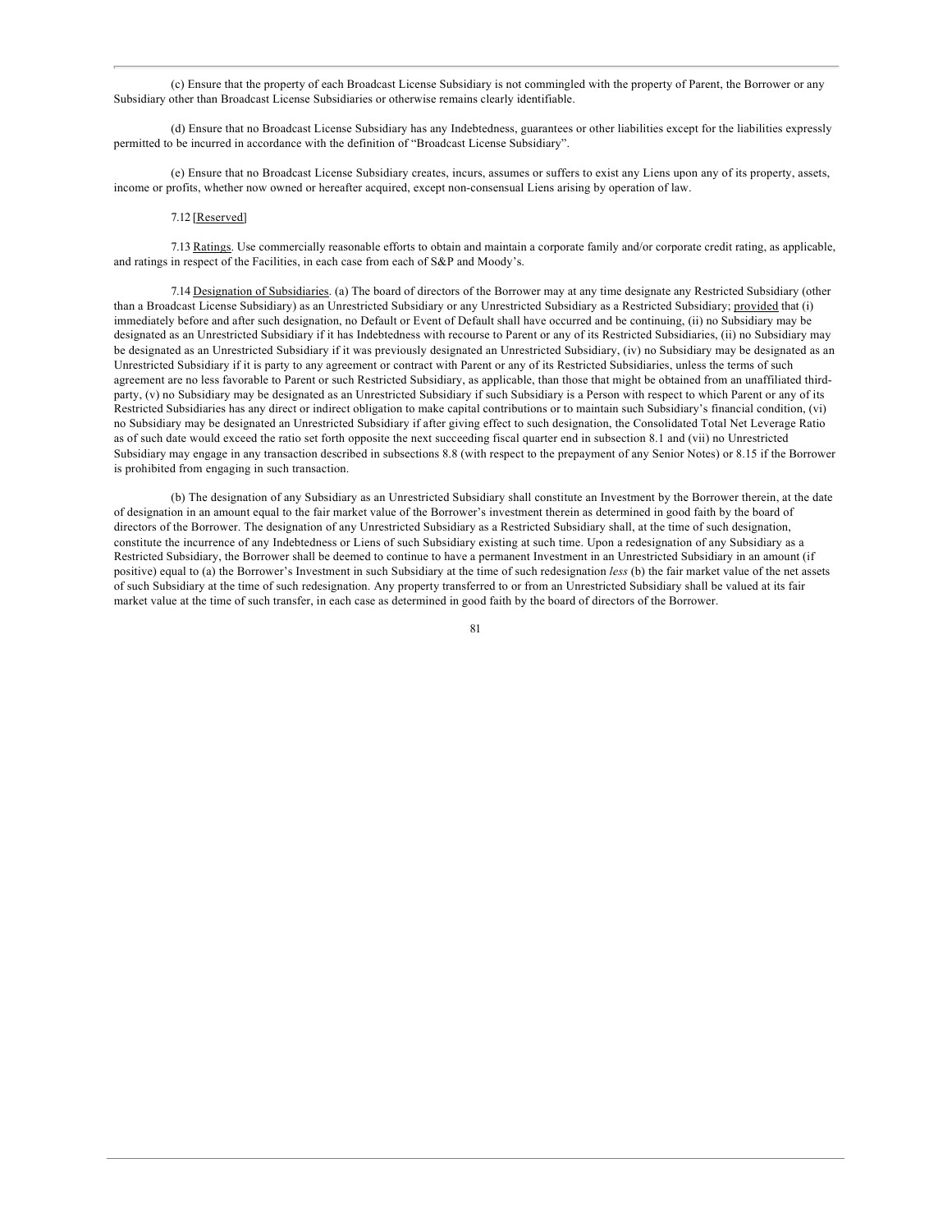(c) Ensure that the property of each Broadcast License Subsidiary is not commingled with the property of Parent, the Borrower or any Subsidiary other than Broadcast License Subsidiaries or otherwise remains clearly identifiable.

(d) Ensure that no Broadcast License Subsidiary has any Indebtedness, guarantees or other liabilities except for the liabilities expressly permitted to be incurred in accordance with the definition of "Broadcast License Subsidiary".

(e) Ensure that no Broadcast License Subsidiary creates, incurs, assumes or suffers to exist any Liens upon any of its property, assets, income or profits, whether now owned or hereafter acquired, except non-consensual Liens arising by operation of law.

7.12 [Reserved]

7.13 Ratings. Use commercially reasonable efforts to obtain and maintain a corporate family and/or corporate credit rating, as applicable, and ratings in respect of the Facilities, in each case from each of S&P and Moody's.

7.14 Designation of Subsidiaries. (a) The board of directors of the Borrower may at any time designate any Restricted Subsidiary (other than a Broadcast License Subsidiary) as an Unrestricted Subsidiary or any Unrestricted Subsidiary as a Restricted Subsidiary; provided that (i) immediately before and after such designation, no Default or Event of Default shall have occurred and be continuing, (ii) no Subsidiary may be designated as an Unrestricted Subsidiary if it has Indebtedness with recourse to Parent or any of its Restricted Subsidiaries, (ii) no Subsidiary may be designated as an Unrestricted Subsidiary if it was previously designated an Unrestricted Subsidiary, (iv) no Subsidiary may be designated as an Unrestricted Subsidiary if it is party to any agreement or contract with Parent or any of its Restricted Subsidiaries, unless the terms of such agreement are no less favorable to Parent or such Restricted Subsidiary, as applicable, than those that might be obtained from an unaffiliated third-party, (v) no Subsidiary may be designated as an Unrestricted Subsidiary if such Subsidiary is a Person with respect to which Parent or any of its Restricted Subsidiaries has any direct or indirect obligation to make capital contributions or to maintain such Subsidiary's financial condition, (vi) no Subsidiary may be designated an Unrestricted Subsidiary if after giving effect to such designation, the Consolidated Total Net Leverage Ratio as of such date would exceed the ratio set forth opposite the next succeeding fiscal quarter end in subsection 8.1 and (vii) no Unrestricted Subsidiary may engage in any transaction described in subsections 8.8 (with respect to the prepayment of any Senior Notes) or 8.15 if the Borrower is prohibited from engaging in such transaction.

(b) The designation of any Subsidiary as an Unrestricted Subsidiary shall constitute an Investment by the Borrower therein, at the date of designation in an amount equal to the fair market value of the Borrower's investment therein as determined in good faith by the board of directors of the Borrower. The designation of any Unrestricted Subsidiary as a Restricted Subsidiary shall, at the time of such designation, constitute the incurrence of any Indebtedness or Liens of such Subsidiary existing at such time. Upon a redesignation of any Subsidiary as a Restricted Subsidiary, the Borrower shall be deemed to continue to have a permanent Investment in an Unrestricted Subsidiary in an amount (if positive) equal to (a) the Borrower's Investment in such Subsidiary at the time of such redesignation *less* (b) the fair market value of the net assets of such Subsidiary at the time of such redesignation. Any property transferred to or from an Unrestricted Subsidiary shall be valued at its fair market value at the time of such transfer, in each case as determined in good faith by the board of directors of the Borrower.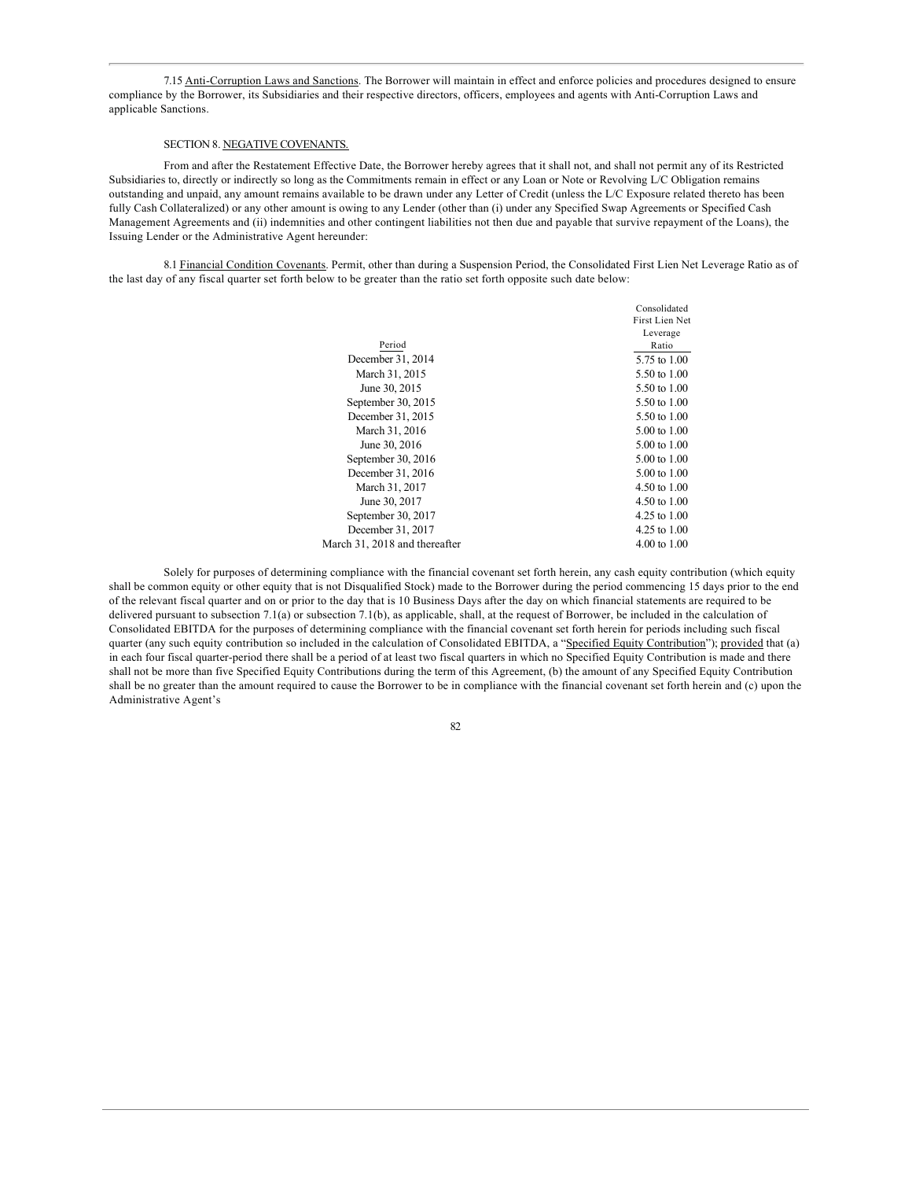7.15 Anti-Corruption Laws and Sanctions. The Borrower will maintain in effect and enforce policies and procedures designed to ensure compliance by the Borrower, its Subsidiaries and their respective directors, officers, employees and agents with Anti-Corruption Laws and applicable Sanctions.

SECTION 8. NEGATIVE COVENANTS.

From and after the Restatement Effective Date, the Borrower hereby agrees that it shall not, and shall not permit any of its Restricted Subsidiaries to, directly or indirectly so long as the Commitments remain in effect or any Loan or Note or Revolving L/C Obligation remains outstanding and unpaid, any amount remains available to be drawn under any Letter of Credit (unless the L/C Exposure related thereto has been fully Cash Collateralized) or any other amount is owing to any Lender (other than (i) under any Specified Swap Agreements or Specified Cash Management Agreements and (ii) indemnities and other contingent liabilities not then due and payable that survive repayment of the Loans), the Issuing Lender or the Administrative Agent hereunder:

8.1 Financial Condition Covenants. Permit, other than during a Suspension Period, the Consolidated First Lien Net Leverage Ratio as of the last day of any fiscal quarter set forth below to be greater than the ratio set forth opposite such date below:

| Period | Consolidated First Lien Net Leverage Ratio |
|---|---|
| December 31, 2014 | 5.75 to 1.00 |
| March 31, 2015 | 5.50 to 1.00 |
| June 30, 2015 | 5.50 to 1.00 |
| September 30, 2015 | 5.50 to 1.00 |
| December 31, 2015 | 5.50 to 1.00 |
| March 31, 2016 | 5.00 to 1.00 |
| June 30, 2016 | 5.00 to 1.00 |
| September 30, 2016 | 5.00 to 1.00 |
| December 31, 2016 | 5.00 to 1.00 |
| March 31, 2017 | 4.50 to 1.00 |
| June 30, 2017 | 4.50 to 1.00 |
| September 30, 2017 | 4.25 to 1.00 |
| December 31, 2017 | 4.25 to 1.00 |
| March 31, 2018 and thereafter | 4.00 to 1.00 |

Solely for purposes of determining compliance with the financial covenant set forth herein, any cash equity contribution (which equity shall be common equity or other equity that is not Disqualified Stock) made to the Borrower during the period commencing 15 days prior to the end of the relevant fiscal quarter and on or prior to the day that is 10 Business Days after the day on which financial statements are required to be delivered pursuant to subsection 7.1(a) or subsection 7.1(b), as applicable, shall, at the request of Borrower, be included in the calculation of Consolidated EBITDA for the purposes of determining compliance with the financial covenant set forth herein for periods including such fiscal quarter (any such equity contribution so included in the calculation of Consolidated EBITDA, a "Specified Equity Contribution"); provided that (a) in each four fiscal quarter-period there shall be a period of at least two fiscal quarters in which no Specified Equity Contribution is made and there shall not be more than five Specified Equity Contributions during the term of this Agreement, (b) the amount of any Specified Equity Contribution shall be no greater than the amount required to cause the Borrower to be in compliance with the financial covenant set forth herein and (c) upon the Administrative Agent's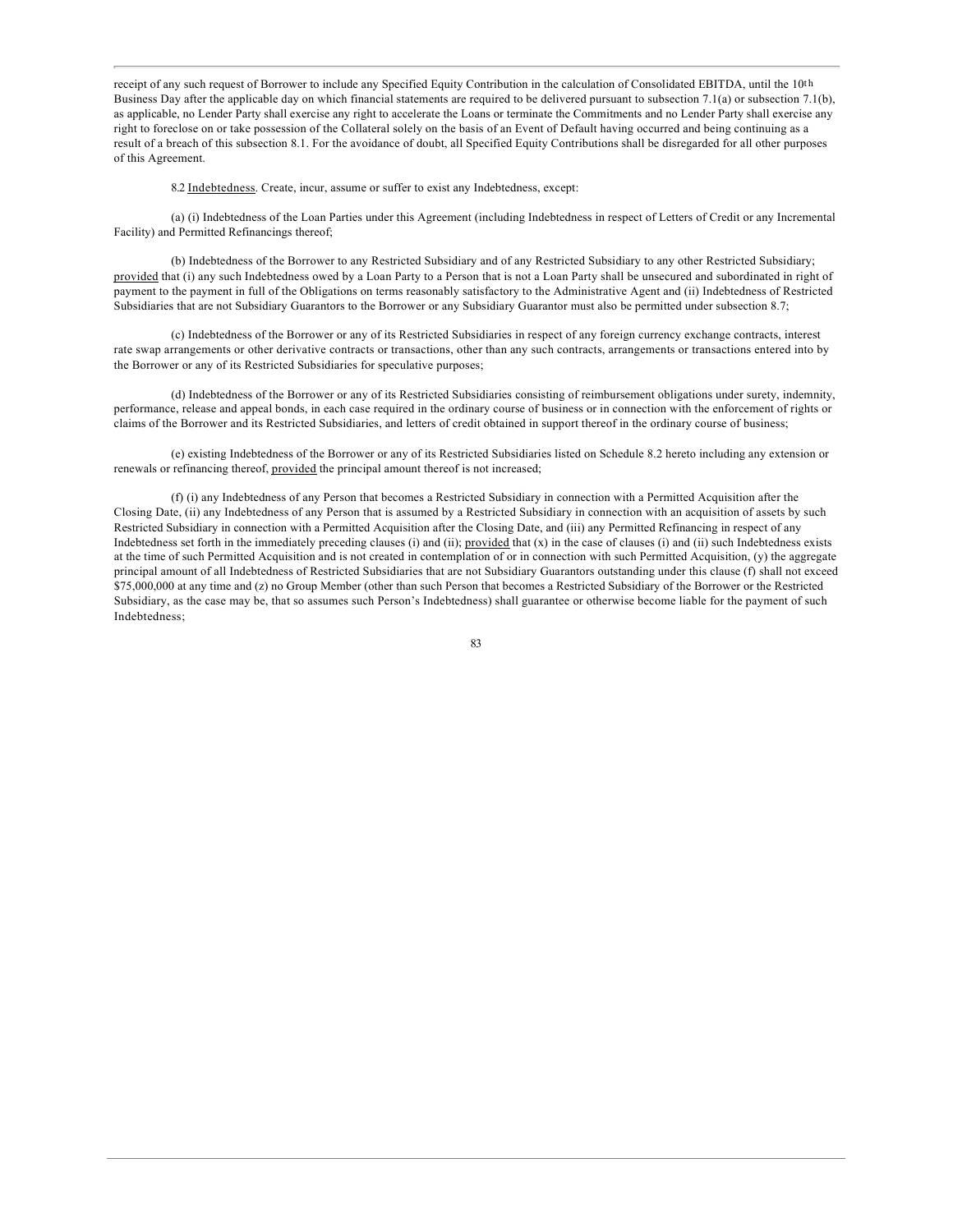receipt of any such request of Borrower to include any Specified Equity Contribution in the calculation of Consolidated EBITDA, until the 10th Business Day after the applicable day on which financial statements are required to be delivered pursuant to subsection 7.1(a) or subsection 7.1(b), as applicable, no Lender Party shall exercise any right to accelerate the Loans or terminate the Commitments and no Lender Party shall exercise any right to foreclose on or take possession of the Collateral solely on the basis of an Event of Default having occurred and being continuing as a result of a breach of this subsection 8.1. For the avoidance of doubt, all Specified Equity Contributions shall be disregarded for all other purposes of this Agreement.

8.2 Indebtedness. Create, incur, assume or suffer to exist any Indebtedness, except:

(a) (i) Indebtedness of the Loan Parties under this Agreement (including Indebtedness in respect of Letters of Credit or any Incremental Facility) and Permitted Refinancings thereof;

(b) Indebtedness of the Borrower to any Restricted Subsidiary and of any Restricted Subsidiary to any other Restricted Subsidiary; provided that (i) any such Indebtedness owed by a Loan Party to a Person that is not a Loan Party shall be unsecured and subordinated in right of payment to the payment in full of the Obligations on terms reasonably satisfactory to the Administrative Agent and (ii) Indebtedness of Restricted Subsidiaries that are not Subsidiary Guarantors to the Borrower or any Subsidiary Guarantor must also be permitted under subsection 8.7;

(c) Indebtedness of the Borrower or any of its Restricted Subsidiaries in respect of any foreign currency exchange contracts, interest rate swap arrangements or other derivative contracts or transactions, other than any such contracts, arrangements or transactions entered into by the Borrower or any of its Restricted Subsidiaries for speculative purposes;

(d) Indebtedness of the Borrower or any of its Restricted Subsidiaries consisting of reimbursement obligations under surety, indemnity, performance, release and appeal bonds, in each case required in the ordinary course of business or in connection with the enforcement of rights or claims of the Borrower and its Restricted Subsidiaries, and letters of credit obtained in support thereof in the ordinary course of business;

(e) existing Indebtedness of the Borrower or any of its Restricted Subsidiaries listed on Schedule 8.2 hereto including any extension or renewals or refinancing thereof, provided the principal amount thereof is not increased;

(f) (i) any Indebtedness of any Person that becomes a Restricted Subsidiary in connection with a Permitted Acquisition after the Closing Date, (ii) any Indebtedness of any Person that is assumed by a Restricted Subsidiary in connection with an acquisition of assets by such Restricted Subsidiary in connection with a Permitted Acquisition after the Closing Date, and (iii) any Permitted Refinancing in respect of any Indebtedness set forth in the immediately preceding clauses (i) and (ii); provided that (x) in the case of clauses (i) and (ii) such Indebtedness exists at the time of such Permitted Acquisition and is not created in contemplation of or in connection with such Permitted Acquisition, (y) the aggregate principal amount of all Indebtedness of Restricted Subsidiaries that are not Subsidiary Guarantors outstanding under this clause (f) shall not exceed $75,000,000 at any time and (z) no Group Member (other than such Person that becomes a Restricted Subsidiary of the Borrower or the Restricted Subsidiary, as the case may be, that so assumes such Person's Indebtedness) shall guarantee or otherwise become liable for the payment of such Indebtedness;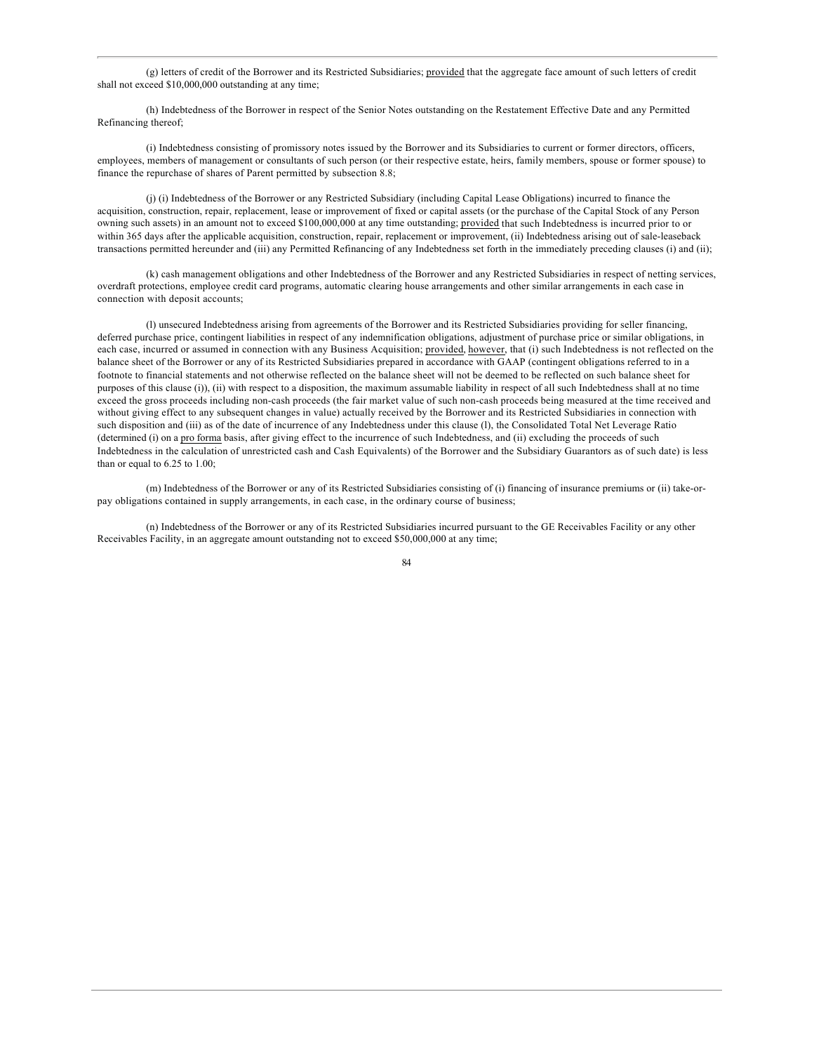(g) letters of credit of the Borrower and its Restricted Subsidiaries; provided that the aggregate face amount of such letters of credit shall not exceed $10,000,000 outstanding at any time;

(h) Indebtedness of the Borrower in respect of the Senior Notes outstanding on the Restatement Effective Date and any Permitted Refinancing thereof;

(i) Indebtedness consisting of promissory notes issued by the Borrower and its Subsidiaries to current or former directors, officers, employees, members of management or consultants of such person (or their respective estate, heirs, family members, spouse or former spouse) to finance the repurchase of shares of Parent permitted by subsection 8.8;

(j) (i) Indebtedness of the Borrower or any Restricted Subsidiary (including Capital Lease Obligations) incurred to finance the acquisition, construction, repair, replacement, lease or improvement of fixed or capital assets (or the purchase of the Capital Stock of any Person owning such assets) in an amount not to exceed $100,000,000 at any time outstanding; provided that such Indebtedness is incurred prior to or within 365 days after the applicable acquisition, construction, repair, replacement or improvement, (ii) Indebtedness arising out of sale-leaseback transactions permitted hereunder and (iii) any Permitted Refinancing of any Indebtedness set forth in the immediately preceding clauses (i) and (ii);

(k) cash management obligations and other Indebtedness of the Borrower and any Restricted Subsidiaries in respect of netting services, overdraft protections, employee credit card programs, automatic clearing house arrangements and other similar arrangements in each case in connection with deposit accounts;

(l) unsecured Indebtedness arising from agreements of the Borrower and its Restricted Subsidiaries providing for seller financing, deferred purchase price, contingent liabilities in respect of any indemnification obligations, adjustment of purchase price or similar obligations, in each case, incurred or assumed in connection with any Business Acquisition; provided, however, that (i) such Indebtedness is not reflected on the balance sheet of the Borrower or any of its Restricted Subsidiaries prepared in accordance with GAAP (contingent obligations referred to in a footnote to financial statements and not otherwise reflected on the balance sheet will not be deemed to be reflected on such balance sheet for purposes of this clause (i)), (ii) with respect to a disposition, the maximum assumable liability in respect of all such Indebtedness shall at no time exceed the gross proceeds including non-cash proceeds (the fair market value of such non-cash proceeds being measured at the time received and without giving effect to any subsequent changes in value) actually received by the Borrower and its Restricted Subsidiaries in connection with such disposition and (iii) as of the date of incurrence of any Indebtedness under this clause (l), the Consolidated Total Net Leverage Ratio (determined (i) on a pro forma basis, after giving effect to the incurrence of such Indebtedness, and (ii) excluding the proceeds of such Indebtedness in the calculation of unrestricted cash and Cash Equivalents) of the Borrower and the Subsidiary Guarantors as of such date) is less than or equal to 6.25 to 1.00;

(m) Indebtedness of the Borrower or any of its Restricted Subsidiaries consisting of (i) financing of insurance premiums or (ii) take-or-pay obligations contained in supply arrangements, in each case, in the ordinary course of business;

(n) Indebtedness of the Borrower or any of its Restricted Subsidiaries incurred pursuant to the GE Receivables Facility or any other Receivables Facility, in an aggregate amount outstanding not to exceed $50,000,000 at any time;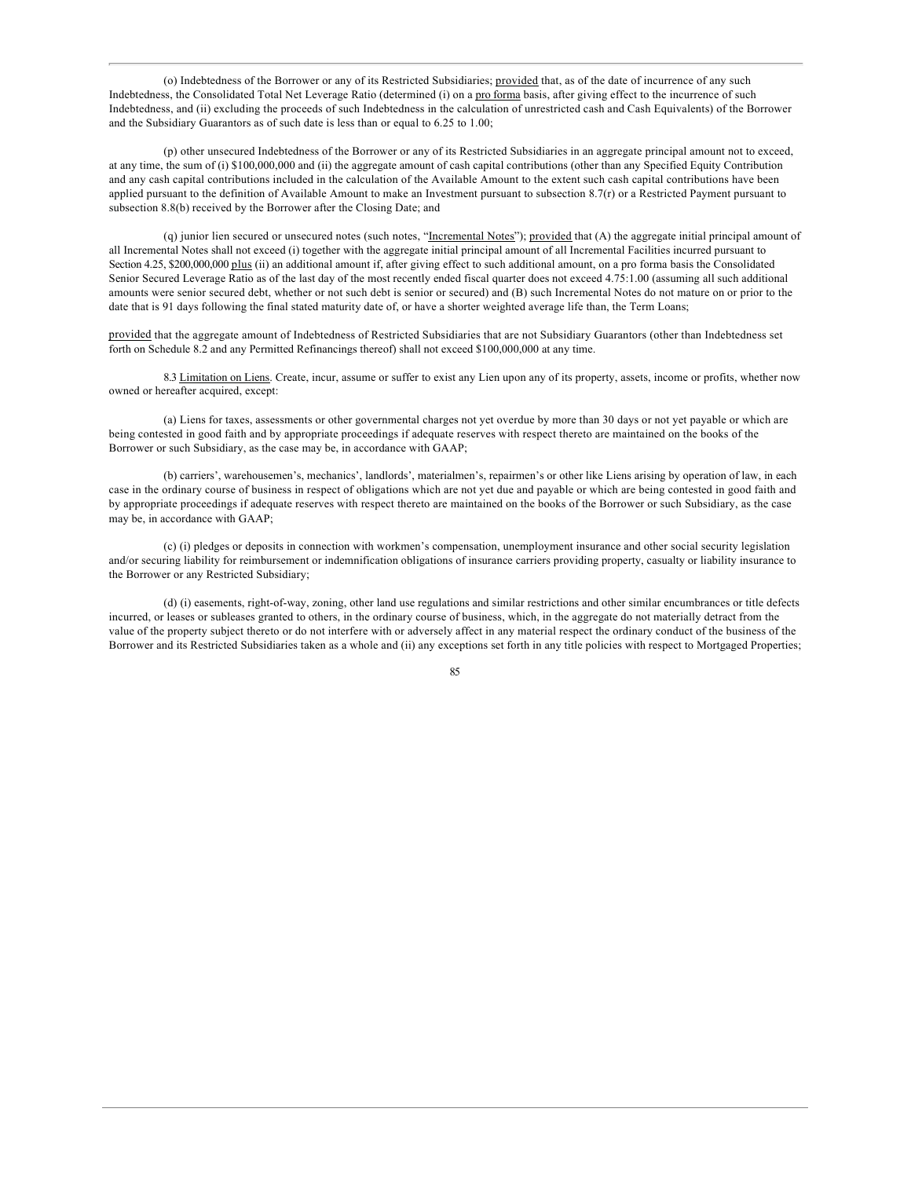(o) Indebtedness of the Borrower or any of its Restricted Subsidiaries; provided that, as of the date of incurrence of any such Indebtedness, the Consolidated Total Net Leverage Ratio (determined (i) on a pro forma basis, after giving effect to the incurrence of such Indebtedness, and (ii) excluding the proceeds of such Indebtedness in the calculation of unrestricted cash and Cash Equivalents) of the Borrower and the Subsidiary Guarantors as of such date is less than or equal to 6.25 to 1.00;

(p) other unsecured Indebtedness of the Borrower or any of its Restricted Subsidiaries in an aggregate principal amount not to exceed, at any time, the sum of (i) $100,000,000 and (ii) the aggregate amount of cash capital contributions (other than any Specified Equity Contribution and any cash capital contributions included in the calculation of the Available Amount to the extent such cash capital contributions have been applied pursuant to the definition of Available Amount to make an Investment pursuant to subsection 8.7(r) or a Restricted Payment pursuant to subsection 8.8(b) received by the Borrower after the Closing Date; and

(q) junior lien secured or unsecured notes (such notes, "Incremental Notes"); provided that (A) the aggregate initial principal amount of all Incremental Notes shall not exceed (i) together with the aggregate initial principal amount of all Incremental Facilities incurred pursuant to Section 4.25, $200,000,000 plus (ii) an additional amount if, after giving effect to such additional amount, on a pro forma basis the Consolidated Senior Secured Leverage Ratio as of the last day of the most recently ended fiscal quarter does not exceed 4.75:1.00 (assuming all such additional amounts were senior secured debt, whether or not such debt is senior or secured) and (B) such Incremental Notes do not mature on or prior to the date that is 91 days following the final stated maturity date of, or have a shorter weighted average life than, the Term Loans;

provided that the aggregate amount of Indebtedness of Restricted Subsidiaries that are not Subsidiary Guarantors (other than Indebtedness set forth on Schedule 8.2 and any Permitted Refinancings thereof) shall not exceed $100,000,000 at any time.

8.3 Limitation on Liens. Create, incur, assume or suffer to exist any Lien upon any of its property, assets, income or profits, whether now owned or hereafter acquired, except:

(a) Liens for taxes, assessments or other governmental charges not yet overdue by more than 30 days or not yet payable or which are being contested in good faith and by appropriate proceedings if adequate reserves with respect thereto are maintained on the books of the Borrower or such Subsidiary, as the case may be, in accordance with GAAP;

(b) carriers', warehousemen's, mechanics', landlords', materialmen's, repairmen's or other like Liens arising by operation of law, in each case in the ordinary course of business in respect of obligations which are not yet due and payable or which are being contested in good faith and by appropriate proceedings if adequate reserves with respect thereto are maintained on the books of the Borrower or such Subsidiary, as the case may be, in accordance with GAAP;

(c) (i) pledges or deposits in connection with workmen's compensation, unemployment insurance and other social security legislation and/or securing liability for reimbursement or indemnification obligations of insurance carriers providing property, casualty or liability insurance to the Borrower or any Restricted Subsidiary;

(d) (i) easements, right-of-way, zoning, other land use regulations and similar restrictions and other similar encumbrances or title defects incurred, or leases or subleases granted to others, in the ordinary course of business, which, in the aggregate do not materially detract from the value of the property subject thereto or do not interfere with or adversely affect in any material respect the ordinary conduct of the business of the Borrower and its Restricted Subsidiaries taken as a whole and (ii) any exceptions set forth in any title policies with respect to Mortgaged Properties;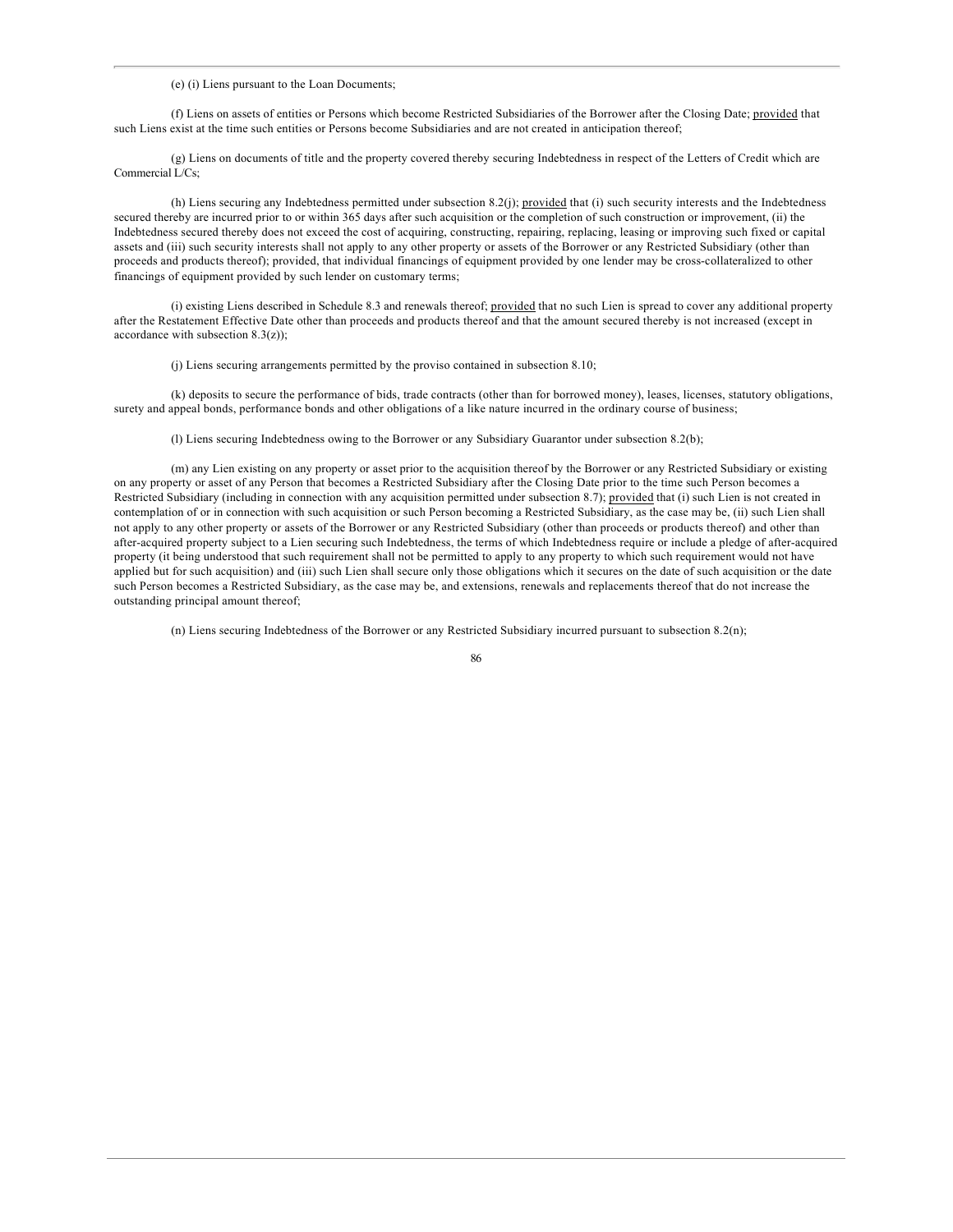(e) (i) Liens pursuant to the Loan Documents;

(f) Liens on assets of entities or Persons which become Restricted Subsidiaries of the Borrower after the Closing Date; provided that such Liens exist at the time such entities or Persons become Subsidiaries and are not created in anticipation thereof;

(g) Liens on documents of title and the property covered thereby securing Indebtedness in respect of the Letters of Credit which are Commercial L/Cs;

(h) Liens securing any Indebtedness permitted under subsection 8.2(j); provided that (i) such security interests and the Indebtedness secured thereby are incurred prior to or within 365 days after such acquisition or the completion of such construction or improvement, (ii) the Indebtedness secured thereby does not exceed the cost of acquiring, constructing, repairing, replacing, leasing or improving such fixed or capital assets and (iii) such security interests shall not apply to any other property or assets of the Borrower or any Restricted Subsidiary (other than proceeds and products thereof); provided, that individual financings of equipment provided by one lender may be cross-collateralized to other financings of equipment provided by such lender on customary terms;

(i) existing Liens described in Schedule 8.3 and renewals thereof; provided that no such Lien is spread to cover any additional property after the Restatement Effective Date other than proceeds and products thereof and that the amount secured thereby is not increased (except in accordance with subsection 8.3(z));

(j) Liens securing arrangements permitted by the proviso contained in subsection 8.10;

(k) deposits to secure the performance of bids, trade contracts (other than for borrowed money), leases, licenses, statutory obligations, surety and appeal bonds, performance bonds and other obligations of a like nature incurred in the ordinary course of business;

(l) Liens securing Indebtedness owing to the Borrower or any Subsidiary Guarantor under subsection 8.2(b);

(m) any Lien existing on any property or asset prior to the acquisition thereof by the Borrower or any Restricted Subsidiary or existing on any property or asset of any Person that becomes a Restricted Subsidiary after the Closing Date prior to the time such Person becomes a Restricted Subsidiary (including in connection with any acquisition permitted under subsection 8.7); provided that (i) such Lien is not created in contemplation of or in connection with such acquisition or such Person becoming a Restricted Subsidiary, as the case may be, (ii) such Lien shall not apply to any other property or assets of the Borrower or any Restricted Subsidiary (other than proceeds or products thereof) and other than after-acquired property subject to a Lien securing such Indebtedness, the terms of which Indebtedness require or include a pledge of after-acquired property (it being understood that such requirement shall not be permitted to apply to any property to which such requirement would not have applied but for such acquisition) and (iii) such Lien shall secure only those obligations which it secures on the date of such acquisition or the date such Person becomes a Restricted Subsidiary, as the case may be, and extensions, renewals and replacements thereof that do not increase the outstanding principal amount thereof;

(n) Liens securing Indebtedness of the Borrower or any Restricted Subsidiary incurred pursuant to subsection 8.2(n);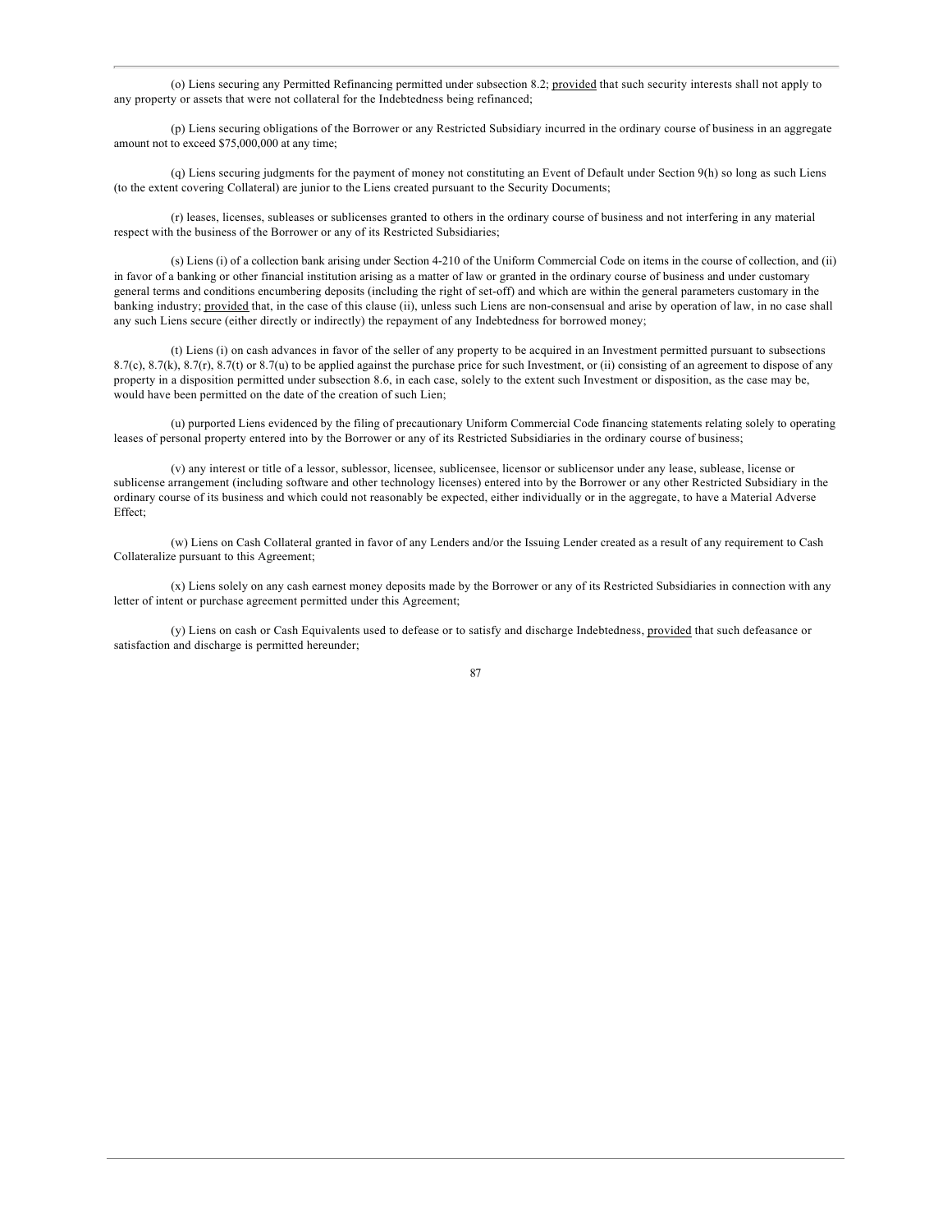(o) Liens securing any Permitted Refinancing permitted under subsection 8.2; provided that such security interests shall not apply to any property or assets that were not collateral for the Indebtedness being refinanced;

(p) Liens securing obligations of the Borrower or any Restricted Subsidiary incurred in the ordinary course of business in an aggregate amount not to exceed $75,000,000 at any time;

(q) Liens securing judgments for the payment of money not constituting an Event of Default under Section 9(h) so long as such Liens (to the extent covering Collateral) are junior to the Liens created pursuant to the Security Documents;

(r) leases, licenses, subleases or sublicenses granted to others in the ordinary course of business and not interfering in any material respect with the business of the Borrower or any of its Restricted Subsidiaries;

(s) Liens (i) of a collection bank arising under Section 4-210 of the Uniform Commercial Code on items in the course of collection, and (ii) in favor of a banking or other financial institution arising as a matter of law or granted in the ordinary course of business and under customary general terms and conditions encumbering deposits (including the right of set-off) and which are within the general parameters customary in the banking industry; provided that, in the case of this clause (ii), unless such Liens are non-consensual and arise by operation of law, in no case shall any such Liens secure (either directly or indirectly) the repayment of any Indebtedness for borrowed money;

(t) Liens (i) on cash advances in favor of the seller of any property to be acquired in an Investment permitted pursuant to subsections 8.7(c), 8.7(k), 8.7(r), 8.7(t) or 8.7(u) to be applied against the purchase price for such Investment, or (ii) consisting of an agreement to dispose of any property in a disposition permitted under subsection 8.6, in each case, solely to the extent such Investment or disposition, as the case may be, would have been permitted on the date of the creation of such Lien;

(u) purported Liens evidenced by the filing of precautionary Uniform Commercial Code financing statements relating solely to operating leases of personal property entered into by the Borrower or any of its Restricted Subsidiaries in the ordinary course of business;

(v) any interest or title of a lessor, sublessor, licensee, sublicensee, licensor or sublicensor under any lease, sublease, license or sublicense arrangement (including software and other technology licenses) entered into by the Borrower or any other Restricted Subsidiary in the ordinary course of its business and which could not reasonably be expected, either individually or in the aggregate, to have a Material Adverse Effect;

(w) Liens on Cash Collateral granted in favor of any Lenders and/or the Issuing Lender created as a result of any requirement to Cash Collateralize pursuant to this Agreement;

(x) Liens solely on any cash earnest money deposits made by the Borrower or any of its Restricted Subsidiaries in connection with any letter of intent or purchase agreement permitted under this Agreement;

(y) Liens on cash or Cash Equivalents used to defease or to satisfy and discharge Indebtedness, provided that such defeasance or satisfaction and discharge is permitted hereunder;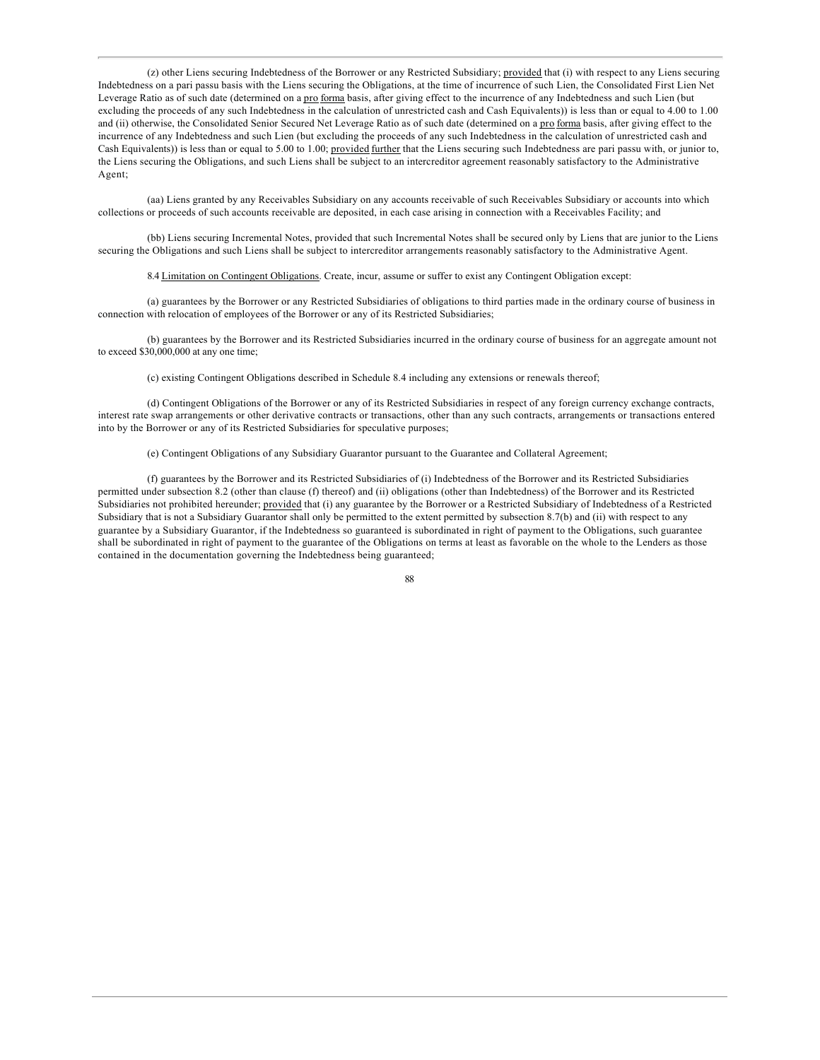(z) other Liens securing Indebtedness of the Borrower or any Restricted Subsidiary; provided that (i) with respect to any Liens securing Indebtedness on a pari passu basis with the Liens securing the Obligations, at the time of incurrence of such Lien, the Consolidated First Lien Net Leverage Ratio as of such date (determined on a pro forma basis, after giving effect to the incurrence of any Indebtedness and such Lien (but excluding the proceeds of any such Indebtedness in the calculation of unrestricted cash and Cash Equivalents)) is less than or equal to 4.00 to 1.00 and (ii) otherwise, the Consolidated Senior Secured Net Leverage Ratio as of such date (determined on a pro forma basis, after giving effect to the incurrence of any Indebtedness and such Lien (but excluding the proceeds of any such Indebtedness in the calculation of unrestricted cash and Cash Equivalents)) is less than or equal to 5.00 to 1.00; provided further that the Liens securing such Indebtedness are pari passu with, or junior to, the Liens securing the Obligations, and such Liens shall be subject to an intercreditor agreement reasonably satisfactory to the Administrative Agent;

(aa) Liens granted by any Receivables Subsidiary on any accounts receivable of such Receivables Subsidiary or accounts into which collections or proceeds of such accounts receivable are deposited, in each case arising in connection with a Receivables Facility; and

(bb) Liens securing Incremental Notes, provided that such Incremental Notes shall be secured only by Liens that are junior to the Liens securing the Obligations and such Liens shall be subject to intercreditor arrangements reasonably satisfactory to the Administrative Agent.

8.4 Limitation on Contingent Obligations. Create, incur, assume or suffer to exist any Contingent Obligation except:

(a) guarantees by the Borrower or any Restricted Subsidiaries of obligations to third parties made in the ordinary course of business in connection with relocation of employees of the Borrower or any of its Restricted Subsidiaries;

(b) guarantees by the Borrower and its Restricted Subsidiaries incurred in the ordinary course of business for an aggregate amount not to exceed $30,000,000 at any one time;

(c) existing Contingent Obligations described in Schedule 8.4 including any extensions or renewals thereof;

(d) Contingent Obligations of the Borrower or any of its Restricted Subsidiaries in respect of any foreign currency exchange contracts, interest rate swap arrangements or other derivative contracts or transactions, other than any such contracts, arrangements or transactions entered into by the Borrower or any of its Restricted Subsidiaries for speculative purposes;

(e) Contingent Obligations of any Subsidiary Guarantor pursuant to the Guarantee and Collateral Agreement;

(f) guarantees by the Borrower and its Restricted Subsidiaries of (i) Indebtedness of the Borrower and its Restricted Subsidiaries permitted under subsection 8.2 (other than clause (f) thereof) and (ii) obligations (other than Indebtedness) of the Borrower and its Restricted Subsidiaries not prohibited hereunder; provided that (i) any guarantee by the Borrower or a Restricted Subsidiary of Indebtedness of a Restricted Subsidiary that is not a Subsidiary Guarantor shall only be permitted to the extent permitted by subsection 8.7(b) and (ii) with respect to any guarantee by a Subsidiary Guarantor, if the Indebtedness so guaranteed is subordinated in right of payment to the Obligations, such guarantee shall be subordinated in right of payment to the guarantee of the Obligations on terms at least as favorable on the whole to the Lenders as those contained in the documentation governing the Indebtedness being guaranteed;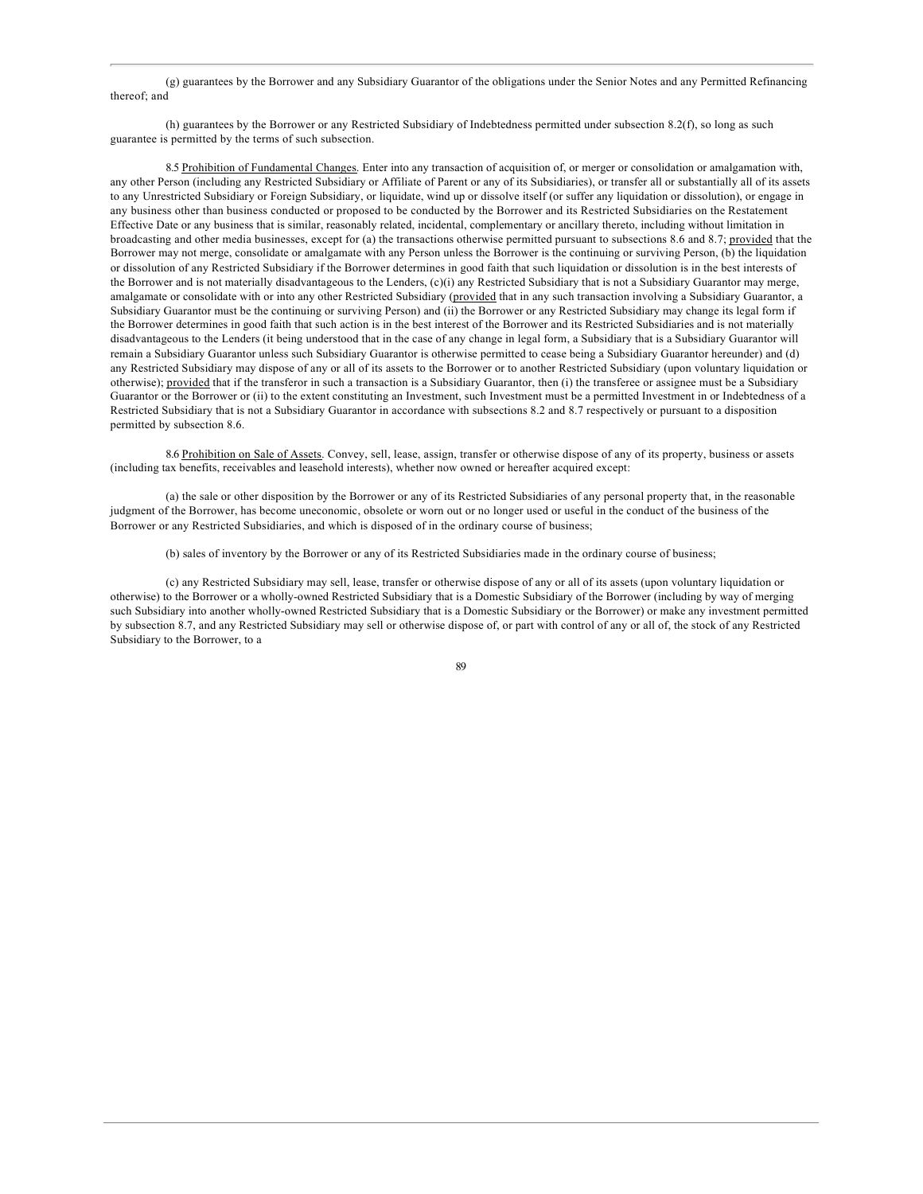(g) guarantees by the Borrower and any Subsidiary Guarantor of the obligations under the Senior Notes and any Permitted Refinancing thereof; and

(h) guarantees by the Borrower or any Restricted Subsidiary of Indebtedness permitted under subsection 8.2(f), so long as such guarantee is permitted by the terms of such subsection.

8.5 Prohibition of Fundamental Changes. Enter into any transaction of acquisition of, or merger or consolidation or amalgamation with, any other Person (including any Restricted Subsidiary or Affiliate of Parent or any of its Subsidiaries), or transfer all or substantially all of its assets to any Unrestricted Subsidiary or Foreign Subsidiary, or liquidate, wind up or dissolve itself (or suffer any liquidation or dissolution), or engage in any business other than business conducted or proposed to be conducted by the Borrower and its Restricted Subsidiaries on the Restatement Effective Date or any business that is similar, reasonably related, incidental, complementary or ancillary thereto, including without limitation in broadcasting and other media businesses, except for (a) the transactions otherwise permitted pursuant to subsections 8.6 and 8.7; provided that the Borrower may not merge, consolidate or amalgamate with any Person unless the Borrower is the continuing or surviving Person, (b) the liquidation or dissolution of any Restricted Subsidiary if the Borrower determines in good faith that such liquidation or dissolution is in the best interests of the Borrower and is not materially disadvantageous to the Lenders, (c)(i) any Restricted Subsidiary that is not a Subsidiary Guarantor may merge, amalgamate or consolidate with or into any other Restricted Subsidiary (provided that in any such transaction involving a Subsidiary Guarantor, a Subsidiary Guarantor must be the continuing or surviving Person) and (ii) the Borrower or any Restricted Subsidiary may change its legal form if the Borrower determines in good faith that such action is in the best interest of the Borrower and its Restricted Subsidiaries and is not materially disadvantageous to the Lenders (it being understood that in the case of any change in legal form, a Subsidiary that is a Subsidiary Guarantor will remain a Subsidiary Guarantor unless such Subsidiary Guarantor is otherwise permitted to cease being a Subsidiary Guarantor hereunder) and (d) any Restricted Subsidiary may dispose of any or all of its assets to the Borrower or to another Restricted Subsidiary (upon voluntary liquidation or otherwise); provided that if the transferor in such a transaction is a Subsidiary Guarantor, then (i) the transferee or assignee must be a Subsidiary Guarantor or the Borrower or (ii) to the extent constituting an Investment, such Investment must be a permitted Investment in or Indebtedness of a Restricted Subsidiary that is not a Subsidiary Guarantor in accordance with subsections 8.2 and 8.7 respectively or pursuant to a disposition permitted by subsection 8.6.

8.6 Prohibition on Sale of Assets. Convey, sell, lease, assign, transfer or otherwise dispose of any of its property, business or assets (including tax benefits, receivables and leasehold interests), whether now owned or hereafter acquired except:

(a) the sale or other disposition by the Borrower or any of its Restricted Subsidiaries of any personal property that, in the reasonable judgment of the Borrower, has become uneconomic, obsolete or worn out or no longer used or useful in the conduct of the business of the Borrower or any Restricted Subsidiaries, and which is disposed of in the ordinary course of business;

(b) sales of inventory by the Borrower or any of its Restricted Subsidiaries made in the ordinary course of business;

(c) any Restricted Subsidiary may sell, lease, transfer or otherwise dispose of any or all of its assets (upon voluntary liquidation or otherwise) to the Borrower or a wholly-owned Restricted Subsidiary that is a Domestic Subsidiary of the Borrower (including by way of merging such Subsidiary into another wholly-owned Restricted Subsidiary that is a Domestic Subsidiary or the Borrower) or make any investment permitted by subsection 8.7, and any Restricted Subsidiary may sell or otherwise dispose of, or part with control of any or all of, the stock of any Restricted Subsidiary to the Borrower, to a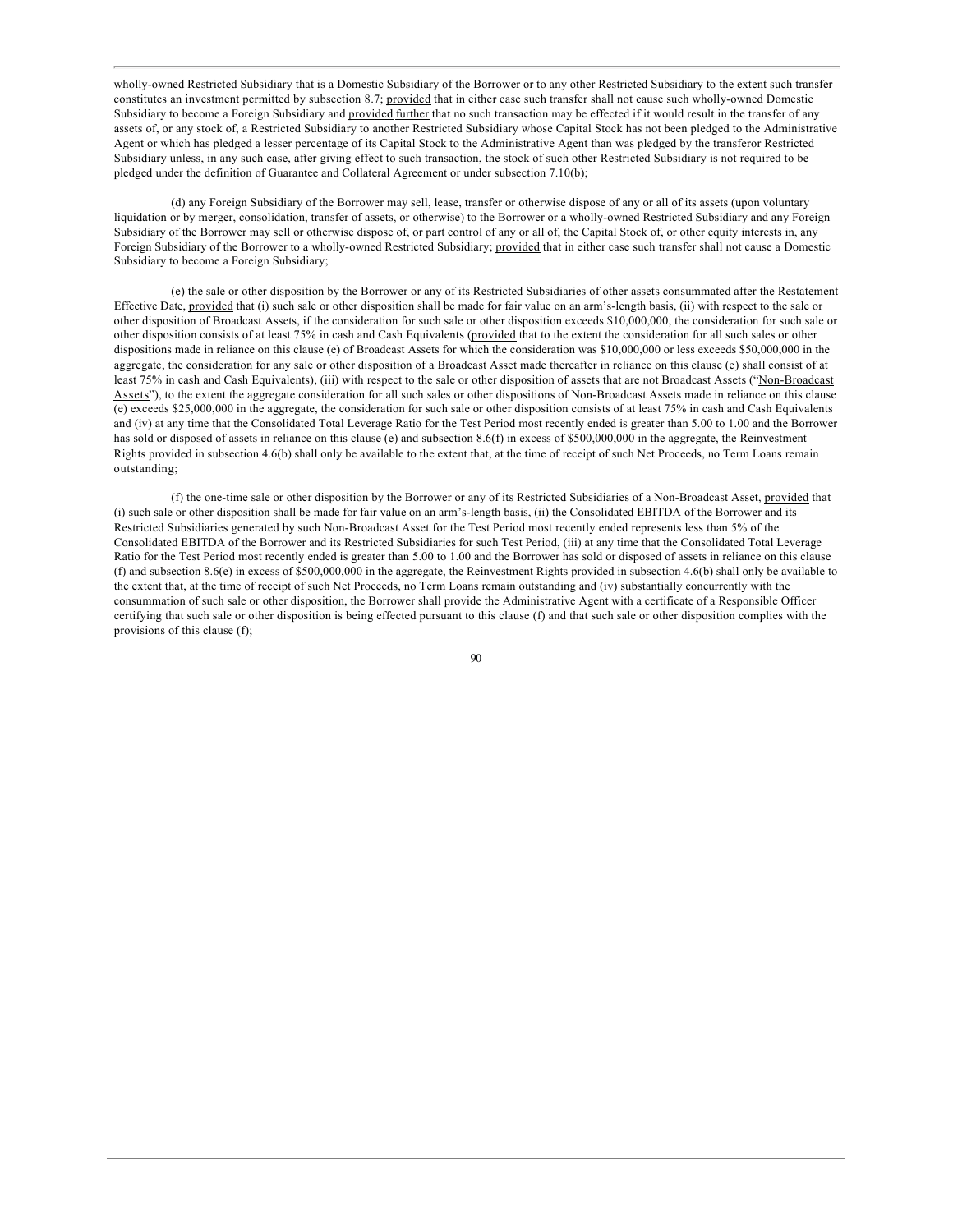wholly-owned Restricted Subsidiary that is a Domestic Subsidiary of the Borrower or to any other Restricted Subsidiary to the extent such transfer constitutes an investment permitted by subsection 8.7; provided that in either case such transfer shall not cause such wholly-owned Domestic Subsidiary to become a Foreign Subsidiary and provided further that no such transaction may be effected if it would result in the transfer of any assets of, or any stock of, a Restricted Subsidiary to another Restricted Subsidiary whose Capital Stock has not been pledged to the Administrative Agent or which has pledged a lesser percentage of its Capital Stock to the Administrative Agent than was pledged by the transferor Restricted Subsidiary unless, in any such case, after giving effect to such transaction, the stock of such other Restricted Subsidiary is not required to be pledged under the definition of Guarantee and Collateral Agreement or under subsection 7.10(b);

(d) any Foreign Subsidiary of the Borrower may sell, lease, transfer or otherwise dispose of any or all of its assets (upon voluntary liquidation or by merger, consolidation, transfer of assets, or otherwise) to the Borrower or a wholly-owned Restricted Subsidiary and any Foreign Subsidiary of the Borrower may sell or otherwise dispose of, or part control of any or all of, the Capital Stock of, or other equity interests in, any Foreign Subsidiary of the Borrower to a wholly-owned Restricted Subsidiary; provided that in either case such transfer shall not cause a Domestic Subsidiary to become a Foreign Subsidiary;

(e) the sale or other disposition by the Borrower or any of its Restricted Subsidiaries of other assets consummated after the Restatement Effective Date, provided that (i) such sale or other disposition shall be made for fair value on an arm's-length basis, (ii) with respect to the sale or other disposition of Broadcast Assets, if the consideration for such sale or other disposition exceeds $10,000,000, the consideration for such sale or other disposition consists of at least 75% in cash and Cash Equivalents (provided that to the extent the consideration for all such sales or other dispositions made in reliance on this clause (e) of Broadcast Assets for which the consideration was $10,000,000 or less exceeds $50,000,000 in the aggregate, the consideration for any sale or other disposition of a Broadcast Asset made thereafter in reliance on this clause (e) shall consist of at least 75% in cash and Cash Equivalents), (iii) with respect to the sale or other disposition of assets that are not Broadcast Assets ("Non-Broadcast Assets"), to the extent the aggregate consideration for all such sales or other dispositions of Non-Broadcast Assets made in reliance on this clause (e) exceeds $25,000,000 in the aggregate, the consideration for such sale or other disposition consists of at least 75% in cash and Cash Equivalents and (iv) at any time that the Consolidated Total Leverage Ratio for the Test Period most recently ended is greater than 5.00 to 1.00 and the Borrower has sold or disposed of assets in reliance on this clause (e) and subsection 8.6(f) in excess of $500,000,000 in the aggregate, the Reinvestment Rights provided in subsection 4.6(b) shall only be available to the extent that, at the time of receipt of such Net Proceeds, no Term Loans remain outstanding;

(f) the one-time sale or other disposition by the Borrower or any of its Restricted Subsidiaries of a Non-Broadcast Asset, provided that (i) such sale or other disposition shall be made for fair value on an arm's-length basis, (ii) the Consolidated EBITDA of the Borrower and its Restricted Subsidiaries generated by such Non-Broadcast Asset for the Test Period most recently ended represents less than 5% of the Consolidated EBITDA of the Borrower and its Restricted Subsidiaries for such Test Period, (iii) at any time that the Consolidated Total Leverage Ratio for the Test Period most recently ended is greater than 5.00 to 1.00 and the Borrower has sold or disposed of assets in reliance on this clause (f) and subsection 8.6(e) in excess of $500,000,000 in the aggregate, the Reinvestment Rights provided in subsection 4.6(b) shall only be available to the extent that, at the time of receipt of such Net Proceeds, no Term Loans remain outstanding and (iv) substantially concurrently with the consummation of such sale or other disposition, the Borrower shall provide the Administrative Agent with a certificate of a Responsible Officer certifying that such sale or other disposition is being effected pursuant to this clause (f) and that such sale or other disposition complies with the provisions of this clause (f);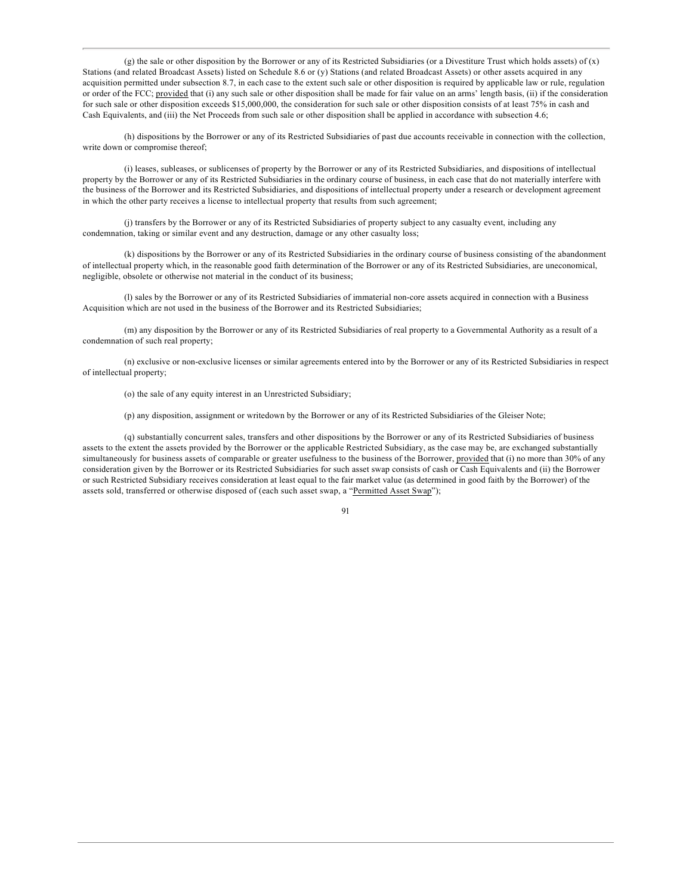(g) the sale or other disposition by the Borrower or any of its Restricted Subsidiaries (or a Divestiture Trust which holds assets) of (x) Stations (and related Broadcast Assets) listed on Schedule 8.6 or (y) Stations (and related Broadcast Assets) or other assets acquired in any acquisition permitted under subsection 8.7, in each case to the extent such sale or other disposition is required by applicable law or rule, regulation or order of the FCC; provided that (i) any such sale or other disposition shall be made for fair value on an arms' length basis, (ii) if the consideration for such sale or other disposition exceeds $15,000,000, the consideration for such sale or other disposition consists of at least 75% in cash and Cash Equivalents, and (iii) the Net Proceeds from such sale or other disposition shall be applied in accordance with subsection 4.6;

(h) dispositions by the Borrower or any of its Restricted Subsidiaries of past due accounts receivable in connection with the collection, write down or compromise thereof;

(i) leases, subleases, or sublicenses of property by the Borrower or any of its Restricted Subsidiaries, and dispositions of intellectual property by the Borrower or any of its Restricted Subsidiaries in the ordinary course of business, in each case that do not materially interfere with the business of the Borrower and its Restricted Subsidiaries, and dispositions of intellectual property under a research or development agreement in which the other party receives a license to intellectual property that results from such agreement;

(j) transfers by the Borrower or any of its Restricted Subsidiaries of property subject to any casualty event, including any condemnation, taking or similar event and any destruction, damage or any other casualty loss;

(k) dispositions by the Borrower or any of its Restricted Subsidiaries in the ordinary course of business consisting of the abandonment of intellectual property which, in the reasonable good faith determination of the Borrower or any of its Restricted Subsidiaries, are uneconomical, negligible, obsolete or otherwise not material in the conduct of its business;

(l) sales by the Borrower or any of its Restricted Subsidiaries of immaterial non-core assets acquired in connection with a Business Acquisition which are not used in the business of the Borrower and its Restricted Subsidiaries;

(m) any disposition by the Borrower or any of its Restricted Subsidiaries of real property to a Governmental Authority as a result of a condemnation of such real property;

(n) exclusive or non-exclusive licenses or similar agreements entered into by the Borrower or any of its Restricted Subsidiaries in respect of intellectual property;

(o) the sale of any equity interest in an Unrestricted Subsidiary;

(p) any disposition, assignment or writedown by the Borrower or any of its Restricted Subsidiaries of the Gleiser Note;

(q) substantially concurrent sales, transfers and other dispositions by the Borrower or any of its Restricted Subsidiaries of business assets to the extent the assets provided by the Borrower or the applicable Restricted Subsidiary, as the case may be, are exchanged substantially simultaneously for business assets of comparable or greater usefulness to the business of the Borrower, provided that (i) no more than 30% of any consideration given by the Borrower or its Restricted Subsidiaries for such asset swap consists of cash or Cash Equivalents and (ii) the Borrower or such Restricted Subsidiary receives consideration at least equal to the fair market value (as determined in good faith by the Borrower) of the assets sold, transferred or otherwise disposed of (each such asset swap, a "Permitted Asset Swap");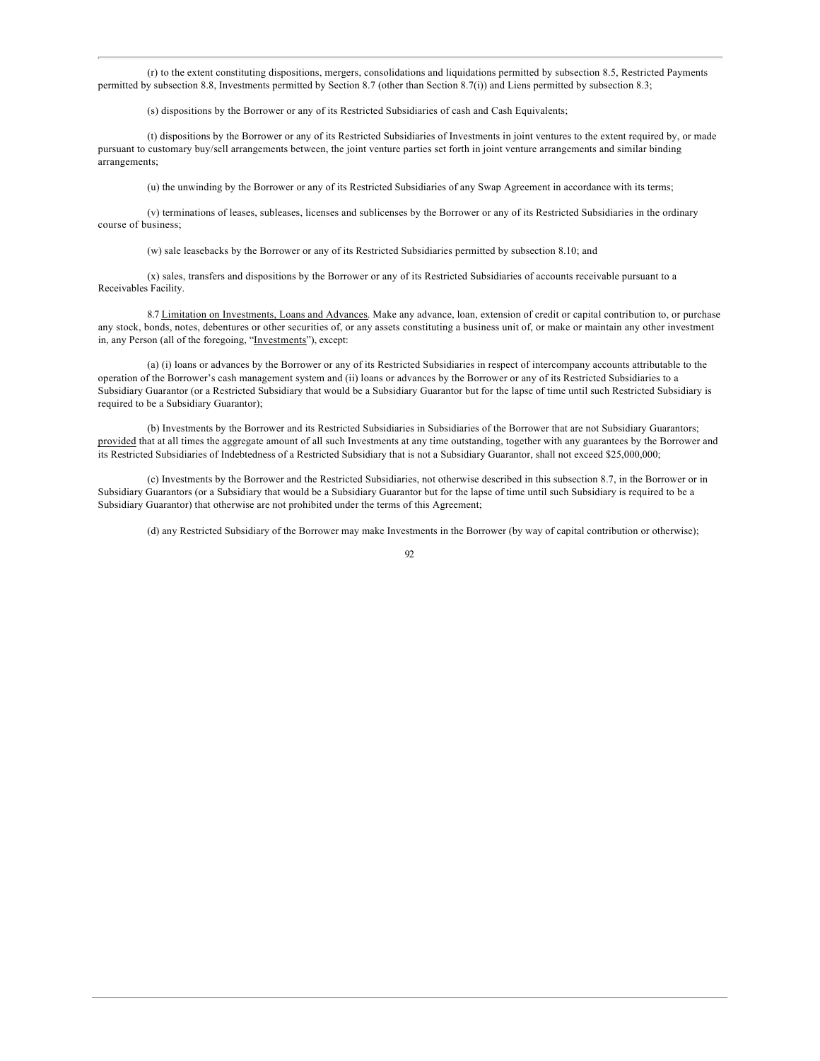(r) to the extent constituting dispositions, mergers, consolidations and liquidations permitted by subsection 8.5, Restricted Payments permitted by subsection 8.8, Investments permitted by Section 8.7 (other than Section 8.7(i)) and Liens permitted by subsection 8.3;

(s) dispositions by the Borrower or any of its Restricted Subsidiaries of cash and Cash Equivalents;

(t) dispositions by the Borrower or any of its Restricted Subsidiaries of Investments in joint ventures to the extent required by, or made pursuant to customary buy/sell arrangements between, the joint venture parties set forth in joint venture arrangements and similar binding arrangements;

(u) the unwinding by the Borrower or any of its Restricted Subsidiaries of any Swap Agreement in accordance with its terms;

(v) terminations of leases, subleases, licenses and sublicenses by the Borrower or any of its Restricted Subsidiaries in the ordinary course of business;

(w) sale leasebacks by the Borrower or any of its Restricted Subsidiaries permitted by subsection 8.10; and

(x) sales, transfers and dispositions by the Borrower or any of its Restricted Subsidiaries of accounts receivable pursuant to a Receivables Facility.

8.7 Limitation on Investments, Loans and Advances. Make any advance, loan, extension of credit or capital contribution to, or purchase any stock, bonds, notes, debentures or other securities of, or any assets constituting a business unit of, or make or maintain any other investment in, any Person (all of the foregoing, "Investments"), except:

(a) (i) loans or advances by the Borrower or any of its Restricted Subsidiaries in respect of intercompany accounts attributable to the operation of the Borrower's cash management system and (ii) loans or advances by the Borrower or any of its Restricted Subsidiaries to a Subsidiary Guarantor (or a Restricted Subsidiary that would be a Subsidiary Guarantor but for the lapse of time until such Restricted Subsidiary is required to be a Subsidiary Guarantor);

(b) Investments by the Borrower and its Restricted Subsidiaries in Subsidiaries of the Borrower that are not Subsidiary Guarantors; provided that at all times the aggregate amount of all such Investments at any time outstanding, together with any guarantees by the Borrower and its Restricted Subsidiaries of Indebtedness of a Restricted Subsidiary that is not a Subsidiary Guarantor, shall not exceed $25,000,000;

(c) Investments by the Borrower and the Restricted Subsidiaries, not otherwise described in this subsection 8.7, in the Borrower or in Subsidiary Guarantors (or a Subsidiary that would be a Subsidiary Guarantor but for the lapse of time until such Subsidiary is required to be a Subsidiary Guarantor) that otherwise are not prohibited under the terms of this Agreement;

(d) any Restricted Subsidiary of the Borrower may make Investments in the Borrower (by way of capital contribution or otherwise);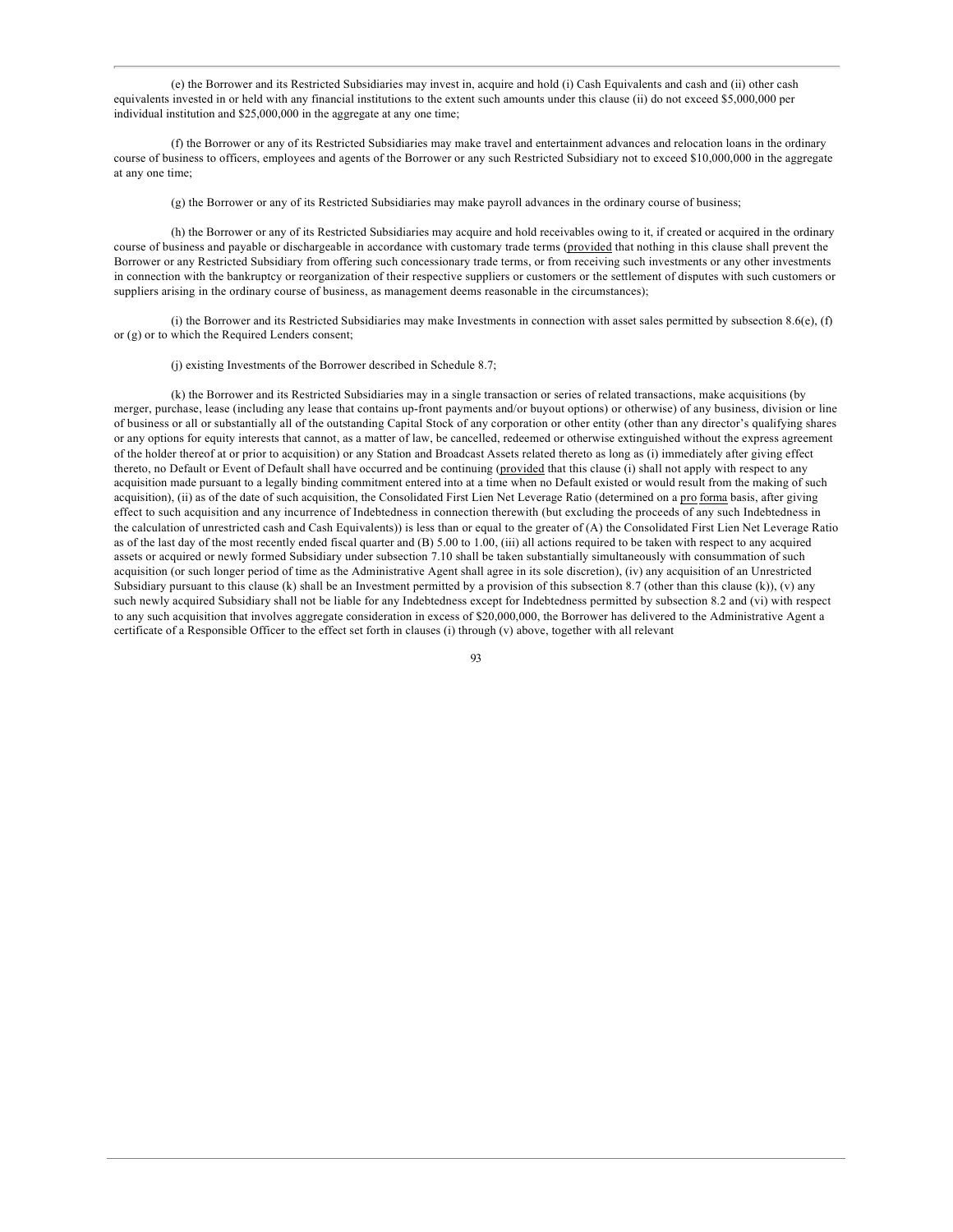(e) the Borrower and its Restricted Subsidiaries may invest in, acquire and hold (i) Cash Equivalents and cash and (ii) other cash equivalents invested in or held with any financial institutions to the extent such amounts under this clause (ii) do not exceed $5,000,000 per individual institution and $25,000,000 in the aggregate at any one time;

(f) the Borrower or any of its Restricted Subsidiaries may make travel and entertainment advances and relocation loans in the ordinary course of business to officers, employees and agents of the Borrower or any such Restricted Subsidiary not to exceed $10,000,000 in the aggregate at any one time;

(g) the Borrower or any of its Restricted Subsidiaries may make payroll advances in the ordinary course of business;

(h) the Borrower or any of its Restricted Subsidiaries may acquire and hold receivables owing to it, if created or acquired in the ordinary course of business and payable or dischargeable in accordance with customary trade terms (provided that nothing in this clause shall prevent the Borrower or any Restricted Subsidiary from offering such concessionary trade terms, or from receiving such investments or any other investments in connection with the bankruptcy or reorganization of their respective suppliers or customers or the settlement of disputes with such customers or suppliers arising in the ordinary course of business, as management deems reasonable in the circumstances);

(i) the Borrower and its Restricted Subsidiaries may make Investments in connection with asset sales permitted by subsection 8.6(e), (f) or (g) or to which the Required Lenders consent;

(j) existing Investments of the Borrower described in Schedule 8.7;

(k) the Borrower and its Restricted Subsidiaries may in a single transaction or series of related transactions, make acquisitions (by merger, purchase, lease (including any lease that contains up-front payments and/or buyout options) or otherwise) of any business, division or line of business or all or substantially all of the outstanding Capital Stock of any corporation or other entity (other than any director's qualifying shares or any options for equity interests that cannot, as a matter of law, be cancelled, redeemed or otherwise extinguished without the express agreement of the holder thereof at or prior to acquisition) or any Station and Broadcast Assets related thereto as long as (i) immediately after giving effect thereto, no Default or Event of Default shall have occurred and be continuing (provided that this clause (i) shall not apply with respect to any acquisition made pursuant to a legally binding commitment entered into at a time when no Default existed or would result from the making of such acquisition), (ii) as of the date of such acquisition, the Consolidated First Lien Net Leverage Ratio (determined on a pro forma basis, after giving effect to such acquisition and any incurrence of Indebtedness in connection therewith (but excluding the proceeds of any such Indebtedness in the calculation of unrestricted cash and Cash Equivalents)) is less than or equal to the greater of (A) the Consolidated First Lien Net Leverage Ratio as of the last day of the most recently ended fiscal quarter and (B) 5.00 to 1.00, (iii) all actions required to be taken with respect to any acquired assets or acquired or newly formed Subsidiary under subsection 7.10 shall be taken substantially simultaneously with consummation of such acquisition (or such longer period of time as the Administrative Agent shall agree in its sole discretion), (iv) any acquisition of an Unrestricted Subsidiary pursuant to this clause (k) shall be an Investment permitted by a provision of this subsection 8.7 (other than this clause (k)), (v) any such newly acquired Subsidiary shall not be liable for any Indebtedness except for Indebtedness permitted by subsection 8.2 and (vi) with respect to any such acquisition that involves aggregate consideration in excess of $20,000,000, the Borrower has delivered to the Administrative Agent a certificate of a Responsible Officer to the effect set forth in clauses (i) through (v) above, together with all relevant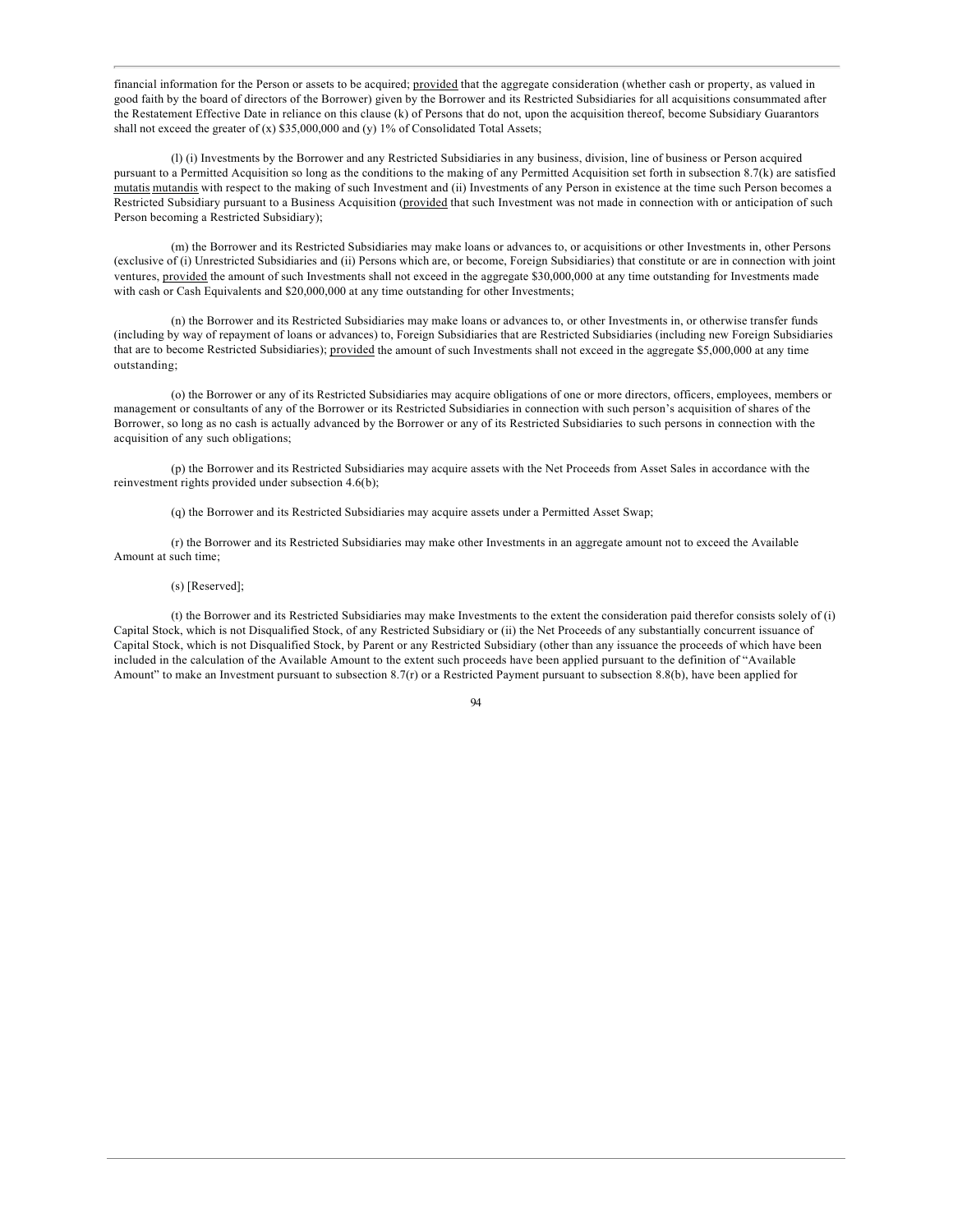financial information for the Person or assets to be acquired; provided that the aggregate consideration (whether cash or property, as valued in good faith by the board of directors of the Borrower) given by the Borrower and its Restricted Subsidiaries for all acquisitions consummated after the Restatement Effective Date in reliance on this clause (k) of Persons that do not, upon the acquisition thereof, become Subsidiary Guarantors shall not exceed the greater of (x) $35,000,000 and (y) 1% of Consolidated Total Assets;

(l) (i) Investments by the Borrower and any Restricted Subsidiaries in any business, division, line of business or Person acquired pursuant to a Permitted Acquisition so long as the conditions to the making of any Permitted Acquisition set forth in subsection 8.7(k) are satisfied mutatis mutandis with respect to the making of such Investment and (ii) Investments of any Person in existence at the time such Person becomes a Restricted Subsidiary pursuant to a Business Acquisition (provided that such Investment was not made in connection with or anticipation of such Person becoming a Restricted Subsidiary);

(m) the Borrower and its Restricted Subsidiaries may make loans or advances to, or acquisitions or other Investments in, other Persons (exclusive of (i) Unrestricted Subsidiaries and (ii) Persons which are, or become, Foreign Subsidiaries) that constitute or are in connection with joint ventures, provided the amount of such Investments shall not exceed in the aggregate $30,000,000 at any time outstanding for Investments made with cash or Cash Equivalents and $20,000,000 at any time outstanding for other Investments;

(n) the Borrower and its Restricted Subsidiaries may make loans or advances to, or other Investments in, or otherwise transfer funds (including by way of repayment of loans or advances) to, Foreign Subsidiaries that are Restricted Subsidiaries (including new Foreign Subsidiaries that are to become Restricted Subsidiaries); provided the amount of such Investments shall not exceed in the aggregate $5,000,000 at any time outstanding;

(o) the Borrower or any of its Restricted Subsidiaries may acquire obligations of one or more directors, officers, employees, members or management or consultants of any of the Borrower or its Restricted Subsidiaries in connection with such person's acquisition of shares of the Borrower, so long as no cash is actually advanced by the Borrower or any of its Restricted Subsidiaries to such persons in connection with the acquisition of any such obligations;

(p) the Borrower and its Restricted Subsidiaries may acquire assets with the Net Proceeds from Asset Sales in accordance with the reinvestment rights provided under subsection 4.6(b);

(q) the Borrower and its Restricted Subsidiaries may acquire assets under a Permitted Asset Swap;

(r) the Borrower and its Restricted Subsidiaries may make other Investments in an aggregate amount not to exceed the Available Amount at such time;

(s) [Reserved];

(t) the Borrower and its Restricted Subsidiaries may make Investments to the extent the consideration paid therefor consists solely of (i) Capital Stock, which is not Disqualified Stock, of any Restricted Subsidiary or (ii) the Net Proceeds of any substantially concurrent issuance of Capital Stock, which is not Disqualified Stock, by Parent or any Restricted Subsidiary (other than any issuance the proceeds of which have been included in the calculation of the Available Amount to the extent such proceeds have been applied pursuant to the definition of "Available Amount" to make an Investment pursuant to subsection 8.7(r) or a Restricted Payment pursuant to subsection 8.8(b), have been applied for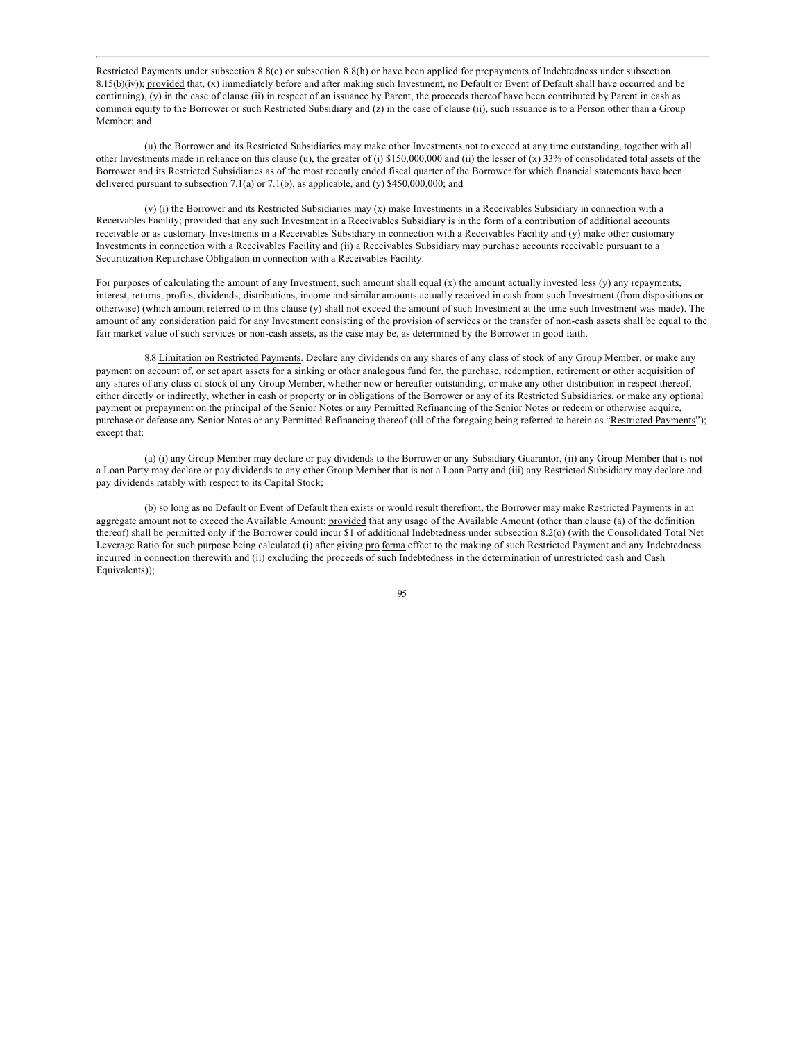Restricted Payments under subsection 8.8(c) or subsection 8.8(h) or have been applied for prepayments of Indebtedness under subsection 8.15(b)(iv)); provided that, (x) immediately before and after making such Investment, no Default or Event of Default shall have occurred and be continuing), (y) in the case of clause (ii) in respect of an issuance by Parent, the proceeds thereof have been contributed by Parent in cash as common equity to the Borrower or such Restricted Subsidiary and (z) in the case of clause (ii), such issuance is to a Person other than a Group Member; and

(u) the Borrower and its Restricted Subsidiaries may make other Investments not to exceed at any time outstanding, together with all other Investments made in reliance on this clause (u), the greater of (i) $150,000,000 and (ii) the lesser of (x) 33% of consolidated total assets of the Borrower and its Restricted Subsidiaries as of the most recently ended fiscal quarter of the Borrower for which financial statements have been delivered pursuant to subsection 7.1(a) or 7.1(b), as applicable, and (y) $450,000,000; and

(v) (i) the Borrower and its Restricted Subsidiaries may (x) make Investments in a Receivables Subsidiary in connection with a Receivables Facility; provided that any such Investment in a Receivables Subsidiary is in the form of a contribution of additional accounts receivable or as customary Investments in a Receivables Subsidiary in connection with a Receivables Facility and (y) make other customary Investments in connection with a Receivables Facility and (ii) a Receivables Subsidiary may purchase accounts receivable pursuant to a Securitization Repurchase Obligation in connection with a Receivables Facility.

For purposes of calculating the amount of any Investment, such amount shall equal (x) the amount actually invested less (y) any repayments, interest, returns, profits, dividends, distributions, income and similar amounts actually received in cash from such Investment (from dispositions or otherwise) (which amount referred to in this clause (y) shall not exceed the amount of such Investment at the time such Investment was made). The amount of any consideration paid for any Investment consisting of the provision of services or the transfer of non-cash assets shall be equal to the fair market value of such services or non-cash assets, as the case may be, as determined by the Borrower in good faith.

8.8 Limitation on Restricted Payments. Declare any dividends on any shares of any class of stock of any Group Member, or make any payment on account of, or set apart assets for a sinking or other analogous fund for, the purchase, redemption, retirement or other acquisition of any shares of any class of stock of any Group Member, whether now or hereafter outstanding, or make any other distribution in respect thereof, either directly or indirectly, whether in cash or property or in obligations of the Borrower or any of its Restricted Subsidiaries, or make any optional payment or prepayment on the principal of the Senior Notes or any Permitted Refinancing of the Senior Notes or redeem or otherwise acquire, purchase or defease any Senior Notes or any Permitted Refinancing thereof (all of the foregoing being referred to herein as "Restricted Payments"); except that:

(a) (i) any Group Member may declare or pay dividends to the Borrower or any Subsidiary Guarantor, (ii) any Group Member that is not a Loan Party may declare or pay dividends to any other Group Member that is not a Loan Party and (iii) any Restricted Subsidiary may declare and pay dividends ratably with respect to its Capital Stock;

(b) so long as no Default or Event of Default then exists or would result therefrom, the Borrower may make Restricted Payments in an aggregate amount not to exceed the Available Amount; provided that any usage of the Available Amount (other than clause (a) of the definition thereof) shall be permitted only if the Borrower could incur $1 of additional Indebtedness under subsection 8.2(o) (with the Consolidated Total Net Leverage Ratio for such purpose being calculated (i) after giving pro forma effect to the making of such Restricted Payment and any Indebtedness incurred in connection therewith and (ii) excluding the proceeds of such Indebtedness in the determination of unrestricted cash and Cash Equivalents));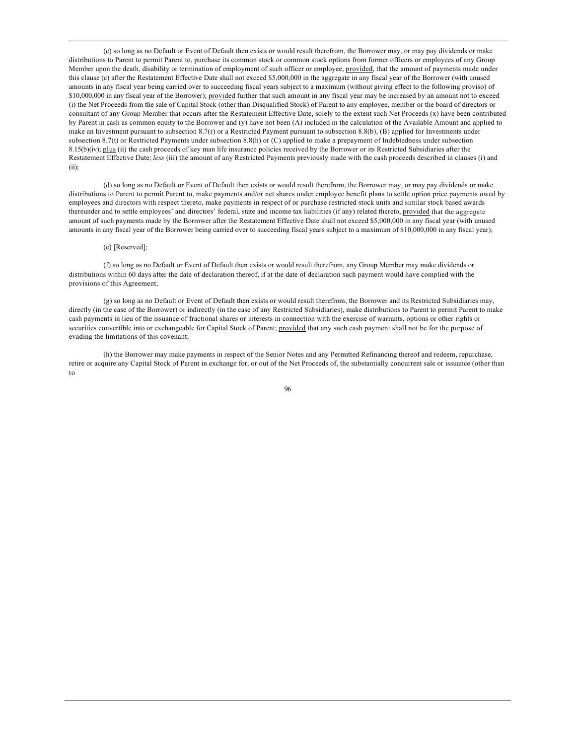(c) so long as no Default or Event of Default then exists or would result therefrom, the Borrower may, or may pay dividends or make distributions to Parent to permit Parent to, purchase its common stock or common stock options from former officers or employees of any Group Member upon the death, disability or termination of employment of such officer or employee, provided, that the amount of payments made under this clause (c) after the Restatement Effective Date shall not exceed $5,000,000 in the aggregate in any fiscal year of the Borrower (with unused amounts in any fiscal year being carried over to succeeding fiscal years subject to a maximum (without giving effect to the following proviso) of $10,000,000 in any fiscal year of the Borrower); provided further that such amount in any fiscal year may be increased by an amount not to exceed (i) the Net Proceeds from the sale of Capital Stock (other than Disqualified Stock) of Parent to any employee, member or the board of directors or consultant of any Group Member that occurs after the Restatement Effective Date, solely to the extent such Net Proceeds (x) have been contributed by Parent in cash as common equity to the Borrower and (y) have not been (A) included in the calculation of the Available Amount and applied to make an Investment pursuant to subsection 8.7(r) or a Restricted Payment pursuant to subsection 8.8(b), (B) applied for Investments under subsection 8.7(t) or Restricted Payments under subsection 8.8(h) or (C) applied to make a prepayment of Indebtedness under subsection 8.15(b)(iv); plus (ii) the cash proceeds of key man life insurance policies received by the Borrower or its Restricted Subsidiaries after the Restatement Effective Date; *less* (iii) the amount of any Restricted Payments previously made with the cash proceeds described in clauses (i) and (ii);

(d) so long as no Default or Event of Default then exists or would result therefrom, the Borrower may, or may pay dividends or make distributions to Parent to permit Parent to, make payments and/or net shares under employee benefit plans to settle option price payments owed by employees and directors with respect thereto, make payments in respect of or purchase restricted stock units and similar stock based awards thereunder and to settle employees' and directors' federal, state and income tax liabilities (if any) related thereto, provided that the aggregate amount of such payments made by the Borrower after the Restatement Effective Date shall not exceed $5,000,000 in any fiscal year (with unused amounts in any fiscal year of the Borrower being carried over to succeeding fiscal years subject to a maximum of $10,000,000 in any fiscal year);

(e) [Reserved];

(f) so long as no Default or Event of Default then exists or would result therefrom, any Group Member may make dividends or distributions within 60 days after the date of declaration thereof, if at the date of declaration such payment would have complied with the provisions of this Agreement;

(g) so long as no Default or Event of Default then exists or would result therefrom, the Borrower and its Restricted Subsidiaries may, directly (in the case of the Borrower) or indirectly (in the case of any Restricted Subsidiaries), make distributions to Parent to permit Parent to make cash payments in lieu of the issuance of fractional shares or interests in connection with the exercise of warrants, options or other rights or securities convertible into or exchangeable for Capital Stock of Parent; provided that any such cash payment shall not be for the purpose of evading the limitations of this covenant;

(h) the Borrower may make payments in respect of the Senior Notes and any Permitted Refinancing thereof and redeem, repurchase, retire or acquire any Capital Stock of Parent in exchange for, or out of the Net Proceeds of, the substantially concurrent sale or issuance (other than to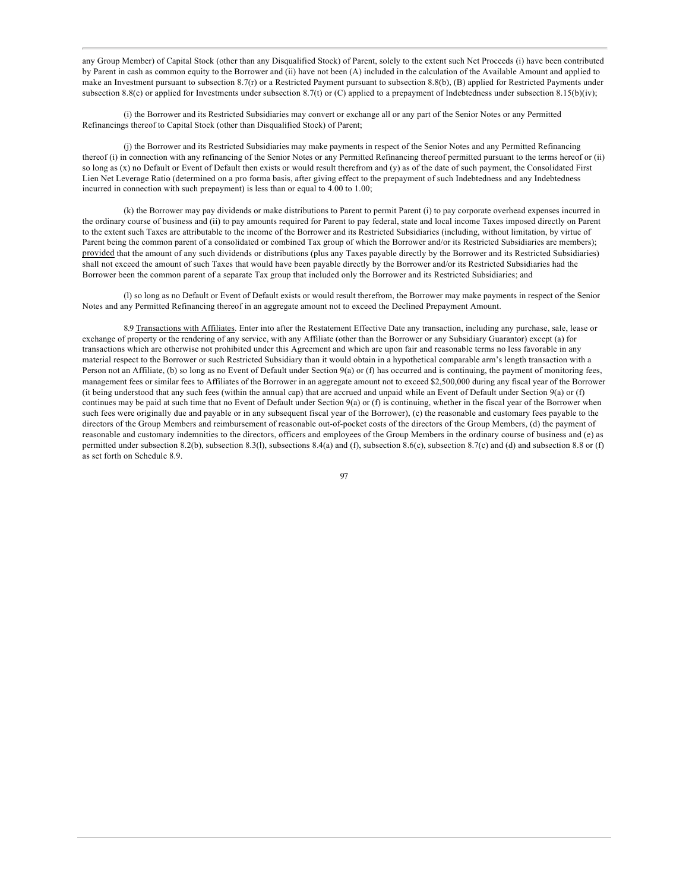any Group Member) of Capital Stock (other than any Disqualified Stock) of Parent, solely to the extent such Net Proceeds (i) have been contributed by Parent in cash as common equity to the Borrower and (ii) have not been (A) included in the calculation of the Available Amount and applied to make an Investment pursuant to subsection 8.7(r) or a Restricted Payment pursuant to subsection 8.8(b), (B) applied for Restricted Payments under subsection 8.8(c) or applied for Investments under subsection 8.7(t) or (C) applied to a prepayment of Indebtedness under subsection 8.15(b)(iv);

(i) the Borrower and its Restricted Subsidiaries may convert or exchange all or any part of the Senior Notes or any Permitted Refinancings thereof to Capital Stock (other than Disqualified Stock) of Parent;

(j) the Borrower and its Restricted Subsidiaries may make payments in respect of the Senior Notes and any Permitted Refinancing thereof (i) in connection with any refinancing of the Senior Notes or any Permitted Refinancing thereof permitted pursuant to the terms hereof or (ii) so long as (x) no Default or Event of Default then exists or would result therefrom and (y) as of the date of such payment, the Consolidated First Lien Net Leverage Ratio (determined on a pro forma basis, after giving effect to the prepayment of such Indebtedness and any Indebtedness incurred in connection with such prepayment) is less than or equal to 4.00 to 1.00;

(k) the Borrower may pay dividends or make distributions to Parent to permit Parent (i) to pay corporate overhead expenses incurred in the ordinary course of business and (ii) to pay amounts required for Parent to pay federal, state and local income Taxes imposed directly on Parent to the extent such Taxes are attributable to the income of the Borrower and its Restricted Subsidiaries (including, without limitation, by virtue of Parent being the common parent of a consolidated or combined Tax group of which the Borrower and/or its Restricted Subsidiaries are members); provided that the amount of any such dividends or distributions (plus any Taxes payable directly by the Borrower and its Restricted Subsidiaries) shall not exceed the amount of such Taxes that would have been payable directly by the Borrower and/or its Restricted Subsidiaries had the Borrower been the common parent of a separate Tax group that included only the Borrower and its Restricted Subsidiaries; and

(l) so long as no Default or Event of Default exists or would result therefrom, the Borrower may make payments in respect of the Senior Notes and any Permitted Refinancing thereof in an aggregate amount not to exceed the Declined Prepayment Amount.

8.9 Transactions with Affiliates. Enter into after the Restatement Effective Date any transaction, including any purchase, sale, lease or exchange of property or the rendering of any service, with any Affiliate (other than the Borrower or any Subsidiary Guarantor) except (a) for transactions which are otherwise not prohibited under this Agreement and which are upon fair and reasonable terms no less favorable in any material respect to the Borrower or such Restricted Subsidiary than it would obtain in a hypothetical comparable arm's length transaction with a Person not an Affiliate, (b) so long as no Event of Default under Section 9(a) or (f) has occurred and is continuing, the payment of monitoring fees, management fees or similar fees to Affiliates of the Borrower in an aggregate amount not to exceed $2,500,000 during any fiscal year of the Borrower (it being understood that any such fees (within the annual cap) that are accrued and unpaid while an Event of Default under Section 9(a) or (f) continues may be paid at such time that no Event of Default under Section 9(a) or (f) is continuing, whether in the fiscal year of the Borrower when such fees were originally due and payable or in any subsequent fiscal year of the Borrower), (c) the reasonable and customary fees payable to the directors of the Group Members and reimbursement of reasonable out-of-pocket costs of the directors of the Group Members, (d) the payment of reasonable and customary indemnities to the directors, officers and employees of the Group Members in the ordinary course of business and (e) as permitted under subsection 8.2(b), subsection 8.3(l), subsections 8.4(a) and (f), subsection 8.6(c), subsection 8.7(c) and (d) and subsection 8.8 or (f) as set forth on Schedule 8.9.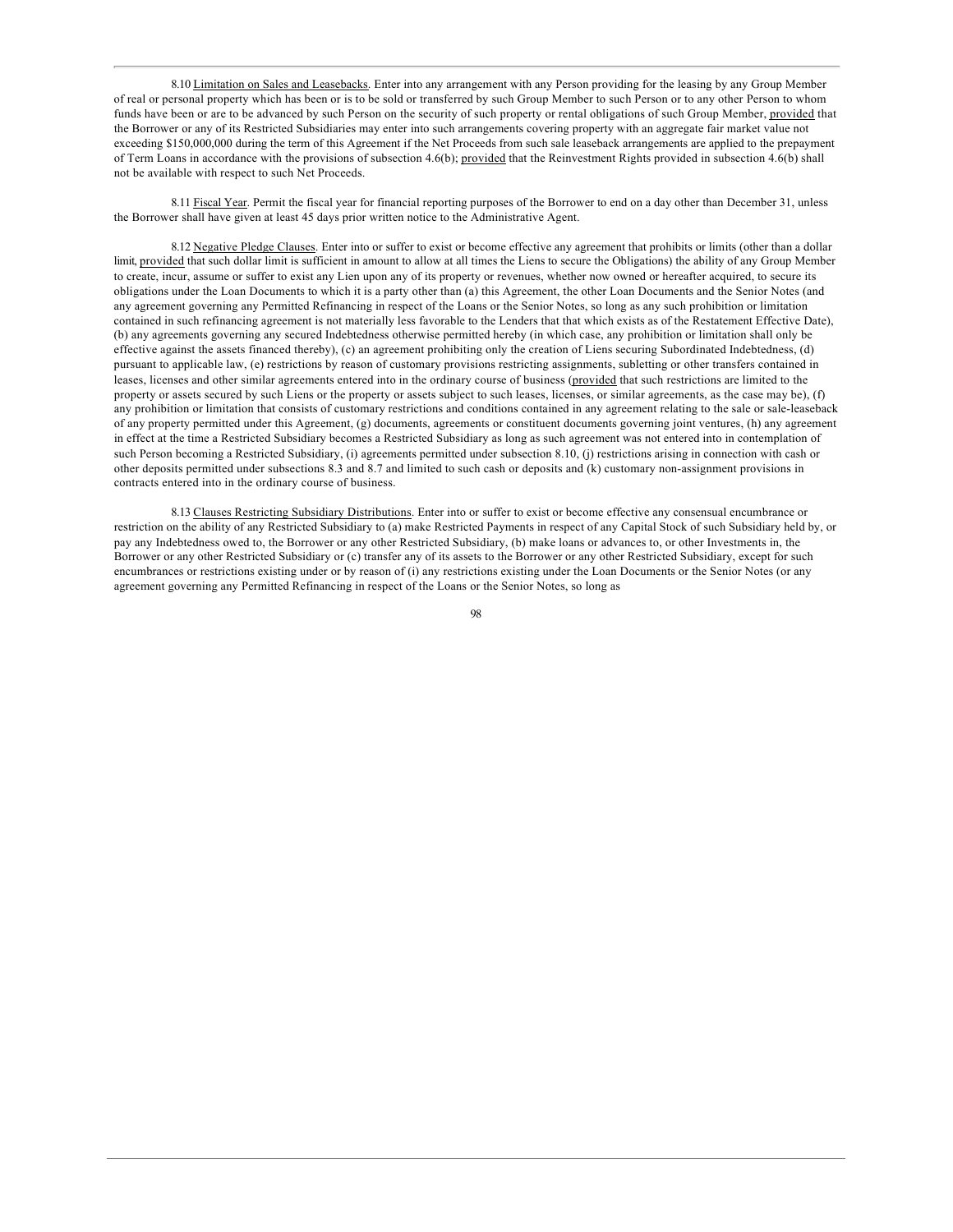8.10 Limitation on Sales and Leasebacks. Enter into any arrangement with any Person providing for the leasing by any Group Member of real or personal property which has been or is to be sold or transferred by such Group Member to such Person or to any other Person to whom funds have been or are to be advanced by such Person on the security of such property or rental obligations of such Group Member, provided that the Borrower or any of its Restricted Subsidiaries may enter into such arrangements covering property with an aggregate fair market value not exceeding $150,000,000 during the term of this Agreement if the Net Proceeds from such sale leaseback arrangements are applied to the prepayment of Term Loans in accordance with the provisions of subsection 4.6(b); provided that the Reinvestment Rights provided in subsection 4.6(b) shall not be available with respect to such Net Proceeds.

8.11 Fiscal Year. Permit the fiscal year for financial reporting purposes of the Borrower to end on a day other than December 31, unless the Borrower shall have given at least 45 days prior written notice to the Administrative Agent.

8.12 Negative Pledge Clauses. Enter into or suffer to exist or become effective any agreement that prohibits or limits (other than a dollar limit, provided that such dollar limit is sufficient in amount to allow at all times the Liens to secure the Obligations) the ability of any Group Member to create, incur, assume or suffer to exist any Lien upon any of its property or revenues, whether now owned or hereafter acquired, to secure its obligations under the Loan Documents to which it is a party other than (a) this Agreement, the other Loan Documents and the Senior Notes (and any agreement governing any Permitted Refinancing in respect of the Loans or the Senior Notes, so long as any such prohibition or limitation contained in such refinancing agreement is not materially less favorable to the Lenders that that which exists as of the Restatement Effective Date), (b) any agreements governing any secured Indebtedness otherwise permitted hereby (in which case, any prohibition or limitation shall only be effective against the assets financed thereby), (c) an agreement prohibiting only the creation of Liens securing Subordinated Indebtedness, (d) pursuant to applicable law, (e) restrictions by reason of customary provisions restricting assignments, subletting or other transfers contained in leases, licenses and other similar agreements entered into in the ordinary course of business (provided that such restrictions are limited to the property or assets secured by such Liens or the property or assets subject to such leases, licenses, or similar agreements, as the case may be), (f) any prohibition or limitation that consists of customary restrictions and conditions contained in any agreement relating to the sale or sale-leaseback of any property permitted under this Agreement, (g) documents, agreements or constituent documents governing joint ventures, (h) any agreement in effect at the time a Restricted Subsidiary becomes a Restricted Subsidiary as long as such agreement was not entered into in contemplation of such Person becoming a Restricted Subsidiary, (i) agreements permitted under subsection 8.10, (j) restrictions arising in connection with cash or other deposits permitted under subsections 8.3 and 8.7 and limited to such cash or deposits and (k) customary non-assignment provisions in contracts entered into in the ordinary course of business.

8.13 Clauses Restricting Subsidiary Distributions. Enter into or suffer to exist or become effective any consensual encumbrance or restriction on the ability of any Restricted Subsidiary to (a) make Restricted Payments in respect of any Capital Stock of such Subsidiary held by, or pay any Indebtedness owed to, the Borrower or any other Restricted Subsidiary, (b) make loans or advances to, or other Investments in, the Borrower or any other Restricted Subsidiary or (c) transfer any of its assets to the Borrower or any other Restricted Subsidiary, except for such encumbrances or restrictions existing under or by reason of (i) any restrictions existing under the Loan Documents or the Senior Notes (or any agreement governing any Permitted Refinancing in respect of the Loans or the Senior Notes, so long as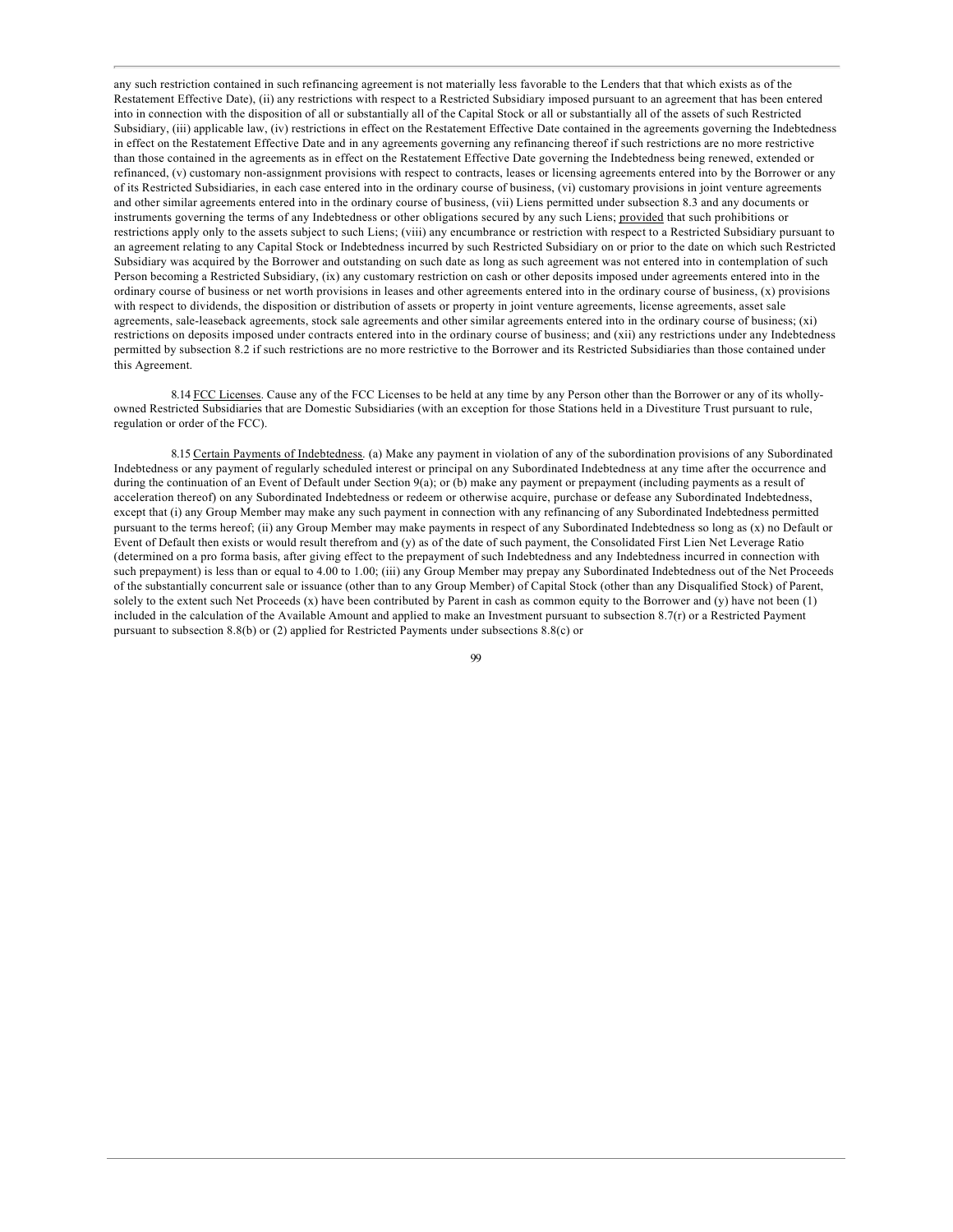any such restriction contained in such refinancing agreement is not materially less favorable to the Lenders that that which exists as of the Restatement Effective Date), (ii) any restrictions with respect to a Restricted Subsidiary imposed pursuant to an agreement that has been entered into in connection with the disposition of all or substantially all of the Capital Stock or all or substantially all of the assets of such Restricted Subsidiary, (iii) applicable law, (iv) restrictions in effect on the Restatement Effective Date contained in the agreements governing the Indebtedness in effect on the Restatement Effective Date and in any agreements governing any refinancing thereof if such restrictions are no more restrictive than those contained in the agreements as in effect on the Restatement Effective Date governing the Indebtedness being renewed, extended or refinanced, (v) customary non-assignment provisions with respect to contracts, leases or licensing agreements entered into by the Borrower or any of its Restricted Subsidiaries, in each case entered into in the ordinary course of business, (vi) customary provisions in joint venture agreements and other similar agreements entered into in the ordinary course of business, (vii) Liens permitted under subsection 8.3 and any documents or instruments governing the terms of any Indebtedness or other obligations secured by any such Liens; provided that such prohibitions or restrictions apply only to the assets subject to such Liens; (viii) any encumbrance or restriction with respect to a Restricted Subsidiary pursuant to an agreement relating to any Capital Stock or Indebtedness incurred by such Restricted Subsidiary on or prior to the date on which such Restricted Subsidiary was acquired by the Borrower and outstanding on such date as long as such agreement was not entered into in contemplation of such Person becoming a Restricted Subsidiary, (ix) any customary restriction on cash or other deposits imposed under agreements entered into in the ordinary course of business or net worth provisions in leases and other agreements entered into in the ordinary course of business, (x) provisions with respect to dividends, the disposition or distribution of assets or property in joint venture agreements, license agreements, asset sale agreements, sale-leaseback agreements, stock sale agreements and other similar agreements entered into in the ordinary course of business; (xi) restrictions on deposits imposed under contracts entered into in the ordinary course of business; and (xii) any restrictions under any Indebtedness permitted by subsection 8.2 if such restrictions are no more restrictive to the Borrower and its Restricted Subsidiaries than those contained under this Agreement.

8.14 FCC Licenses. Cause any of the FCC Licenses to be held at any time by any Person other than the Borrower or any of its wholly-owned Restricted Subsidiaries that are Domestic Subsidiaries (with an exception for those Stations held in a Divestiture Trust pursuant to rule, regulation or order of the FCC).

8.15 Certain Payments of Indebtedness. (a) Make any payment in violation of any of the subordination provisions of any Subordinated Indebtedness or any payment of regularly scheduled interest or principal on any Subordinated Indebtedness at any time after the occurrence and during the continuation of an Event of Default under Section 9(a); or (b) make any payment or prepayment (including payments as a result of acceleration thereof) on any Subordinated Indebtedness or redeem or otherwise acquire, purchase or defease any Subordinated Indebtedness, except that (i) any Group Member may make any such payment in connection with any refinancing of any Subordinated Indebtedness permitted pursuant to the terms hereof; (ii) any Group Member may make payments in respect of any Subordinated Indebtedness so long as (x) no Default or Event of Default then exists or would result therefrom and (y) as of the date of such payment, the Consolidated First Lien Net Leverage Ratio (determined on a pro forma basis, after giving effect to the prepayment of such Indebtedness and any Indebtedness incurred in connection with such prepayment) is less than or equal to 4.00 to 1.00; (iii) any Group Member may prepay any Subordinated Indebtedness out of the Net Proceeds of the substantially concurrent sale or issuance (other than to any Group Member) of Capital Stock (other than any Disqualified Stock) of Parent, solely to the extent such Net Proceeds (x) have been contributed by Parent in cash as common equity to the Borrower and (y) have not been (1) included in the calculation of the Available Amount and applied to make an Investment pursuant to subsection 8.7(r) or a Restricted Payment pursuant to subsection 8.8(b) or (2) applied for Restricted Payments under subsections 8.8(c) or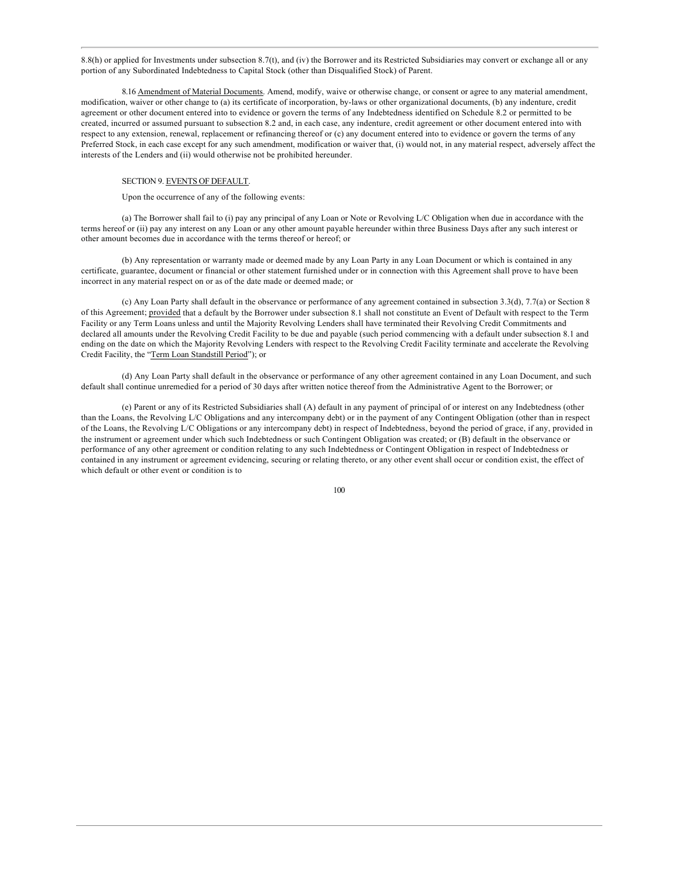8.8(h) or applied for Investments under subsection 8.7(t), and (iv) the Borrower and its Restricted Subsidiaries may convert or exchange all or any portion of any Subordinated Indebtedness to Capital Stock (other than Disqualified Stock) of Parent.

8.16 Amendment of Material Documents. Amend, modify, waive or otherwise change, or consent or agree to any material amendment, modification, waiver or other change to (a) its certificate of incorporation, by-laws or other organizational documents, (b) any indenture, credit agreement or other document entered into to evidence or govern the terms of any Indebtedness identified on Schedule 8.2 or permitted to be created, incurred or assumed pursuant to subsection 8.2 and, in each case, any indenture, credit agreement or other document entered into with respect to any extension, renewal, replacement or refinancing thereof or (c) any document entered into to evidence or govern the terms of any Preferred Stock, in each case except for any such amendment, modification or waiver that, (i) would not, in any material respect, adversely affect the interests of the Lenders and (ii) would otherwise not be prohibited hereunder.

## SECTION 9. EVENTS OF DEFAULT.

Upon the occurrence of any of the following events:

(a) The Borrower shall fail to (i) pay any principal of any Loan or Note or Revolving L/C Obligation when due in accordance with the terms hereof or (ii) pay any interest on any Loan or any other amount payable hereunder within three Business Days after any such interest or other amount becomes due in accordance with the terms thereof or hereof; or

(b) Any representation or warranty made or deemed made by any Loan Party in any Loan Document or which is contained in any certificate, guarantee, document or financial or other statement furnished under or in connection with this Agreement shall prove to have been incorrect in any material respect on or as of the date made or deemed made; or

(c) Any Loan Party shall default in the observance or performance of any agreement contained in subsection 3.3(d), 7.7(a) or Section 8 of this Agreement; provided that a default by the Borrower under subsection 8.1 shall not constitute an Event of Default with respect to the Term Facility or any Term Loans unless and until the Majority Revolving Lenders shall have terminated their Revolving Credit Commitments and declared all amounts under the Revolving Credit Facility to be due and payable (such period commencing with a default under subsection 8.1 and ending on the date on which the Majority Revolving Lenders with respect to the Revolving Credit Facility terminate and accelerate the Revolving Credit Facility, the "Term Loan Standstill Period"); or

(d) Any Loan Party shall default in the observance or performance of any other agreement contained in any Loan Document, and such default shall continue unremedied for a period of 30 days after written notice thereof from the Administrative Agent to the Borrower; or

(e) Parent or any of its Restricted Subsidiaries shall (A) default in any payment of principal of or interest on any Indebtedness (other than the Loans, the Revolving L/C Obligations and any intercompany debt) or in the payment of any Contingent Obligation (other than in respect of the Loans, the Revolving L/C Obligations or any intercompany debt) in respect of Indebtedness, beyond the period of grace, if any, provided in the instrument or agreement under which such Indebtedness or such Contingent Obligation was created; or (B) default in the observance or performance of any other agreement or condition relating to any such Indebtedness or Contingent Obligation in respect of Indebtedness or contained in any instrument or agreement evidencing, securing or relating thereto, or any other event shall occur or condition exist, the effect of which default or other event or condition is to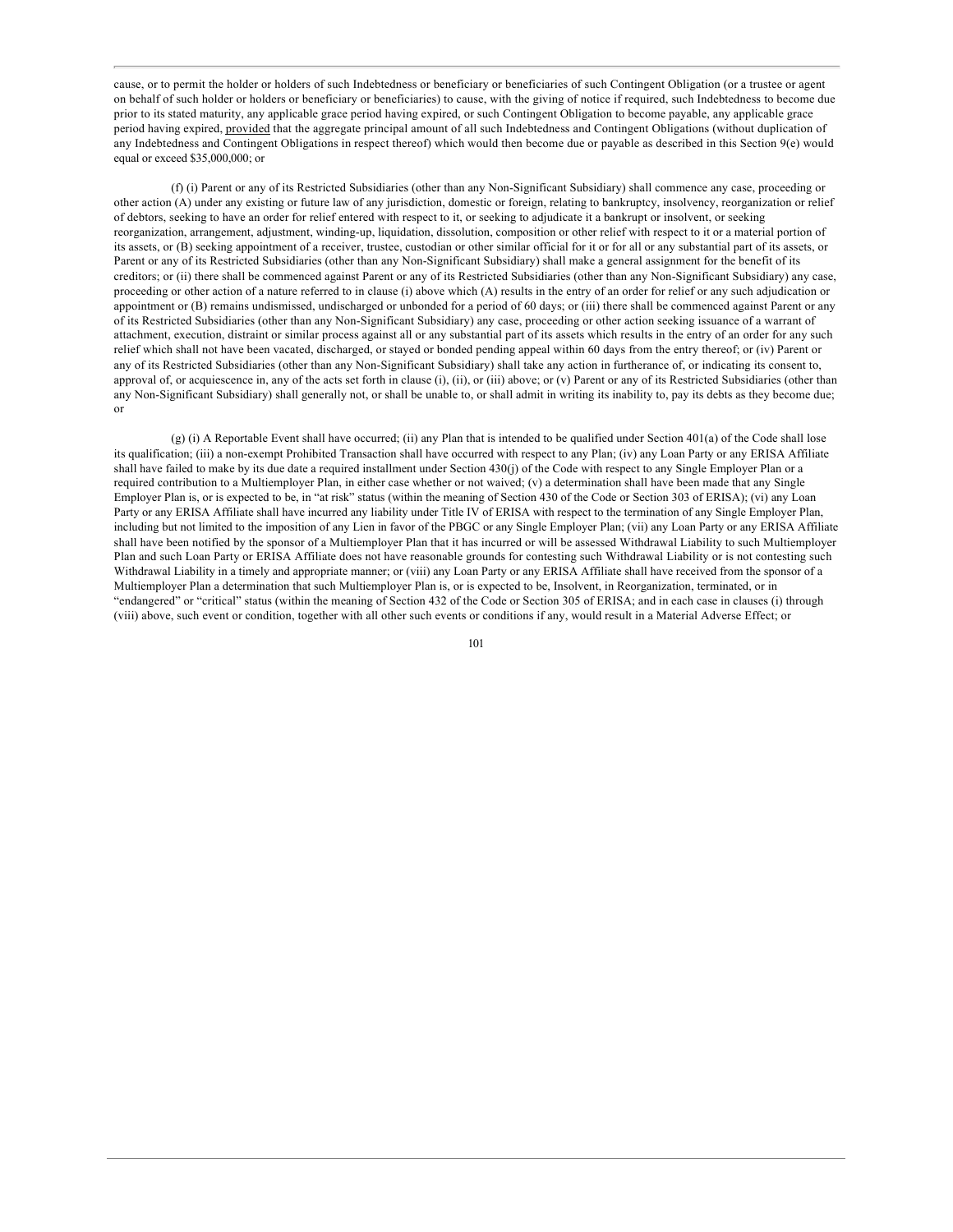cause, or to permit the holder or holders of such Indebtedness or beneficiary or beneficiaries of such Contingent Obligation (or a trustee or agent on behalf of such holder or holders or beneficiary or beneficiaries) to cause, with the giving of notice if required, such Indebtedness to become due prior to its stated maturity, any applicable grace period having expired, or such Contingent Obligation to become payable, any applicable grace period having expired, provided that the aggregate principal amount of all such Indebtedness and Contingent Obligations (without duplication of any Indebtedness and Contingent Obligations in respect thereof) which would then become due or payable as described in this Section 9(e) would equal or exceed $35,000,000; or

(f) (i) Parent or any of its Restricted Subsidiaries (other than any Non-Significant Subsidiary) shall commence any case, proceeding or other action (A) under any existing or future law of any jurisdiction, domestic or foreign, relating to bankruptcy, insolvency, reorganization or relief of debtors, seeking to have an order for relief entered with respect to it, or seeking to adjudicate it a bankrupt or insolvent, or seeking reorganization, arrangement, adjustment, winding-up, liquidation, dissolution, composition or other relief with respect to it or a material portion of its assets, or (B) seeking appointment of a receiver, trustee, custodian or other similar official for it or for all or any substantial part of its assets, or Parent or any of its Restricted Subsidiaries (other than any Non-Significant Subsidiary) shall make a general assignment for the benefit of its creditors; or (ii) there shall be commenced against Parent or any of its Restricted Subsidiaries (other than any Non-Significant Subsidiary) any case, proceeding or other action of a nature referred to in clause (i) above which (A) results in the entry of an order for relief or any such adjudication or appointment or (B) remains undismissed, undischarged or unbonded for a period of 60 days; or (iii) there shall be commenced against Parent or any of its Restricted Subsidiaries (other than any Non-Significant Subsidiary) any case, proceeding or other action seeking issuance of a warrant of attachment, execution, distraint or similar process against all or any substantial part of its assets which results in the entry of an order for any such relief which shall not have been vacated, discharged, or stayed or bonded pending appeal within 60 days from the entry thereof; or (iv) Parent or any of its Restricted Subsidiaries (other than any Non-Significant Subsidiary) shall take any action in furtherance of, or indicating its consent to, approval of, or acquiescence in, any of the acts set forth in clause (i), (ii), or (iii) above; or (v) Parent or any of its Restricted Subsidiaries (other than any Non-Significant Subsidiary) shall generally not, or shall be unable to, or shall admit in writing its inability to, pay its debts as they become due; or

(g) (i) A Reportable Event shall have occurred; (ii) any Plan that is intended to be qualified under Section 401(a) of the Code shall lose its qualification; (iii) a non-exempt Prohibited Transaction shall have occurred with respect to any Plan; (iv) any Loan Party or any ERISA Affiliate shall have failed to make by its due date a required installment under Section 430(j) of the Code with respect to any Single Employer Plan or a required contribution to a Multiemployer Plan, in either case whether or not waived; (v) a determination shall have been made that any Single Employer Plan is, or is expected to be, in "at risk" status (within the meaning of Section 430 of the Code or Section 303 of ERISA); (vi) any Loan Party or any ERISA Affiliate shall have incurred any liability under Title IV of ERISA with respect to the termination of any Single Employer Plan, including but not limited to the imposition of any Lien in favor of the PBGC or any Single Employer Plan; (vii) any Loan Party or any ERISA Affiliate shall have been notified by the sponsor of a Multiemployer Plan that it has incurred or will be assessed Withdrawal Liability to such Multiemployer Plan and such Loan Party or ERISA Affiliate does not have reasonable grounds for contesting such Withdrawal Liability or is not contesting such Withdrawal Liability in a timely and appropriate manner; or (viii) any Loan Party or any ERISA Affiliate shall have received from the sponsor of a Multiemployer Plan a determination that such Multiemployer Plan is, or is expected to be, Insolvent, in Reorganization, terminated, or in "endangered" or "critical" status (within the meaning of Section 432 of the Code or Section 305 of ERISA; and in each case in clauses (i) through (viii) above, such event or condition, together with all other such events or conditions if any, would result in a Material Adverse Effect; or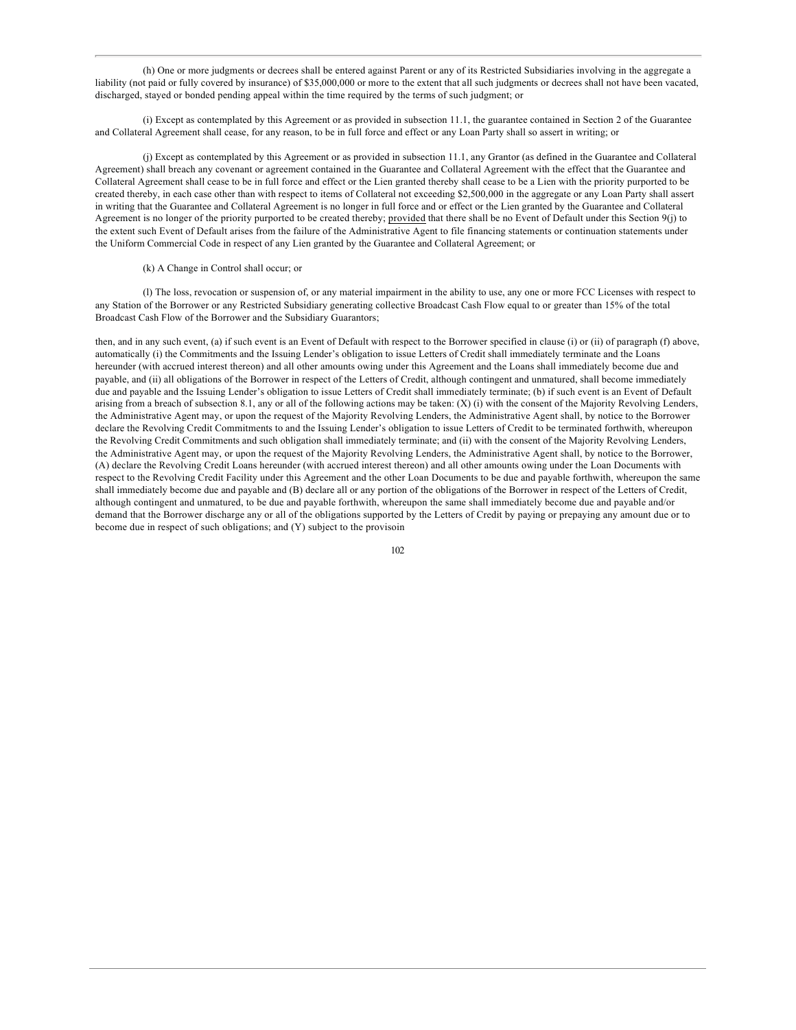(h) One or more judgments or decrees shall be entered against Parent or any of its Restricted Subsidiaries involving in the aggregate a liability (not paid or fully covered by insurance) of $35,000,000 or more to the extent that all such judgments or decrees shall not have been vacated, discharged, stayed or bonded pending appeal within the time required by the terms of such judgment; or

(i) Except as contemplated by this Agreement or as provided in subsection 11.1, the guarantee contained in Section 2 of the Guarantee and Collateral Agreement shall cease, for any reason, to be in full force and effect or any Loan Party shall so assert in writing; or

(j) Except as contemplated by this Agreement or as provided in subsection 11.1, any Grantor (as defined in the Guarantee and Collateral Agreement) shall breach any covenant or agreement contained in the Guarantee and Collateral Agreement with the effect that the Guarantee and Collateral Agreement shall cease to be in full force and effect or the Lien granted thereby shall cease to be a Lien with the priority purported to be created thereby, in each case other than with respect to items of Collateral not exceeding $2,500,000 in the aggregate or any Loan Party shall assert in writing that the Guarantee and Collateral Agreement is no longer in full force and or effect or the Lien granted by the Guarantee and Collateral Agreement is no longer of the priority purported to be created thereby; provided that there shall be no Event of Default under this Section 9(j) to the extent such Event of Default arises from the failure of the Administrative Agent to file financing statements or continuation statements under the Uniform Commercial Code in respect of any Lien granted by the Guarantee and Collateral Agreement; or

(k) A Change in Control shall occur; or

(l) The loss, revocation or suspension of, or any material impairment in the ability to use, any one or more FCC Licenses with respect to any Station of the Borrower or any Restricted Subsidiary generating collective Broadcast Cash Flow equal to or greater than 15% of the total Broadcast Cash Flow of the Borrower and the Subsidiary Guarantors;

then, and in any such event, (a) if such event is an Event of Default with respect to the Borrower specified in clause (i) or (ii) of paragraph (f) above, automatically (i) the Commitments and the Issuing Lender's obligation to issue Letters of Credit shall immediately terminate and the Loans hereunder (with accrued interest thereon) and all other amounts owing under this Agreement and the Loans shall immediately become due and payable, and (ii) all obligations of the Borrower in respect of the Letters of Credit, although contingent and unmatured, shall become immediately due and payable and the Issuing Lender's obligation to issue Letters of Credit shall immediately terminate; (b) if such event is an Event of Default arising from a breach of subsection 8.1, any or all of the following actions may be taken: (X) (i) with the consent of the Majority Revolving Lenders, the Administrative Agent may, or upon the request of the Majority Revolving Lenders, the Administrative Agent shall, by notice to the Borrower declare the Revolving Credit Commitments to and the Issuing Lender's obligation to issue Letters of Credit to be terminated forthwith, whereupon the Revolving Credit Commitments and such obligation shall immediately terminate; and (ii) with the consent of the Majority Revolving Lenders, the Administrative Agent may, or upon the request of the Majority Revolving Lenders, the Administrative Agent shall, by notice to the Borrower, (A) declare the Revolving Credit Loans hereunder (with accrued interest thereon) and all other amounts owing under the Loan Documents with respect to the Revolving Credit Facility under this Agreement and the other Loan Documents to be due and payable forthwith, whereupon the same shall immediately become due and payable and (B) declare all or any portion of the obligations of the Borrower in respect of the Letters of Credit, although contingent and unmatured, to be due and payable forthwith, whereupon the same shall immediately become due and payable and/or demand that the Borrower discharge any or all of the obligations supported by the Letters of Credit by paying or prepaying any amount due or to become due in respect of such obligations; and (Y) subject to the provisoin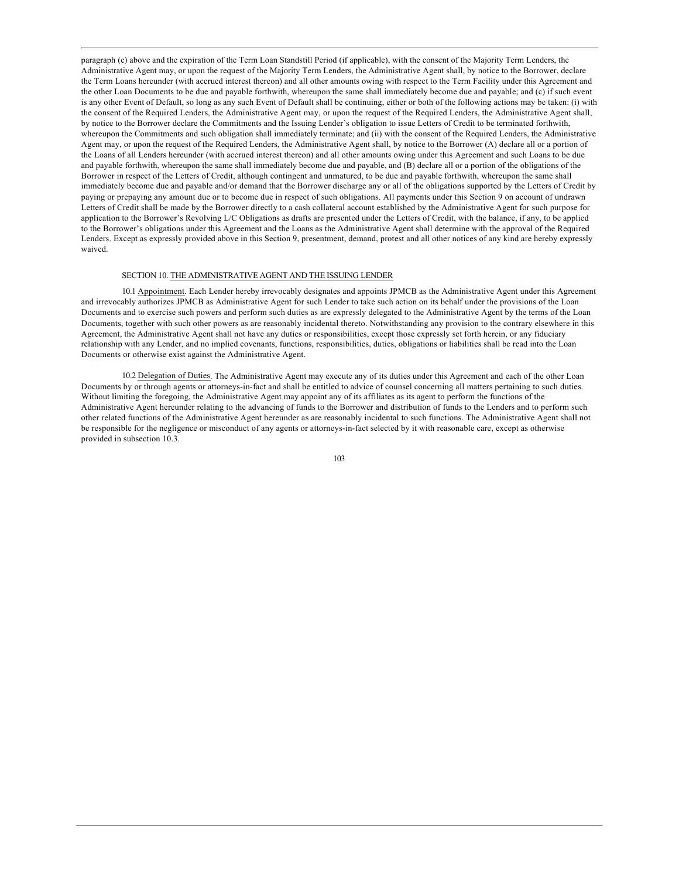paragraph (c) above and the expiration of the Term Loan Standstill Period (if applicable), with the consent of the Majority Term Lenders, the Administrative Agent may, or upon the request of the Majority Term Lenders, the Administrative Agent shall, by notice to the Borrower, declare the Term Loans hereunder (with accrued interest thereon) and all other amounts owing with respect to the Term Facility under this Agreement and the other Loan Documents to be due and payable forthwith, whereupon the same shall immediately become due and payable; and (c) if such event is any other Event of Default, so long as any such Event of Default shall be continuing, either or both of the following actions may be taken: (i) with the consent of the Required Lenders, the Administrative Agent may, or upon the request of the Required Lenders, the Administrative Agent shall, by notice to the Borrower declare the Commitments and the Issuing Lender's obligation to issue Letters of Credit to be terminated forthwith, whereupon the Commitments and such obligation shall immediately terminate; and (ii) with the consent of the Required Lenders, the Administrative Agent may, or upon the request of the Required Lenders, the Administrative Agent shall, by notice to the Borrower (A) declare all or a portion of the Loans of all Lenders hereunder (with accrued interest thereon) and all other amounts owing under this Agreement and such Loans to be due and payable forthwith, whereupon the same shall immediately become due and payable, and (B) declare all or a portion of the obligations of the Borrower in respect of the Letters of Credit, although contingent and unmatured, to be due and payable forthwith, whereupon the same shall immediately become due and payable and/or demand that the Borrower discharge any or all of the obligations supported by the Letters of Credit by paying or prepaying any amount due or to become due in respect of such obligations. All payments under this Section 9 on account of undrawn Letters of Credit shall be made by the Borrower directly to a cash collateral account established by the Administrative Agent for such purpose for application to the Borrower's Revolving L/C Obligations as drafts are presented under the Letters of Credit, with the balance, if any, to be applied to the Borrower's obligations under this Agreement and the Loans as the Administrative Agent shall determine with the approval of the Required Lenders. Except as expressly provided above in this Section 9, presentment, demand, protest and all other notices of any kind are hereby expressly waived.

## SECTION 10. THE ADMINISTRATIVE AGENT AND THE ISSUING LENDER

10.1 Appointment. Each Lender hereby irrevocably designates and appoints JPMCB as the Administrative Agent under this Agreement and irrevocably authorizes JPMCB as Administrative Agent for such Lender to take such action on its behalf under the provisions of the Loan Documents and to exercise such powers and perform such duties as are expressly delegated to the Administrative Agent by the terms of the Loan Documents, together with such other powers as are reasonably incidental thereto. Notwithstanding any provision to the contrary elsewhere in this Agreement, the Administrative Agent shall not have any duties or responsibilities, except those expressly set forth herein, or any fiduciary relationship with any Lender, and no implied covenants, functions, responsibilities, duties, obligations or liabilities shall be read into the Loan Documents or otherwise exist against the Administrative Agent.

10.2 Delegation of Duties. The Administrative Agent may execute any of its duties under this Agreement and each of the other Loan Documents by or through agents or attorneys-in-fact and shall be entitled to advice of counsel concerning all matters pertaining to such duties. Without limiting the foregoing, the Administrative Agent may appoint any of its affiliates as its agent to perform the functions of the Administrative Agent hereunder relating to the advancing of funds to the Borrower and distribution of funds to the Lenders and to perform such other related functions of the Administrative Agent hereunder as are reasonably incidental to such functions. The Administrative Agent shall not be responsible for the negligence or misconduct of any agents or attorneys-in-fact selected by it with reasonable care, except as otherwise provided in subsection 10.3.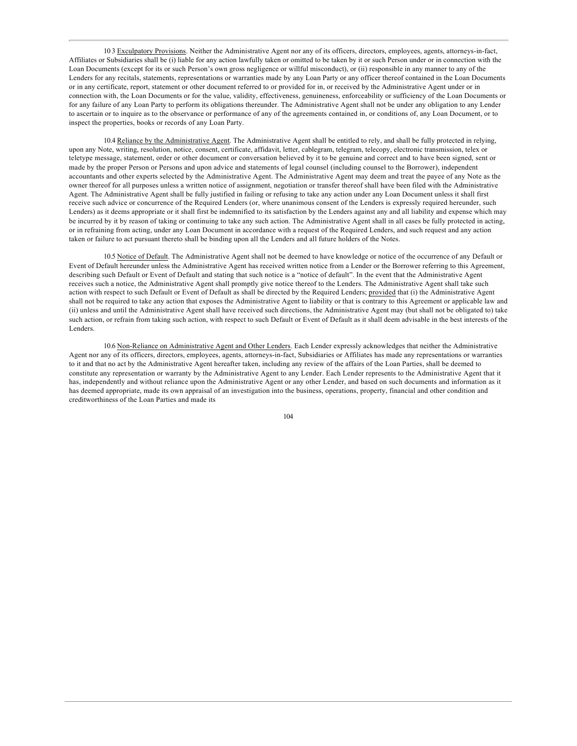10.3 Exculpatory Provisions. Neither the Administrative Agent nor any of its officers, directors, employees, agents, attorneys-in-fact, Affiliates or Subsidiaries shall be (i) liable for any action lawfully taken or omitted to be taken by it or such Person under or in connection with the Loan Documents (except for its or such Person's own gross negligence or willful misconduct), or (ii) responsible in any manner to any of the Lenders for any recitals, statements, representations or warranties made by any Loan Party or any officer thereof contained in the Loan Documents or in any certificate, report, statement or other document referred to or provided for in, or received by the Administrative Agent under or in connection with, the Loan Documents or for the value, validity, effectiveness, genuineness, enforceability or sufficiency of the Loan Documents or for any failure of any Loan Party to perform its obligations thereunder. The Administrative Agent shall not be under any obligation to any Lender to ascertain or to inquire as to the observance or performance of any of the agreements contained in, or conditions of, any Loan Document, or to inspect the properties, books or records of any Loan Party.

10.4 Reliance by the Administrative Agent. The Administrative Agent shall be entitled to rely, and shall be fully protected in relying, upon any Note, writing, resolution, notice, consent, certificate, affidavit, letter, cablegram, telegram, telecopy, electronic transmission, telex or teletype message, statement, order or other document or conversation believed by it to be genuine and correct and to have been signed, sent or made by the proper Person or Persons and upon advice and statements of legal counsel (including counsel to the Borrower), independent accountants and other experts selected by the Administrative Agent. The Administrative Agent may deem and treat the payee of any Note as the owner thereof for all purposes unless a written notice of assignment, negotiation or transfer thereof shall have been filed with the Administrative Agent. The Administrative Agent shall be fully justified in failing or refusing to take any action under any Loan Document unless it shall first receive such advice or concurrence of the Required Lenders (or, where unanimous consent of the Lenders is expressly required hereunder, such Lenders) as it deems appropriate or it shall first be indemnified to its satisfaction by the Lenders against any and all liability and expense which may be incurred by it by reason of taking or continuing to take any such action. The Administrative Agent shall in all cases be fully protected in acting, or in refraining from acting, under any Loan Document in accordance with a request of the Required Lenders, and such request and any action taken or failure to act pursuant thereto shall be binding upon all the Lenders and all future holders of the Notes.

10.5 Notice of Default. The Administrative Agent shall not be deemed to have knowledge or notice of the occurrence of any Default or Event of Default hereunder unless the Administrative Agent has received written notice from a Lender or the Borrower referring to this Agreement, describing such Default or Event of Default and stating that such notice is a "notice of default". In the event that the Administrative Agent receives such a notice, the Administrative Agent shall promptly give notice thereof to the Lenders. The Administrative Agent shall take such action with respect to such Default or Event of Default as shall be directed by the Required Lenders; provided that (i) the Administrative Agent shall not be required to take any action that exposes the Administrative Agent to liability or that is contrary to this Agreement or applicable law and (ii) unless and until the Administrative Agent shall have received such directions, the Administrative Agent may (but shall not be obligated to) take such action, or refrain from taking such action, with respect to such Default or Event of Default as it shall deem advisable in the best interests of the Lenders.

10.6 Non-Reliance on Administrative Agent and Other Lenders. Each Lender expressly acknowledges that neither the Administrative Agent nor any of its officers, directors, employees, agents, attorneys-in-fact, Subsidiaries or Affiliates has made any representations or warranties to it and that no act by the Administrative Agent hereafter taken, including any review of the affairs of the Loan Parties, shall be deemed to constitute any representation or warranty by the Administrative Agent to any Lender. Each Lender represents to the Administrative Agent that it has, independently and without reliance upon the Administrative Agent or any other Lender, and based on such documents and information as it has deemed appropriate, made its own appraisal of an investigation into the business, operations, property, financial and other condition and creditworthiness of the Loan Parties and made its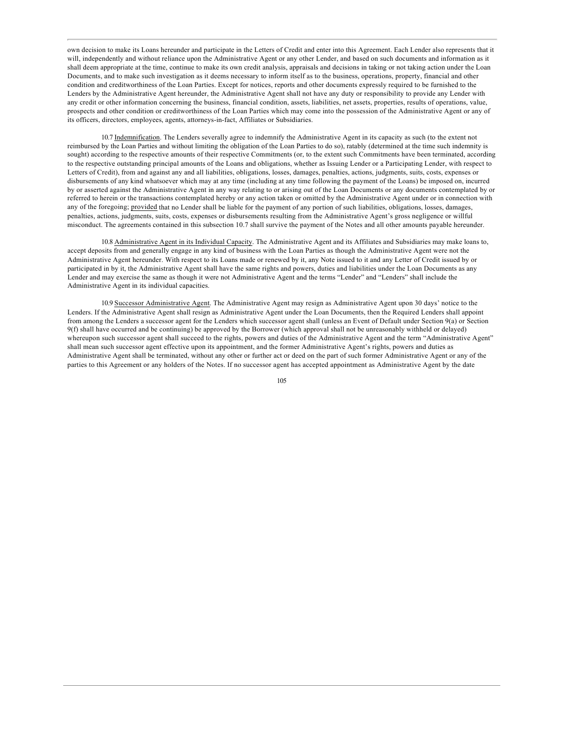own decision to make its Loans hereunder and participate in the Letters of Credit and enter into this Agreement. Each Lender also represents that it will, independently and without reliance upon the Administrative Agent or any other Lender, and based on such documents and information as it shall deem appropriate at the time, continue to make its own credit analysis, appraisals and decisions in taking or not taking action under the Loan Documents, and to make such investigation as it deems necessary to inform itself as to the business, operations, property, financial and other condition and creditworthiness of the Loan Parties. Except for notices, reports and other documents expressly required to be furnished to the Lenders by the Administrative Agent hereunder, the Administrative Agent shall not have any duty or responsibility to provide any Lender with any credit or other information concerning the business, financial condition, assets, liabilities, net assets, properties, results of operations, value, prospects and other condition or creditworthiness of the Loan Parties which may come into the possession of the Administrative Agent or any of its officers, directors, employees, agents, attorneys-in-fact, Affiliates or Subsidiaries.

10.7 Indemnification. The Lenders severally agree to indemnify the Administrative Agent in its capacity as such (to the extent not reimbursed by the Loan Parties and without limiting the obligation of the Loan Parties to do so), ratably (determined at the time such indemnity is sought) according to the respective amounts of their respective Commitments (or, to the extent such Commitments have been terminated, according to the respective outstanding principal amounts of the Loans and obligations, whether as Issuing Lender or a Participating Lender, with respect to Letters of Credit), from and against any and all liabilities, obligations, losses, damages, penalties, actions, judgments, suits, costs, expenses or disbursements of any kind whatsoever which may at any time (including at any time following the payment of the Loans) be imposed on, incurred by or asserted against the Administrative Agent in any way relating to or arising out of the Loan Documents or any documents contemplated by or referred to herein or the transactions contemplated hereby or any action taken or omitted by the Administrative Agent under or in connection with any of the foregoing; provided that no Lender shall be liable for the payment of any portion of such liabilities, obligations, losses, damages, penalties, actions, judgments, suits, costs, expenses or disbursements resulting from the Administrative Agent's gross negligence or willful misconduct. The agreements contained in this subsection 10.7 shall survive the payment of the Notes and all other amounts payable hereunder.

10.8 Administrative Agent in its Individual Capacity. The Administrative Agent and its Affiliates and Subsidiaries may make loans to, accept deposits from and generally engage in any kind of business with the Loan Parties as though the Administrative Agent were not the Administrative Agent hereunder. With respect to its Loans made or renewed by it, any Note issued to it and any Letter of Credit issued by or participated in by it, the Administrative Agent shall have the same rights and powers, duties and liabilities under the Loan Documents as any Lender and may exercise the same as though it were not Administrative Agent and the terms "Lender" and "Lenders" shall include the Administrative Agent in its individual capacities.

10.9 Successor Administrative Agent. The Administrative Agent may resign as Administrative Agent upon 30 days' notice to the Lenders. If the Administrative Agent shall resign as Administrative Agent under the Loan Documents, then the Required Lenders shall appoint from among the Lenders a successor agent for the Lenders which successor agent shall (unless an Event of Default under Section 9(a) or Section 9(f) shall have occurred and be continuing) be approved by the Borrower (which approval shall not be unreasonably withheld or delayed) whereupon such successor agent shall succeed to the rights, powers and duties of the Administrative Agent and the term "Administrative Agent" shall mean such successor agent effective upon its appointment, and the former Administrative Agent's rights, powers and duties as Administrative Agent shall be terminated, without any other or further act or deed on the part of such former Administrative Agent or any of the parties to this Agreement or any holders of the Notes. If no successor agent has accepted appointment as Administrative Agent by the date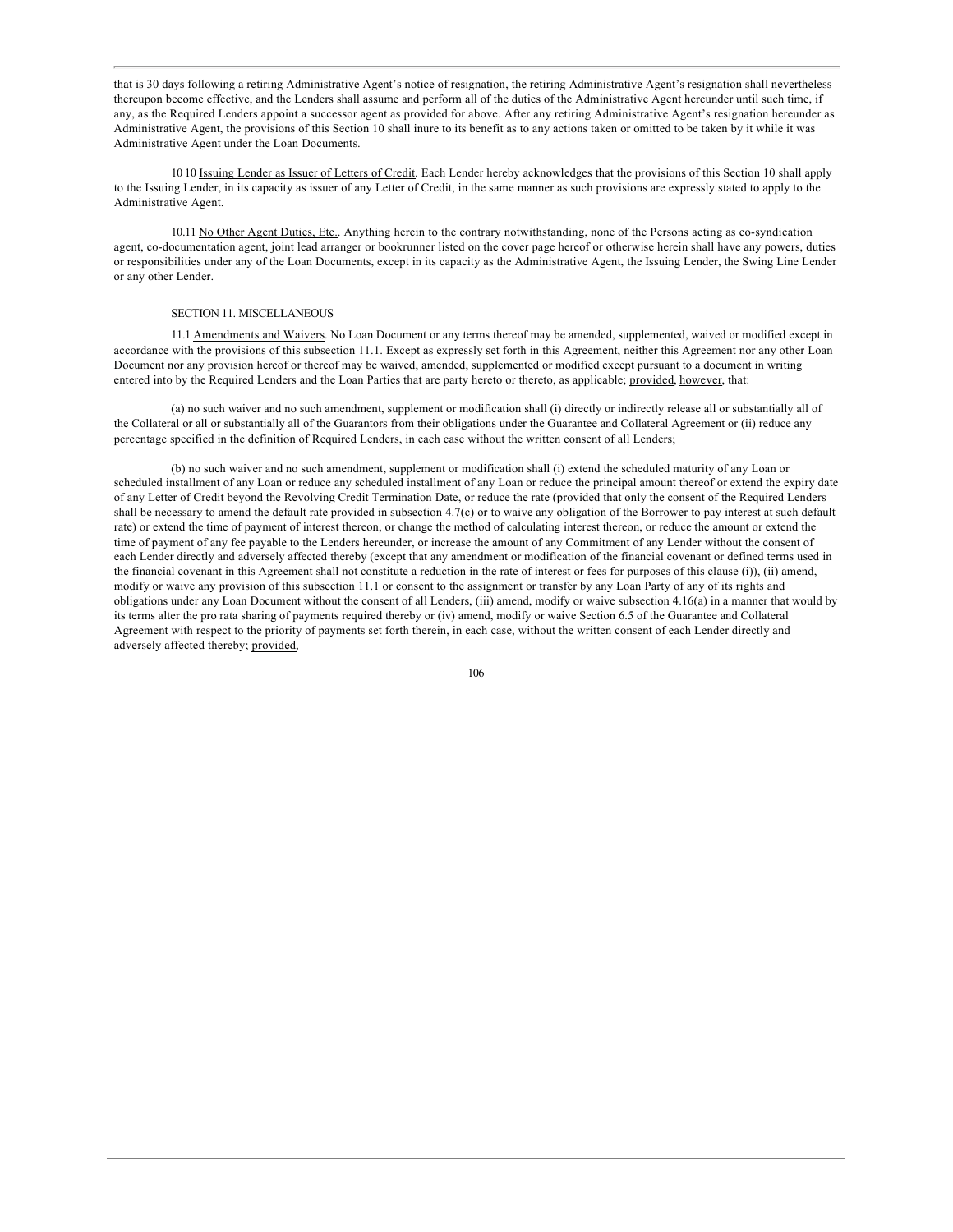that is 30 days following a retiring Administrative Agent's notice of resignation, the retiring Administrative Agent's resignation shall nevertheless thereupon become effective, and the Lenders shall assume and perform all of the duties of the Administrative Agent hereunder until such time, if any, as the Required Lenders appoint a successor agent as provided for above. After any retiring Administrative Agent's resignation hereunder as Administrative Agent, the provisions of this Section 10 shall inure to its benefit as to any actions taken or omitted to be taken by it while it was Administrative Agent under the Loan Documents.

10.10 Issuing Lender as Issuer of Letters of Credit. Each Lender hereby acknowledges that the provisions of this Section 10 shall apply to the Issuing Lender, in its capacity as issuer of any Letter of Credit, in the same manner as such provisions are expressly stated to apply to the Administrative Agent.

10.11 No Other Agent Duties, Etc.. Anything herein to the contrary notwithstanding, none of the Persons acting as co-syndication agent, co-documentation agent, joint lead arranger or bookrunner listed on the cover page hereof or otherwise herein shall have any powers, duties or responsibilities under any of the Loan Documents, except in its capacity as the Administrative Agent, the Issuing Lender, the Swing Line Lender or any other Lender.

## SECTION 11. MISCELLANEOUS

11.1 Amendments and Waivers. No Loan Document or any terms thereof may be amended, supplemented, waived or modified except in accordance with the provisions of this subsection 11.1. Except as expressly set forth in this Agreement, neither this Agreement nor any other Loan Document nor any provision hereof or thereof may be waived, amended, supplemented or modified except pursuant to a document in writing entered into by the Required Lenders and the Loan Parties that are party hereto or thereto, as applicable; provided, however, that:

(a) no such waiver and no such amendment, supplement or modification shall (i) directly or indirectly release all or substantially all of the Collateral or all or substantially all of the Guarantors from their obligations under the Guarantee and Collateral Agreement or (ii) reduce any percentage specified in the definition of Required Lenders, in each case without the written consent of all Lenders;

(b) no such waiver and no such amendment, supplement or modification shall (i) extend the scheduled maturity of any Loan or scheduled installment of any Loan or reduce any scheduled installment of any Loan or reduce the principal amount thereof or extend the expiry date of any Letter of Credit beyond the Revolving Credit Termination Date, or reduce the rate (provided that only the consent of the Required Lenders shall be necessary to amend the default rate provided in subsection 4.7(c) or to waive any obligation of the Borrower to pay interest at such default rate) or extend the time of payment of interest thereon, or change the method of calculating interest thereon, or reduce the amount or extend the time of payment of any fee payable to the Lenders hereunder, or increase the amount of any Commitment of any Lender without the consent of each Lender directly and adversely affected thereby (except that any amendment or modification of the financial covenant or defined terms used in the financial covenant in this Agreement shall not constitute a reduction in the rate of interest or fees for purposes of this clause (i)), (ii) amend, modify or waive any provision of this subsection 11.1 or consent to the assignment or transfer by any Loan Party of any of its rights and obligations under any Loan Document without the consent of all Lenders, (iii) amend, modify or waive subsection 4.16(a) in a manner that would by its terms alter the pro rata sharing of payments required thereby or (iv) amend, modify or waive Section 6.5 of the Guarantee and Collateral Agreement with respect to the priority of payments set forth therein, in each case, without the written consent of each Lender directly and adversely affected thereby; provided,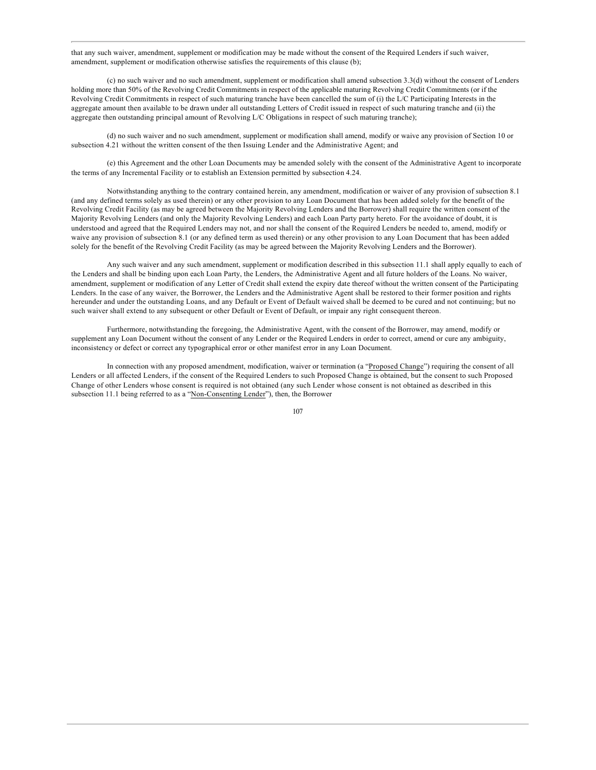that any such waiver, amendment, supplement or modification may be made without the consent of the Required Lenders if such waiver, amendment, supplement or modification otherwise satisfies the requirements of this clause (b);

(c) no such waiver and no such amendment, supplement or modification shall amend subsection 3.3(d) without the consent of Lenders holding more than 50% of the Revolving Credit Commitments in respect of the applicable maturing Revolving Credit Commitments (or if the Revolving Credit Commitments in respect of such maturing tranche have been cancelled the sum of (i) the L/C Participating Interests in the aggregate amount then available to be drawn under all outstanding Letters of Credit issued in respect of such maturing tranche and (ii) the aggregate then outstanding principal amount of Revolving L/C Obligations in respect of such maturing tranche);

(d) no such waiver and no such amendment, supplement or modification shall amend, modify or waive any provision of Section 10 or subsection 4.21 without the written consent of the then Issuing Lender and the Administrative Agent; and

(e) this Agreement and the other Loan Documents may be amended solely with the consent of the Administrative Agent to incorporate the terms of any Incremental Facility or to establish an Extension permitted by subsection 4.24.

Notwithstanding anything to the contrary contained herein, any amendment, modification or waiver of any provision of subsection 8.1 (and any defined terms solely as used therein) or any other provision to any Loan Document that has been added solely for the benefit of the Revolving Credit Facility (as may be agreed between the Majority Revolving Lenders and the Borrower) shall require the written consent of the Majority Revolving Lenders (and only the Majority Revolving Lenders) and each Loan Party party hereto. For the avoidance of doubt, it is understood and agreed that the Required Lenders may not, and nor shall the consent of the Required Lenders be needed to, amend, modify or waive any provision of subsection 8.1 (or any defined term as used therein) or any other provision to any Loan Document that has been added solely for the benefit of the Revolving Credit Facility (as may be agreed between the Majority Revolving Lenders and the Borrower).

Any such waiver and any such amendment, supplement or modification described in this subsection 11.1 shall apply equally to each of the Lenders and shall be binding upon each Loan Party, the Lenders, the Administrative Agent and all future holders of the Loans. No waiver, amendment, supplement or modification of any Letter of Credit shall extend the expiry date thereof without the written consent of the Participating Lenders. In the case of any waiver, the Borrower, the Lenders and the Administrative Agent shall be restored to their former position and rights hereunder and under the outstanding Loans, and any Default or Event of Default waived shall be deemed to be cured and not continuing; but no such waiver shall extend to any subsequent or other Default or Event of Default, or impair any right consequent thereon.

Furthermore, notwithstanding the foregoing, the Administrative Agent, with the consent of the Borrower, may amend, modify or supplement any Loan Document without the consent of any Lender or the Required Lenders in order to correct, amend or cure any ambiguity, inconsistency or defect or correct any typographical error or other manifest error in any Loan Document.

In connection with any proposed amendment, modification, waiver or termination (a "Proposed Change") requiring the consent of all Lenders or all affected Lenders, if the consent of the Required Lenders to such Proposed Change is obtained, but the consent to such Proposed Change of other Lenders whose consent is required is not obtained (any such Lender whose consent is not obtained as described in this subsection 11.1 being referred to as a "Non-Consenting Lender"), then, the Borrower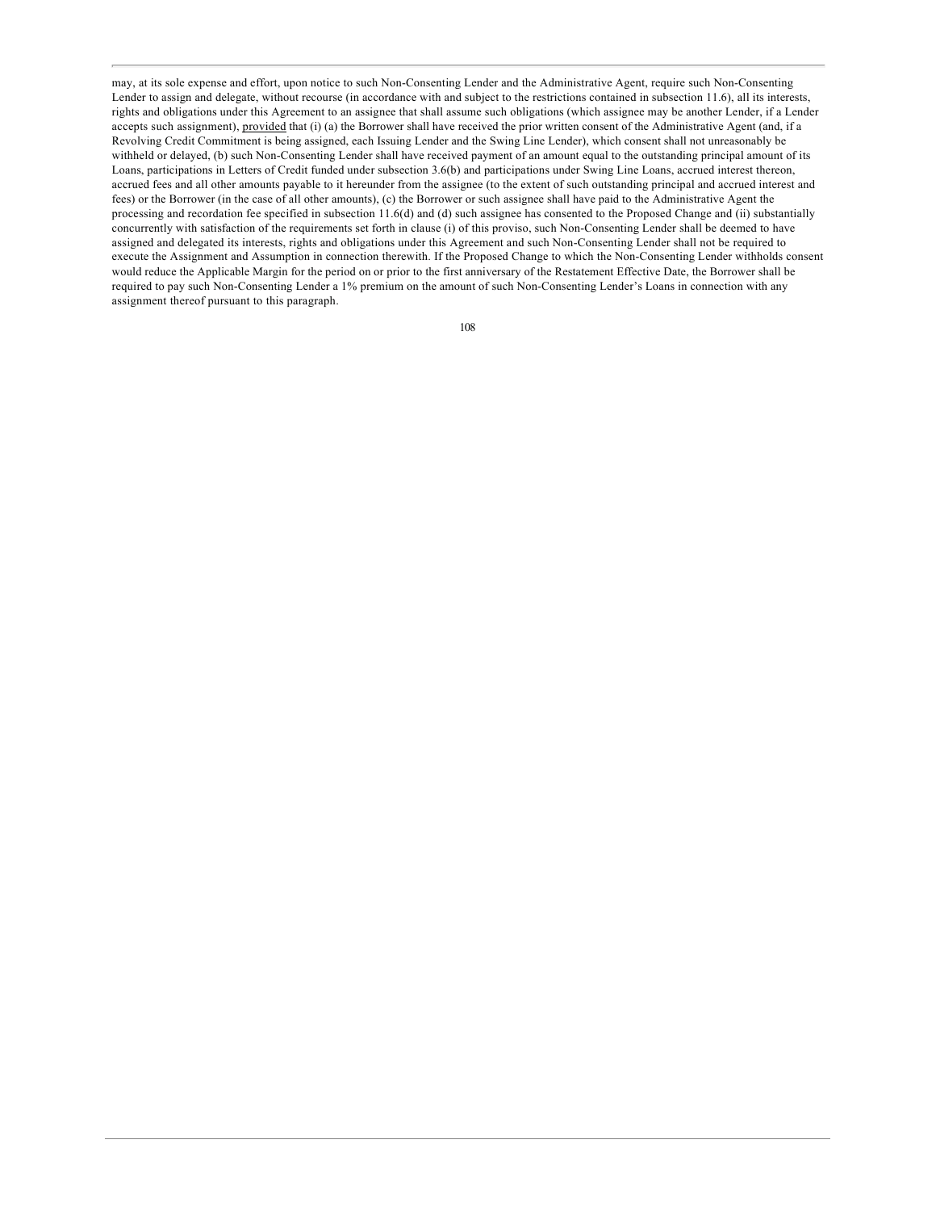may, at its sole expense and effort, upon notice to such Non-Consenting Lender and the Administrative Agent, require such Non-Consenting Lender to assign and delegate, without recourse (in accordance with and subject to the restrictions contained in subsection 11.6), all its interests, rights and obligations under this Agreement to an assignee that shall assume such obligations (which assignee may be another Lender, if a Lender accepts such assignment), provided that (i) (a) the Borrower shall have received the prior written consent of the Administrative Agent (and, if a Revolving Credit Commitment is being assigned, each Issuing Lender and the Swing Line Lender), which consent shall not unreasonably be withheld or delayed, (b) such Non-Consenting Lender shall have received payment of an amount equal to the outstanding principal amount of its Loans, participations in Letters of Credit funded under subsection 3.6(b) and participations under Swing Line Loans, accrued interest thereon, accrued fees and all other amounts payable to it hereunder from the assignee (to the extent of such outstanding principal and accrued interest and fees) or the Borrower (in the case of all other amounts), (c) the Borrower or such assignee shall have paid to the Administrative Agent the processing and recordation fee specified in subsection 11.6(d) and (d) such assignee has consented to the Proposed Change and (ii) substantially concurrently with satisfaction of the requirements set forth in clause (i) of this proviso, such Non-Consenting Lender shall be deemed to have assigned and delegated its interests, rights and obligations under this Agreement and such Non-Consenting Lender shall not be required to execute the Assignment and Assumption in connection therewith. If the Proposed Change to which the Non-Consenting Lender withholds consent would reduce the Applicable Margin for the period on or prior to the first anniversary of the Restatement Effective Date, the Borrower shall be required to pay such Non-Consenting Lender a 1% premium on the amount of such Non-Consenting Lender's Loans in connection with any assignment thereof pursuant to this paragraph.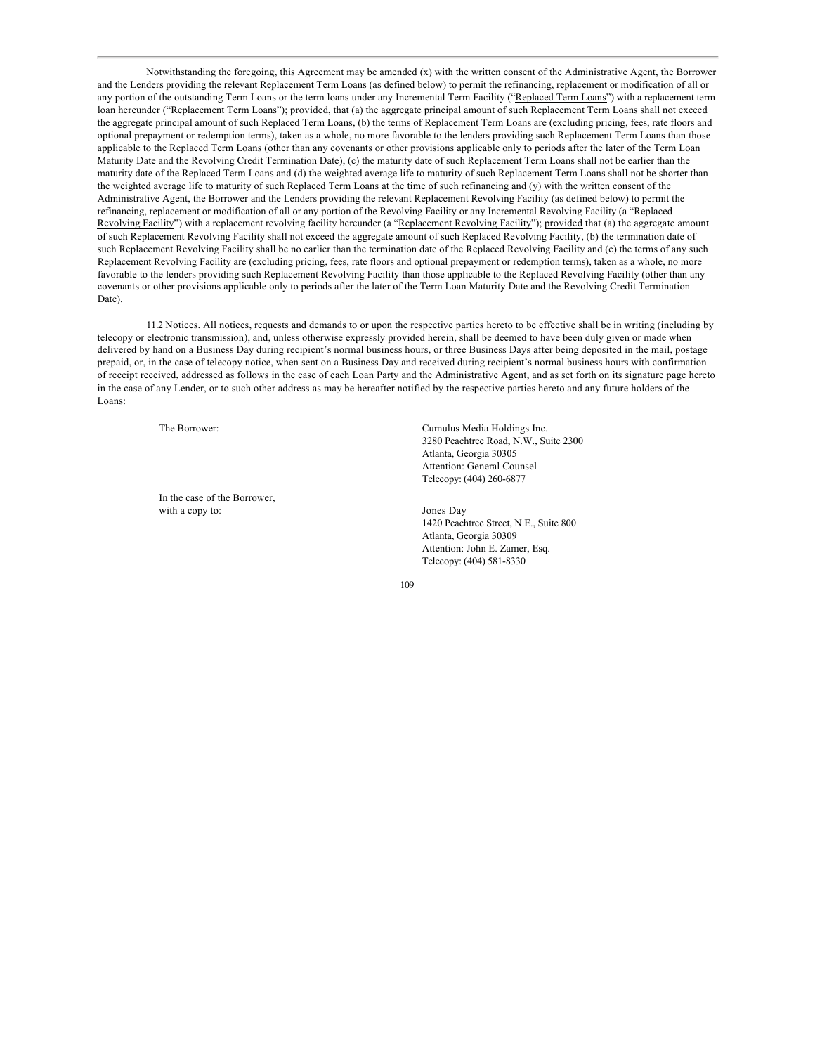Notwithstanding the foregoing, this Agreement may be amended (x) with the written consent of the Administrative Agent, the Borrower and the Lenders providing the relevant Replacement Term Loans (as defined below) to permit the refinancing, replacement or modification of all or any portion of the outstanding Term Loans or the term loans under any Incremental Term Facility ("Replaced Term Loans") with a replacement term loan hereunder ("Replacement Term Loans"); provided, that (a) the aggregate principal amount of such Replacement Term Loans shall not exceed the aggregate principal amount of such Replaced Term Loans, (b) the terms of Replacement Term Loans are (excluding pricing, fees, rate floors and optional prepayment or redemption terms), taken as a whole, no more favorable to the lenders providing such Replacement Term Loans than those applicable to the Replaced Term Loans (other than any covenants or other provisions applicable only to periods after the later of the Term Loan Maturity Date and the Revolving Credit Termination Date), (c) the maturity date of such Replacement Term Loans shall not be earlier than the maturity date of the Replaced Term Loans and (d) the weighted average life to maturity of such Replacement Term Loans shall not be shorter than the weighted average life to maturity of such Replaced Term Loans at the time of such refinancing and (y) with the written consent of the Administrative Agent, the Borrower and the Lenders providing the relevant Replacement Revolving Facility (as defined below) to permit the refinancing, replacement or modification of all or any portion of the Revolving Facility or any Incremental Revolving Facility (a "Replaced Revolving Facility") with a replacement revolving facility hereunder (a "Replacement Revolving Facility"); provided that (a) the aggregate amount of such Replacement Revolving Facility shall not exceed the aggregate amount of such Replaced Revolving Facility, (b) the termination date of such Replacement Revolving Facility shall be no earlier than the termination date of the Replaced Revolving Facility and (c) the terms of any such Replacement Revolving Facility are (excluding pricing, fees, rate floors and optional prepayment or redemption terms), taken as a whole, no more favorable to the lenders providing such Replacement Revolving Facility than those applicable to the Replaced Revolving Facility (other than any covenants or other provisions applicable only to periods after the later of the Term Loan Maturity Date and the Revolving Credit Termination Date).

11.2 Notices. All notices, requests and demands to or upon the respective parties hereto to be effective shall be in writing (including by telecopy or electronic transmission), and, unless otherwise expressly provided herein, shall be deemed to have been duly given or made when delivered by hand on a Business Day during recipient's normal business hours, or three Business Days after being deposited in the mail, postage prepaid, or, in the case of telecopy notice, when sent on a Business Day and received during recipient's normal business hours with confirmation of receipt received, addressed as follows in the case of each Loan Party and the Administrative Agent, and as set forth on its signature page hereto in the case of any Lender, or to such other address as may be hereafter notified by the respective parties hereto and any future holders of the Loans:

| | |
|---|---|
| The Borrower: | Cumulus Media Holdings Inc.<br>3280 Peachtree Road, N.W., Suite 2300<br>Atlanta, Georgia 30305<br>Attention: General Counsel<br>Telecopy: (404) 260-6877 |
| In the case of the Borrower, with a copy to: | Jones Day<br>1420 Peachtree Street, N.E., Suite 800<br>Atlanta, Georgia 30309<br>Attention: John E. Zamer, Esq.<br>Telecopy: (404) 581-8330 |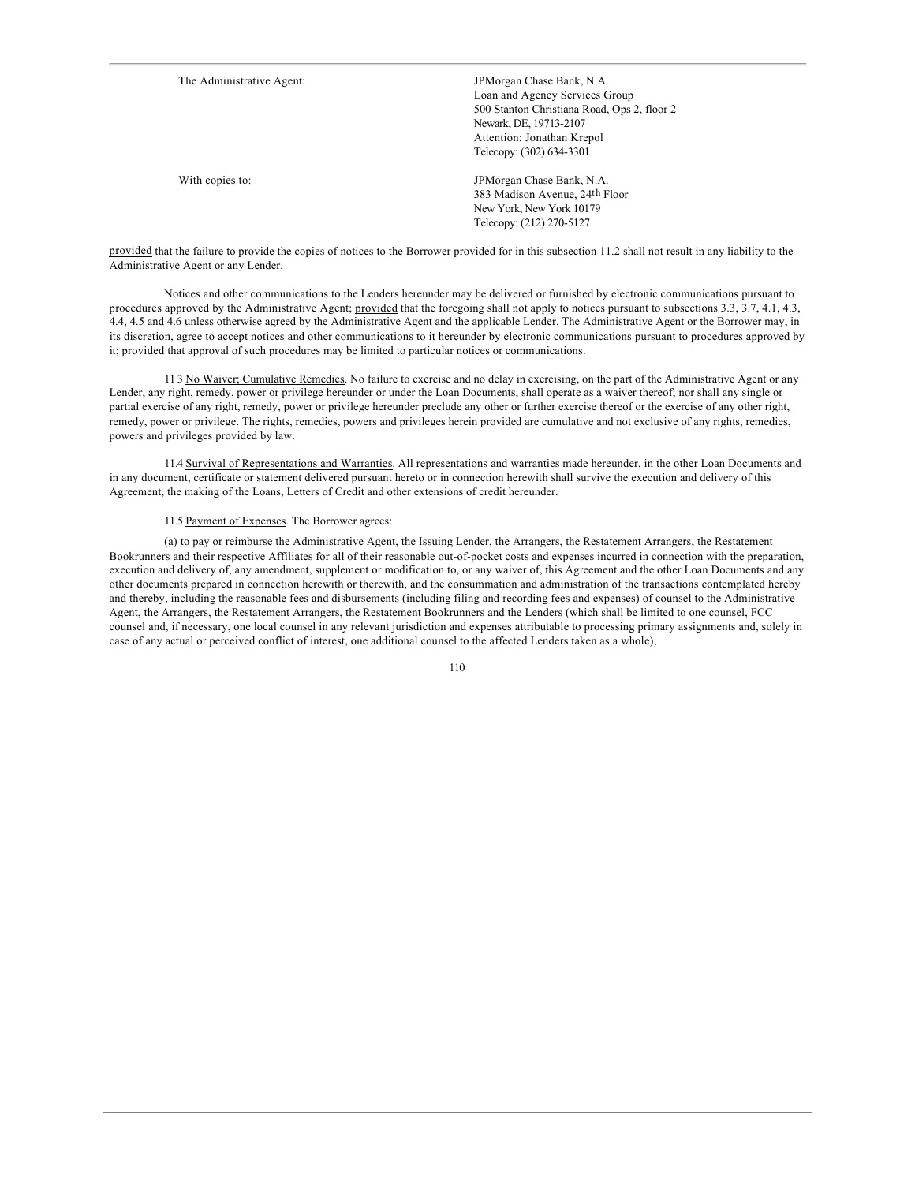| | |
|---|---|
| The Administrative Agent: | JPMorgan Chase Bank, N.A.<br>Loan and Agency Services Group<br>500 Stanton Christiana Road, Ops 2, floor 2<br>Newark, DE, 19713-2107<br>Attention: Jonathan Krepol<br>Telecopy: (302) 634-3301 |
| With copies to: | JPMorgan Chase Bank, N.A.<br>383 Madison Avenue, 24th Floor<br>New York, New York 10179<br>Telecopy: (212) 270-5127 |

provided that the failure to provide the copies of notices to the Borrower provided for in this subsection 11.2 shall not result in any liability to the Administrative Agent or any Lender.

Notices and other communications to the Lenders hereunder may be delivered or furnished by electronic communications pursuant to procedures approved by the Administrative Agent; provided that the foregoing shall not apply to notices pursuant to subsections 3.3, 3.7, 4.1, 4.3, 4.4, 4.5 and 4.6 unless otherwise agreed by the Administrative Agent and the applicable Lender. The Administrative Agent or the Borrower may, in its discretion, agree to accept notices and other communications to it hereunder by electronic communications pursuant to procedures approved by it; provided that approval of such procedures may be limited to particular notices or communications.

11 3 No Waiver; Cumulative Remedies. No failure to exercise and no delay in exercising, on the part of the Administrative Agent or any Lender, any right, remedy, power or privilege hereunder or under the Loan Documents, shall operate as a waiver thereof; nor shall any single or partial exercise of any right, remedy, power or privilege hereunder preclude any other or further exercise thereof or the exercise of any other right, remedy, power or privilege. The rights, remedies, powers and privileges herein provided are cumulative and not exclusive of any rights, remedies, powers and privileges provided by law.

11.4 Survival of Representations and Warranties. All representations and warranties made hereunder, in the other Loan Documents and in any document, certificate or statement delivered pursuant hereto or in connection herewith shall survive the execution and delivery of this Agreement, the making of the Loans, Letters of Credit and other extensions of credit hereunder.

11.5 Payment of Expenses. The Borrower agrees:

(a) to pay or reimburse the Administrative Agent, the Issuing Lender, the Arrangers, the Restatement Arrangers, the Restatement Bookrunners and their respective Affiliates for all of their reasonable out-of-pocket costs and expenses incurred in connection with the preparation, execution and delivery of, any amendment, supplement or modification to, or any waiver of, this Agreement and the other Loan Documents and any other documents prepared in connection herewith or therewith, and the consummation and administration of the transactions contemplated hereby and thereby, including the reasonable fees and disbursements (including filing and recording fees and expenses) of counsel to the Administrative Agent, the Arrangers, the Restatement Arrangers, the Restatement Bookrunners and the Lenders (which shall be limited to one counsel, FCC counsel and, if necessary, one local counsel in any relevant jurisdiction and expenses attributable to processing primary assignments and, solely in case of any actual or perceived conflict of interest, one additional counsel to the affected Lenders taken as a whole);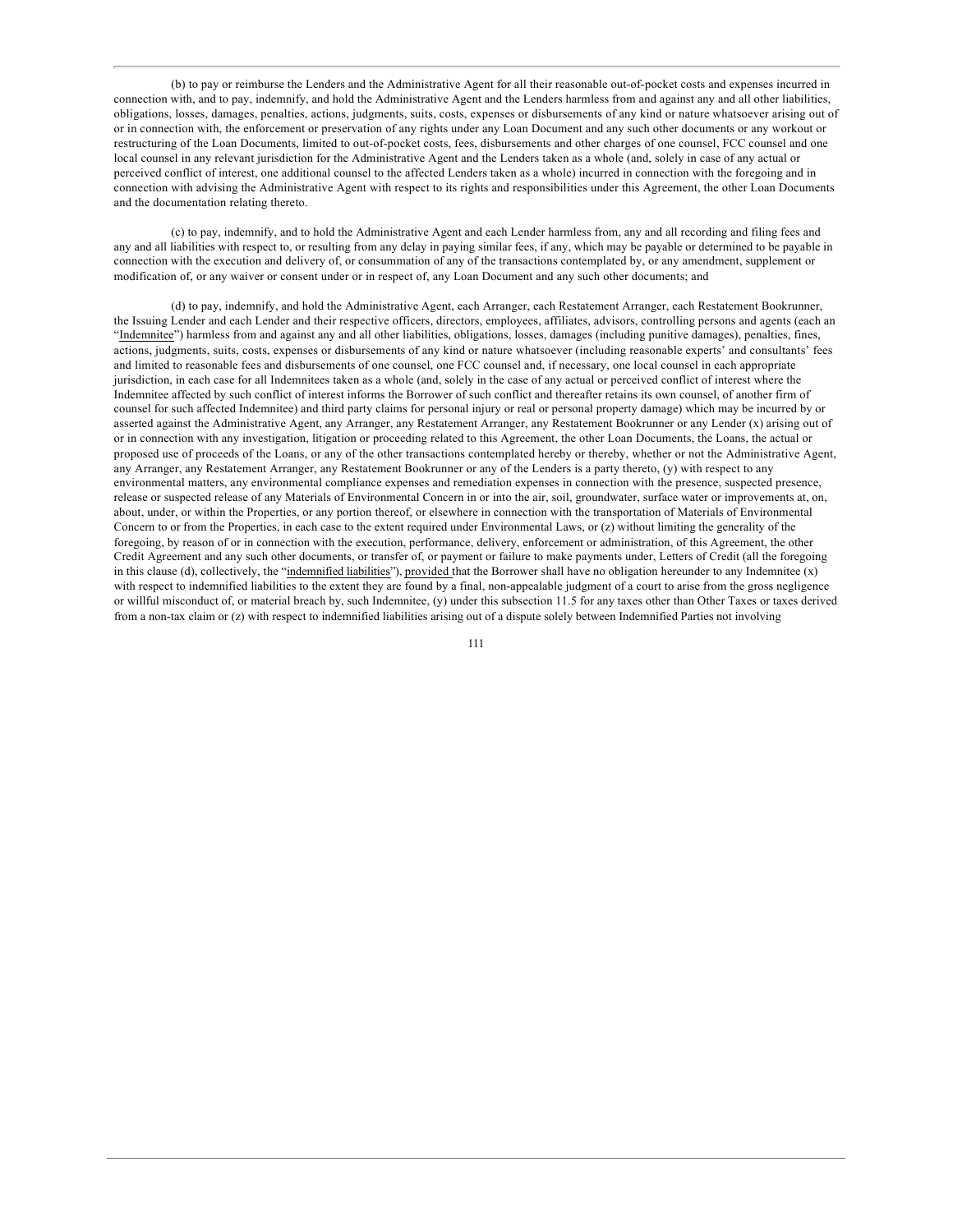(b) to pay or reimburse the Lenders and the Administrative Agent for all their reasonable out-of-pocket costs and expenses incurred in connection with, and to pay, indemnify, and hold the Administrative Agent and the Lenders harmless from and against any and all other liabilities, obligations, losses, damages, penalties, actions, judgments, suits, costs, expenses or disbursements of any kind or nature whatsoever arising out of or in connection with, the enforcement or preservation of any rights under any Loan Document and any such other documents or any workout or restructuring of the Loan Documents, limited to out-of-pocket costs, fees, disbursements and other charges of one counsel, FCC counsel and one local counsel in any relevant jurisdiction for the Administrative Agent and the Lenders taken as a whole (and, solely in case of any actual or perceived conflict of interest, one additional counsel to the affected Lenders taken as a whole) incurred in connection with the foregoing and in connection with advising the Administrative Agent with respect to its rights and responsibilities under this Agreement, the other Loan Documents and the documentation relating thereto.

(c) to pay, indemnify, and to hold the Administrative Agent and each Lender harmless from, any and all recording and filing fees and any and all liabilities with respect to, or resulting from any delay in paying similar fees, if any, which may be payable or determined to be payable in connection with the execution and delivery of, or consummation of any of the transactions contemplated by, or any amendment, supplement or modification of, or any waiver or consent under or in respect of, any Loan Document and any such other documents; and

(d) to pay, indemnify, and hold the Administrative Agent, each Arranger, each Restatement Arranger, each Restatement Bookrunner, the Issuing Lender and each Lender and their respective officers, directors, employees, affiliates, advisors, controlling persons and agents (each an "Indemnitee") harmless from and against any and all other liabilities, obligations, losses, damages (including punitive damages), penalties, fines, actions, judgments, suits, costs, expenses or disbursements of any kind or nature whatsoever (including reasonable experts' and consultants' fees and limited to reasonable fees and disbursements of one counsel, one FCC counsel and, if necessary, one local counsel in each appropriate jurisdiction, in each case for all Indemnitees taken as a whole (and, solely in the case of any actual or perceived conflict of interest where the Indemnitee affected by such conflict of interest informs the Borrower of such conflict and thereafter retains its own counsel, of another firm of counsel for such affected Indemnitee) and third party claims for personal injury or real or personal property damage) which may be incurred by or asserted against the Administrative Agent, any Arranger, any Restatement Arranger, any Restatement Bookrunner or any Lender (x) arising out of or in connection with any investigation, litigation or proceeding related to this Agreement, the other Loan Documents, the Loans, the actual or proposed use of proceeds of the Loans, or any of the other transactions contemplated hereby or thereby, whether or not the Administrative Agent, any Arranger, any Restatement Arranger, any Restatement Bookrunner or any of the Lenders is a party thereto, (y) with respect to any environmental matters, any environmental compliance expenses and remediation expenses in connection with the presence, suspected presence, release or suspected release of any Materials of Environmental Concern in or into the air, soil, groundwater, surface water or improvements at, on, about, under, or within the Properties, or any portion thereof, or elsewhere in connection with the transportation of Materials of Environmental Concern to or from the Properties, in each case to the extent required under Environmental Laws, or (z) without limiting the generality of the foregoing, by reason of or in connection with the execution, performance, delivery, enforcement or administration, of this Agreement, the other Credit Agreement and any such other documents, or transfer of, or payment or failure to make payments under, Letters of Credit (all the foregoing in this clause (d), collectively, the "indemnified liabilities"), provided that the Borrower shall have no obligation hereunder to any Indemnitee (x) with respect to indemnified liabilities to the extent they are found by a final, non-appealable judgment of a court to arise from the gross negligence or willful misconduct of, or material breach by, such Indemnitee, (y) under this subsection 11.5 for any taxes other than Other Taxes or taxes derived from a non-tax claim or (z) with respect to indemnified liabilities arising out of a dispute solely between Indemnified Parties not involving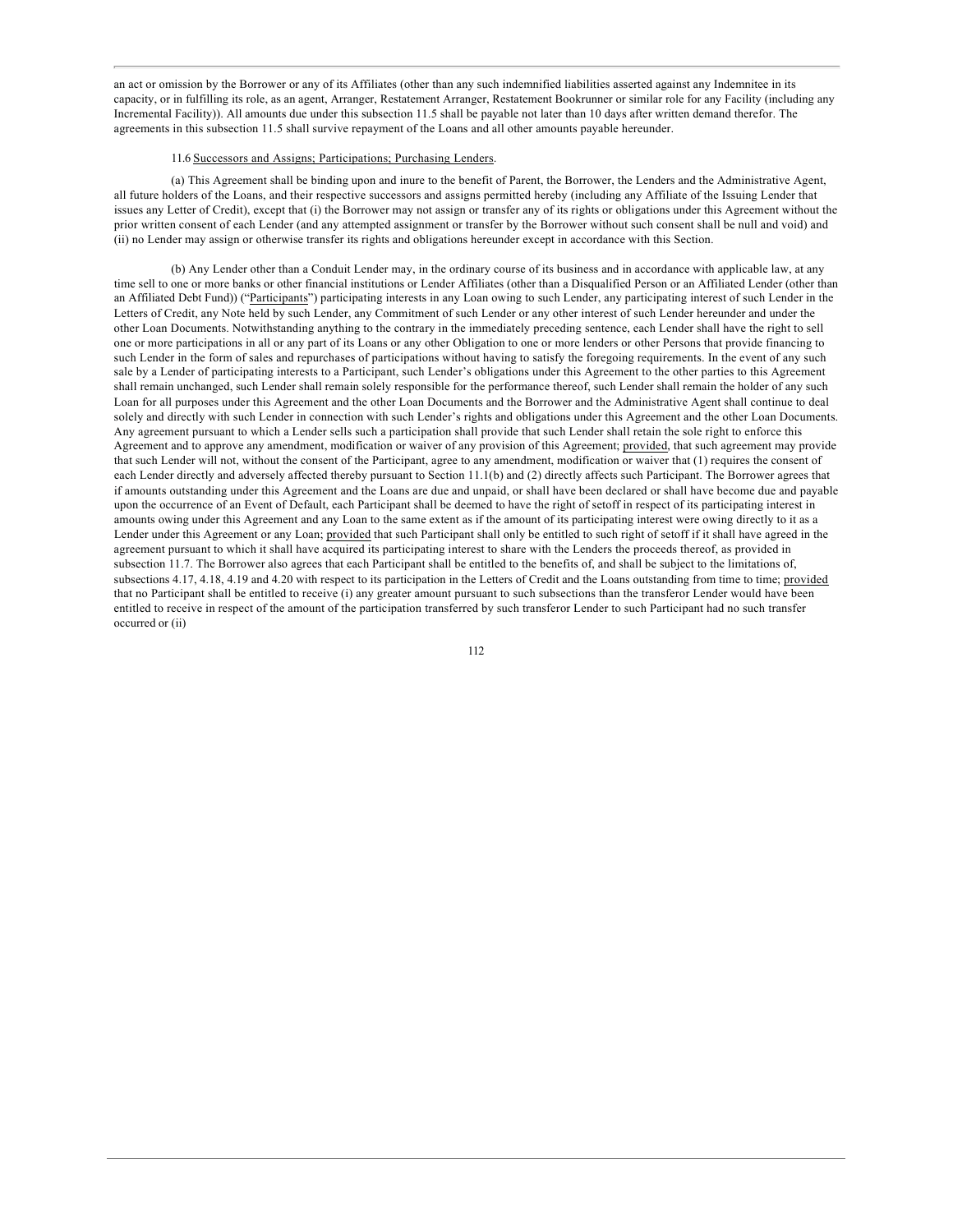an act or omission by the Borrower or any of its Affiliates (other than any such indemnified liabilities asserted against any Indemnitee in its capacity, or in fulfilling its role, as an agent, Arranger, Restatement Arranger, Restatement Bookrunner or similar role for any Facility (including any Incremental Facility)). All amounts due under this subsection 11.5 shall be payable not later than 10 days after written demand therefor. The agreements in this subsection 11.5 shall survive repayment of the Loans and all other amounts payable hereunder.

11.6 Successors and Assigns; Participations; Purchasing Lenders.

(a) This Agreement shall be binding upon and inure to the benefit of Parent, the Borrower, the Lenders and the Administrative Agent, all future holders of the Loans, and their respective successors and assigns permitted hereby (including any Affiliate of the Issuing Lender that issues any Letter of Credit), except that (i) the Borrower may not assign or transfer any of its rights or obligations under this Agreement without the prior written consent of each Lender (and any attempted assignment or transfer by the Borrower without such consent shall be null and void) and (ii) no Lender may assign or otherwise transfer its rights and obligations hereunder except in accordance with this Section.

(b) Any Lender other than a Conduit Lender may, in the ordinary course of its business and in accordance with applicable law, at any time sell to one or more banks or other financial institutions or Lender Affiliates (other than a Disqualified Person or an Affiliated Lender (other than an Affiliated Debt Fund)) ("Participants") participating interests in any Loan owing to such Lender, any participating interest of such Lender in the Letters of Credit, any Note held by such Lender, any Commitment of such Lender or any other interest of such Lender hereunder and under the other Loan Documents. Notwithstanding anything to the contrary in the immediately preceding sentence, each Lender shall have the right to sell one or more participations in all or any part of its Loans or any other Obligation to one or more lenders or other Persons that provide financing to such Lender in the form of sales and repurchases of participations without having to satisfy the foregoing requirements. In the event of any such sale by a Lender of participating interests to a Participant, such Lender's obligations under this Agreement to the other parties to this Agreement shall remain unchanged, such Lender shall remain solely responsible for the performance thereof, such Lender shall remain the holder of any such Loan for all purposes under this Agreement and the other Loan Documents and the Borrower and the Administrative Agent shall continue to deal solely and directly with such Lender in connection with such Lender's rights and obligations under this Agreement and the other Loan Documents. Any agreement pursuant to which a Lender sells such a participation shall provide that such Lender shall retain the sole right to enforce this Agreement and to approve any amendment, modification or waiver of any provision of this Agreement; provided, that such agreement may provide that such Lender will not, without the consent of the Participant, agree to any amendment, modification or waiver that (1) requires the consent of each Lender directly and adversely affected thereby pursuant to Section 11.1(b) and (2) directly affects such Participant. The Borrower agrees that if amounts outstanding under this Agreement and the Loans are due and unpaid, or shall have been declared or shall have become due and payable upon the occurrence of an Event of Default, each Participant shall be deemed to have the right of setoff in respect of its participating interest in amounts owing under this Agreement and any Loan to the same extent as if the amount of its participating interest were owing directly to it as a Lender under this Agreement or any Loan; provided that such Participant shall only be entitled to such right of setoff if it shall have agreed in the agreement pursuant to which it shall have acquired its participating interest to share with the Lenders the proceeds thereof, as provided in subsection 11.7. The Borrower also agrees that each Participant shall be entitled to the benefits of, and shall be subject to the limitations of, subsections 4.17, 4.18, 4.19 and 4.20 with respect to its participation in the Letters of Credit and the Loans outstanding from time to time; provided that no Participant shall be entitled to receive (i) any greater amount pursuant to such subsections than the transferor Lender would have been entitled to receive in respect of the amount of the participation transferred by such transferor Lender to such Participant had no such transfer occurred or (ii)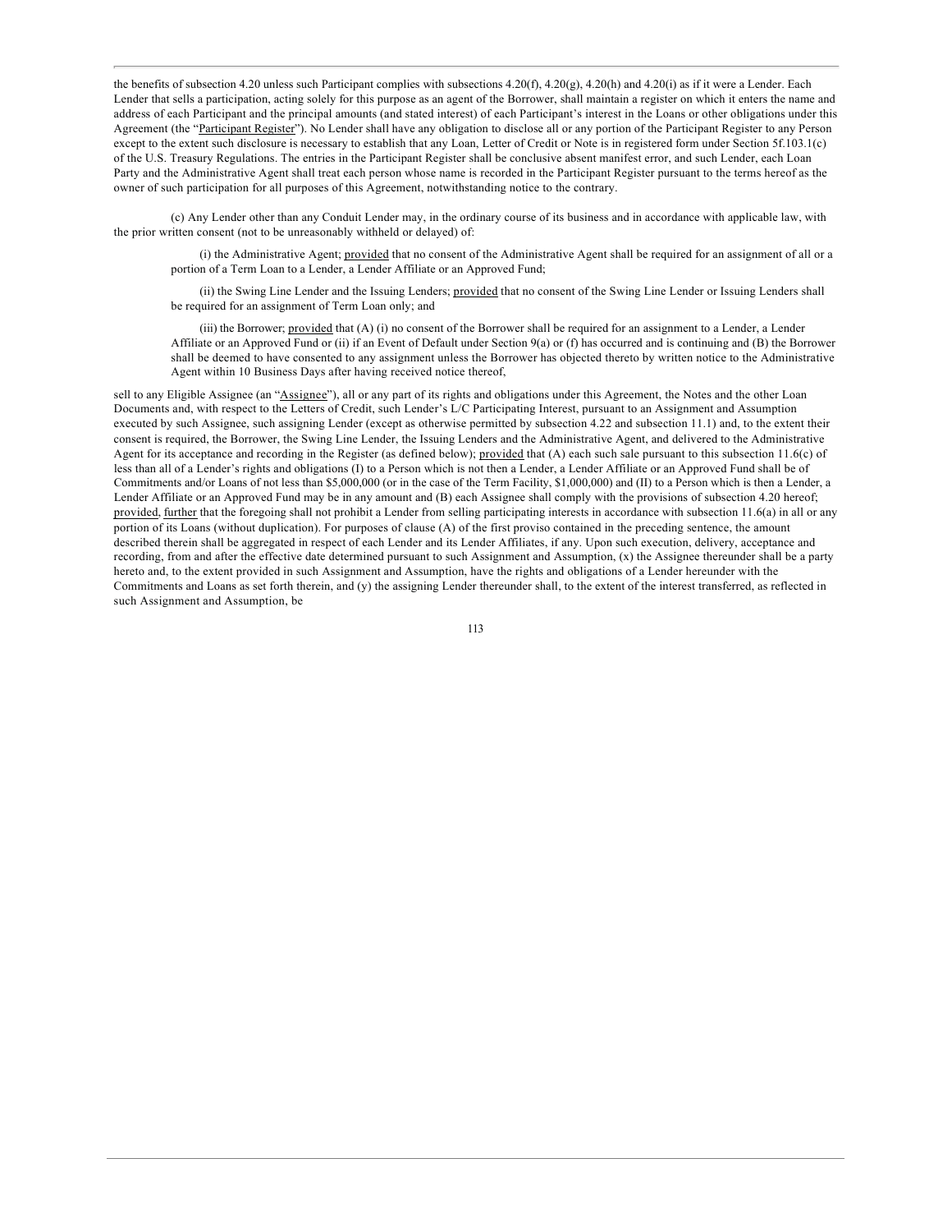the benefits of subsection 4.20 unless such Participant complies with subsections 4.20(f), 4.20(g), 4.20(h) and 4.20(i) as if it were a Lender. Each Lender that sells a participation, acting solely for this purpose as an agent of the Borrower, shall maintain a register on which it enters the name and address of each Participant and the principal amounts (and stated interest) of each Participant's interest in the Loans or other obligations under this Agreement (the "Participant Register"). No Lender shall have any obligation to disclose all or any portion of the Participant Register to any Person except to the extent such disclosure is necessary to establish that any Loan, Letter of Credit or Note is in registered form under Section 5f.103.1(c) of the U.S. Treasury Regulations. The entries in the Participant Register shall be conclusive absent manifest error, and such Lender, each Loan Party and the Administrative Agent shall treat each person whose name is recorded in the Participant Register pursuant to the terms hereof as the owner of such participation for all purposes of this Agreement, notwithstanding notice to the contrary.

(c) Any Lender other than any Conduit Lender may, in the ordinary course of its business and in accordance with applicable law, with the prior written consent (not to be unreasonably withheld or delayed) of:

(i) the Administrative Agent; provided that no consent of the Administrative Agent shall be required for an assignment of all or a portion of a Term Loan to a Lender, a Lender Affiliate or an Approved Fund;

(ii) the Swing Line Lender and the Issuing Lenders; provided that no consent of the Swing Line Lender or Issuing Lenders shall be required for an assignment of Term Loan only; and

(iii) the Borrower; provided that (A) (i) no consent of the Borrower shall be required for an assignment to a Lender, a Lender Affiliate or an Approved Fund or (ii) if an Event of Default under Section 9(a) or (f) has occurred and is continuing and (B) the Borrower shall be deemed to have consented to any assignment unless the Borrower has objected thereto by written notice to the Administrative Agent within 10 Business Days after having received notice thereof,

sell to any Eligible Assignee (an "Assignee"), all or any part of its rights and obligations under this Agreement, the Notes and the other Loan Documents and, with respect to the Letters of Credit, such Lender's L/C Participating Interest, pursuant to an Assignment and Assumption executed by such Assignee, such assigning Lender (except as otherwise permitted by subsection 4.22 and subsection 11.1) and, to the extent their consent is required, the Borrower, the Swing Line Lender, the Issuing Lenders and the Administrative Agent, and delivered to the Administrative Agent for its acceptance and recording in the Register (as defined below); provided that (A) each such sale pursuant to this subsection 11.6(c) of less than all of a Lender's rights and obligations (I) to a Person which is not then a Lender, a Lender Affiliate or an Approved Fund shall be of Commitments and/or Loans of not less than \$5,000,000 (or in the case of the Term Facility, \$1,000,000) and (II) to a Person which is then a Lender, a Lender Affiliate or an Approved Fund may be in any amount and (B) each Assignee shall comply with the provisions of subsection 4.20 hereof; provided, further that the foregoing shall not prohibit a Lender from selling participating interests in accordance with subsection 11.6(a) in all or any portion of its Loans (without duplication). For purposes of clause (A) of the first proviso contained in the preceding sentence, the amount described therein shall be aggregated in respect of each Lender and its Lender Affiliates, if any. Upon such execution, delivery, acceptance and recording, from and after the effective date determined pursuant to such Assignment and Assumption, (x) the Assignee thereunder shall be a party hereto and, to the extent provided in such Assignment and Assumption, have the rights and obligations of a Lender hereunder with the Commitments and Loans as set forth therein, and (y) the assigning Lender thereunder shall, to the extent of the interest transferred, as reflected in such Assignment and Assumption, be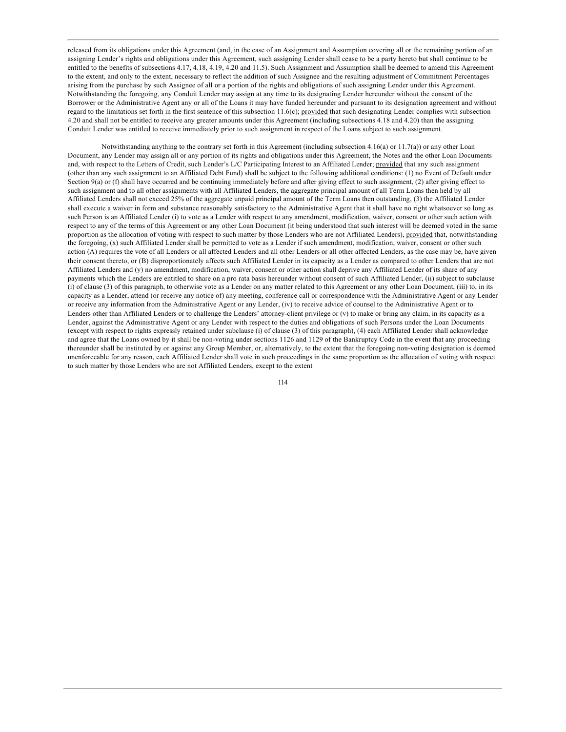released from its obligations under this Agreement (and, in the case of an Assignment and Assumption covering all or the remaining portion of an assigning Lender's rights and obligations under this Agreement, such assigning Lender shall cease to be a party hereto but shall continue to be entitled to the benefits of subsections 4.17, 4.18, 4.19, 4.20 and 11.5). Such Assignment and Assumption shall be deemed to amend this Agreement to the extent, and only to the extent, necessary to reflect the addition of such Assignee and the resulting adjustment of Commitment Percentages arising from the purchase by such Assignee of all or a portion of the rights and obligations of such assigning Lender under this Agreement. Notwithstanding the foregoing, any Conduit Lender may assign at any time to its designating Lender hereunder without the consent of the Borrower or the Administrative Agent any or all of the Loans it may have funded hereunder and pursuant to its designation agreement and without regard to the limitations set forth in the first sentence of this subsection 11.6(c); provided that such designating Lender complies with subsection 4.20 and shall not be entitled to receive any greater amounts under this Agreement (including subsections 4.18 and 4.20) than the assigning Conduit Lender was entitled to receive immediately prior to such assignment in respect of the Loans subject to such assignment.

Notwithstanding anything to the contrary set forth in this Agreement (including subsection 4.16(a) or 11.7(a)) or any other Loan Document, any Lender may assign all or any portion of its rights and obligations under this Agreement, the Notes and the other Loan Documents and, with respect to the Letters of Credit, such Lender's L/C Participating Interest to an Affiliated Lender; provided that any such assignment (other than any such assignment to an Affiliated Debt Fund) shall be subject to the following additional conditions: (1) no Event of Default under Section 9(a) or (f) shall have occurred and be continuing immediately before and after giving effect to such assignment, (2) after giving effect to such assignment and to all other assignments with all Affiliated Lenders, the aggregate principal amount of all Term Loans then held by all Affiliated Lenders shall not exceed 25% of the aggregate unpaid principal amount of the Term Loans then outstanding, (3) the Affiliated Lender shall execute a waiver in form and substance reasonably satisfactory to the Administrative Agent that it shall have no right whatsoever so long as such Person is an Affiliated Lender (i) to vote as a Lender with respect to any amendment, modification, waiver, consent or other such action with respect to any of the terms of this Agreement or any other Loan Document (it being understood that such interest will be deemed voted in the same proportion as the allocation of voting with respect to such matter by those Lenders who are not Affiliated Lenders), provided that, notwithstanding the foregoing, (x) such Affiliated Lender shall be permitted to vote as a Lender if such amendment, modification, waiver, consent or other such action (A) requires the vote of all Lenders or all affected Lenders and all other Lenders or all other affected Lenders, as the case may be, have given their consent thereto, or (B) disproportionately affects such Affiliated Lender in its capacity as a Lender as compared to other Lenders that are not Affiliated Lenders and (y) no amendment, modification, waiver, consent or other action shall deprive any Affiliated Lender of its share of any payments which the Lenders are entitled to share on a pro rata basis hereunder without consent of such Affiliated Lender, (ii) subject to subclause (i) of clause (3) of this paragraph, to otherwise vote as a Lender on any matter related to this Agreement or any other Loan Document, (iii) to, in its capacity as a Lender, attend (or receive any notice of) any meeting, conference call or correspondence with the Administrative Agent or any Lender or receive any information from the Administrative Agent or any Lender, (iv) to receive advice of counsel to the Administrative Agent or to Lenders other than Affiliated Lenders or to challenge the Lenders' attorney-client privilege or (v) to make or bring any claim, in its capacity as a Lender, against the Administrative Agent or any Lender with respect to the duties and obligations of such Persons under the Loan Documents (except with respect to rights expressly retained under subclause (i) of clause (3) of this paragraph), (4) each Affiliated Lender shall acknowledge and agree that the Loans owned by it shall be non-voting under sections 1126 and 1129 of the Bankruptcy Code in the event that any proceeding thereunder shall be instituted by or against any Group Member, or, alternatively, to the extent that the foregoing non-voting designation is deemed unenforceable for any reason, each Affiliated Lender shall vote in such proceedings in the same proportion as the allocation of voting with respect to such matter by those Lenders who are not Affiliated Lenders, except to the extent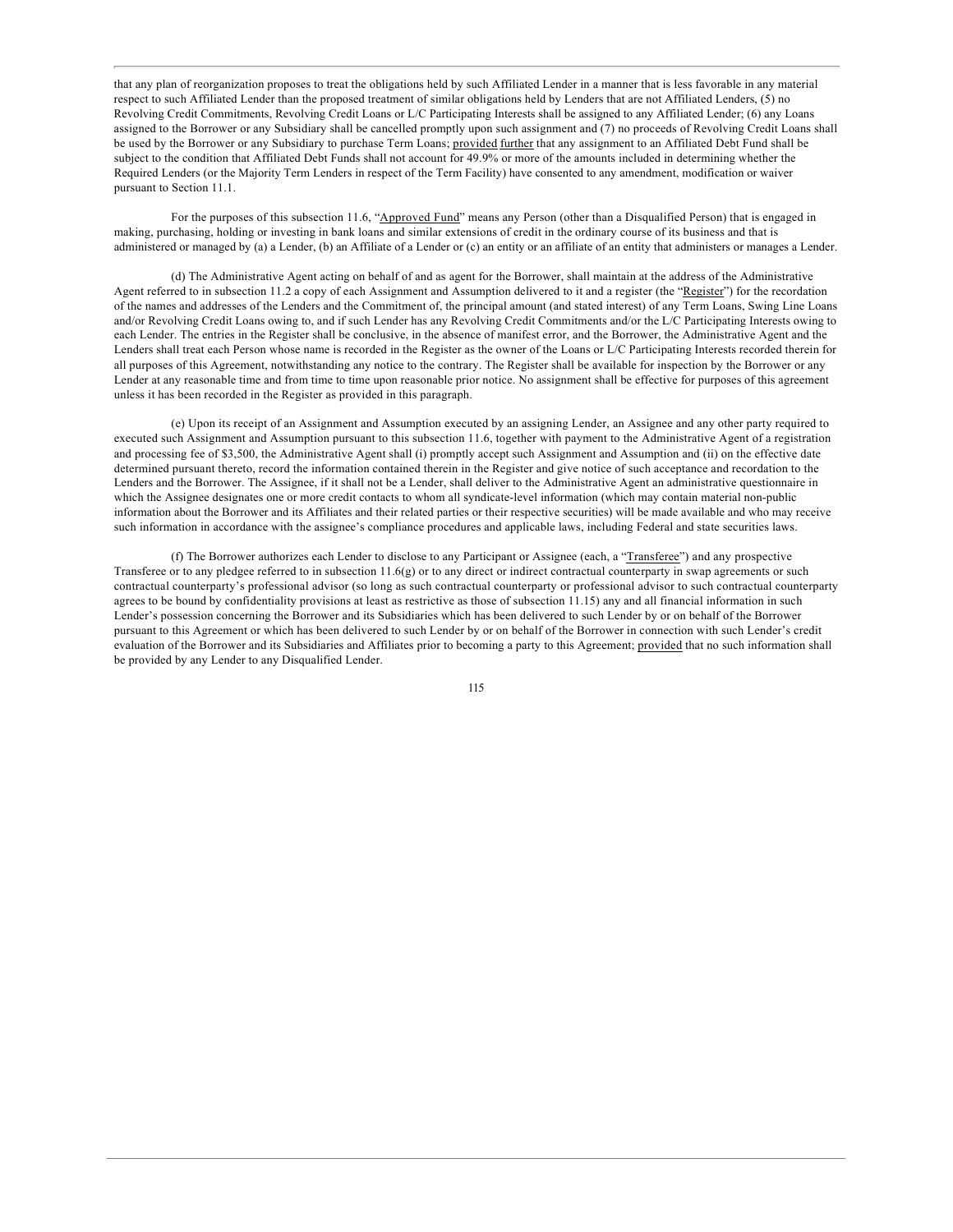that any plan of reorganization proposes to treat the obligations held by such Affiliated Lender in a manner that is less favorable in any material respect to such Affiliated Lender than the proposed treatment of similar obligations held by Lenders that are not Affiliated Lenders, (5) no Revolving Credit Commitments, Revolving Credit Loans or L/C Participating Interests shall be assigned to any Affiliated Lender; (6) any Loans assigned to the Borrower or any Subsidiary shall be cancelled promptly upon such assignment and (7) no proceeds of Revolving Credit Loans shall be used by the Borrower or any Subsidiary to purchase Term Loans; provided further that any assignment to an Affiliated Debt Fund shall be subject to the condition that Affiliated Debt Funds shall not account for 49.9% or more of the amounts included in determining whether the Required Lenders (or the Majority Term Lenders in respect of the Term Facility) have consented to any amendment, modification or waiver pursuant to Section 11.1.

For the purposes of this subsection 11.6, "Approved Fund" means any Person (other than a Disqualified Person) that is engaged in making, purchasing, holding or investing in bank loans and similar extensions of credit in the ordinary course of its business and that is administered or managed by (a) a Lender, (b) an Affiliate of a Lender or (c) an entity or an affiliate of an entity that administers or manages a Lender.

(d) The Administrative Agent acting on behalf of and as agent for the Borrower, shall maintain at the address of the Administrative Agent referred to in subsection 11.2 a copy of each Assignment and Assumption delivered to it and a register (the "Register") for the recordation of the names and addresses of the Lenders and the Commitment of, the principal amount (and stated interest) of any Term Loans, Swing Line Loans and/or Revolving Credit Loans owing to, and if such Lender has any Revolving Credit Commitments and/or the L/C Participating Interests owing to each Lender. The entries in the Register shall be conclusive, in the absence of manifest error, and the Borrower, the Administrative Agent and the Lenders shall treat each Person whose name is recorded in the Register as the owner of the Loans or L/C Participating Interests recorded therein for all purposes of this Agreement, notwithstanding any notice to the contrary. The Register shall be available for inspection by the Borrower or any Lender at any reasonable time and from time to time upon reasonable prior notice. No assignment shall be effective for purposes of this agreement unless it has been recorded in the Register as provided in this paragraph.

(e) Upon its receipt of an Assignment and Assumption executed by an assigning Lender, an Assignee and any other party required to executed such Assignment and Assumption pursuant to this subsection 11.6, together with payment to the Administrative Agent of a registration and processing fee of $3,500, the Administrative Agent shall (i) promptly accept such Assignment and Assumption and (ii) on the effective date determined pursuant thereto, record the information contained therein in the Register and give notice of such acceptance and recordation to the Lenders and the Borrower. The Assignee, if it shall not be a Lender, shall deliver to the Administrative Agent an administrative questionnaire in which the Assignee designates one or more credit contacts to whom all syndicate-level information (which may contain material non-public information about the Borrower and its Affiliates and their related parties or their respective securities) will be made available and who may receive such information in accordance with the assignee's compliance procedures and applicable laws, including Federal and state securities laws.

(f) The Borrower authorizes each Lender to disclose to any Participant or Assignee (each, a "Transferee") and any prospective Transferee or to any pledgee referred to in subsection 11.6(g) or to any direct or indirect contractual counterparty in swap agreements or such contractual counterparty's professional advisor (so long as such contractual counterparty or professional advisor to such contractual counterparty agrees to be bound by confidentiality provisions at least as restrictive as those of subsection 11.15) any and all financial information in such Lender's possession concerning the Borrower and its Subsidiaries which has been delivered to such Lender by or on behalf of the Borrower pursuant to this Agreement or which has been delivered to such Lender by or on behalf of the Borrower in connection with such Lender's credit evaluation of the Borrower and its Subsidiaries and Affiliates prior to becoming a party to this Agreement; provided that no such information shall be provided by any Lender to any Disqualified Lender.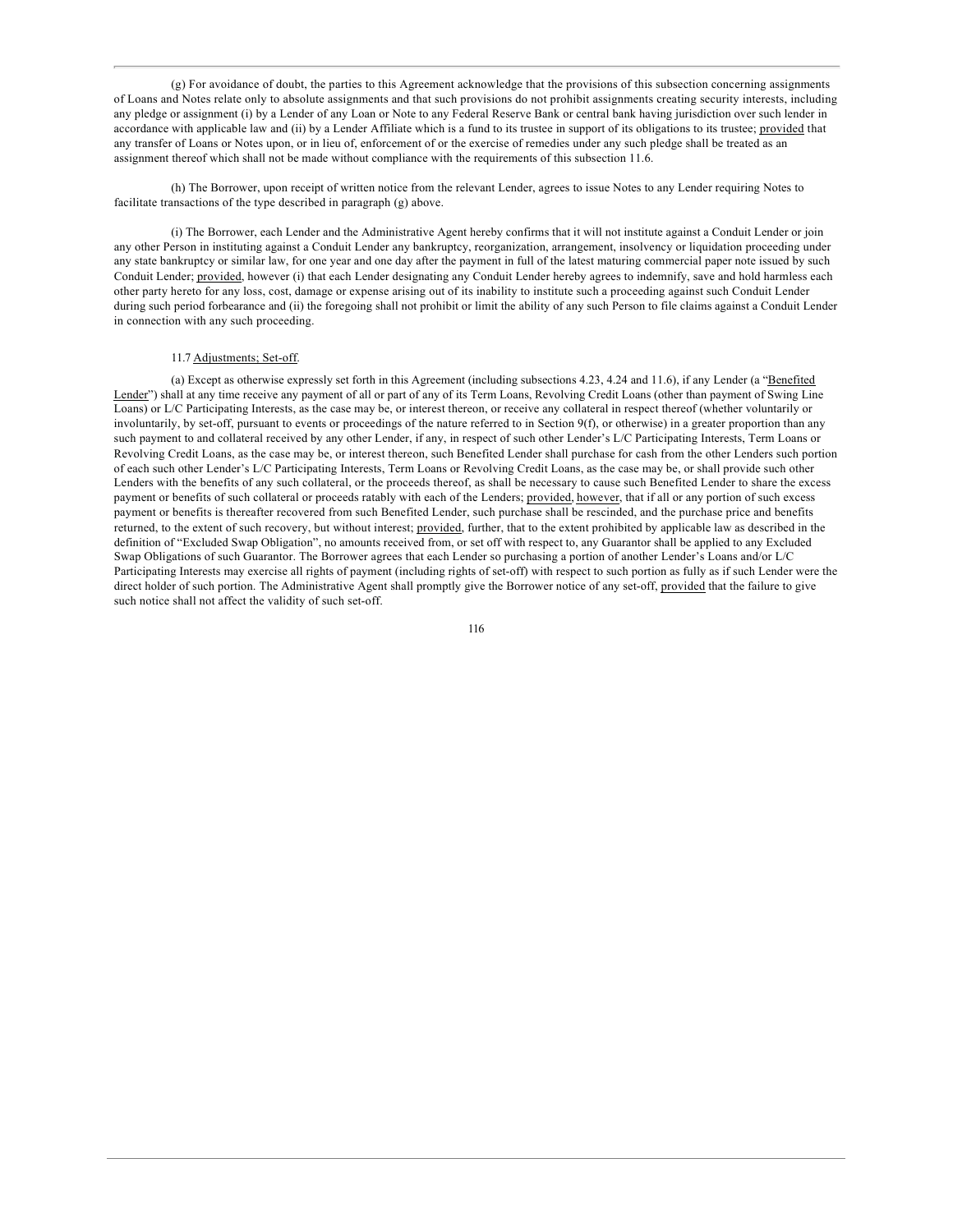(g) For avoidance of doubt, the parties to this Agreement acknowledge that the provisions of this subsection concerning assignments of Loans and Notes relate only to absolute assignments and that such provisions do not prohibit assignments creating security interests, including any pledge or assignment (i) by a Lender of any Loan or Note to any Federal Reserve Bank or central bank having jurisdiction over such lender in accordance with applicable law and (ii) by a Lender Affiliate which is a fund to its trustee in support of its obligations to its trustee; provided that any transfer of Loans or Notes upon, or in lieu of, enforcement of or the exercise of remedies under any such pledge shall be treated as an assignment thereof which shall not be made without compliance with the requirements of this subsection 11.6.

(h) The Borrower, upon receipt of written notice from the relevant Lender, agrees to issue Notes to any Lender requiring Notes to facilitate transactions of the type described in paragraph (g) above.

(i) The Borrower, each Lender and the Administrative Agent hereby confirms that it will not institute against a Conduit Lender or join any other Person in instituting against a Conduit Lender any bankruptcy, reorganization, arrangement, insolvency or liquidation proceeding under any state bankruptcy or similar law, for one year and one day after the payment in full of the latest maturing commercial paper note issued by such Conduit Lender; provided, however (i) that each Lender designating any Conduit Lender hereby agrees to indemnify, save and hold harmless each other party hereto for any loss, cost, damage or expense arising out of its inability to institute such a proceeding against such Conduit Lender during such period forbearance and (ii) the foregoing shall not prohibit or limit the ability of any such Person to file claims against a Conduit Lender in connection with any such proceeding.

11.7 Adjustments; Set-off.

(a) Except as otherwise expressly set forth in this Agreement (including subsections 4.23, 4.24 and 11.6), if any Lender (a "Benefited Lender") shall at any time receive any payment of all or part of any of its Term Loans, Revolving Credit Loans (other than payment of Swing Line Loans) or L/C Participating Interests, as the case may be, or interest thereon, or receive any collateral in respect thereof (whether voluntarily or involuntarily, by set-off, pursuant to events or proceedings of the nature referred to in Section 9(f), or otherwise) in a greater proportion than any such payment to and collateral received by any other Lender, if any, in respect of such other Lender's L/C Participating Interests, Term Loans or Revolving Credit Loans, as the case may be, or interest thereon, such Benefited Lender shall purchase for cash from the other Lenders such portion of each such other Lender's L/C Participating Interests, Term Loans or Revolving Credit Loans, as the case may be, or shall provide such other Lenders with the benefits of any such collateral, or the proceeds thereof, as shall be necessary to cause such Benefited Lender to share the excess payment or benefits of such collateral or proceeds ratably with each of the Lenders; provided, however, that if all or any portion of such excess payment or benefits is thereafter recovered from such Benefited Lender, such purchase shall be rescinded, and the purchase price and benefits returned, to the extent of such recovery, but without interest; provided, further, that to the extent prohibited by applicable law as described in the definition of "Excluded Swap Obligation", no amounts received from, or set off with respect to, any Guarantor shall be applied to any Excluded Swap Obligations of such Guarantor. The Borrower agrees that each Lender so purchasing a portion of another Lender's Loans and/or L/C Participating Interests may exercise all rights of payment (including rights of set-off) with respect to such portion as fully as if such Lender were the direct holder of such portion. The Administrative Agent shall promptly give the Borrower notice of any set-off, provided that the failure to give such notice shall not affect the validity of such set-off.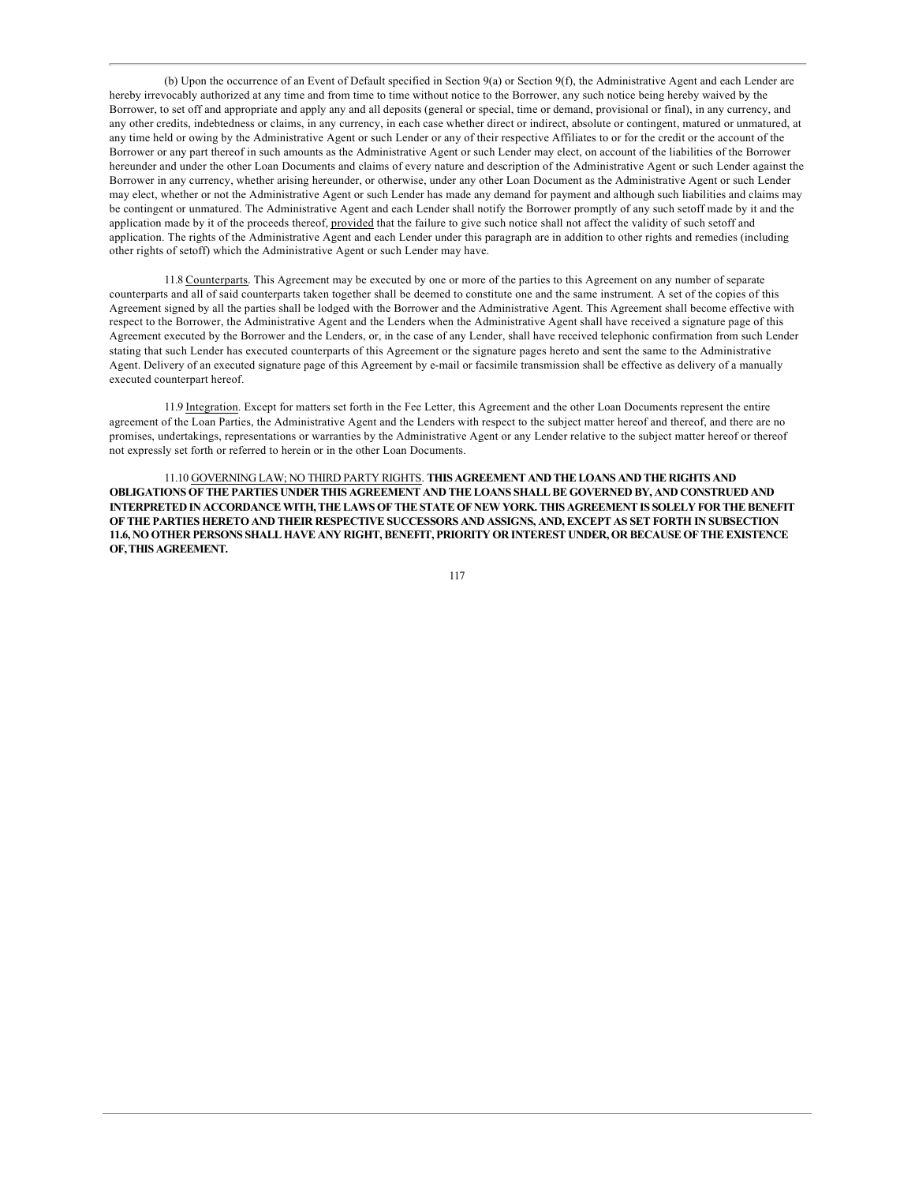(b) Upon the occurrence of an Event of Default specified in Section 9(a) or Section 9(f), the Administrative Agent and each Lender are hereby irrevocably authorized at any time and from time to time without notice to the Borrower, any such notice being hereby waived by the Borrower, to set off and appropriate and apply any and all deposits (general or special, time or demand, provisional or final), in any currency, and any other credits, indebtedness or claims, in any currency, in each case whether direct or indirect, absolute or contingent, matured or unmatured, at any time held or owing by the Administrative Agent or such Lender or any of their respective Affiliates to or for the credit or the account of the Borrower or any part thereof in such amounts as the Administrative Agent or such Lender may elect, on account of the liabilities of the Borrower hereunder and under the other Loan Documents and claims of every nature and description of the Administrative Agent or such Lender against the Borrower in any currency, whether arising hereunder, or otherwise, under any other Loan Document as the Administrative Agent or such Lender may elect, whether or not the Administrative Agent or such Lender has made any demand for payment and although such liabilities and claims may be contingent or unmatured. The Administrative Agent and each Lender shall notify the Borrower promptly of any such setoff made by it and the application made by it of the proceeds thereof, provided that the failure to give such notice shall not affect the validity of such setoff and application. The rights of the Administrative Agent and each Lender under this paragraph are in addition to other rights and remedies (including other rights of setoff) which the Administrative Agent or such Lender may have.

11.8 Counterparts. This Agreement may be executed by one or more of the parties to this Agreement on any number of separate counterparts and all of said counterparts taken together shall be deemed to constitute one and the same instrument. A set of the copies of this Agreement signed by all the parties shall be lodged with the Borrower and the Administrative Agent. This Agreement shall become effective with respect to the Borrower, the Administrative Agent and the Lenders when the Administrative Agent shall have received a signature page of this Agreement executed by the Borrower and the Lenders, or, in the case of any Lender, shall have received telephonic confirmation from such Lender stating that such Lender has executed counterparts of this Agreement or the signature pages hereto and sent the same to the Administrative Agent. Delivery of an executed signature page of this Agreement by e-mail or facsimile transmission shall be effective as delivery of a manually executed counterpart hereof.

11.9 Integration. Except for matters set forth in the Fee Letter, this Agreement and the other Loan Documents represent the entire agreement of the Loan Parties, the Administrative Agent and the Lenders with respect to the subject matter hereof and thereof, and there are no promises, undertakings, representations or warranties by the Administrative Agent or any Lender relative to the subject matter hereof or thereof not expressly set forth or referred to herein or in the other Loan Documents.

11.10 GOVERNING LAW; NO THIRD PARTY RIGHTS. **THIS AGREEMENT AND THE LOANS AND THE RIGHTS AND OBLIGATIONS OF THE PARTIES UNDER THIS AGREEMENT AND THE LOANS SHALL BE GOVERNED BY, AND CONSTRUED AND INTERPRETED IN ACCORDANCE WITH, THE LAWS OF THE STATE OF NEW YORK. THIS AGREEMENT IS SOLELY FOR THE BENEFIT OF THE PARTIES HERETO AND THEIR RESPECTIVE SUCCESSORS AND ASSIGNS, AND, EXCEPT AS SET FORTH IN SUBSECTION 11.6, NO OTHER PERSONS SHALL HAVE ANY RIGHT, BENEFIT, PRIORITY OR INTEREST UNDER, OR BECAUSE OF THE EXISTENCE OF, THIS AGREEMENT.**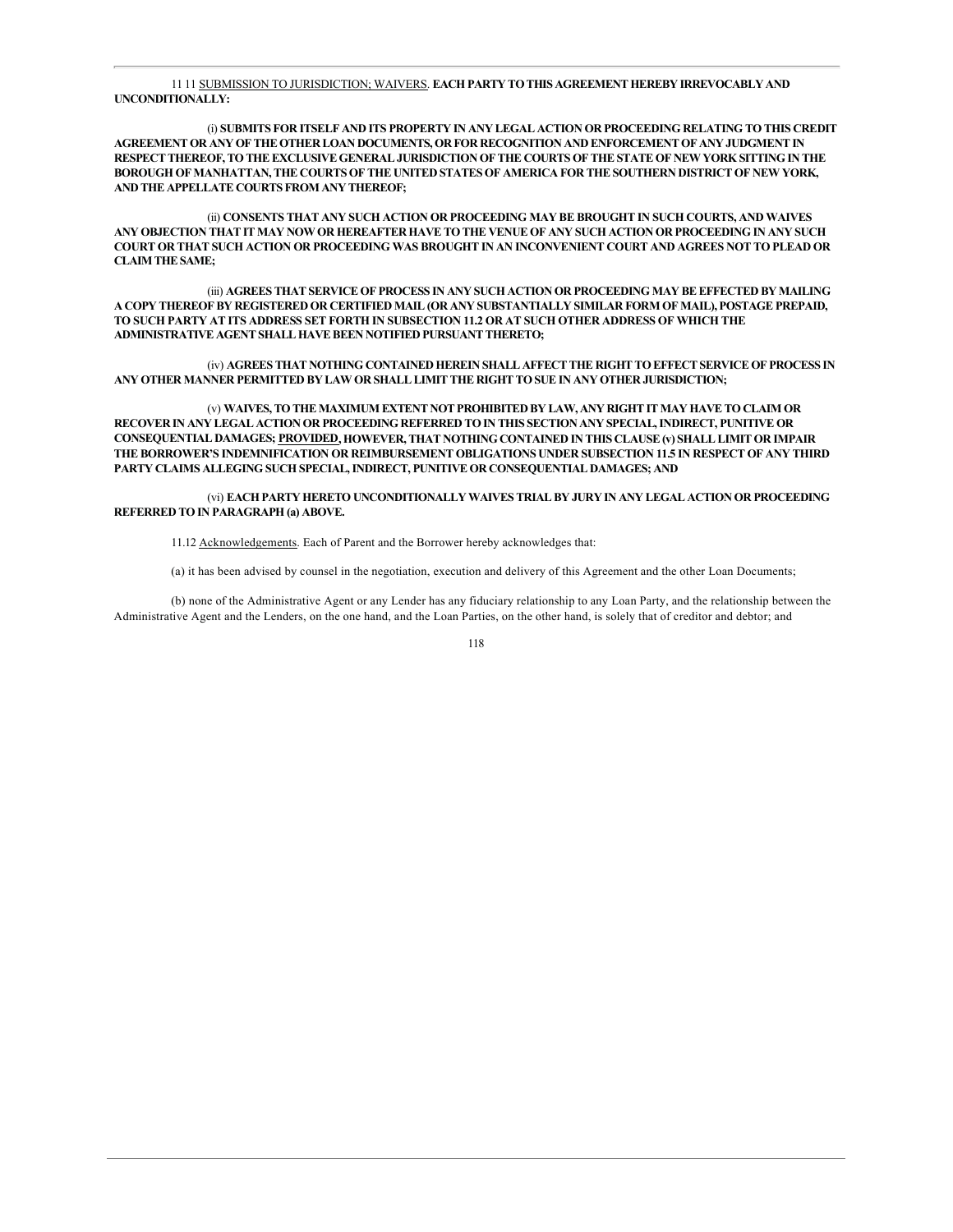11 11 <u>SUBMISSION TO JURISDICTION; WAIVERS</u>. **EACH PARTY TO THIS AGREEMENT HEREBY IRREVOCABLY AND UNCONDITIONALLY:**

(i) **SUBMITS FOR ITSELF AND ITS PROPERTY IN ANY LEGAL ACTION OR PROCEEDING RELATING TO THIS CREDIT AGREEMENT OR ANY OF THE OTHER LOAN DOCUMENTS, OR FOR RECOGNITION AND ENFORCEMENT OF ANY JUDGMENT IN RESPECT THEREOF, TO THE EXCLUSIVE GENERAL JURISDICTION OF THE COURTS OF THE STATE OF NEW YORK SITTING IN THE BOROUGH OF MANHATTAN, THE COURTS OF THE UNITED STATES OF AMERICA FOR THE SOUTHERN DISTRICT OF NEW YORK, AND THE APPELLATE COURTS FROM ANY THEREOF;**

(ii) **CONSENTS THAT ANY SUCH ACTION OR PROCEEDING MAY BE BROUGHT IN SUCH COURTS, AND WAIVES ANY OBJECTION THAT IT MAY NOW OR HEREAFTER HAVE TO THE VENUE OF ANY SUCH ACTION OR PROCEEDING IN ANY SUCH COURT OR THAT SUCH ACTION OR PROCEEDING WAS BROUGHT IN AN INCONVENIENT COURT AND AGREES NOT TO PLEAD OR CLAIM THE SAME;**

(iii) **AGREES THAT SERVICE OF PROCESS IN ANY SUCH ACTION OR PROCEEDING MAY BE EFFECTED BY MAILING A COPY THEREOF BY REGISTERED OR CERTIFIED MAIL (OR ANY SUBSTANTIALLY SIMILAR FORM OF MAIL), POSTAGE PREPAID, TO SUCH PARTY AT ITS ADDRESS SET FORTH IN SUBSECTION 11.2 OR AT SUCH OTHER ADDRESS OF WHICH THE ADMINISTRATIVE AGENT SHALL HAVE BEEN NOTIFIED PURSUANT THERETO;**

(iv) **AGREES THAT NOTHING CONTAINED HEREIN SHALL AFFECT THE RIGHT TO EFFECT SERVICE OF PROCESS IN ANY OTHER MANNER PERMITTED BY LAW OR SHALL LIMIT THE RIGHT TO SUE IN ANY OTHER JURISDICTION;**

(v) **WAIVES, TO THE MAXIMUM EXTENT NOT PROHIBITED BY LAW, ANY RIGHT IT MAY HAVE TO CLAIM OR RECOVER IN ANY LEGAL ACTION OR PROCEEDING REFERRED TO IN THIS SECTION ANY SPECIAL, INDIRECT, PUNITIVE OR CONSEQUENTIAL DAMAGES; <u>PROVIDED</u>, HOWEVER, THAT NOTHING CONTAINED IN THIS CLAUSE (v) SHALL LIMIT OR IMPAIR THE BORROWER'S INDEMNIFICATION OR REIMBURSEMENT OBLIGATIONS UNDER SUBSECTION 11.5 IN RESPECT OF ANY THIRD PARTY CLAIMS ALLEGING SUCH SPECIAL, INDIRECT, PUNITIVE OR CONSEQUENTIAL DAMAGES; AND**

(vi) **EACH PARTY HERETO UNCONDITIONALLY WAIVES TRIAL BY JURY IN ANY LEGAL ACTION OR PROCEEDING REFERRED TO IN PARAGRAPH (a) ABOVE.**

11.12 <u>Acknowledgements</u>. Each of Parent and the Borrower hereby acknowledges that:

(a) it has been advised by counsel in the negotiation, execution and delivery of this Agreement and the other Loan Documents;

(b) none of the Administrative Agent or any Lender has any fiduciary relationship to any Loan Party, and the relationship between the Administrative Agent and the Lenders, on the one hand, and the Loan Parties, on the other hand, is solely that of creditor and debtor; and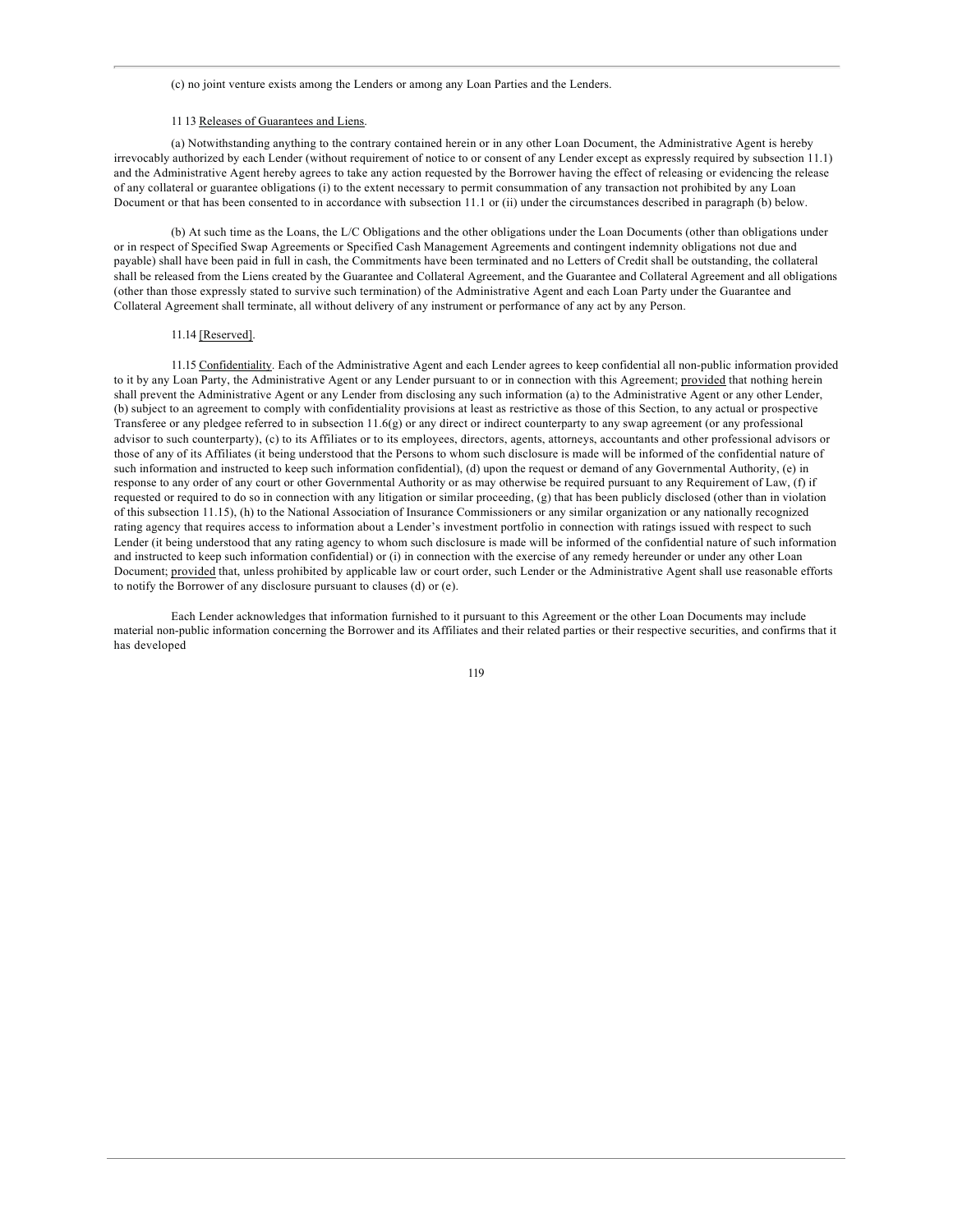(c) no joint venture exists among the Lenders or among any Loan Parties and the Lenders.

11 13 Releases of Guarantees and Liens.

(a) Notwithstanding anything to the contrary contained herein or in any other Loan Document, the Administrative Agent is hereby irrevocably authorized by each Lender (without requirement of notice to or consent of any Lender except as expressly required by subsection 11.1) and the Administrative Agent hereby agrees to take any action requested by the Borrower having the effect of releasing or evidencing the release of any collateral or guarantee obligations (i) to the extent necessary to permit consummation of any transaction not prohibited by any Loan Document or that has been consented to in accordance with subsection 11.1 or (ii) under the circumstances described in paragraph (b) below.

(b) At such time as the Loans, the L/C Obligations and the other obligations under the Loan Documents (other than obligations under or in respect of Specified Swap Agreements or Specified Cash Management Agreements and contingent indemnity obligations not due and payable) shall have been paid in full in cash, the Commitments have been terminated and no Letters of Credit shall be outstanding, the collateral shall be released from the Liens created by the Guarantee and Collateral Agreement, and the Guarantee and Collateral Agreement and all obligations (other than those expressly stated to survive such termination) of the Administrative Agent and each Loan Party under the Guarantee and Collateral Agreement shall terminate, all without delivery of any instrument or performance of any act by any Person.

11.14 [Reserved].

11.15 Confidentiality. Each of the Administrative Agent and each Lender agrees to keep confidential all non-public information provided to it by any Loan Party, the Administrative Agent or any Lender pursuant to or in connection with this Agreement; provided that nothing herein shall prevent the Administrative Agent or any Lender from disclosing any such information (a) to the Administrative Agent or any other Lender, (b) subject to an agreement to comply with confidentiality provisions at least as restrictive as those of this Section, to any actual or prospective Transferee or any pledgee referred to in subsection 11.6(g) or any direct or indirect counterparty to any swap agreement (or any professional advisor to such counterparty), (c) to its Affiliates or to its employees, directors, agents, attorneys, accountants and other professional advisors or those of any of its Affiliates (it being understood that the Persons to whom such disclosure is made will be informed of the confidential nature of such information and instructed to keep such information confidential), (d) upon the request or demand of any Governmental Authority, (e) in response to any order of any court or other Governmental Authority or as may otherwise be required pursuant to any Requirement of Law, (f) if requested or required to do so in connection with any litigation or similar proceeding, (g) that has been publicly disclosed (other than in violation of this subsection 11.15), (h) to the National Association of Insurance Commissioners or any similar organization or any nationally recognized rating agency that requires access to information about a Lender's investment portfolio in connection with ratings issued with respect to such Lender (it being understood that any rating agency to whom such disclosure is made will be informed of the confidential nature of such information and instructed to keep such information confidential) or (i) in connection with the exercise of any remedy hereunder or under any other Loan Document; provided that, unless prohibited by applicable law or court order, such Lender or the Administrative Agent shall use reasonable efforts to notify the Borrower of any disclosure pursuant to clauses (d) or (e).

Each Lender acknowledges that information furnished to it pursuant to this Agreement or the other Loan Documents may include material non-public information concerning the Borrower and its Affiliates and their related parties or their respective securities, and confirms that it has developed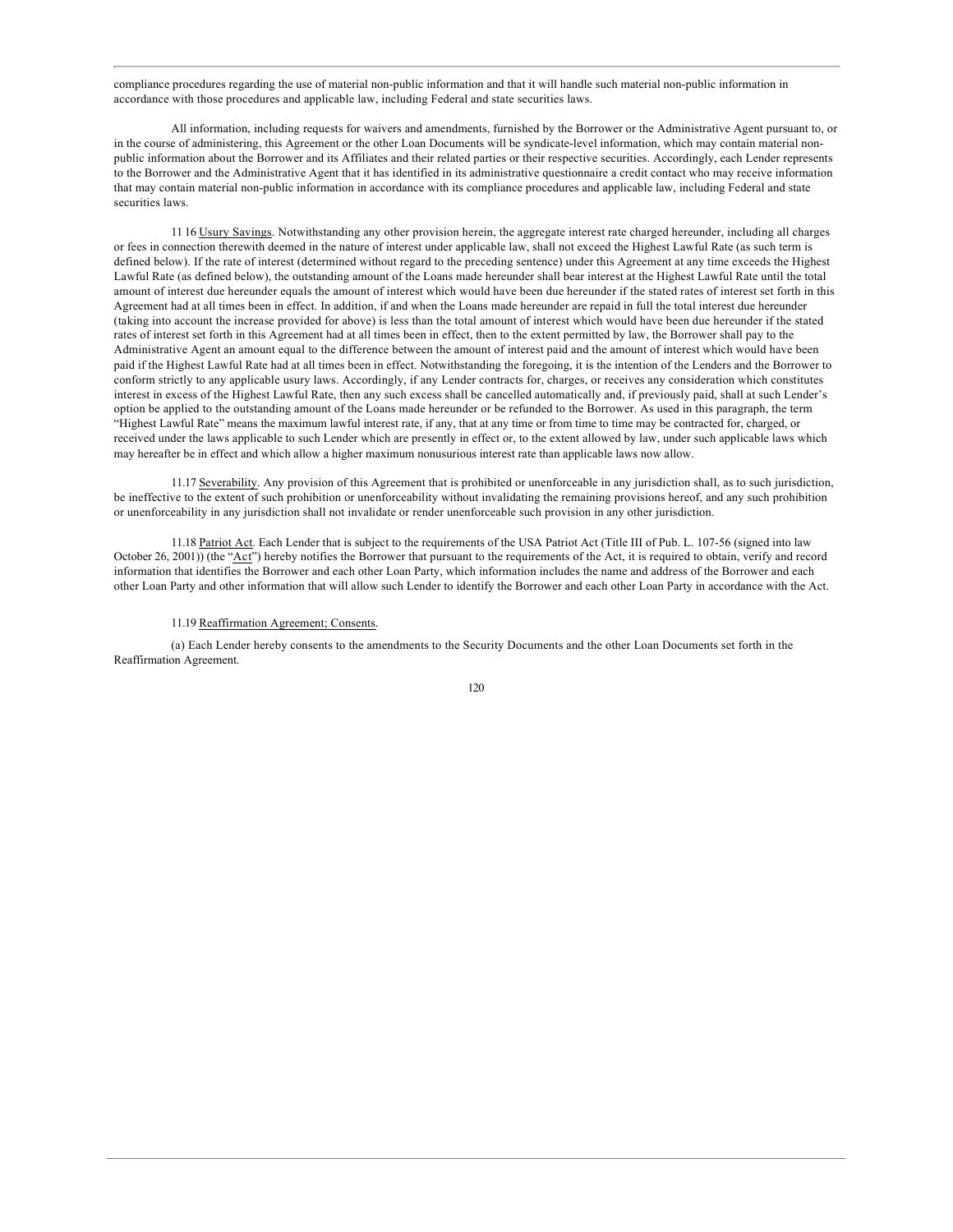compliance procedures regarding the use of material non-public information and that it will handle such material non-public information in accordance with those procedures and applicable law, including Federal and state securities laws.

All information, including requests for waivers and amendments, furnished by the Borrower or the Administrative Agent pursuant to, or in the course of administering, this Agreement or the other Loan Documents will be syndicate-level information, which may contain material non-public information about the Borrower and its Affiliates and their related parties or their respective securities. Accordingly, each Lender represents to the Borrower and the Administrative Agent that it has identified in its administrative questionnaire a credit contact who may receive information that may contain material non-public information in accordance with its compliance procedures and applicable law, including Federal and state securities laws.

11 16 Usury Savings. Notwithstanding any other provision herein, the aggregate interest rate charged hereunder, including all charges or fees in connection therewith deemed in the nature of interest under applicable law, shall not exceed the Highest Lawful Rate (as such term is defined below). If the rate of interest (determined without regard to the preceding sentence) under this Agreement at any time exceeds the Highest Lawful Rate (as defined below), the outstanding amount of the Loans made hereunder shall bear interest at the Highest Lawful Rate until the total amount of interest due hereunder equals the amount of interest which would have been due hereunder if the stated rates of interest set forth in this Agreement had at all times been in effect. In addition, if and when the Loans made hereunder are repaid in full the total interest due hereunder (taking into account the increase provided for above) is less than the total amount of interest which would have been due hereunder if the stated rates of interest set forth in this Agreement had at all times been in effect, then to the extent permitted by law, the Borrower shall pay to the Administrative Agent an amount equal to the difference between the amount of interest paid and the amount of interest which would have been paid if the Highest Lawful Rate had at all times been in effect. Notwithstanding the foregoing, it is the intention of the Lenders and the Borrower to conform strictly to any applicable usury laws. Accordingly, if any Lender contracts for, charges, or receives any consideration which constitutes interest in excess of the Highest Lawful Rate, then any such excess shall be cancelled automatically and, if previously paid, shall at such Lender's option be applied to the outstanding amount of the Loans made hereunder or be refunded to the Borrower. As used in this paragraph, the term "Highest Lawful Rate" means the maximum lawful interest rate, if any, that at any time or from time to time may be contracted for, charged, or received under the laws applicable to such Lender which are presently in effect or, to the extent allowed by law, under such applicable laws which may hereafter be in effect and which allow a higher maximum nonusurious interest rate than applicable laws now allow.

11.17 Severability. Any provision of this Agreement that is prohibited or unenforceable in any jurisdiction shall, as to such jurisdiction, be ineffective to the extent of such prohibition or unenforceability without invalidating the remaining provisions hereof, and any such prohibition or unenforceability in any jurisdiction shall not invalidate or render unenforceable such provision in any other jurisdiction.

11.18 Patriot Act. Each Lender that is subject to the requirements of the USA Patriot Act (Title III of Pub. L. 107-56 (signed into law October 26, 2001)) (the "Act") hereby notifies the Borrower that pursuant to the requirements of the Act, it is required to obtain, verify and record information that identifies the Borrower and each other Loan Party, which information includes the name and address of the Borrower and each other Loan Party and other information that will allow such Lender to identify the Borrower and each other Loan Party in accordance with the Act.

11.19 Reaffirmation Agreement; Consents.

(a) Each Lender hereby consents to the amendments to the Security Documents and the other Loan Documents set forth in the Reaffirmation Agreement.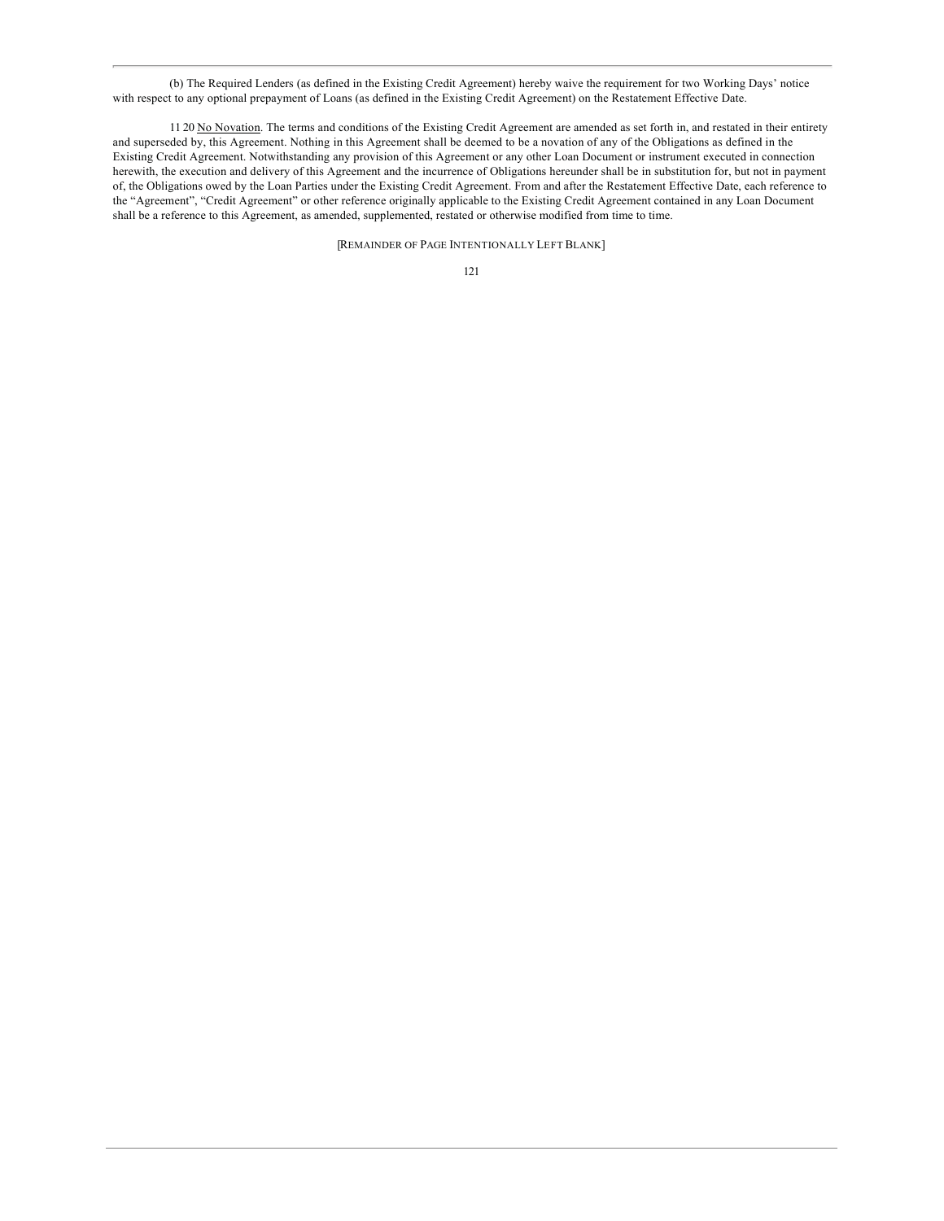(b) The Required Lenders (as defined in the Existing Credit Agreement) hereby waive the requirement for two Working Days' notice with respect to any optional prepayment of Loans (as defined in the Existing Credit Agreement) on the Restatement Effective Date.

11 20 No Novation. The terms and conditions of the Existing Credit Agreement are amended as set forth in, and restated in their entirety and superseded by, this Agreement. Nothing in this Agreement shall be deemed to be a novation of any of the Obligations as defined in the Existing Credit Agreement. Notwithstanding any provision of this Agreement or any other Loan Document or instrument executed in connection herewith, the execution and delivery of this Agreement and the incurrence of Obligations hereunder shall be in substitution for, but not in payment of, the Obligations owed by the Loan Parties under the Existing Credit Agreement. From and after the Restatement Effective Date, each reference to the "Agreement", "Credit Agreement" or other reference originally applicable to the Existing Credit Agreement contained in any Loan Document shall be a reference to this Agreement, as amended, supplemented, restated or otherwise modified from time to time.

[REMAINDER OF PAGE INTENTIONALLY LEFT BLANK]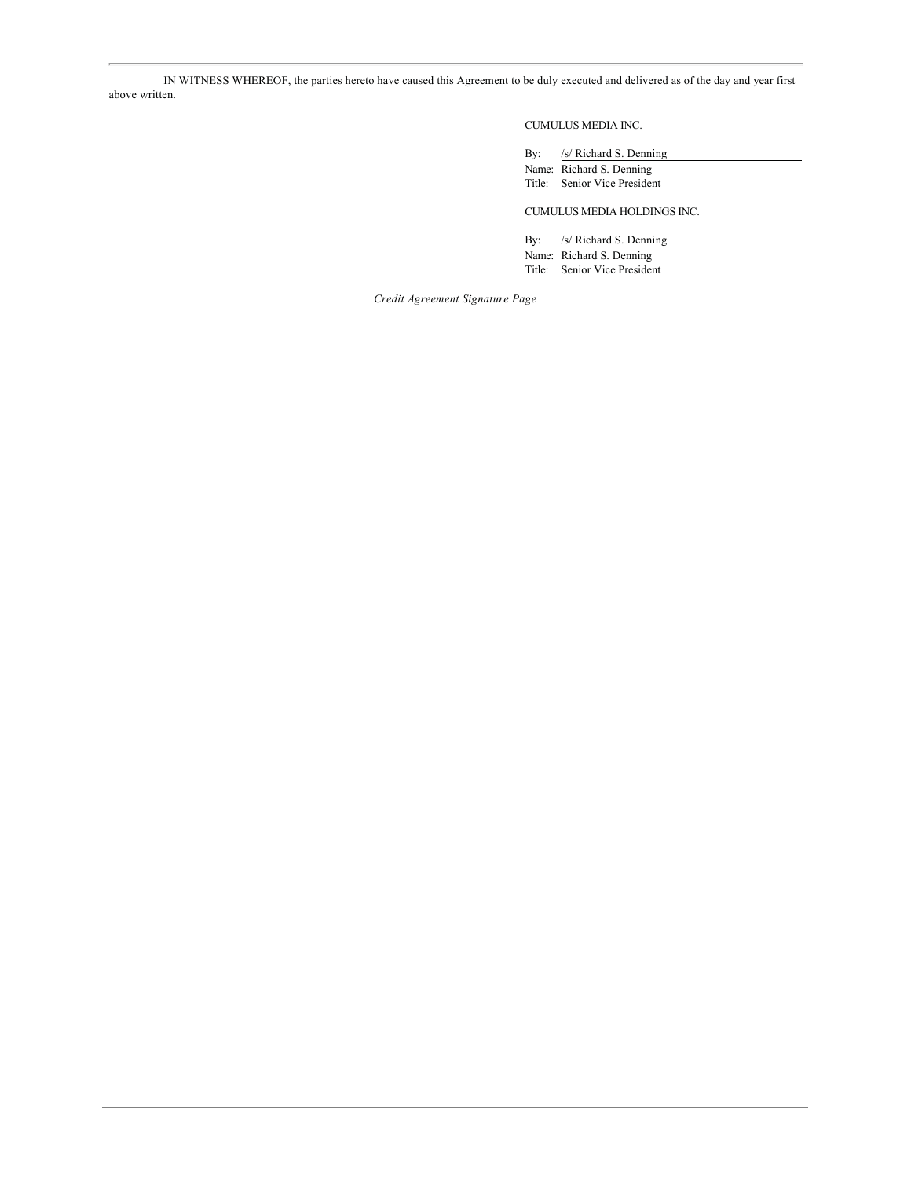IN WITNESS WHEREOF, the parties hereto have caused this Agreement to be duly executed and delivered as of the day and year first above written.

CUMULUS MEDIA INC.

By: /s/ Richard S. Denning
Name: Richard S. Denning
Title: Senior Vice President

CUMULUS MEDIA HOLDINGS INC.

By: /s/ Richard S. Denning
Name: Richard S. Denning
Title: Senior Vice President

*Credit Agreement Signature Page*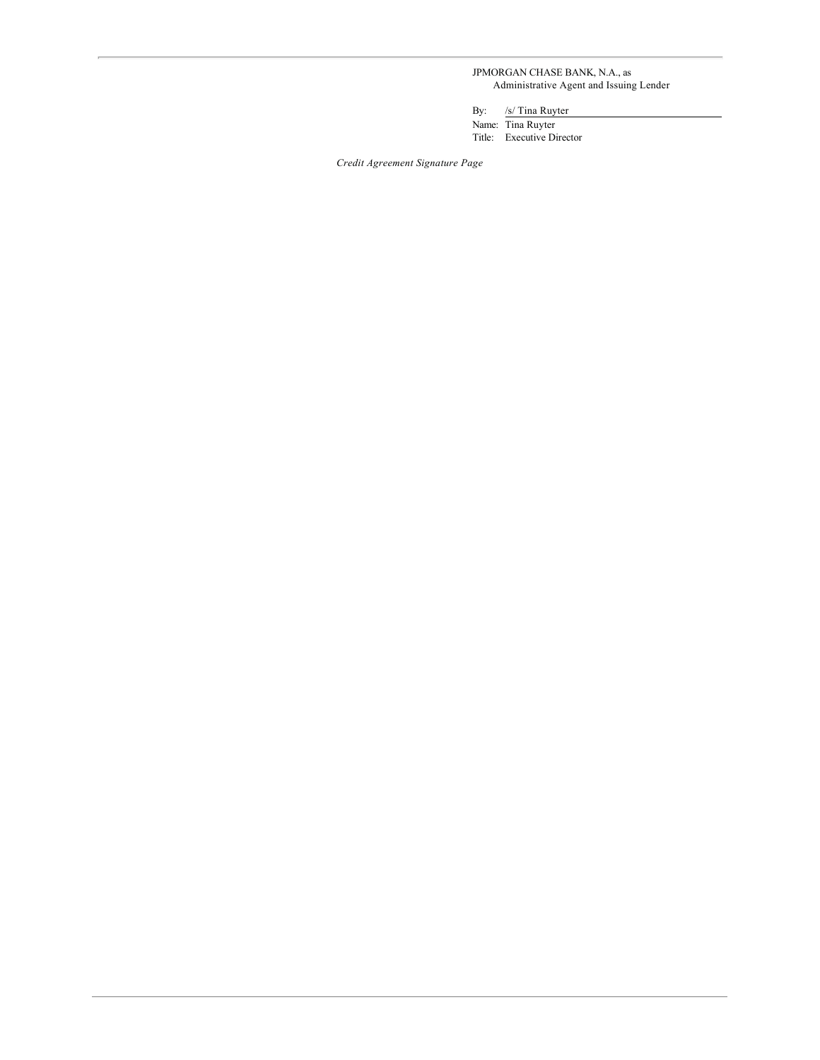JPMORGAN CHASE BANK, N.A., as
Administrative Agent and Issuing Lender

By: /s/ Tina Ruyter

Name: Tina Ruyter

Title: Executive Director

*Credit Agreement Signature Page*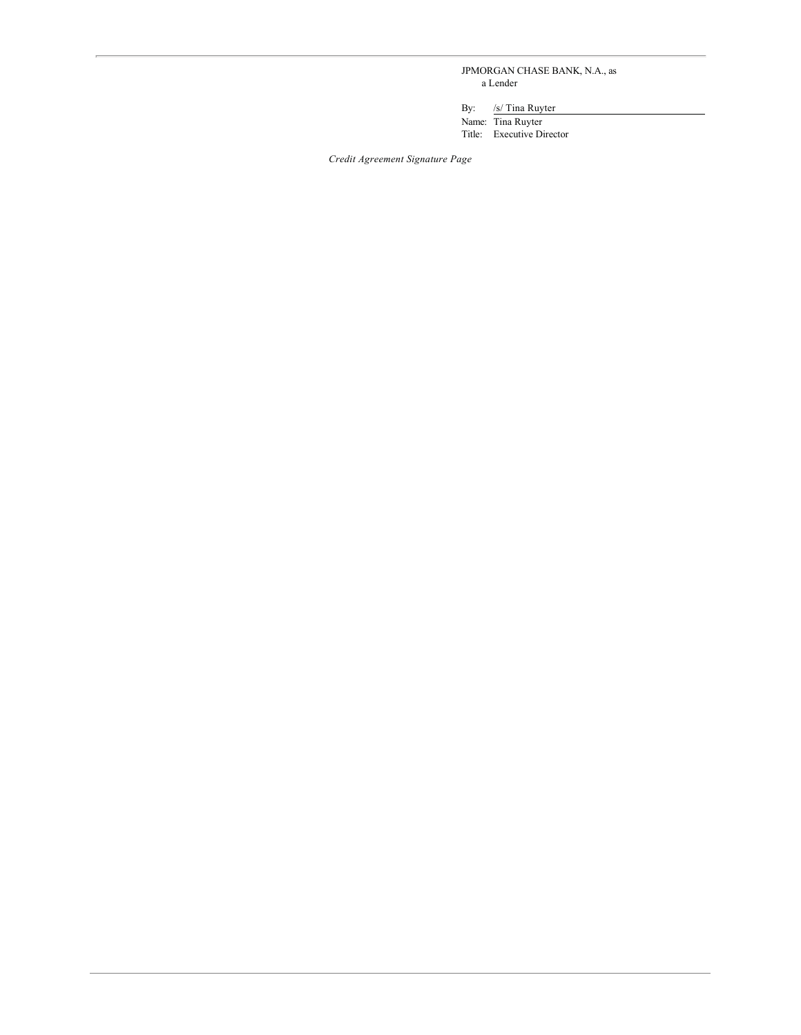JPMORGAN CHASE BANK, N.A., as
a Lender

By: /s/ Tina Ruyter
Name: Tina Ruyter
Title: Executive Director

*Credit Agreement Signature Page*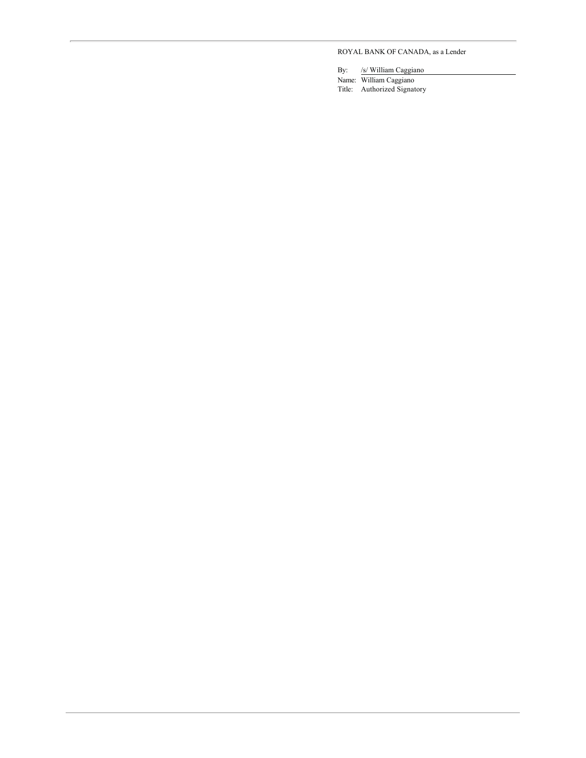ROYAL BANK OF CANADA, as a Lender

By: /s/ William Caggiano

Name: William Caggiano

Title: Authorized Signatory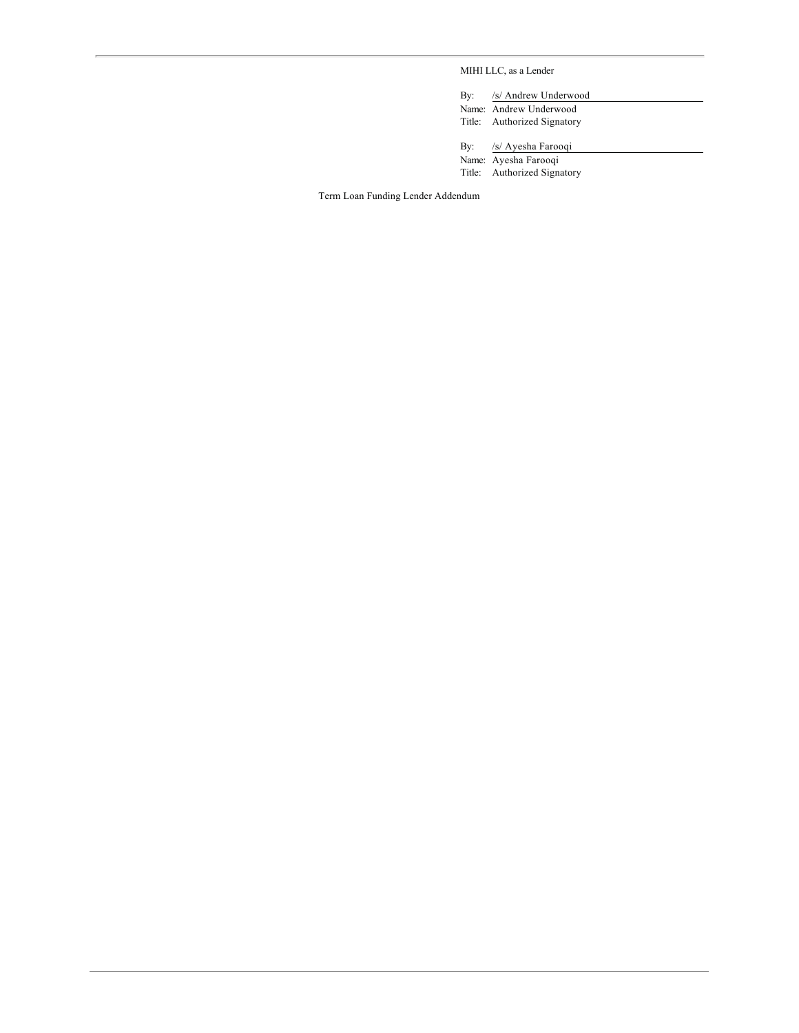MIHI LLC, as a Lender

By: /s/ Andrew Underwood
Name: Andrew Underwood
Title: Authorized Signatory

By: /s/ Ayesha Farooqi
Name: Ayesha Farooqi
Title: Authorized Signatory

Term Loan Funding Lender Addendum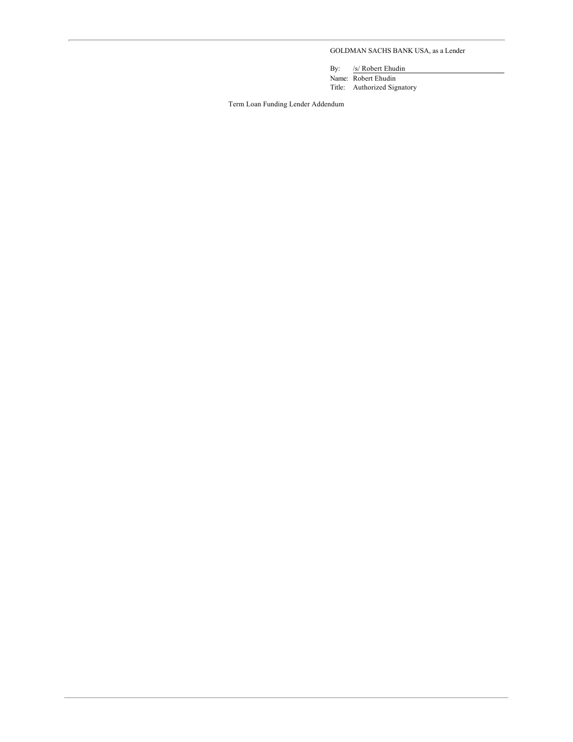GOLDMAN SACHS BANK USA, as a Lender

By: /s/ Robert Ehudin

Name: Robert Ehudin

Title: Authorized Signatory

Term Loan Funding Lender Addendum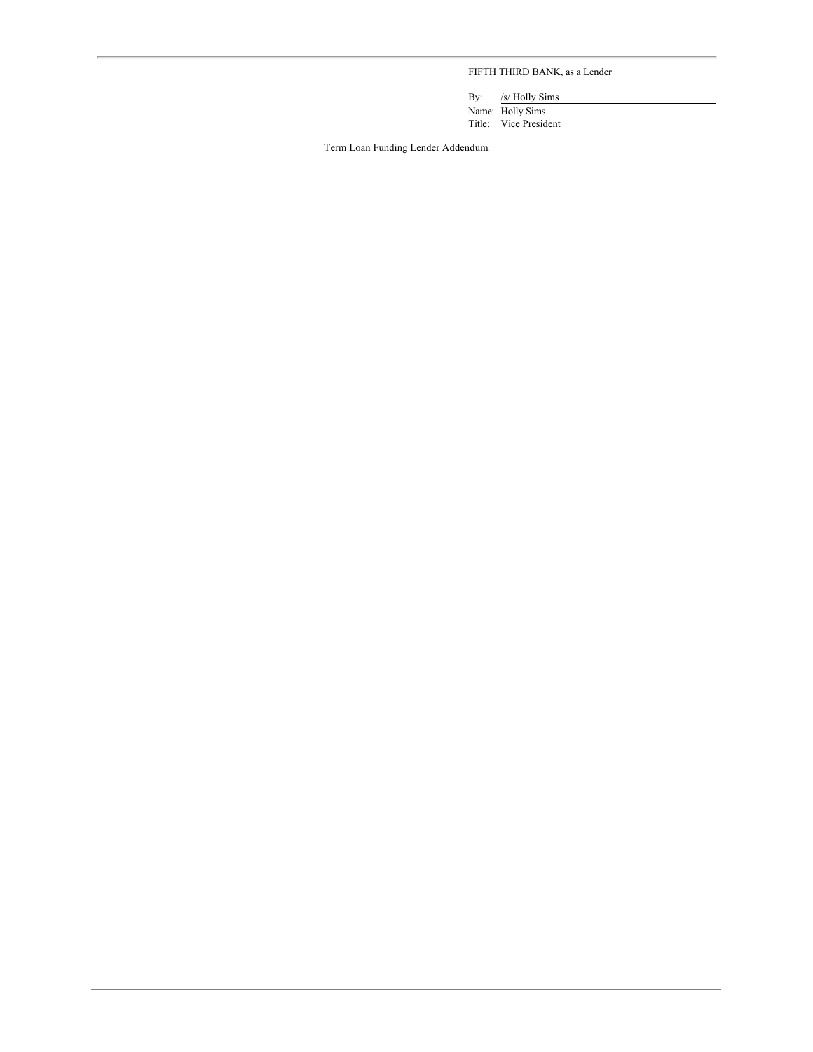FIFTH THIRD BANK, as a Lender

By: /s/ Holly Sims
Name: Holly Sims
Title: Vice President

Term Loan Funding Lender Addendum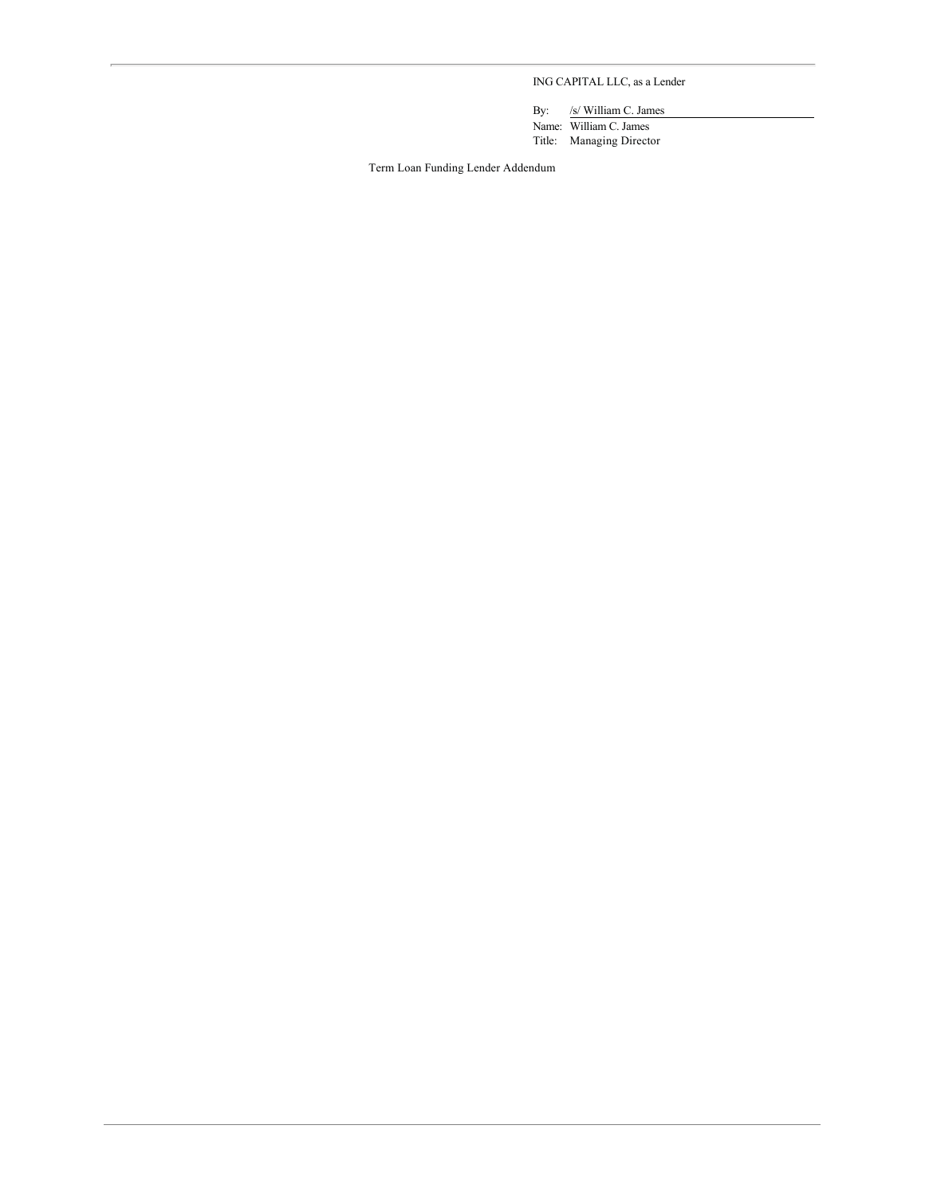ING CAPITAL LLC, as a Lender

By: /s/ William C. James

Name: William C. James

Title: Managing Director

Term Loan Funding Lender Addendum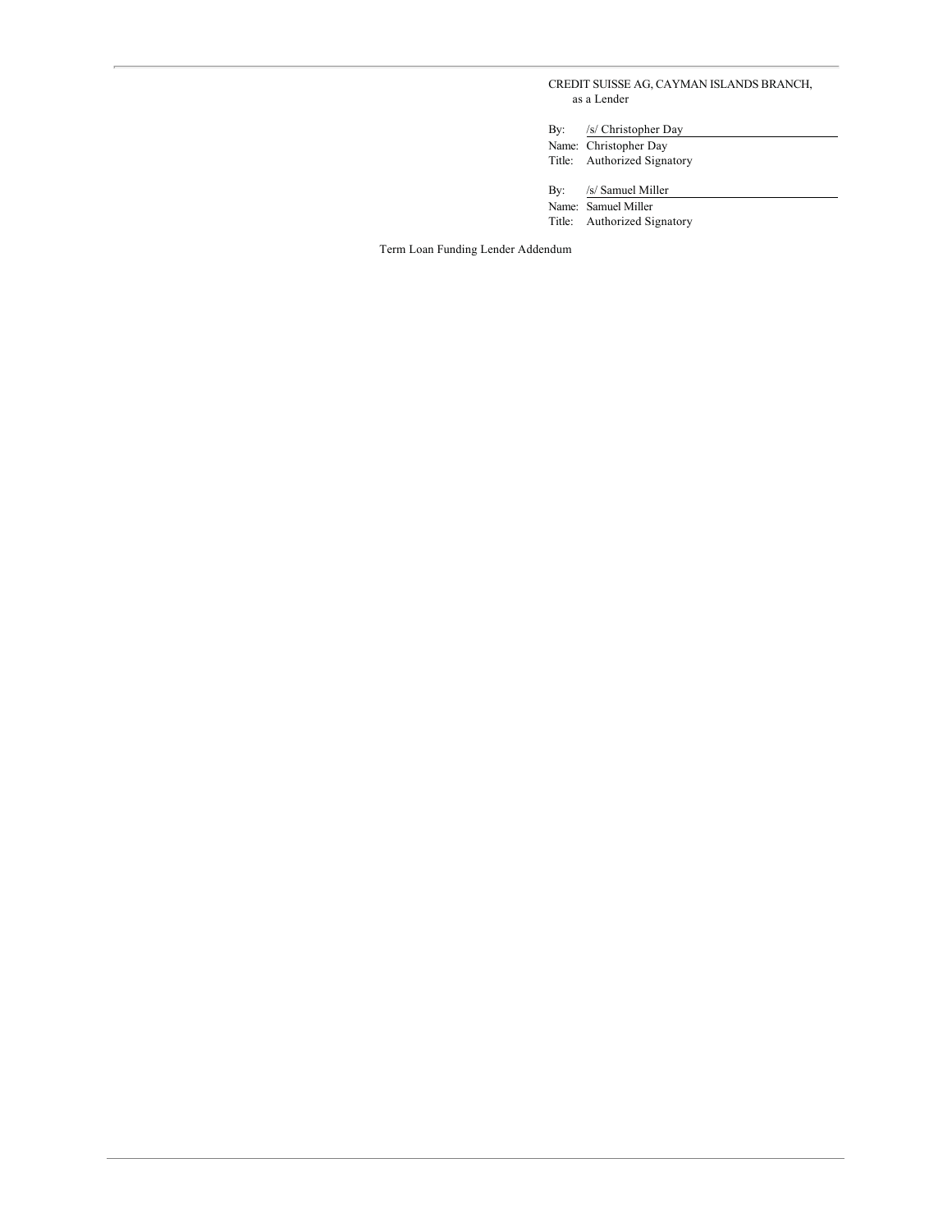CREDIT SUISSE AG, CAYMAN ISLANDS BRANCH,
as a Lender

By: /s/ Christopher Day
Name: Christopher Day
Title: Authorized Signatory

By: /s/ Samuel Miller
Name: Samuel Miller
Title: Authorized Signatory

Term Loan Funding Lender Addendum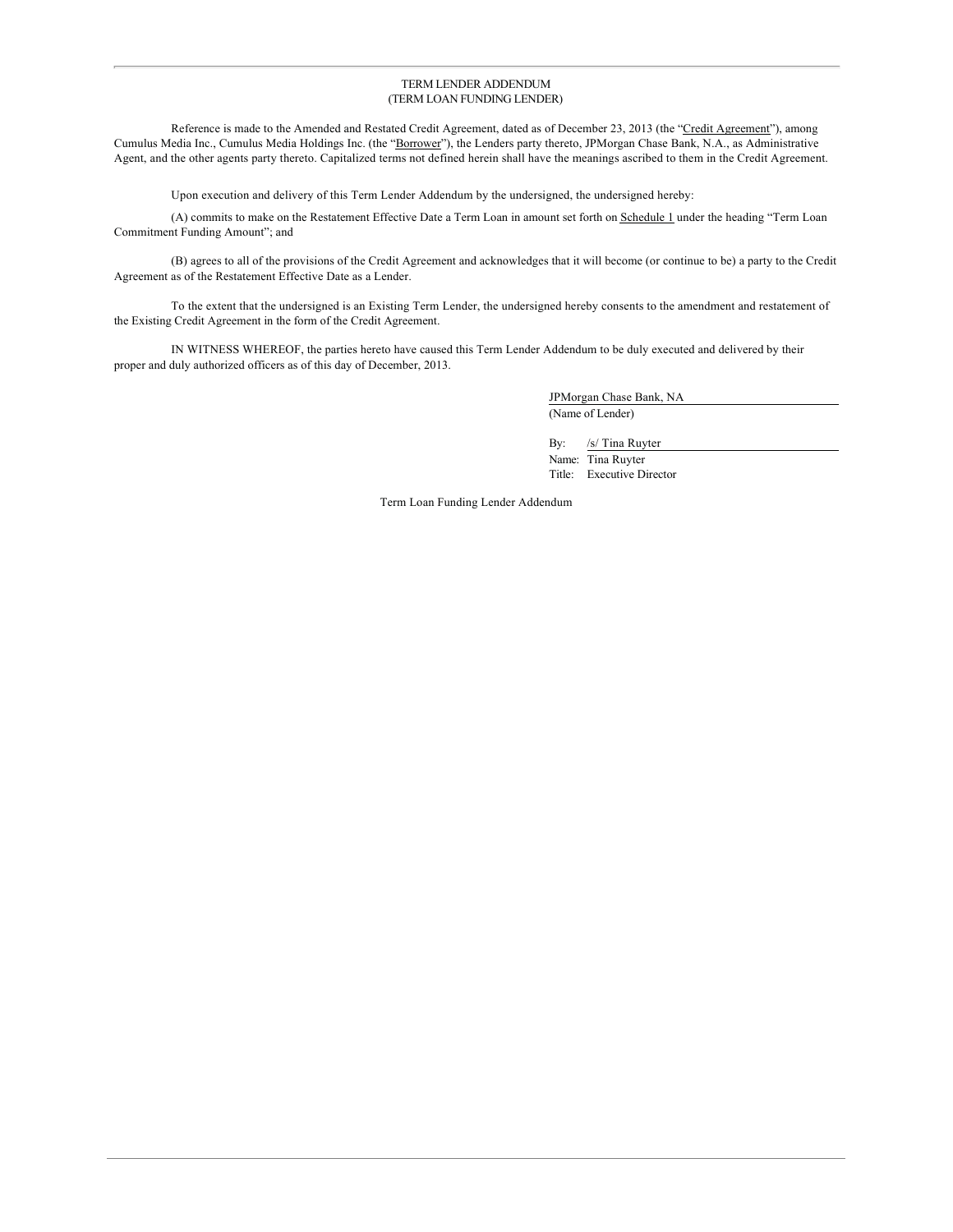# TERM LENDER ADDENDUM
## (TERM LOAN FUNDING LENDER)

Reference is made to the Amended and Restated Credit Agreement, dated as of December 23, 2013 (the "Credit Agreement"), among Cumulus Media Inc., Cumulus Media Holdings Inc. (the "Borrower"), the Lenders party thereto, JPMorgan Chase Bank, N.A., as Administrative Agent, and the other agents party thereto. Capitalized terms not defined herein shall have the meanings ascribed to them in the Credit Agreement.

Upon execution and delivery of this Term Lender Addendum by the undersigned, the undersigned hereby:

(A) commits to make on the Restatement Effective Date a Term Loan in amount set forth on Schedule 1 under the heading "Term Loan Commitment Funding Amount"; and

(B) agrees to all of the provisions of the Credit Agreement and acknowledges that it will become (or continue to be) a party to the Credit Agreement as of the Restatement Effective Date as a Lender.

To the extent that the undersigned is an Existing Term Lender, the undersigned hereby consents to the amendment and restatement of the Existing Credit Agreement in the form of the Credit Agreement.

IN WITNESS WHEREOF, the parties hereto have caused this Term Lender Addendum to be duly executed and delivered by their proper and duly authorized officers as of this day of December, 2013.

JPMorgan Chase Bank, NA
(Name of Lender)

By: /s/ Tina Ruyter
Name: Tina Ruyter
Title: Executive Director

Term Loan Funding Lender Addendum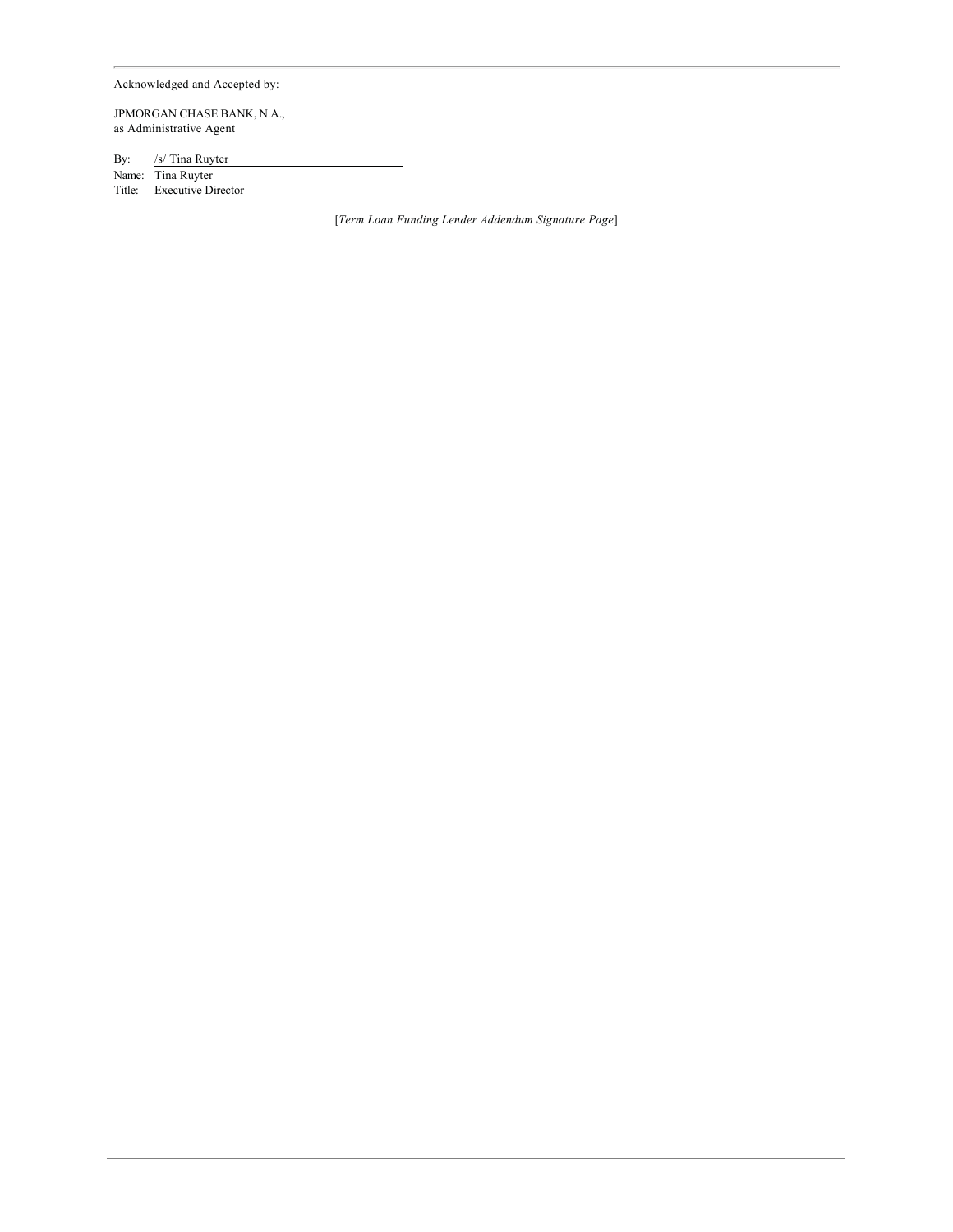Acknowledged and Accepted by:

JPMORGAN CHASE BANK, N.A.,
as Administrative Agent

By: /s/ Tina Ruyter
Name: Tina Ruyter
Title: Executive Director

[*Term Loan Funding Lender Addendum Signature Page*]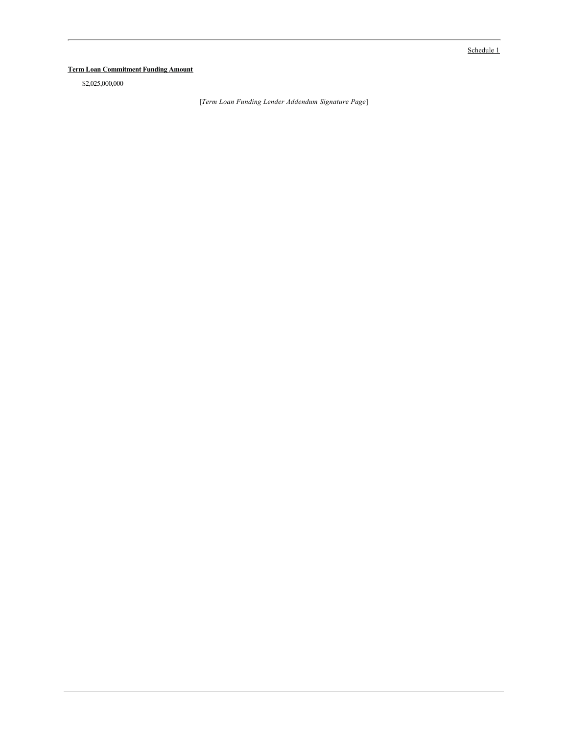Schedule 1

**Term Loan Commitment Funding Amount**

$2,025,000,000

[*Term Loan Funding Lender Addendum Signature Page*]